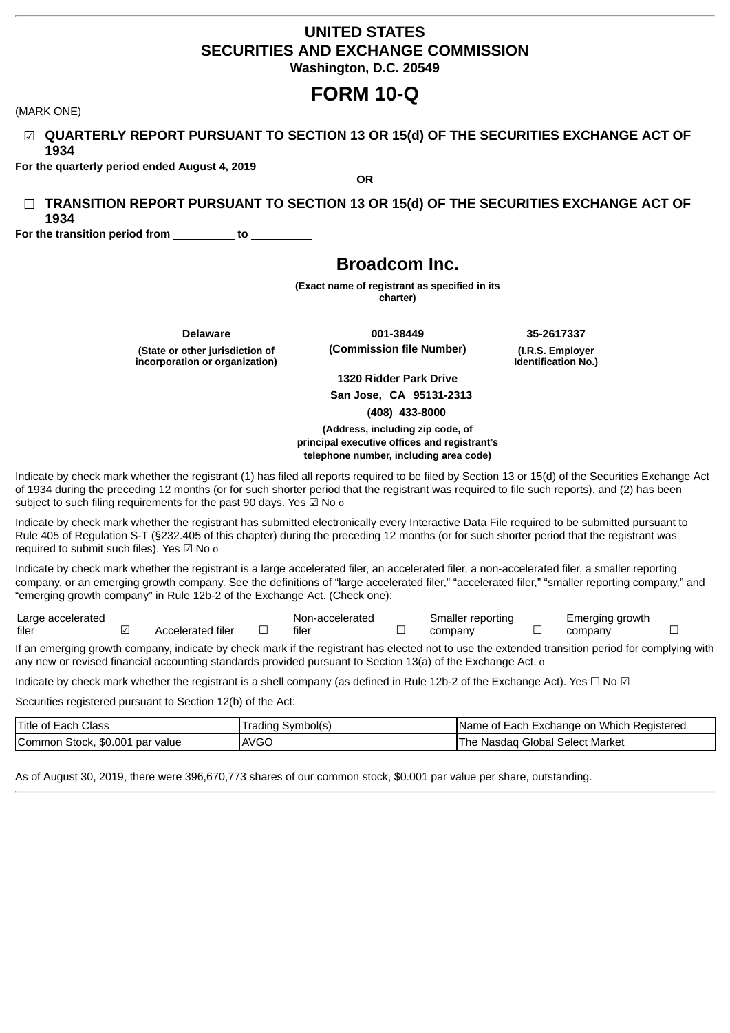# UNITED STATES
# SECURITIES AND EXCHANGE COMMISSION
**Washington, D.C. 20549**

# FORM 10-Q

(MARK ONE)

☑ **QUARTERLY REPORT PURSUANT TO SECTION 13 OR 15(d) OF THE SECURITIES EXCHANGE ACT OF 1934**

**For the quarterly period ended August 4, 2019**

**OR**

☐ **TRANSITION REPORT PURSUANT TO SECTION 13 OR 15(d) OF THE SECURITIES EXCHANGE ACT OF 1934**

**For the transition period from __________ to __________**

## Broadcom Inc.

**(Exact name of registrant as specified in its charter)**

| **Delaware** | **001-38449** | **35-2617337** |
|---|---|---|
| **(State or other jurisdiction of incorporation or organization)** | **(Commission file Number)** | **(I.R.S. Employer Identification No.)** |

**1320 Ridder Park Drive**
**San Jose, CA 95131-2313**
**(408) 433-8000**

**(Address, including zip code, of principal executive offices and registrant's telephone number, including area code)**

Indicate by check mark whether the registrant (1) has filed all reports required to be filed by Section 13 or 15(d) of the Securities Exchange Act of 1934 during the preceding 12 months (or for such shorter period that the registrant was required to file such reports), and (2) has been subject to such filing requirements for the past 90 days. Yes ☑ No o

Indicate by check mark whether the registrant has submitted electronically every Interactive Data File required to be submitted pursuant to Rule 405 of Regulation S-T (§232.405 of this chapter) during the preceding 12 months (or for such shorter period that the registrant was required to submit such files). Yes ☑ No o

Indicate by check mark whether the registrant is a large accelerated filer, an accelerated filer, a non-accelerated filer, a smaller reporting company, or an emerging growth company. See the definitions of "large accelerated filer," "accelerated filer," "smaller reporting company," and "emerging growth company" in Rule 12b-2 of the Exchange Act. (Check one):

| Large accelerated filer | ☑ | Accelerated filer | ☐ | Non-accelerated filer | ☐ | Smaller reporting company | ☐ | Emerging growth company | ☐ |
|---|---|---|---|---|---|---|---|---|---|

If an emerging growth company, indicate by check mark if the registrant has elected not to use the extended transition period for complying with any new or revised financial accounting standards provided pursuant to Section 13(a) of the Exchange Act. o

Indicate by check mark whether the registrant is a shell company (as defined in Rule 12b-2 of the Exchange Act). Yes ☐ No ☑

Securities registered pursuant to Section 12(b) of the Act:

| Title of Each Class | Trading Symbol(s) | Name of Each Exchange on Which Registered |
|---|---|---|
| Common Stock, $0.001 par value | AVGO | The Nasdaq Global Select Market |

As of August 30, 2019, there were 396,670,773 shares of our common stock, $0.001 par value per share, outstanding.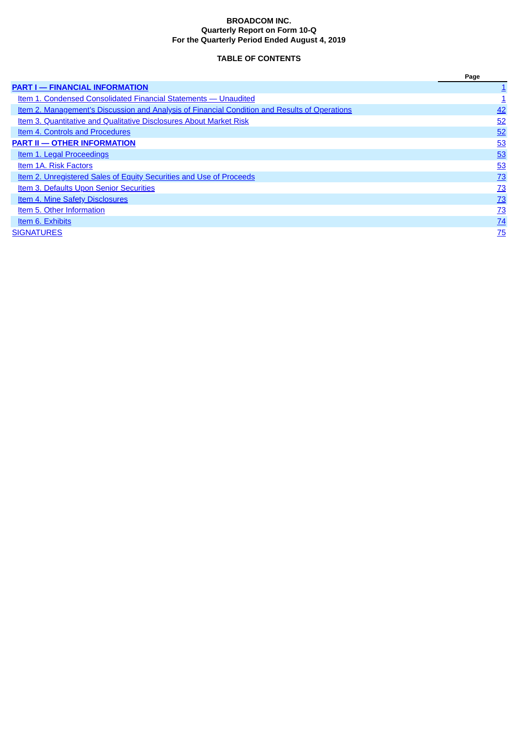**BROADCOM INC.**
**Quarterly Report on Form 10-Q**
**For the Quarterly Period Ended August 4, 2019**

**TABLE OF CONTENTS**

| | Page |
|---|---|
| **PART I — FINANCIAL INFORMATION** | 1 |
| Item 1. Condensed Consolidated Financial Statements — Unaudited | 1 |
| Item 2. Management's Discussion and Analysis of Financial Condition and Results of Operations | 42 |
| Item 3. Quantitative and Qualitative Disclosures About Market Risk | 52 |
| Item 4. Controls and Procedures | 52 |
| **PART II — OTHER INFORMATION** | 53 |
| Item 1. Legal Proceedings | 53 |
| Item 1A. Risk Factors | 53 |
| Item 2. Unregistered Sales of Equity Securities and Use of Proceeds | 73 |
| Item 3. Defaults Upon Senior Securities | 73 |
| Item 4. Mine Safety Disclosures | 73 |
| Item 5. Other Information | 73 |
| Item 6. Exhibits | 74 |
| SIGNATURES | 75 |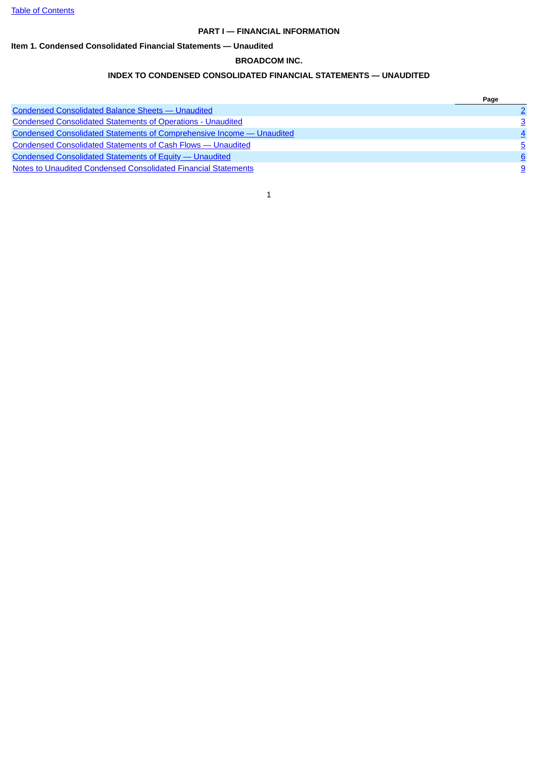## PART I — FINANCIAL INFORMATION

### Item 1. Condensed Consolidated Financial Statements — Unaudited

## BROADCOM INC.

### INDEX TO CONDENSED CONSOLIDATED FINANCIAL STATEMENTS — UNAUDITED

| | Page |
|---|---|
| Condensed Consolidated Balance Sheets — Unaudited | 2 |
| Condensed Consolidated Statements of Operations - Unaudited | 3 |
| Condensed Consolidated Statements of Comprehensive Income — Unaudited | 4 |
| Condensed Consolidated Statements of Cash Flows — Unaudited | 5 |
| Condensed Consolidated Statements of Equity — Unaudited | 6 |
| Notes to Unaudited Condensed Consolidated Financial Statements | 9 |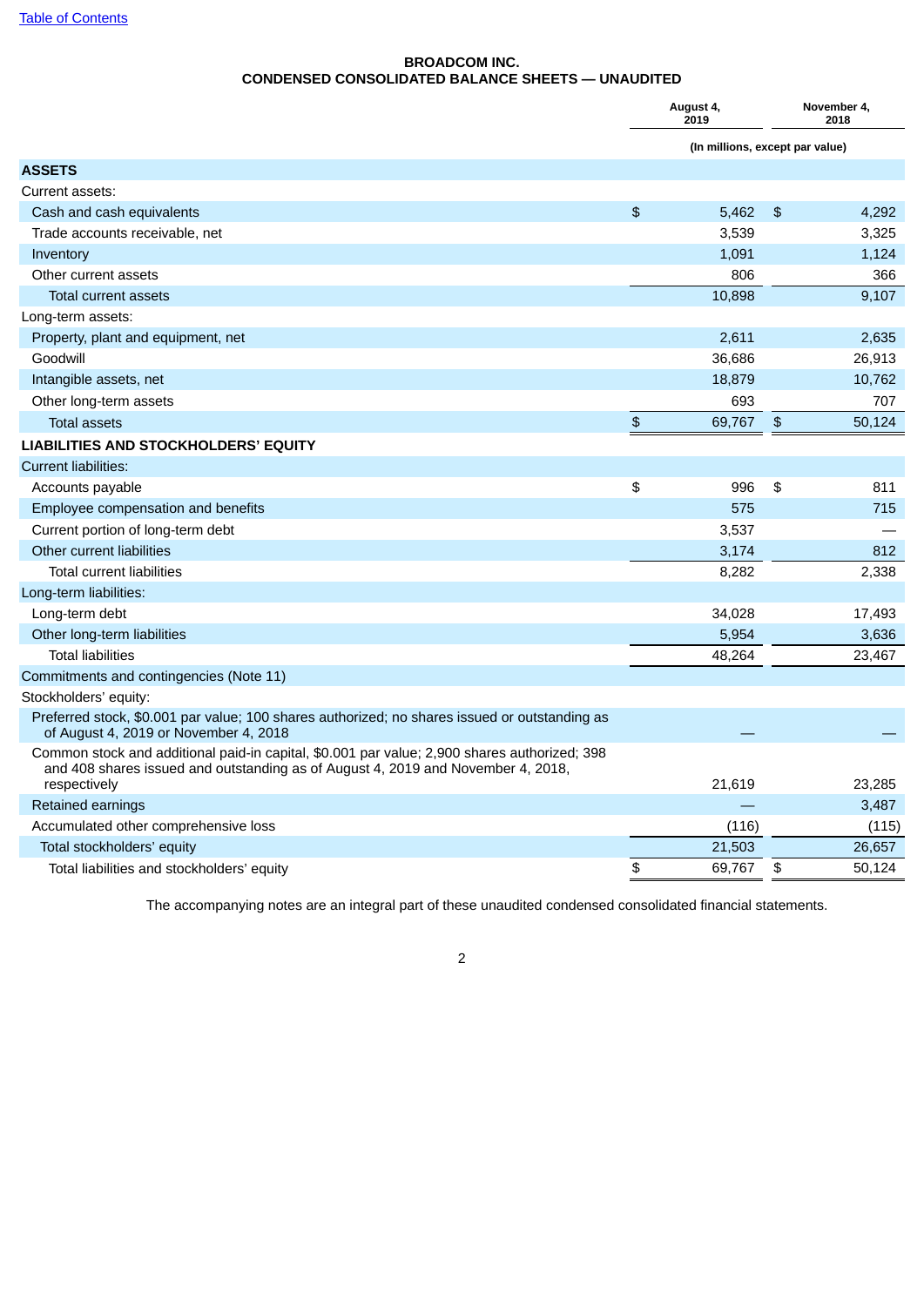[Table of Contents](#)

# BROADCOM INC.
## CONDENSED CONSOLIDATED BALANCE SHEETS — UNAUDITED

| | August 4, 2019 | November 4, 2018 |
|---|---|---|
| | (In millions, except par value) | |
| **ASSETS** | | |
| Current assets: | | |
| Cash and cash equivalents | $ 5,462 | $ 4,292 |
| Trade accounts receivable, net | 3,539 | 3,325 |
| Inventory | 1,091 | 1,124 |
| Other current assets | 806 | 366 |
| Total current assets | 10,898 | 9,107 |
| Long-term assets: | | |
| Property, plant and equipment, net | 2,611 | 2,635 |
| Goodwill | 36,686 | 26,913 |
| Intangible assets, net | 18,879 | 10,762 |
| Other long-term assets | 693 | 707 |
| Total assets | $ 69,767 | $ 50,124 |
| **LIABILITIES AND STOCKHOLDERS' EQUITY** | | |
| Current liabilities: | | |
| Accounts payable | $ 996 | $ 811 |
| Employee compensation and benefits | 575 | 715 |
| Current portion of long-term debt | 3,537 | — |
| Other current liabilities | 3,174 | 812 |
| Total current liabilities | 8,282 | 2,338 |
| Long-term liabilities: | | |
| Long-term debt | 34,028 | 17,493 |
| Other long-term liabilities | 5,954 | 3,636 |
| Total liabilities | 48,264 | 23,467 |
| Commitments and contingencies (Note 11) | | |
| Stockholders' equity: | | |
| Preferred stock, $0.001 par value; 100 shares authorized; no shares issued or outstanding as of August 4, 2019 or November 4, 2018 | — | — |
| Common stock and additional paid-in capital, $0.001 par value; 2,900 shares authorized; 398 and 408 shares issued and outstanding as of August 4, 2019 and November 4, 2018, respectively | 21,619 | 23,285 |
| Retained earnings | — | 3,487 |
| Accumulated other comprehensive loss | (116) | (115) |
| Total stockholders' equity | 21,503 | 26,657 |
| Total liabilities and stockholders' equity | $ 69,767 | $ 50,124 |

The accompanying notes are an integral part of these unaudited condensed consolidated financial statements.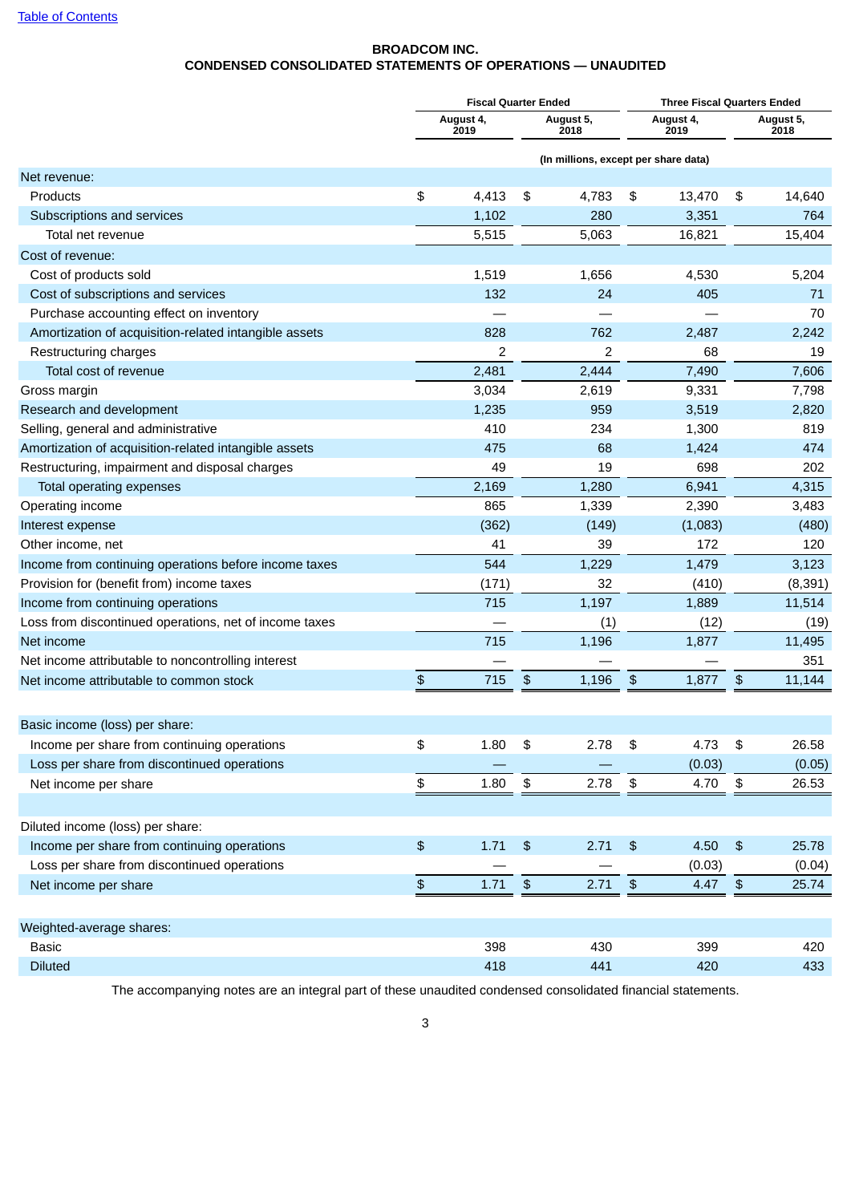Table of Contents

**BROADCOM INC.**
**CONDENSED CONSOLIDATED STATEMENTS OF OPERATIONS — UNAUDITED**

| | Fiscal Quarter Ended | | Three Fiscal Quarters Ended | |
|---|---|---|---|---|
| | August 4, 2019 | August 5, 2018 | August 4, 2019 | August 5, 2018 |
| | (In millions, except per share data) | | | |
| Net revenue: | | | | |
| Products | $ 4,413 | $ 4,783 | $ 13,470 | $ 14,640 |
| Subscriptions and services | 1,102 | 280 | 3,351 | 764 |
| Total net revenue | 5,515 | 5,063 | 16,821 | 15,404 |
| Cost of revenue: | | | | |
| Cost of products sold | 1,519 | 1,656 | 4,530 | 5,204 |
| Cost of subscriptions and services | 132 | 24 | 405 | 71 |
| Purchase accounting effect on inventory | — | — | — | 70 |
| Amortization of acquisition-related intangible assets | 828 | 762 | 2,487 | 2,242 |
| Restructuring charges | 2 | 2 | 68 | 19 |
| Total cost of revenue | 2,481 | 2,444 | 7,490 | 7,606 |
| Gross margin | 3,034 | 2,619 | 9,331 | 7,798 |
| Research and development | 1,235 | 959 | 3,519 | 2,820 |
| Selling, general and administrative | 410 | 234 | 1,300 | 819 |
| Amortization of acquisition-related intangible assets | 475 | 68 | 1,424 | 474 |
| Restructuring, impairment and disposal charges | 49 | 19 | 698 | 202 |
| Total operating expenses | 2,169 | 1,280 | 6,941 | 4,315 |
| Operating income | 865 | 1,339 | 2,390 | 3,483 |
| Interest expense | (362) | (149) | (1,083) | (480) |
| Other income, net | 41 | 39 | 172 | 120 |
| Income from continuing operations before income taxes | 544 | 1,229 | 1,479 | 3,123 |
| Provision for (benefit from) income taxes | (171) | 32 | (410) | (8,391) |
| Income from continuing operations | 715 | 1,197 | 1,889 | 11,514 |
| Loss from discontinued operations, net of income taxes | — | (1) | (12) | (19) |
| Net income | 715 | 1,196 | 1,877 | 11,495 |
| Net income attributable to noncontrolling interest | — | — | — | 351 |
| Net income attributable to common stock | $ 715 | $ 1,196 | $ 1,877 | $ 11,144 |
| | | | | |
| Basic income (loss) per share: | | | | |
| Income per share from continuing operations | $ 1.80 | $ 2.78 | $ 4.73 | $ 26.58 |
| Loss per share from discontinued operations | — | — | (0.03) | (0.05) |
| Net income per share | $ 1.80 | $ 2.78 | $ 4.70 | $ 26.53 |
| | | | | |
| Diluted income (loss) per share: | | | | |
| Income per share from continuing operations | $ 1.71 | $ 2.71 | $ 4.50 | $ 25.78 |
| Loss per share from discontinued operations | — | — | (0.03) | (0.04) |
| Net income per share | $ 1.71 | $ 2.71 | $ 4.47 | $ 25.74 |
| | | | | |
| Weighted-average shares: | | | | |
| Basic | 398 | 430 | 399 | 420 |
| Diluted | 418 | 441 | 420 | 433 |

The accompanying notes are an integral part of these unaudited condensed consolidated financial statements.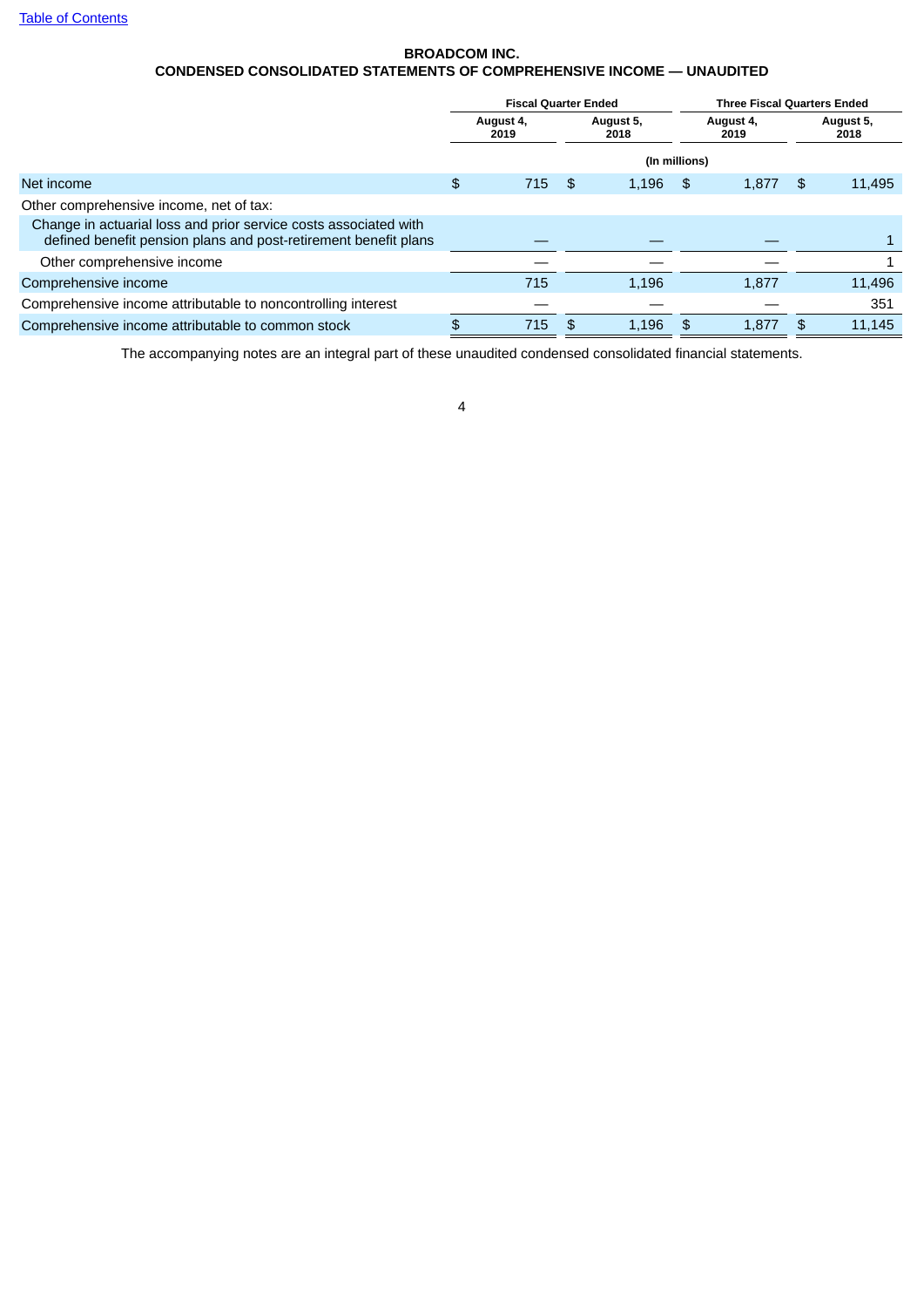**BROADCOM INC.**

**CONDENSED CONSOLIDATED STATEMENTS OF COMPREHENSIVE INCOME — UNAUDITED**

| | Fiscal Quarter Ended | | Three Fiscal Quarters Ended | |
|---|---|---|---|---|
| | August 4, 2019 | August 5, 2018 | August 4, 2019 | August 5, 2018 |
| | (In millions) | | | |
| Net income | $ 715 | $ 1,196 | $ 1,877 | $ 11,495 |
| Other comprehensive income, net of tax: | | | | |
| Change in actuarial loss and prior service costs associated with defined benefit pension plans and post-retirement benefit plans | — | — | — | 1 |
| Other comprehensive income | — | — | — | 1 |
| Comprehensive income | 715 | 1,196 | 1,877 | 11,496 |
| Comprehensive income attributable to noncontrolling interest | — | — | — | 351 |
| Comprehensive income attributable to common stock | $ 715 | $ 1,196 | $ 1,877 | $ 11,145 |

The accompanying notes are an integral part of these unaudited condensed consolidated financial statements.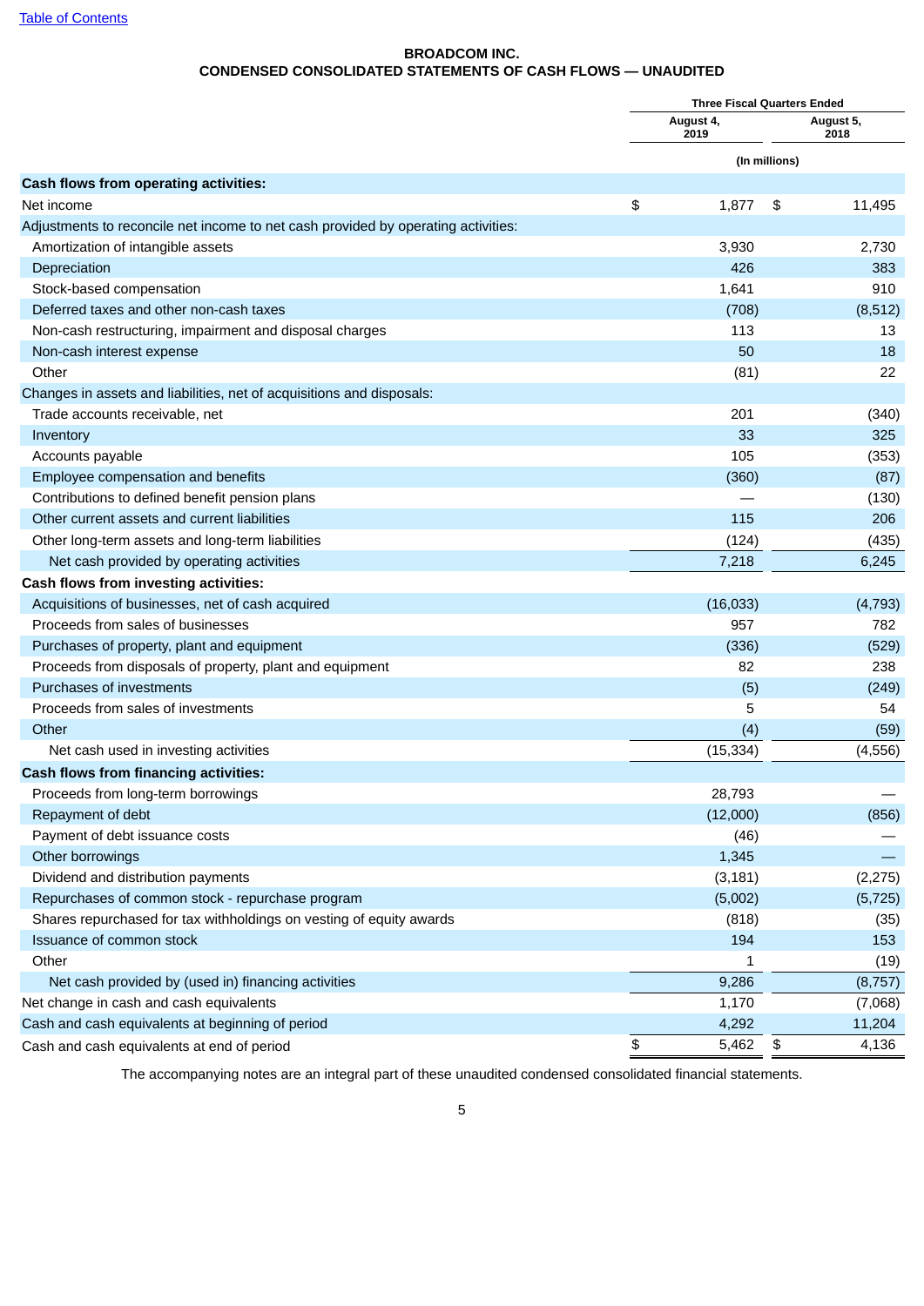Table of Contents

**BROADCOM INC.**
**CONDENSED CONSOLIDATED STATEMENTS OF CASH FLOWS — UNAUDITED**

| | Three Fiscal Quarters Ended | |
|---|---|---|
| | August 4, 2019 | August 5, 2018 |
| | (In millions) | |
| **Cash flows from operating activities:** | | |
| Net income | $ 1,877 | $ 11,495 |
| Adjustments to reconcile net income to net cash provided by operating activities: | | |
| Amortization of intangible assets | 3,930 | 2,730 |
| Depreciation | 426 | 383 |
| Stock-based compensation | 1,641 | 910 |
| Deferred taxes and other non-cash taxes | (708) | (8,512) |
| Non-cash restructuring, impairment and disposal charges | 113 | 13 |
| Non-cash interest expense | 50 | 18 |
| Other | (81) | 22 |
| Changes in assets and liabilities, net of acquisitions and disposals: | | |
| Trade accounts receivable, net | 201 | (340) |
| Inventory | 33 | 325 |
| Accounts payable | 105 | (353) |
| Employee compensation and benefits | (360) | (87) |
| Contributions to defined benefit pension plans | — | (130) |
| Other current assets and current liabilities | 115 | 206 |
| Other long-term assets and long-term liabilities | (124) | (435) |
| Net cash provided by operating activities | 7,218 | 6,245 |
| **Cash flows from investing activities:** | | |
| Acquisitions of businesses, net of cash acquired | (16,033) | (4,793) |
| Proceeds from sales of businesses | 957 | 782 |
| Purchases of property, plant and equipment | (336) | (529) |
| Proceeds from disposals of property, plant and equipment | 82 | 238 |
| Purchases of investments | (5) | (249) |
| Proceeds from sales of investments | 5 | 54 |
| Other | (4) | (59) |
| Net cash used in investing activities | (15,334) | (4,556) |
| **Cash flows from financing activities:** | | |
| Proceeds from long-term borrowings | 28,793 | — |
| Repayment of debt | (12,000) | (856) |
| Payment of debt issuance costs | (46) | — |
| Other borrowings | 1,345 | — |
| Dividend and distribution payments | (3,181) | (2,275) |
| Repurchases of common stock - repurchase program | (5,002) | (5,725) |
| Shares repurchased for tax withholdings on vesting of equity awards | (818) | (35) |
| Issuance of common stock | 194 | 153 |
| Other | 1 | (19) |
| Net cash provided by (used in) financing activities | 9,286 | (8,757) |
| Net change in cash and cash equivalents | 1,170 | (7,068) |
| Cash and cash equivalents at beginning of period | 4,292 | 11,204 |
| Cash and cash equivalents at end of period | $ 5,462 | $ 4,136 |

The accompanying notes are an integral part of these unaudited condensed consolidated financial statements.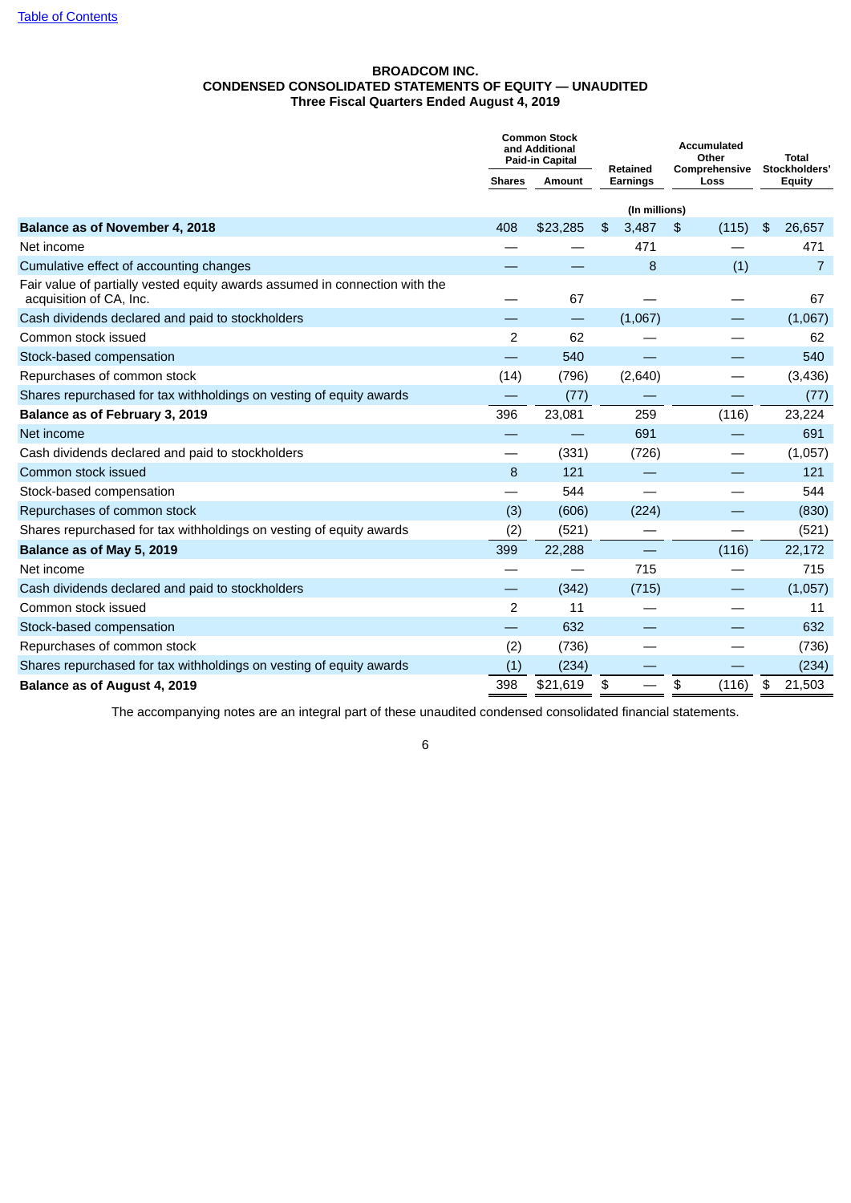[Table of Contents](#)

**BROADCOM INC.**
**CONDENSED CONSOLIDATED STATEMENTS OF EQUITY — UNAUDITED**
**Three Fiscal Quarters Ended August 4, 2019**

| | Common Stock and Additional Paid-in Capital | | Retained Earnings | Accumulated Other Comprehensive Loss | Total Stockholders' Equity |
|---|---|---|---|---|---|
| | Shares | Amount | | | |
| | (In millions) | | | | |
| **Balance as of November 4, 2018** | 408 | $23,285 | $ 3,487 | $ (115) | $ 26,657 |
| Net income | — | — | 471 | — | 471 |
| Cumulative effect of accounting changes | — | — | 8 | (1) | 7 |
| Fair value of partially vested equity awards assumed in connection with the acquisition of CA, Inc. | — | 67 | — | — | 67 |
| Cash dividends declared and paid to stockholders | — | — | (1,067) | — | (1,067) |
| Common stock issued | 2 | 62 | — | — | 62 |
| Stock-based compensation | — | 540 | — | — | 540 |
| Repurchases of common stock | (14) | (796) | (2,640) | — | (3,436) |
| Shares repurchased for tax withholdings on vesting of equity awards | — | (77) | — | — | (77) |
| **Balance as of February 3, 2019** | 396 | 23,081 | 259 | (116) | 23,224 |
| Net income | — | — | 691 | — | 691 |
| Cash dividends declared and paid to stockholders | — | (331) | (726) | — | (1,057) |
| Common stock issued | 8 | 121 | — | — | 121 |
| Stock-based compensation | — | 544 | — | — | 544 |
| Repurchases of common stock | (3) | (606) | (224) | — | (830) |
| Shares repurchased for tax withholdings on vesting of equity awards | (2) | (521) | — | — | (521) |
| **Balance as of May 5, 2019** | 399 | 22,288 | — | (116) | 22,172 |
| Net income | — | — | 715 | — | 715 |
| Cash dividends declared and paid to stockholders | — | (342) | (715) | — | (1,057) |
| Common stock issued | 2 | 11 | — | — | 11 |
| Stock-based compensation | — | 632 | — | — | 632 |
| Repurchases of common stock | (2) | (736) | — | — | (736) |
| Shares repurchased for tax withholdings on vesting of equity awards | (1) | (234) | — | — | (234) |
| **Balance as of August 4, 2019** | 398 | $21,619 | $ — | $ (116) | $ 21,503 |

The accompanying notes are an integral part of these unaudited condensed consolidated financial statements.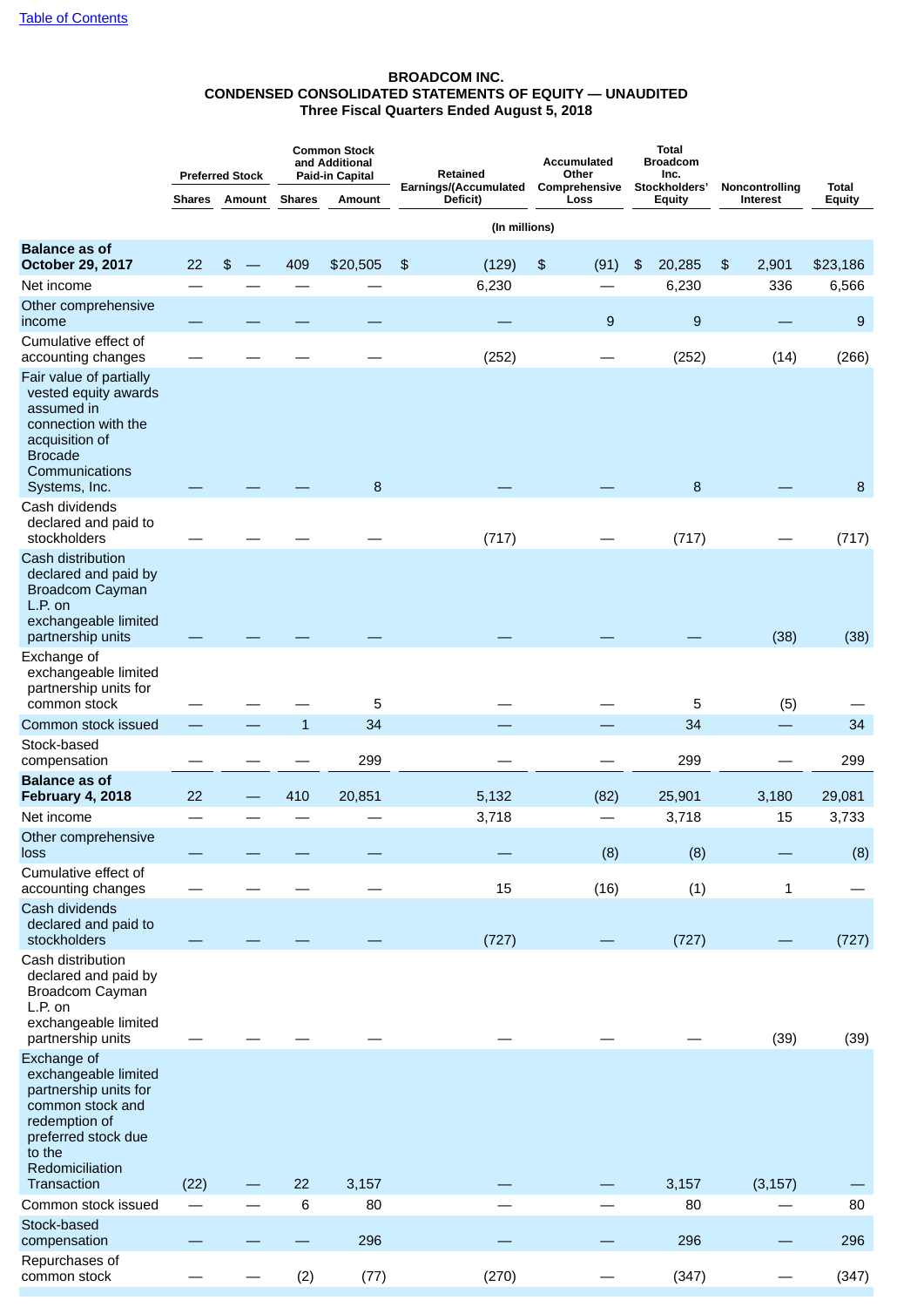[Table of Contents](#)

**BROADCOM INC.**
**CONDENSED CONSOLIDATED STATEMENTS OF EQUITY — UNAUDITED**
**Three Fiscal Quarters Ended August 5, 2018**

| | Preferred Stock | | Common Stock and Additional Paid-in Capital | | Retained Earnings/(Accumulated Deficit) | Accumulated Other Comprehensive Loss | Total Broadcom Inc. Stockholders' Equity | Noncontrolling Interest | Total Equity |
|---|---|---|---|---|---|---|---|---|---|
| | Shares | Amount | Shares | Amount | | | | | |
| | (In millions) | | | | | | | | |
| **Balance as of October 29, 2017** | 22 | $ — | 409 | $20,505 | $ (129) | $ (91) | $ 20,285 | $ 2,901 | $23,186 |
| Net income | — | — | — | — | 6,230 | — | 6,230 | 336 | 6,566 |
| Other comprehensive income | — | — | — | — | — | 9 | 9 | — | 9 |
| Cumulative effect of accounting changes | — | — | — | — | (252) | — | (252) | (14) | (266) |
| Fair value of partially vested equity awards assumed in connection with the acquisition of Brocade Communications Systems, Inc. | — | — | — | 8 | — | — | 8 | — | 8 |
| Cash dividends declared and paid to stockholders | — | — | — | — | (717) | — | (717) | — | (717) |
| Cash distribution declared and paid by Broadcom Cayman L.P. on exchangeable limited partnership units | — | — | — | — | — | — | — | (38) | (38) |
| Exchange of exchangeable limited partnership units for common stock | — | — | — | 5 | — | — | 5 | (5) | — |
| Common stock issued | — | — | 1 | 34 | — | — | 34 | — | 34 |
| Stock-based compensation | — | — | — | 299 | — | — | 299 | — | 299 |
| **Balance as of February 4, 2018** | 22 | — | 410 | 20,851 | 5,132 | (82) | 25,901 | 3,180 | 29,081 |
| Net income | — | — | — | — | 3,718 | — | 3,718 | 15 | 3,733 |
| Other comprehensive loss | — | — | — | — | — | (8) | (8) | — | (8) |
| Cumulative effect of accounting changes | — | — | — | — | 15 | (16) | (1) | 1 | — |
| Cash dividends declared and paid to stockholders | — | — | — | — | (727) | — | (727) | — | (727) |
| Cash distribution declared and paid by Broadcom Cayman L.P. on exchangeable limited partnership units | — | — | — | — | — | — | — | (39) | (39) |
| Exchange of exchangeable limited partnership units for common stock and redemption of preferred stock due to the Redomiciliation Transaction | (22) | — | 22 | 3,157 | — | — | 3,157 | (3,157) | — |
| Common stock issued | — | — | 6 | 80 | — | — | 80 | — | 80 |
| Stock-based compensation | — | — | — | 296 | — | — | 296 | — | 296 |
| Repurchases of common stock | — | — | (2) | (77) | (270) | — | (347) | — | (347) |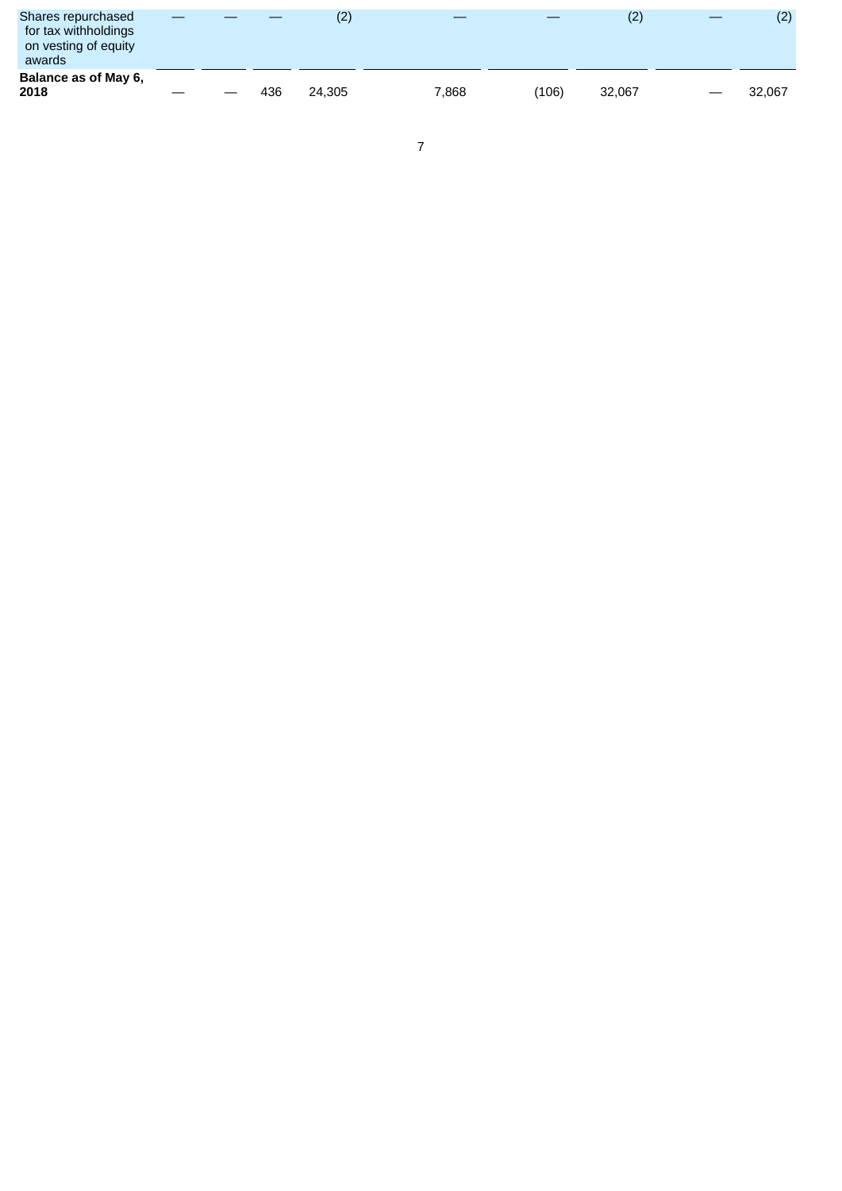|  |  |  |  |  |  |  |  |  |  |
|---|---|---|---|---|---|---|---|---|---|
| Shares repurchased for tax withholdings on vesting of equity awards | — | — | — | (2) | — | — | (2) | — | (2) |
| **Balance as of May 6, 2018** | — | — | 436 | 24,305 | 7,868 | (106) | 32,067 | — | 32,067 |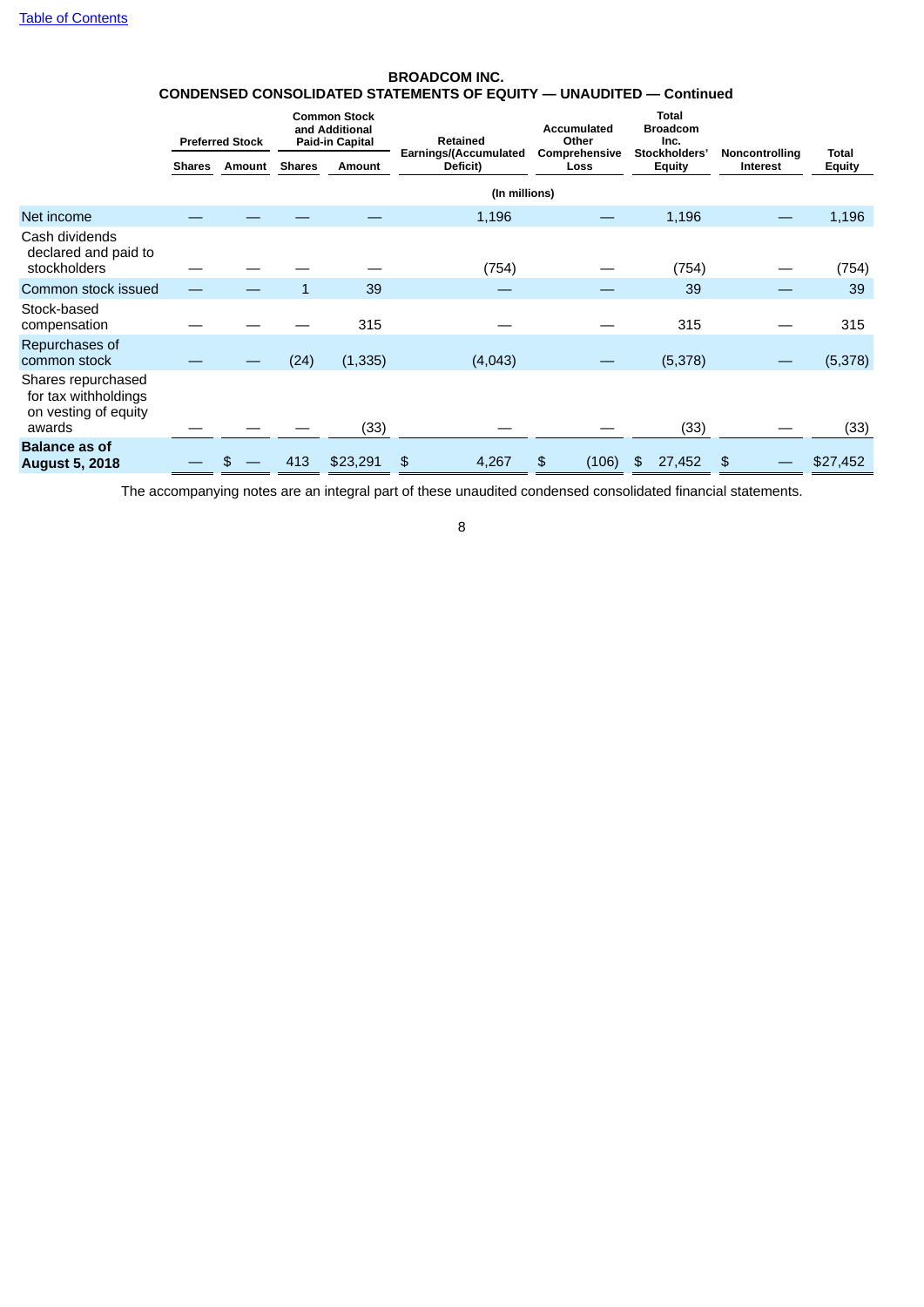[Table of Contents](#)

# BROADCOM INC.
## CONDENSED CONSOLIDATED STATEMENTS OF EQUITY — UNAUDITED — Continued

| | Preferred Stock | | Common Stock and Additional Paid-in Capital | | Retained Earnings/(Accumulated Deficit) | Accumulated Other Comprehensive Loss | Total Broadcom Inc. Stockholders' Equity | Noncontrolling Interest | Total Equity |
|---|---|---|---|---|---|---|---|---|---|
| | Shares | Amount | Shares | Amount | | | | | |
| | (In millions) | | | | | | | | |
| Net income | — | — | — | — | 1,196 | — | 1,196 | — | 1,196 |
| Cash dividends declared and paid to stockholders | — | — | — | — | (754) | — | (754) | — | (754) |
| Common stock issued | — | — | 1 | 39 | — | — | 39 | — | 39 |
| Stock-based compensation | — | — | — | 315 | — | — | 315 | — | 315 |
| Repurchases of common stock | — | — | (24) | (1,335) | (4,043) | — | (5,378) | — | (5,378) |
| Shares repurchased for tax withholdings on vesting of equity awards | — | — | — | (33) | — | — | (33) | — | (33) |
| **Balance as of August 5, 2018** | — | $ — | 413 | $23,291 | $ 4,267 | $ (106) | $ 27,452 | $ — | $27,452 |

The accompanying notes are an integral part of these unaudited condensed consolidated financial statements.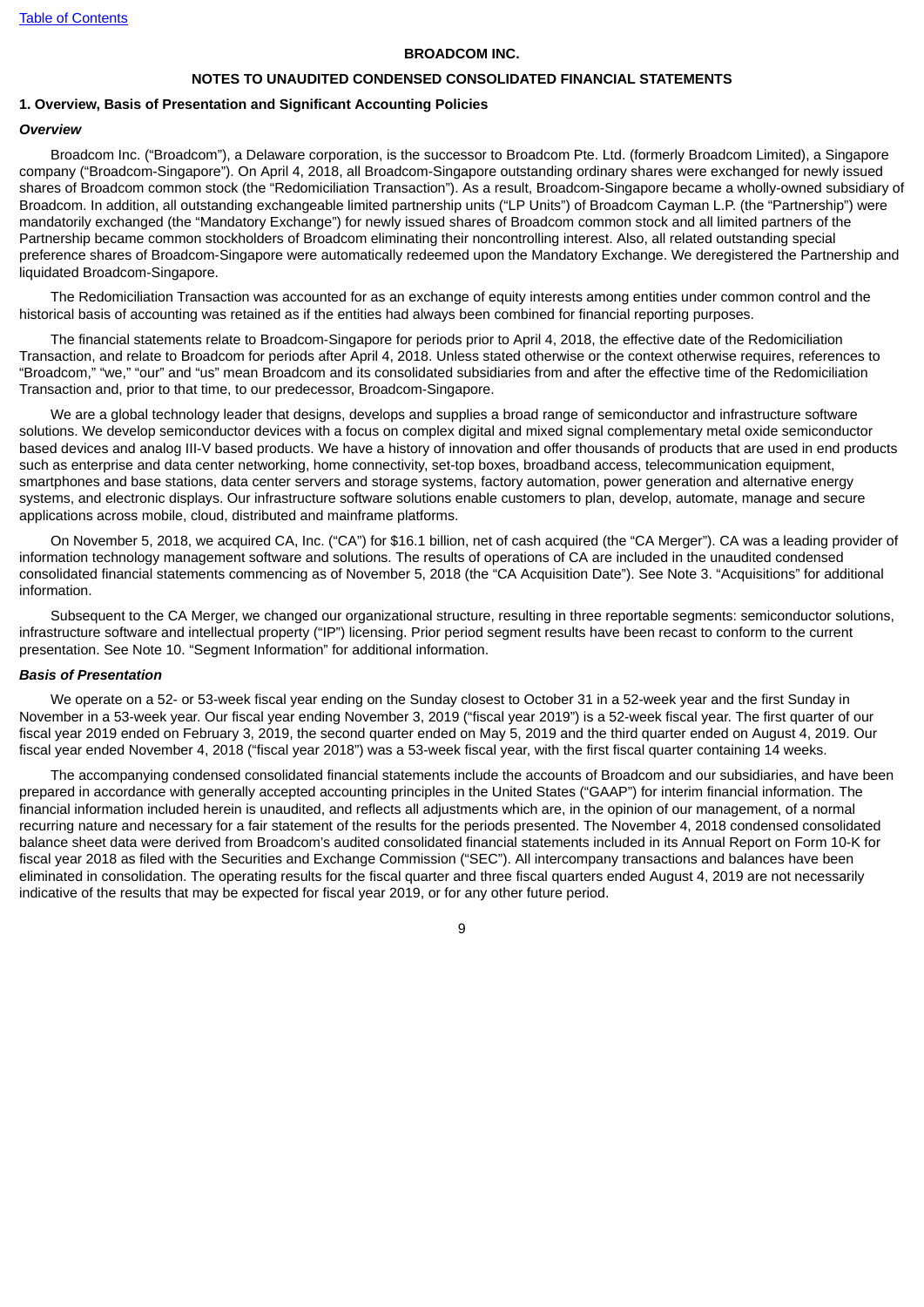**BROADCOM INC.**

**NOTES TO UNAUDITED CONDENSED CONSOLIDATED FINANCIAL STATEMENTS**

## 1. Overview, Basis of Presentation and Significant Accounting Policies

### *Overview*

Broadcom Inc. ("Broadcom"), a Delaware corporation, is the successor to Broadcom Pte. Ltd. (formerly Broadcom Limited), a Singapore company ("Broadcom-Singapore"). On April 4, 2018, all Broadcom-Singapore outstanding ordinary shares were exchanged for newly issued shares of Broadcom common stock (the "Redomiciliation Transaction"). As a result, Broadcom-Singapore became a wholly-owned subsidiary of Broadcom. In addition, all outstanding exchangeable limited partnership units ("LP Units") of Broadcom Cayman L.P. (the "Partnership") were mandatorily exchanged (the "Mandatory Exchange") for newly issued shares of Broadcom common stock and all limited partners of the Partnership became common stockholders of Broadcom eliminating their noncontrolling interest. Also, all related outstanding special preference shares of Broadcom-Singapore were automatically redeemed upon the Mandatory Exchange. We deregistered the Partnership and liquidated Broadcom-Singapore.

The Redomiciliation Transaction was accounted for as an exchange of equity interests among entities under common control and the historical basis of accounting was retained as if the entities had always been combined for financial reporting purposes.

The financial statements relate to Broadcom-Singapore for periods prior to April 4, 2018, the effective date of the Redomiciliation Transaction, and relate to Broadcom for periods after April 4, 2018. Unless stated otherwise or the context otherwise requires, references to "Broadcom," "we," "our" and "us" mean Broadcom and its consolidated subsidiaries from and after the effective time of the Redomiciliation Transaction and, prior to that time, to our predecessor, Broadcom-Singapore.

We are a global technology leader that designs, develops and supplies a broad range of semiconductor and infrastructure software solutions. We develop semiconductor devices with a focus on complex digital and mixed signal complementary metal oxide semiconductor based devices and analog III-V based products. We have a history of innovation and offer thousands of products that are used in end products such as enterprise and data center networking, home connectivity, set-top boxes, broadband access, telecommunication equipment, smartphones and base stations, data center servers and storage systems, factory automation, power generation and alternative energy systems, and electronic displays. Our infrastructure software solutions enable customers to plan, develop, automate, manage and secure applications across mobile, cloud, distributed and mainframe platforms.

On November 5, 2018, we acquired CA, Inc. ("CA") for $16.1 billion, net of cash acquired (the "CA Merger"). CA was a leading provider of information technology management software and solutions. The results of operations of CA are included in the unaudited condensed consolidated financial statements commencing as of November 5, 2018 (the "CA Acquisition Date"). See Note 3. "Acquisitions" for additional information.

Subsequent to the CA Merger, we changed our organizational structure, resulting in three reportable segments: semiconductor solutions, infrastructure software and intellectual property ("IP") licensing. Prior period segment results have been recast to conform to the current presentation. See Note 10. "Segment Information" for additional information.

### *Basis of Presentation*

We operate on a 52- or 53-week fiscal year ending on the Sunday closest to October 31 in a 52-week year and the first Sunday in November in a 53-week year. Our fiscal year ending November 3, 2019 ("fiscal year 2019") is a 52-week fiscal year. The first quarter of our fiscal year 2019 ended on February 3, 2019, the second quarter ended on May 5, 2019 and the third quarter ended on August 4, 2019. Our fiscal year ended November 4, 2018 ("fiscal year 2018") was a 53-week fiscal year, with the first fiscal quarter containing 14 weeks.

The accompanying condensed consolidated financial statements include the accounts of Broadcom and our subsidiaries, and have been prepared in accordance with generally accepted accounting principles in the United States ("GAAP") for interim financial information. The financial information included herein is unaudited, and reflects all adjustments which are, in the opinion of our management, of a normal recurring nature and necessary for a fair statement of the results for the periods presented. The November 4, 2018 condensed consolidated balance sheet data were derived from Broadcom's audited consolidated financial statements included in its Annual Report on Form 10-K for fiscal year 2018 as filed with the Securities and Exchange Commission ("SEC"). All intercompany transactions and balances have been eliminated in consolidation. The operating results for the fiscal quarter and three fiscal quarters ended August 4, 2019 are not necessarily indicative of the results that may be expected for fiscal year 2019, or for any other future period.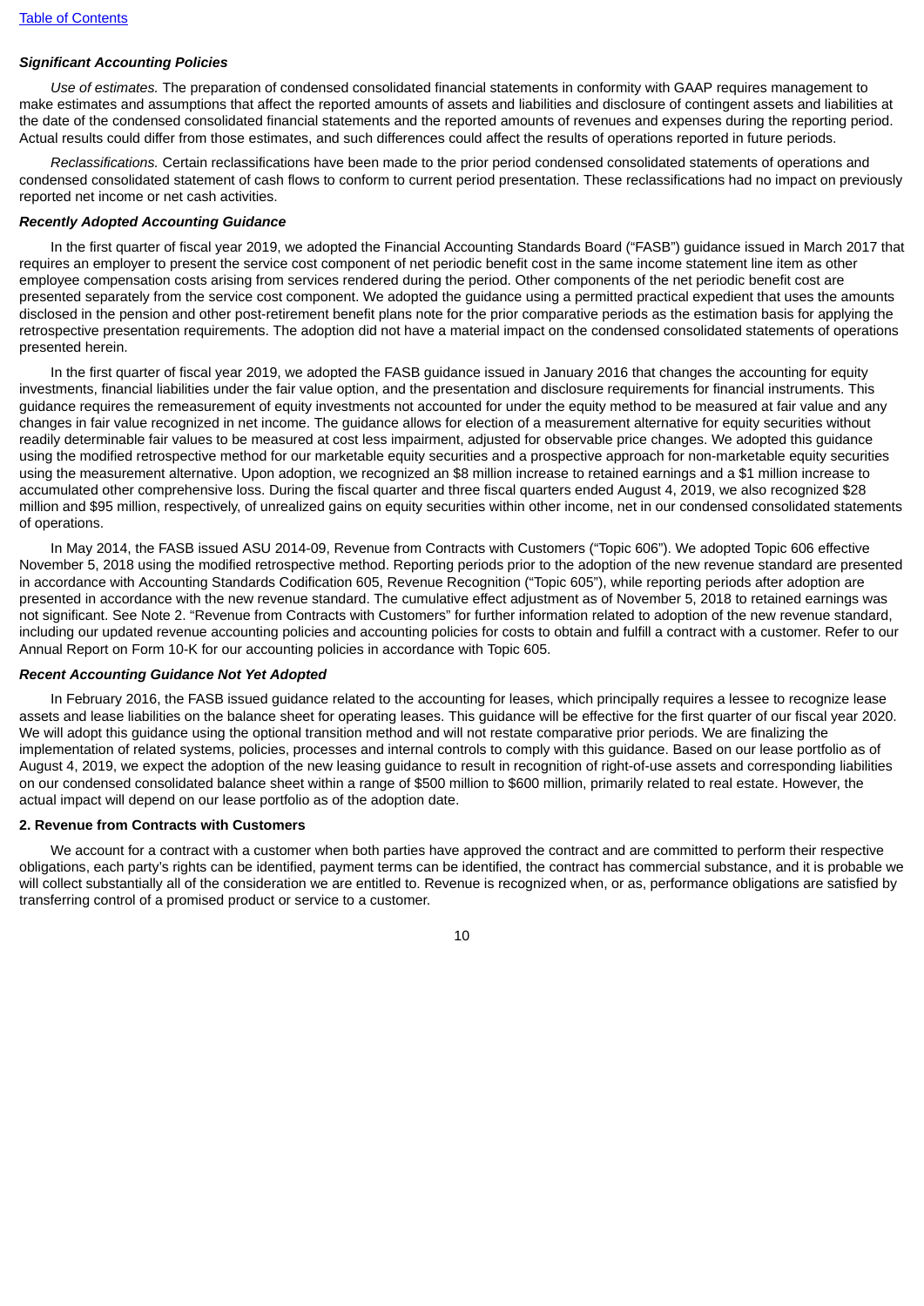### *Significant Accounting Policies*

*Use of estimates.* The preparation of condensed consolidated financial statements in conformity with GAAP requires management to make estimates and assumptions that affect the reported amounts of assets and liabilities and disclosure of contingent assets and liabilities at the date of the condensed consolidated financial statements and the reported amounts of revenues and expenses during the reporting period. Actual results could differ from those estimates, and such differences could affect the results of operations reported in future periods.

*Reclassifications.* Certain reclassifications have been made to the prior period condensed consolidated statements of operations and condensed consolidated statement of cash flows to conform to current period presentation. These reclassifications had no impact on previously reported net income or net cash activities.

### *Recently Adopted Accounting Guidance*

In the first quarter of fiscal year 2019, we adopted the Financial Accounting Standards Board ("FASB") guidance issued in March 2017 that requires an employer to present the service cost component of net periodic benefit cost in the same income statement line item as other employee compensation costs arising from services rendered during the period. Other components of the net periodic benefit cost are presented separately from the service cost component. We adopted the guidance using a permitted practical expedient that uses the amounts disclosed in the pension and other post-retirement benefit plans note for the prior comparative periods as the estimation basis for applying the retrospective presentation requirements. The adoption did not have a material impact on the condensed consolidated statements of operations presented herein.

In the first quarter of fiscal year 2019, we adopted the FASB guidance issued in January 2016 that changes the accounting for equity investments, financial liabilities under the fair value option, and the presentation and disclosure requirements for financial instruments. This guidance requires the remeasurement of equity investments not accounted for under the equity method to be measured at fair value and any changes in fair value recognized in net income. The guidance allows for election of a measurement alternative for equity securities without readily determinable fair values to be measured at cost less impairment, adjusted for observable price changes. We adopted this guidance using the modified retrospective method for our marketable equity securities and a prospective approach for non-marketable equity securities using the measurement alternative. Upon adoption, we recognized an $8 million increase to retained earnings and a $1 million increase to accumulated other comprehensive loss. During the fiscal quarter and three fiscal quarters ended August 4, 2019, we also recognized $28 million and $95 million, respectively, of unrealized gains on equity securities within other income, net in our condensed consolidated statements of operations.

In May 2014, the FASB issued ASU 2014-09, Revenue from Contracts with Customers ("Topic 606"). We adopted Topic 606 effective November 5, 2018 using the modified retrospective method. Reporting periods prior to the adoption of the new revenue standard are presented in accordance with Accounting Standards Codification 605, Revenue Recognition ("Topic 605"), while reporting periods after adoption are presented in accordance with the new revenue standard. The cumulative effect adjustment as of November 5, 2018 to retained earnings was not significant. See Note 2. "Revenue from Contracts with Customers" for further information related to adoption of the new revenue standard, including our updated revenue accounting policies and accounting policies for costs to obtain and fulfill a contract with a customer. Refer to our Annual Report on Form 10-K for our accounting policies in accordance with Topic 605.

### *Recent Accounting Guidance Not Yet Adopted*

In February 2016, the FASB issued guidance related to the accounting for leases, which principally requires a lessee to recognize lease assets and lease liabilities on the balance sheet for operating leases. This guidance will be effective for the first quarter of our fiscal year 2020. We will adopt this guidance using the optional transition method and will not restate comparative prior periods. We are finalizing the implementation of related systems, policies, processes and internal controls to comply with this guidance. Based on our lease portfolio as of August 4, 2019, we expect the adoption of the new leasing guidance to result in recognition of right-of-use assets and corresponding liabilities on our condensed consolidated balance sheet within a range of $500 million to $600 million, primarily related to real estate. However, the actual impact will depend on our lease portfolio as of the adoption date.

## 2. Revenue from Contracts with Customers

We account for a contract with a customer when both parties have approved the contract and are committed to perform their respective obligations, each party's rights can be identified, payment terms can be identified, the contract has commercial substance, and it is probable we will collect substantially all of the consideration we are entitled to. Revenue is recognized when, or as, performance obligations are satisfied by transferring control of a promised product or service to a customer.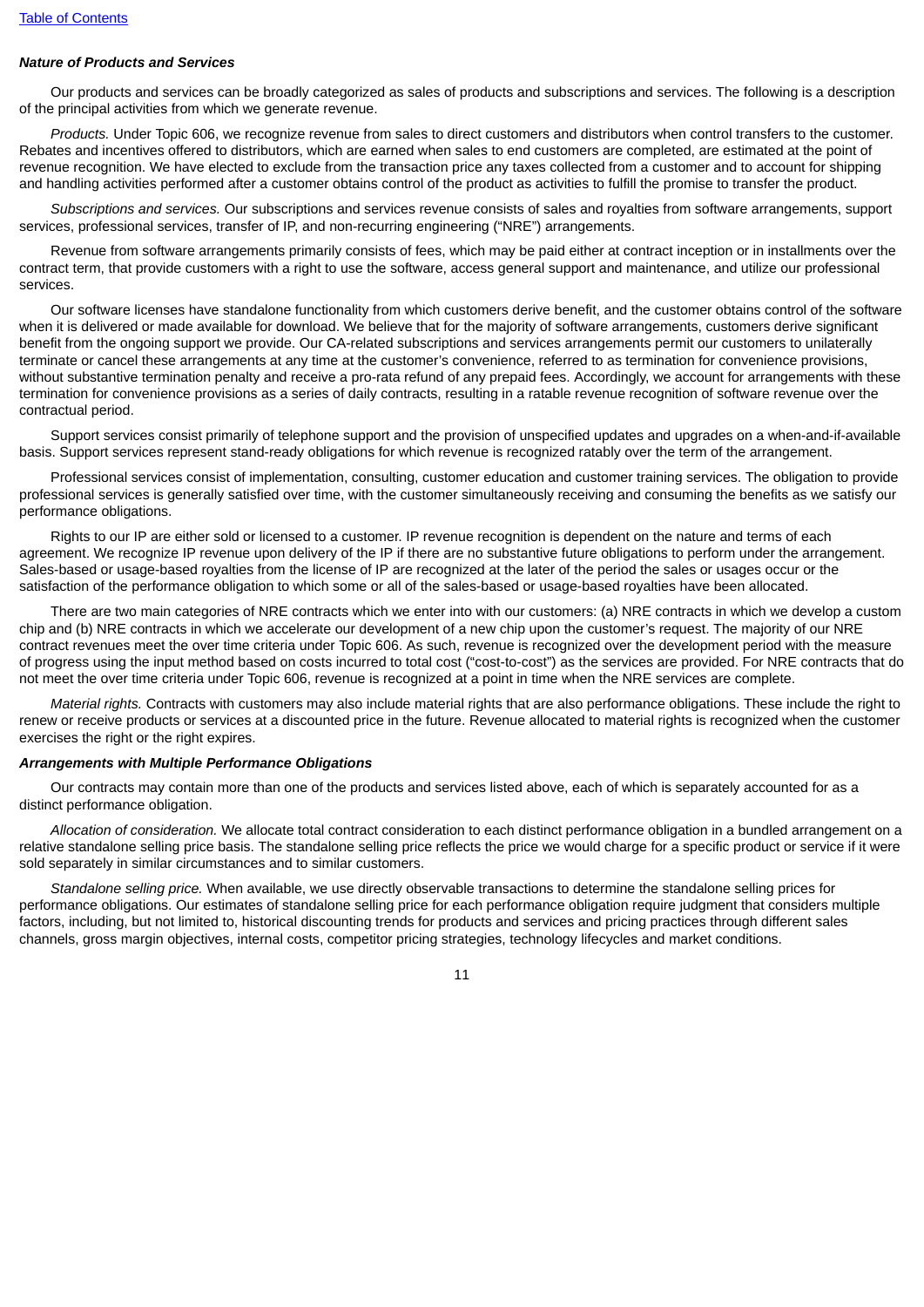### *Nature of Products and Services*

Our products and services can be broadly categorized as sales of products and subscriptions and services. The following is a description of the principal activities from which we generate revenue.

*Products.* Under Topic 606, we recognize revenue from sales to direct customers and distributors when control transfers to the customer. Rebates and incentives offered to distributors, which are earned when sales to end customers are completed, are estimated at the point of revenue recognition. We have elected to exclude from the transaction price any taxes collected from a customer and to account for shipping and handling activities performed after a customer obtains control of the product as activities to fulfill the promise to transfer the product.

*Subscriptions and services.* Our subscriptions and services revenue consists of sales and royalties from software arrangements, support services, professional services, transfer of IP, and non-recurring engineering ("NRE") arrangements.

Revenue from software arrangements primarily consists of fees, which may be paid either at contract inception or in installments over the contract term, that provide customers with a right to use the software, access general support and maintenance, and utilize our professional services.

Our software licenses have standalone functionality from which customers derive benefit, and the customer obtains control of the software when it is delivered or made available for download. We believe that for the majority of software arrangements, customers derive significant benefit from the ongoing support we provide. Our CA-related subscriptions and services arrangements permit our customers to unilaterally terminate or cancel these arrangements at any time at the customer's convenience, referred to as termination for convenience provisions, without substantive termination penalty and receive a pro-rata refund of any prepaid fees. Accordingly, we account for arrangements with these termination for convenience provisions as a series of daily contracts, resulting in a ratable revenue recognition of software revenue over the contractual period.

Support services consist primarily of telephone support and the provision of unspecified updates and upgrades on a when-and-if-available basis. Support services represent stand-ready obligations for which revenue is recognized ratably over the term of the arrangement.

Professional services consist of implementation, consulting, customer education and customer training services. The obligation to provide professional services is generally satisfied over time, with the customer simultaneously receiving and consuming the benefits as we satisfy our performance obligations.

Rights to our IP are either sold or licensed to a customer. IP revenue recognition is dependent on the nature and terms of each agreement. We recognize IP revenue upon delivery of the IP if there are no substantive future obligations to perform under the arrangement. Sales-based or usage-based royalties from the license of IP are recognized at the later of the period the sales or usages occur or the satisfaction of the performance obligation to which some or all of the sales-based or usage-based royalties have been allocated.

There are two main categories of NRE contracts which we enter into with our customers: (a) NRE contracts in which we develop a custom chip and (b) NRE contracts in which we accelerate our development of a new chip upon the customer's request. The majority of our NRE contract revenues meet the over time criteria under Topic 606. As such, revenue is recognized over the development period with the measure of progress using the input method based on costs incurred to total cost ("cost-to-cost") as the services are provided. For NRE contracts that do not meet the over time criteria under Topic 606, revenue is recognized at a point in time when the NRE services are complete.

*Material rights.* Contracts with customers may also include material rights that are also performance obligations. These include the right to renew or receive products or services at a discounted price in the future. Revenue allocated to material rights is recognized when the customer exercises the right or the right expires.

### *Arrangements with Multiple Performance Obligations*

Our contracts may contain more than one of the products and services listed above, each of which is separately accounted for as a distinct performance obligation.

*Allocation of consideration.* We allocate total contract consideration to each distinct performance obligation in a bundled arrangement on a relative standalone selling price basis. The standalone selling price reflects the price we would charge for a specific product or service if it were sold separately in similar circumstances and to similar customers.

*Standalone selling price.* When available, we use directly observable transactions to determine the standalone selling prices for performance obligations. Our estimates of standalone selling price for each performance obligation require judgment that considers multiple factors, including, but not limited to, historical discounting trends for products and services and pricing practices through different sales channels, gross margin objectives, internal costs, competitor pricing strategies, technology lifecycles and market conditions.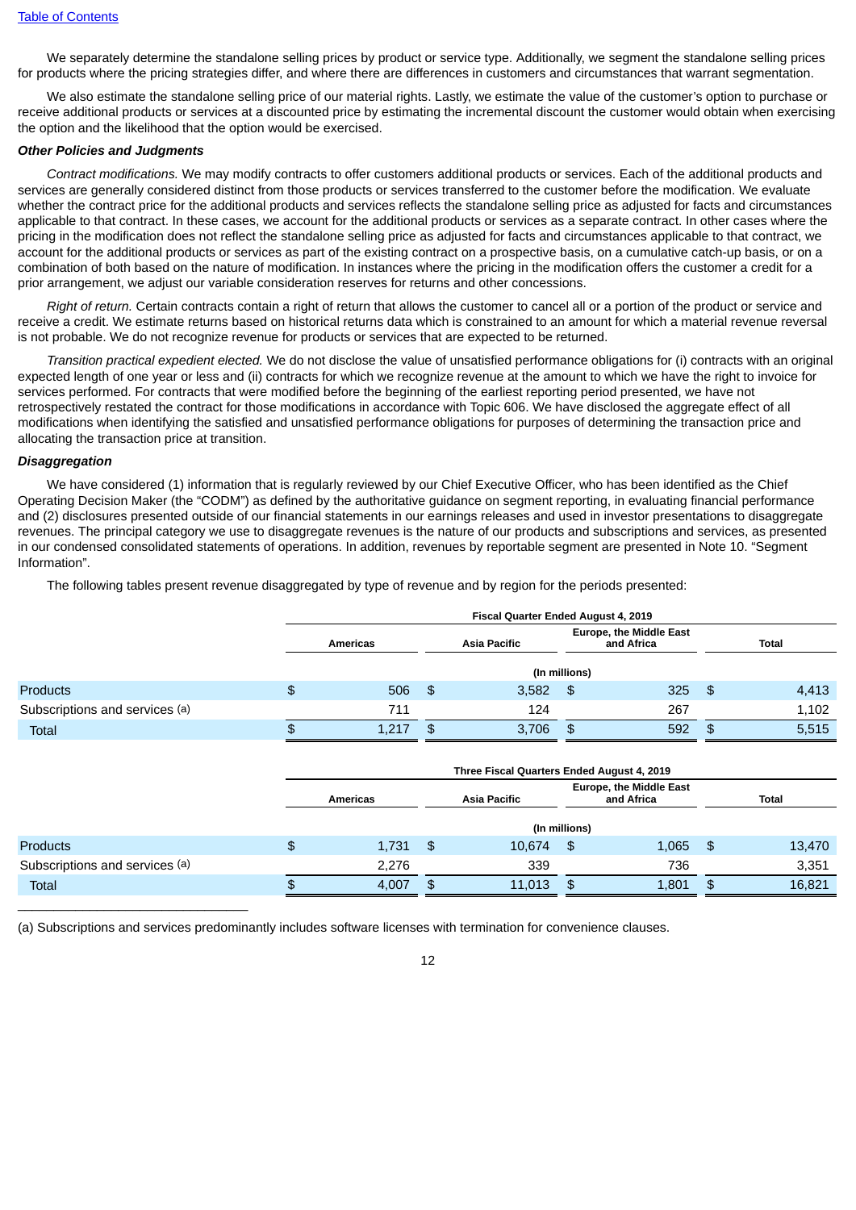We separately determine the standalone selling prices by product or service type. Additionally, we segment the standalone selling prices for products where the pricing strategies differ, and where there are differences in customers and circumstances that warrant segmentation.

We also estimate the standalone selling price of our material rights. Lastly, we estimate the value of the customer's option to purchase or receive additional products or services at a discounted price by estimating the incremental discount the customer would obtain when exercising the option and the likelihood that the option would be exercised.

***Other Policies and Judgments***

*Contract modifications.* We may modify contracts to offer customers additional products or services. Each of the additional products and services are generally considered distinct from those products or services transferred to the customer before the modification. We evaluate whether the contract price for the additional products and services reflects the standalone selling price as adjusted for facts and circumstances applicable to that contract. In these cases, we account for the additional products or services as a separate contract. In other cases where the pricing in the modification does not reflect the standalone selling price as adjusted for facts and circumstances applicable to that contract, we account for the additional products or services as part of the existing contract on a prospective basis, on a cumulative catch-up basis, or on a combination of both based on the nature of modification. In instances where the pricing in the modification offers the customer a credit for a prior arrangement, we adjust our variable consideration reserves for returns and other concessions.

*Right of return.* Certain contracts contain a right of return that allows the customer to cancel all or a portion of the product or service and receive a credit. We estimate returns based on historical returns data which is constrained to an amount for which a material revenue reversal is not probable. We do not recognize revenue for products or services that are expected to be returned.

*Transition practical expedient elected.* We do not disclose the value of unsatisfied performance obligations for (i) contracts with an original expected length of one year or less and (ii) contracts for which we recognize revenue at the amount to which we have the right to invoice for services performed. For contracts that were modified before the beginning of the earliest reporting period presented, we have not retrospectively restated the contract for those modifications in accordance with Topic 606. We have disclosed the aggregate effect of all modifications when identifying the satisfied and unsatisfied performance obligations for purposes of determining the transaction price and allocating the transaction price at transition.

***Disaggregation***

We have considered (1) information that is regularly reviewed by our Chief Executive Officer, who has been identified as the Chief Operating Decision Maker (the "CODM") as defined by the authoritative guidance on segment reporting, in evaluating financial performance and (2) disclosures presented outside of our financial statements in our earnings releases and used in investor presentations to disaggregate revenues. The principal category we use to disaggregate revenues is the nature of our products and subscriptions and services, as presented in our condensed consolidated statements of operations. In addition, revenues by reportable segment are presented in Note 10. "Segment Information".

The following tables present revenue disaggregated by type of revenue and by region for the periods presented:

| | Fiscal Quarter Ended August 4, 2019 | | | |
|---|---|---|---|---|
| | Americas | Asia Pacific | Europe, the Middle East and Africa | Total |
| | (In millions) | | | |
| Products | $ 506 | $ 3,582 | $ 325 | $ 4,413 |
| Subscriptions and services (a) | 711 | 124 | 267 | 1,102 |
| Total | $ 1,217 | $ 3,706 | $ 592 | $ 5,515 |

| | Three Fiscal Quarters Ended August 4, 2019 | | | |
|---|---|---|---|---|
| | Americas | Asia Pacific | Europe, the Middle East and Africa | Total |
| | (In millions) | | | |
| Products | $ 1,731 | $ 10,674 | $ 1,065 | $ 13,470 |
| Subscriptions and services (a) | 2,276 | 339 | 736 | 3,351 |
| Total | $ 4,007 | $ 11,013 | $ 1,801 | $ 16,821 |

(a) Subscriptions and services predominantly includes software licenses with termination for convenience clauses.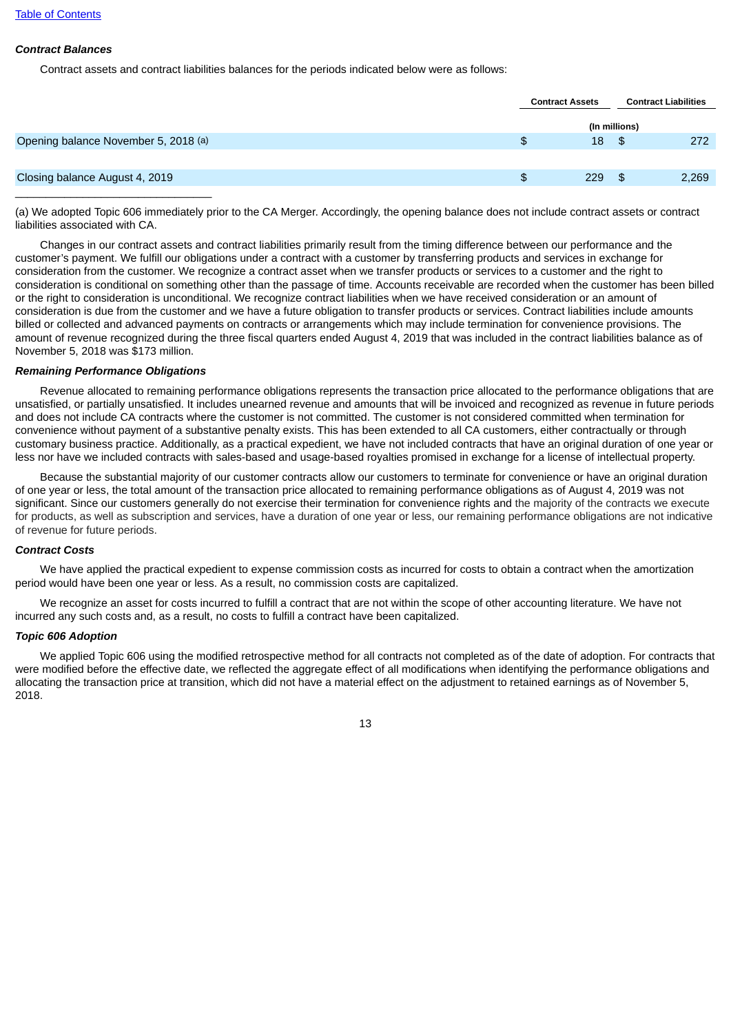***Contract Balances***

Contract assets and contract liabilities balances for the periods indicated below were as follows:

| | Contract Assets | Contract Liabilities |
|---|---|---|
| | (In millions) | |
| Opening balance November 5, 2018 (a) | $ 18 | $ 272 |
| Closing balance August 4, 2019 | $ 229 | $ 2,269 |

(a) We adopted Topic 606 immediately prior to the CA Merger. Accordingly, the opening balance does not include contract assets or contract liabilities associated with CA.

Changes in our contract assets and contract liabilities primarily result from the timing difference between our performance and the customer's payment. We fulfill our obligations under a contract with a customer by transferring products and services in exchange for consideration from the customer. We recognize a contract asset when we transfer products or services to a customer and the right to consideration is conditional on something other than the passage of time. Accounts receivable are recorded when the customer has been billed or the right to consideration is unconditional. We recognize contract liabilities when we have received consideration or an amount of consideration is due from the customer and we have a future obligation to transfer products or services. Contract liabilities include amounts billed or collected and advanced payments on contracts or arrangements which may include termination for convenience provisions. The amount of revenue recognized during the three fiscal quarters ended August 4, 2019 that was included in the contract liabilities balance as of November 5, 2018 was $173 million.

***Remaining Performance Obligations***

Revenue allocated to remaining performance obligations represents the transaction price allocated to the performance obligations that are unsatisfied, or partially unsatisfied. It includes unearned revenue and amounts that will be invoiced and recognized as revenue in future periods and does not include CA contracts where the customer is not committed. The customer is not considered committed when termination for convenience without payment of a substantive penalty exists. This has been extended to all CA customers, either contractually or through customary business practice. Additionally, as a practical expedient, we have not included contracts that have an original duration of one year or less nor have we included contracts with sales-based and usage-based royalties promised in exchange for a license of intellectual property.

Because the substantial majority of our customer contracts allow our customers to terminate for convenience or have an original duration of one year or less, the total amount of the transaction price allocated to remaining performance obligations as of August 4, 2019 was not significant. Since our customers generally do not exercise their termination for convenience rights and the majority of the contracts we execute for products, as well as subscription and services, have a duration of one year or less, our remaining performance obligations are not indicative of revenue for future periods.

***Contract Costs***

We have applied the practical expedient to expense commission costs as incurred for costs to obtain a contract when the amortization period would have been one year or less. As a result, no commission costs are capitalized.

We recognize an asset for costs incurred to fulfill a contract that are not within the scope of other accounting literature. We have not incurred any such costs and, as a result, no costs to fulfill a contract have been capitalized.

***Topic 606 Adoption***

We applied Topic 606 using the modified retrospective method for all contracts not completed as of the date of adoption. For contracts that were modified before the effective date, we reflected the aggregate effect of all modifications when identifying the performance obligations and allocating the transaction price at transition, which did not have a material effect on the adjustment to retained earnings as of November 5, 2018.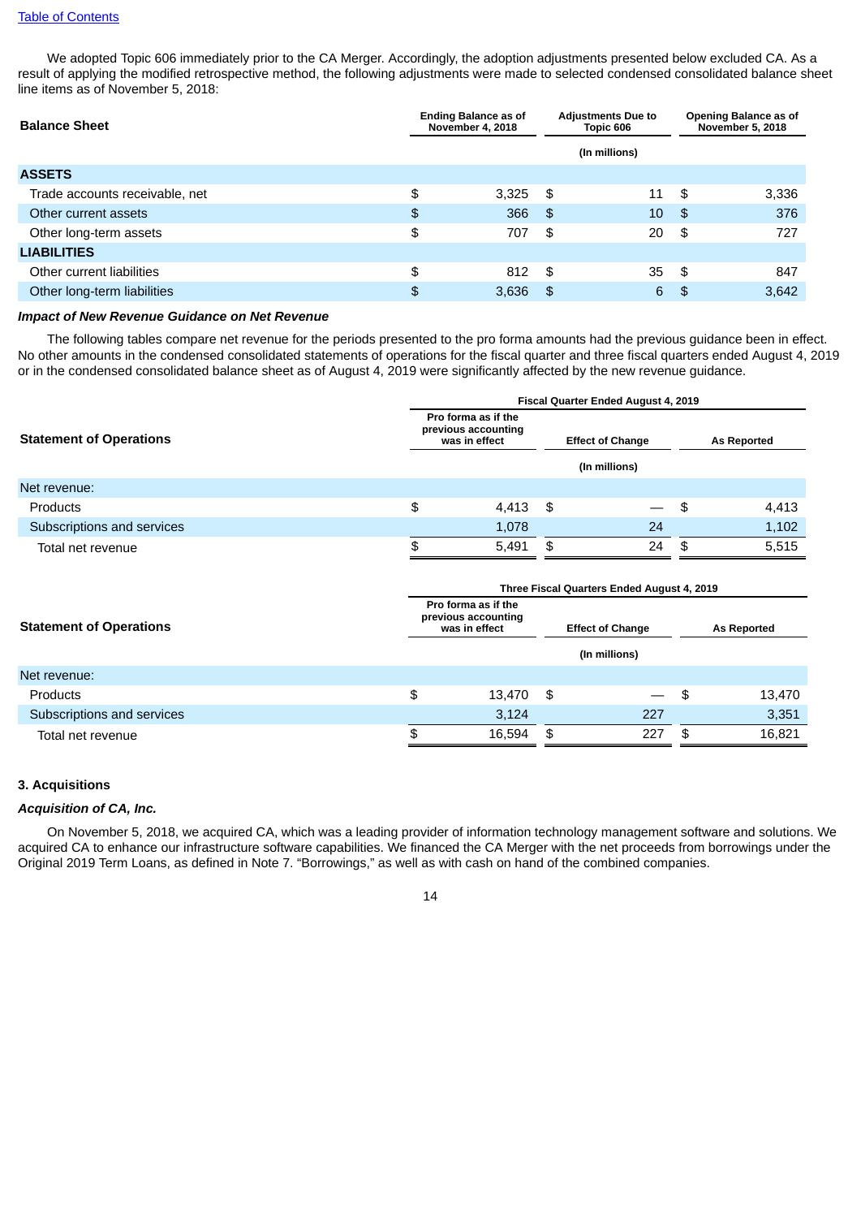We adopted Topic 606 immediately prior to the CA Merger. Accordingly, the adoption adjustments presented below excluded CA. As a result of applying the modified retrospective method, the following adjustments were made to selected condensed consolidated balance sheet line items as of November 5, 2018:

| Balance Sheet | Ending Balance as of November 4, 2018 | Adjustments Due to Topic 606 | Opening Balance as of November 5, 2018 |
|---|---|---|---|
| | | (In millions) | |
| **ASSETS** | | | |
| Trade accounts receivable, net | $ 3,325 | $ 11 | $ 3,336 |
| Other current assets | $ 366 | $ 10 | $ 376 |
| Other long-term assets | $ 707 | $ 20 | $ 727 |
| **LIABILITIES** | | | |
| Other current liabilities | $ 812 | $ 35 | $ 847 |
| Other long-term liabilities | $ 3,636 | $ 6 | $ 3,642 |

***Impact of New Revenue Guidance on Net Revenue***

The following tables compare net revenue for the periods presented to the pro forma amounts had the previous guidance been in effect. No other amounts in the condensed consolidated statements of operations for the fiscal quarter and three fiscal quarters ended August 4, 2019 or in the condensed consolidated balance sheet as of August 4, 2019 were significantly affected by the new revenue guidance.

| Statement of Operations | Fiscal Quarter Ended August 4, 2019 | | |
|---|---|---|---|
| | Pro forma as if the previous accounting was in effect | Effect of Change | As Reported |
| | | (In millions) | |
| Net revenue: | | | |
| Products | $ 4,413 | $ — | $ 4,413 |
| Subscriptions and services | 1,078 | 24 | 1,102 |
| Total net revenue | $ 5,491 | $ 24 | $ 5,515 |

| Statement of Operations | Three Fiscal Quarters Ended August 4, 2019 | | |
|---|---|---|---|
| | Pro forma as if the previous accounting was in effect | Effect of Change | As Reported |
| | | (In millions) | |
| Net revenue: | | | |
| Products | $ 13,470 | $ — | $ 13,470 |
| Subscriptions and services | 3,124 | 227 | 3,351 |
| Total net revenue | $ 16,594 | $ 227 | $ 16,821 |

### 3. Acquisitions

***Acquisition of CA, Inc.***

On November 5, 2018, we acquired CA, which was a leading provider of information technology management software and solutions. We acquired CA to enhance our infrastructure software capabilities. We financed the CA Merger with the net proceeds from borrowings under the Original 2019 Term Loans, as defined in Note 7. "Borrowings," as well as with cash on hand of the combined companies.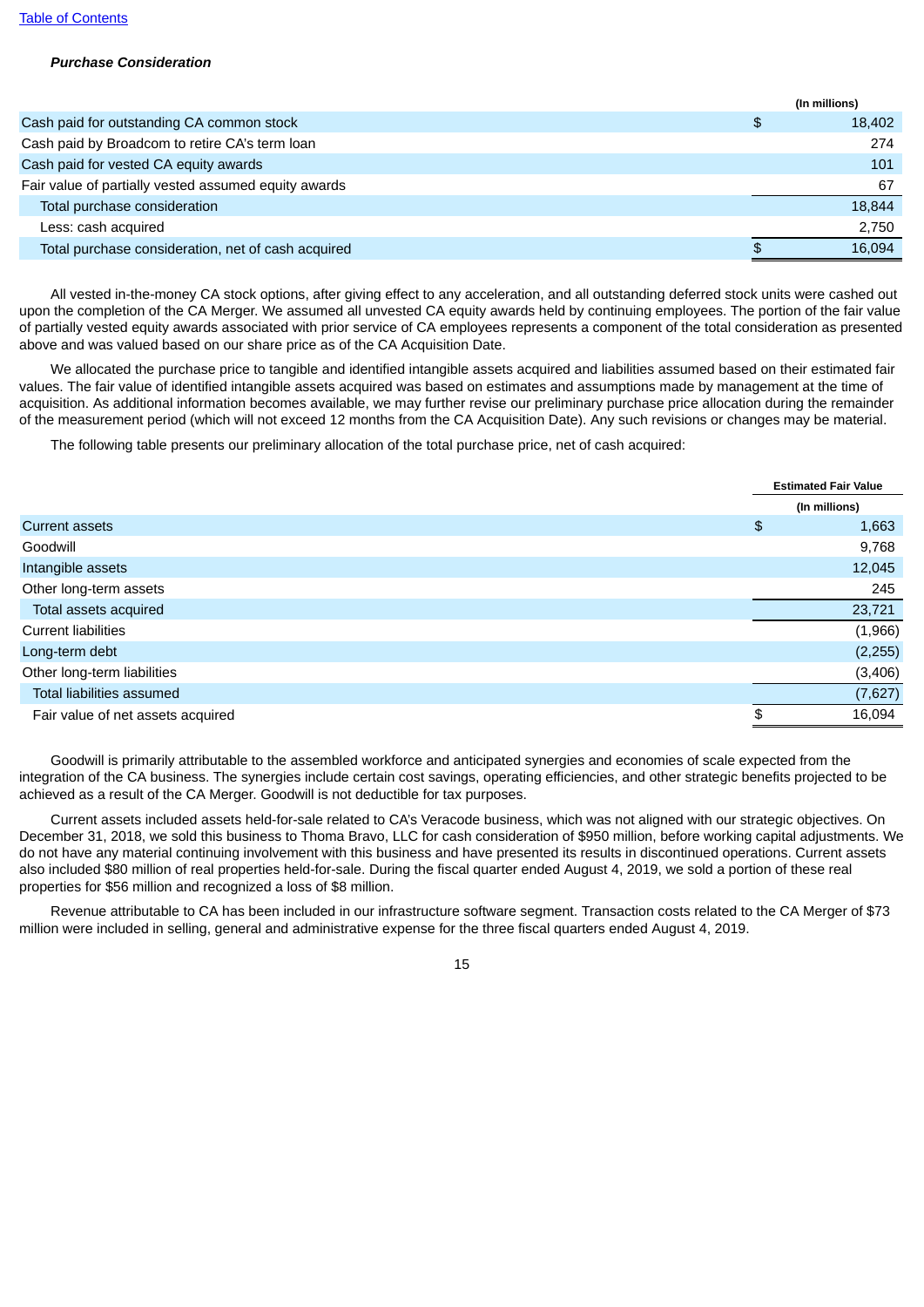***Purpose Consideration***

| | (In millions) |
|---|---|
| Cash paid for outstanding CA common stock | $ 18,402 |
| Cash paid by Broadcom to retire CA's term loan | 274 |
| Cash paid for vested CA equity awards | 101 |
| Fair value of partially vested assumed equity awards | 67 |
| Total purchase consideration | 18,844 |
| Less: cash acquired | 2,750 |
| Total purchase consideration, net of cash acquired | $ 16,094 |

All vested in-the-money CA stock options, after giving effect to any acceleration, and all outstanding deferred stock units were cashed out upon the completion of the CA Merger. We assumed all unvested CA equity awards held by continuing employees. The portion of the fair value of partially vested equity awards associated with prior service of CA employees represents a component of the total consideration as presented above and was valued based on our share price as of the CA Acquisition Date.

We allocated the purchase price to tangible and identified intangible assets acquired and liabilities assumed based on their estimated fair values. The fair value of identified intangible assets acquired was based on estimates and assumptions made by management at the time of acquisition. As additional information becomes available, we may further revise our preliminary purchase price allocation during the remainder of the measurement period (which will not exceed 12 months from the CA Acquisition Date). Any such revisions or changes may be material.

The following table presents our preliminary allocation of the total purchase price, net of cash acquired:

| | Estimated Fair Value |
|---|---|
| | (In millions) |
| Current assets | $ 1,663 |
| Goodwill | 9,768 |
| Intangible assets | 12,045 |
| Other long-term assets | 245 |
| Total assets acquired | 23,721 |
| Current liabilities | (1,966) |
| Long-term debt | (2,255) |
| Other long-term liabilities | (3,406) |
| Total liabilities assumed | (7,627) |
| Fair value of net assets acquired | $ 16,094 |

Goodwill is primarily attributable to the assembled workforce and anticipated synergies and economies of scale expected from the integration of the CA business. The synergies include certain cost savings, operating efficiencies, and other strategic benefits projected to be achieved as a result of the CA Merger. Goodwill is not deductible for tax purposes.

Current assets included assets held-for-sale related to CA's Veracode business, which was not aligned with our strategic objectives. On December 31, 2018, we sold this business to Thoma Bravo, LLC for cash consideration of $950 million, before working capital adjustments. We do not have any material continuing involvement with this business and have presented its results in discontinued operations. Current assets also included $80 million of real properties held-for-sale. During the fiscal quarter ended August 4, 2019, we sold a portion of these real properties for $56 million and recognized a loss of $8 million.

Revenue attributable to CA has been included in our infrastructure software segment. Transaction costs related to the CA Merger of $73 million were included in selling, general and administrative expense for the three fiscal quarters ended August 4, 2019.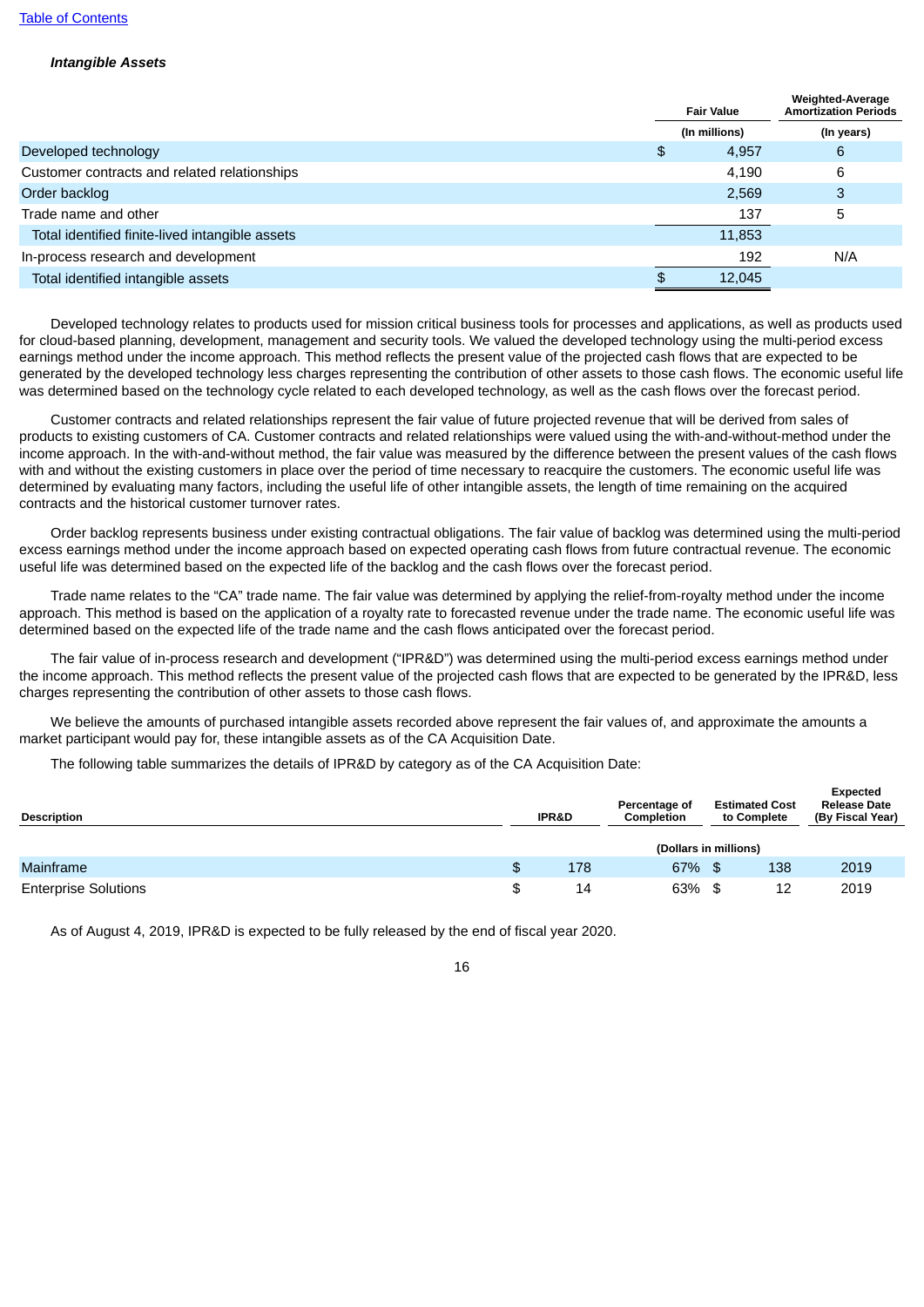*Intangible Assets*

| | Fair Value | Weighted-Average Amortization Periods |
|---|---|---|
| | (In millions) | (In years) |
| Developed technology | $ 4,957 | 6 |
| Customer contracts and related relationships | 4,190 | 6 |
| Order backlog | 2,569 | 3 |
| Trade name and other | 137 | 5 |
| Total identified finite-lived intangible assets | 11,853 | |
| In-process research and development | 192 | N/A |
| Total identified intangible assets | $ 12,045 | |

Developed technology relates to products used for mission critical business tools for processes and applications, as well as products used for cloud-based planning, development, management and security tools. We valued the developed technology using the multi-period excess earnings method under the income approach. This method reflects the present value of the projected cash flows that are expected to be generated by the developed technology less charges representing the contribution of other assets to those cash flows. The economic useful life was determined based on the technology cycle related to each developed technology, as well as the cash flows over the forecast period.

Customer contracts and related relationships represent the fair value of future projected revenue that will be derived from sales of products to existing customers of CA. Customer contracts and related relationships were valued using the with-and-without-method under the income approach. In the with-and-without method, the fair value was measured by the difference between the present values of the cash flows with and without the existing customers in place over the period of time necessary to reacquire the customers. The economic useful life was determined by evaluating many factors, including the useful life of other intangible assets, the length of time remaining on the acquired contracts and the historical customer turnover rates.

Order backlog represents business under existing contractual obligations. The fair value of backlog was determined using the multi-period excess earnings method under the income approach based on expected operating cash flows from future contractual revenue. The economic useful life was determined based on the expected life of the backlog and the cash flows over the forecast period.

Trade name relates to the "CA" trade name. The fair value was determined by applying the relief-from-royalty method under the income approach. This method is based on the application of a royalty rate to forecasted revenue under the trade name. The economic useful life was determined based on the expected life of the trade name and the cash flows anticipated over the forecast period.

The fair value of in-process research and development ("IPR&D") was determined using the multi-period excess earnings method under the income approach. This method reflects the present value of the projected cash flows that are expected to be generated by the IPR&D, less charges representing the contribution of other assets to those cash flows.

We believe the amounts of purchased intangible assets recorded above represent the fair values of, and approximate the amounts a market participant would pay for, these intangible assets as of the CA Acquisition Date.

The following table summarizes the details of IPR&D by category as of the CA Acquisition Date:

| Description | IPR&D | Percentage of Completion | Estimated Cost to Complete | Expected Release Date (By Fiscal Year) |
|---|---|---|---|---|
| | (Dollars in millions) | | | |
| Mainframe | $ 178 | 67% | $ 138 | 2019 |
| Enterprise Solutions | $ 14 | 63% | $ 12 | 2019 |

As of August 4, 2019, IPR&D is expected to be fully released by the end of fiscal year 2020.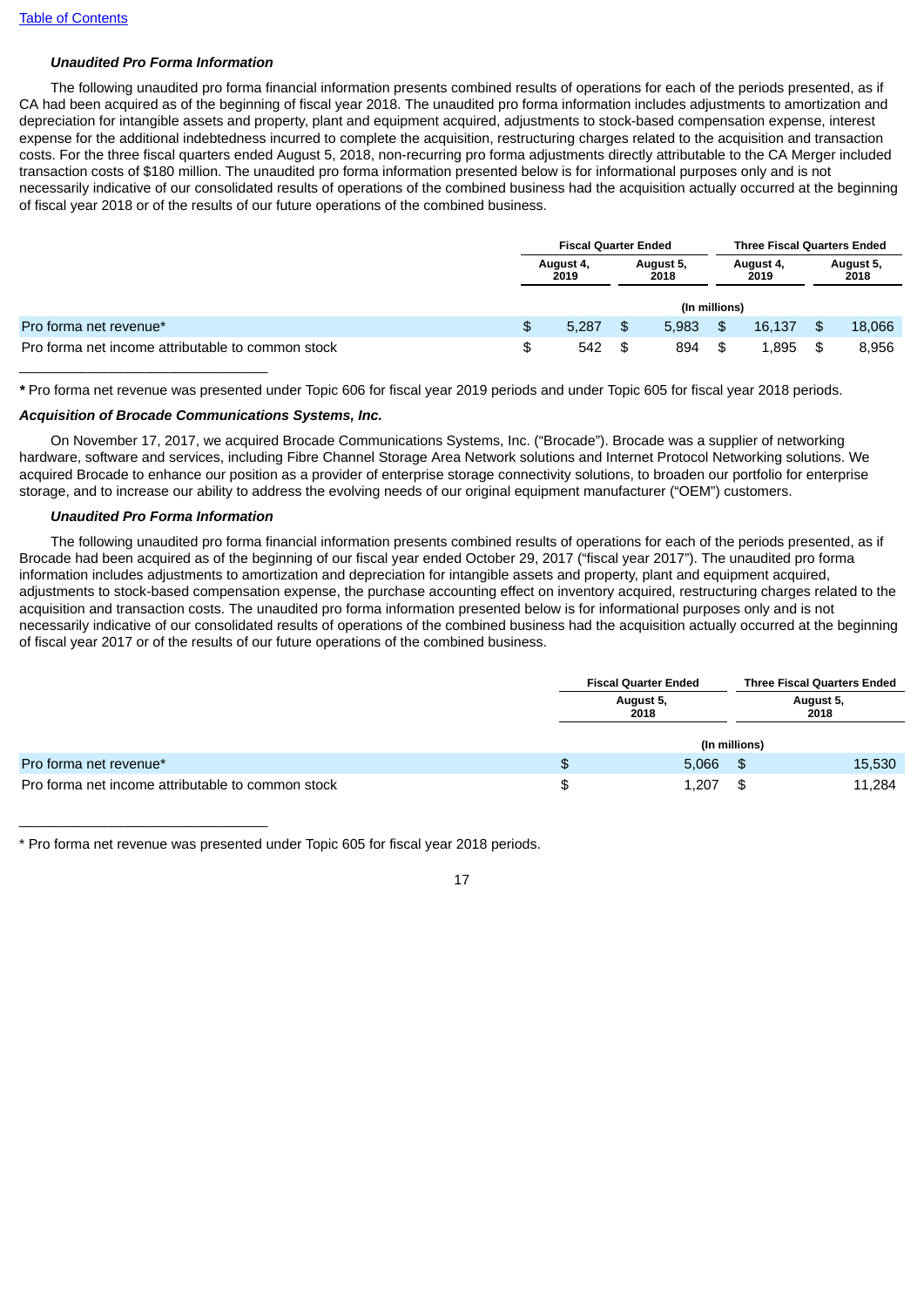[Table of Contents](#)

***Unaudited Pro Forma Information***

The following unaudited pro forma financial information presents combined results of operations for each of the periods presented, as if CA had been acquired as of the beginning of fiscal year 2018. The unaudited pro forma information includes adjustments to amortization and depreciation for intangible assets and property, plant and equipment acquired, adjustments to stock-based compensation expense, interest expense for the additional indebtedness incurred to complete the acquisition, restructuring charges related to the acquisition and transaction costs. For the three fiscal quarters ended August 5, 2018, non-recurring pro forma adjustments directly attributable to the CA Merger included transaction costs of $180 million. The unaudited pro forma information presented below is for informational purposes only and is not necessarily indicative of our consolidated results of operations of the combined business had the acquisition actually occurred at the beginning of fiscal year 2018 or of the results of our future operations of the combined business.

| | Fiscal Quarter Ended | | Three Fiscal Quarters Ended | |
|---|---|---|---|---|
| | August 4, 2019 | August 5, 2018 | August 4, 2019 | August 5, 2018 |
| | (In millions) | | | |
| Pro forma net revenue* | $ 5,287 | $ 5,983 | $ 16,137 | $ 18,066 |
| Pro forma net income attributable to common stock | $ 542 | $ 894 | $ 1,895 | $ 8,956 |

**\*** Pro forma net revenue was presented under Topic 606 for fiscal year 2019 periods and under Topic 605 for fiscal year 2018 periods.

***Acquisition of Brocade Communications Systems, Inc.***

On November 17, 2017, we acquired Brocade Communications Systems, Inc. ("Brocade"). Brocade was a supplier of networking hardware, software and services, including Fibre Channel Storage Area Network solutions and Internet Protocol Networking solutions. We acquired Brocade to enhance our position as a provider of enterprise storage connectivity solutions, to broaden our portfolio for enterprise storage, and to increase our ability to address the evolving needs of our original equipment manufacturer ("OEM") customers.

***Unaudited Pro Forma Information***

The following unaudited pro forma financial information presents combined results of operations for each of the periods presented, as if Brocade had been acquired as of the beginning of our fiscal year ended October 29, 2017 ("fiscal year 2017"). The unaudited pro forma information includes adjustments to amortization and depreciation for intangible assets and property, plant and equipment acquired, adjustments to stock-based compensation expense, the purchase accounting effect on inventory acquired, restructuring charges related to the acquisition and transaction costs. The unaudited pro forma information presented below is for informational purposes only and is not necessarily indicative of our consolidated results of operations of the combined business had the acquisition actually occurred at the beginning of fiscal year 2017 or of the results of our future operations of the combined business.

| | Fiscal Quarter Ended | Three Fiscal Quarters Ended |
|---|---|---|
| | August 5, 2018 | August 5, 2018 |
| | (In millions) | |
| Pro forma net revenue* | $ 5,066 | $ 15,530 |
| Pro forma net income attributable to common stock | $ 1,207 | $ 11,284 |

\* Pro forma net revenue was presented under Topic 605 for fiscal year 2018 periods.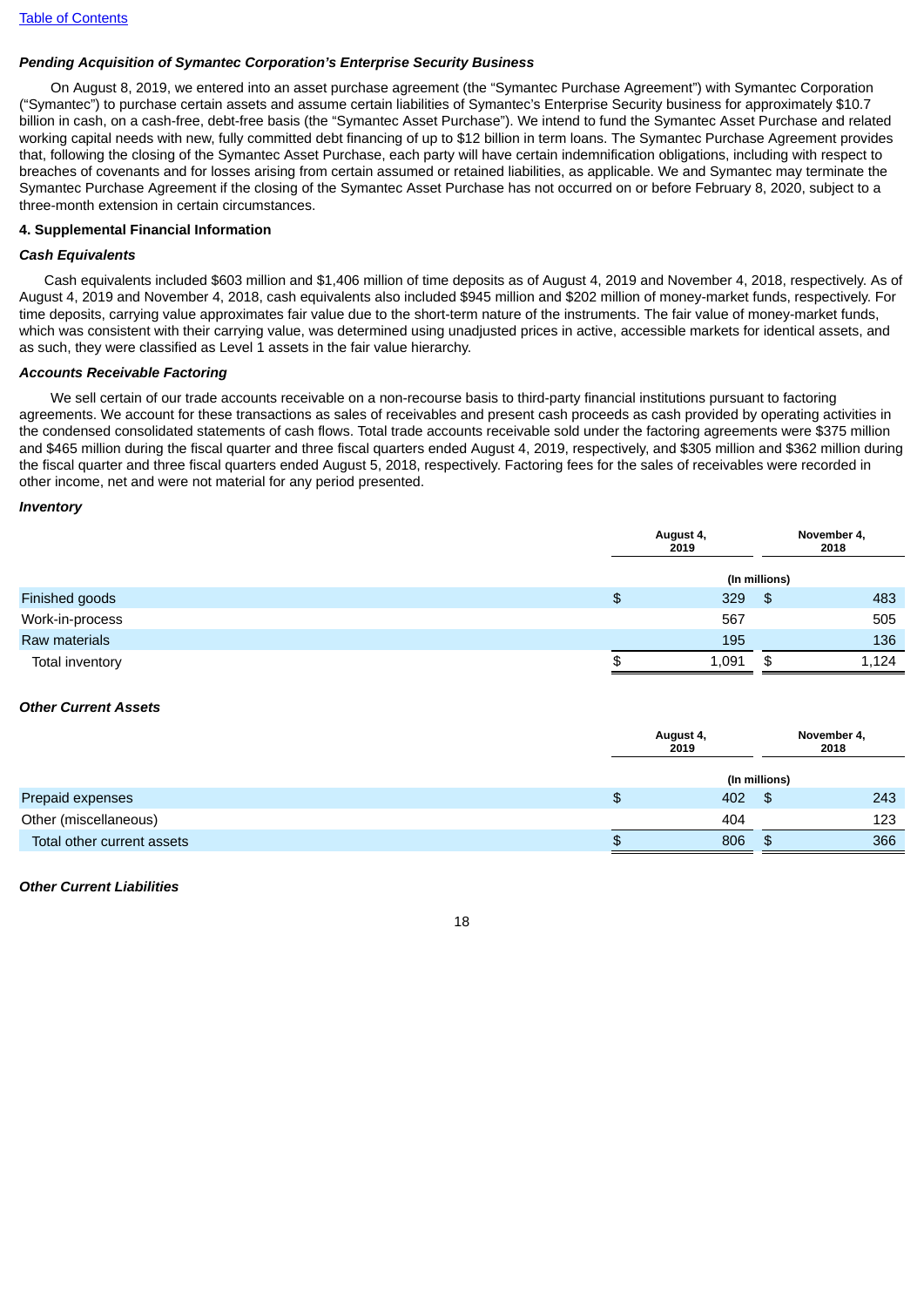*Pending Acquisition of Symantec Corporation's Enterprise Security Business*

On August 8, 2019, we entered into an asset purchase agreement (the "Symantec Purchase Agreement") with Symantec Corporation ("Symantec") to purchase certain assets and assume certain liabilities of Symantec's Enterprise Security business for approximately $10.7 billion in cash, on a cash-free, debt-free basis (the "Symantec Asset Purchase"). We intend to fund the Symantec Asset Purchase and related working capital needs with new, fully committed debt financing of up to $12 billion in term loans. The Symantec Purchase Agreement provides that, following the closing of the Symantec Asset Purchase, each party will have certain indemnification obligations, including with respect to breaches of covenants and for losses arising from certain assumed or retained liabilities, as applicable. We and Symantec may terminate the Symantec Purchase Agreement if the closing of the Symantec Asset Purchase has not occurred on or before February 8, 2020, subject to a three-month extension in certain circumstances.

**4. Supplemental Financial Information**

*Cash Equivalents*

Cash equivalents included $603 million and $1,406 million of time deposits as of August 4, 2019 and November 4, 2018, respectively. As of August 4, 2019 and November 4, 2018, cash equivalents also included $945 million and $202 million of money-market funds, respectively. For time deposits, carrying value approximates fair value due to the short-term nature of the instruments. The fair value of money-market funds, which was consistent with their carrying value, was determined using unadjusted prices in active, accessible markets for identical assets, and as such, they were classified as Level 1 assets in the fair value hierarchy.

*Accounts Receivable Factoring*

We sell certain of our trade accounts receivable on a non-recourse basis to third-party financial institutions pursuant to factoring agreements. We account for these transactions as sales of receivables and present cash proceeds as cash provided by operating activities in the condensed consolidated statements of cash flows. Total trade accounts receivable sold under the factoring agreements were $375 million and $465 million during the fiscal quarter and three fiscal quarters ended August 4, 2019, respectively, and $305 million and $362 million during the fiscal quarter and three fiscal quarters ended August 5, 2018, respectively. Factoring fees for the sales of receivables were recorded in other income, net and were not material for any period presented.

*Inventory*

| | August 4, 2019 | November 4, 2018 |
|---|---|---|
| | (In millions) | |
| Finished goods | $ 329 | $ 483 |
| Work-in-process | 567 | 505 |
| Raw materials | 195 | 136 |
| Total inventory | $ 1,091 | $ 1,124 |

*Other Current Assets*

| | August 4, 2019 | November 4, 2018 |
|---|---|---|
| | (In millions) | |
| Prepaid expenses | $ 402 | $ 243 |
| Other (miscellaneous) | 404 | 123 |
| Total other current assets | $ 806 | $ 366 |

*Other Current Liabilities*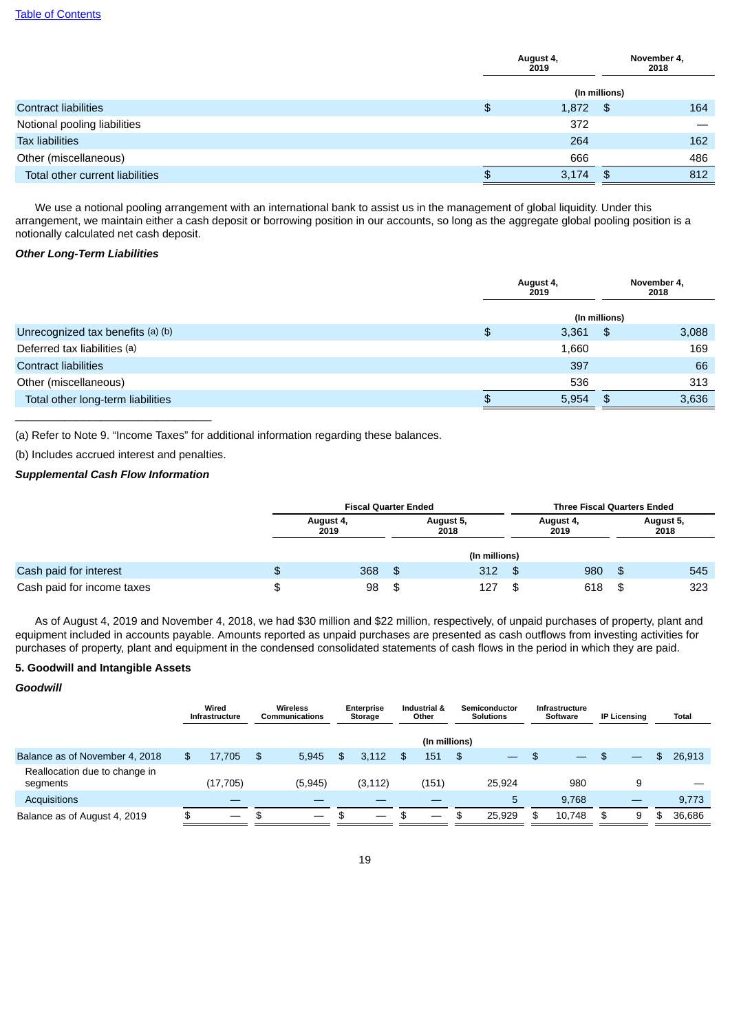Table of Contents

| | August 4, 2019 | November 4, 2018 |
|---|---|---|
| | (In millions) | |
| Contract liabilities | $ 1,872 | $ 164 |
| Notional pooling liabilities | 372 | — |
| Tax liabilities | 264 | 162 |
| Other (miscellaneous) | 666 | 486 |
| Total other current liabilities | $ 3,174 | $ 812 |

We use a notional pooling arrangement with an international bank to assist us in the management of global liquidity. Under this arrangement, we maintain either a cash deposit or borrowing position in our accounts, so long as the aggregate global pooling position is a notionally calculated net cash deposit.

***Other Long-Term Liabilities***

| | August 4, 2019 | November 4, 2018 |
|---|---|---|
| | (In millions) | |
| Unrecognized tax benefits (a) (b) | $ 3,361 | $ 3,088 |
| Deferred tax liabilities (a) | 1,660 | 169 |
| Contract liabilities | 397 | 66 |
| Other (miscellaneous) | 536 | 313 |
| Total other long-term liabilities | $ 5,954 | $ 3,636 |

(a) Refer to Note 9. "Income Taxes" for additional information regarding these balances.

(b) Includes accrued interest and penalties.

***Supplemental Cash Flow Information***

| | Fiscal Quarter Ended | | Three Fiscal Quarters Ended | |
|---|---|---|---|---|
| | August 4, 2019 | August 5, 2018 | August 4, 2019 | August 5, 2018 |
| | (In millions) | | | |
| Cash paid for interest | $ 368 | $ 312 | $ 980 | $ 545 |
| Cash paid for income taxes | $ 98 | $ 127 | $ 618 | $ 323 |

As of August 4, 2019 and November 4, 2018, we had $30 million and $22 million, respectively, of unpaid purchases of property, plant and equipment included in accounts payable. Amounts reported as unpaid purchases are presented as cash outflows from investing activities for purchases of property, plant and equipment in the condensed consolidated statements of cash flows in the period in which they are paid.

**5. Goodwill and Intangible Assets**

***Goodwill***

| | Wired Infrastructure | Wireless Communications | Enterprise Storage | Industrial & Other | Semiconductor Solutions | Infrastructure Software | IP Licensing | Total |
|---|---|---|---|---|---|---|---|---|
| | (In millions) | | | | | | | |
| Balance as of November 4, 2018 | $ 17,705 | $ 5,945 | $ 3,112 | $ 151 | $ — | $ — | $ — | $ 26,913 |
| Reallocation due to change in segments | (17,705) | (5,945) | (3,112) | (151) | 25,924 | 980 | 9 | — |
| Acquisitions | — | — | — | — | 5 | 9,768 | — | 9,773 |
| Balance as of August 4, 2019 | $ — | $ — | $ — | $ — | $ 25,929 | $ 10,748 | $ 9 | $ 36,686 |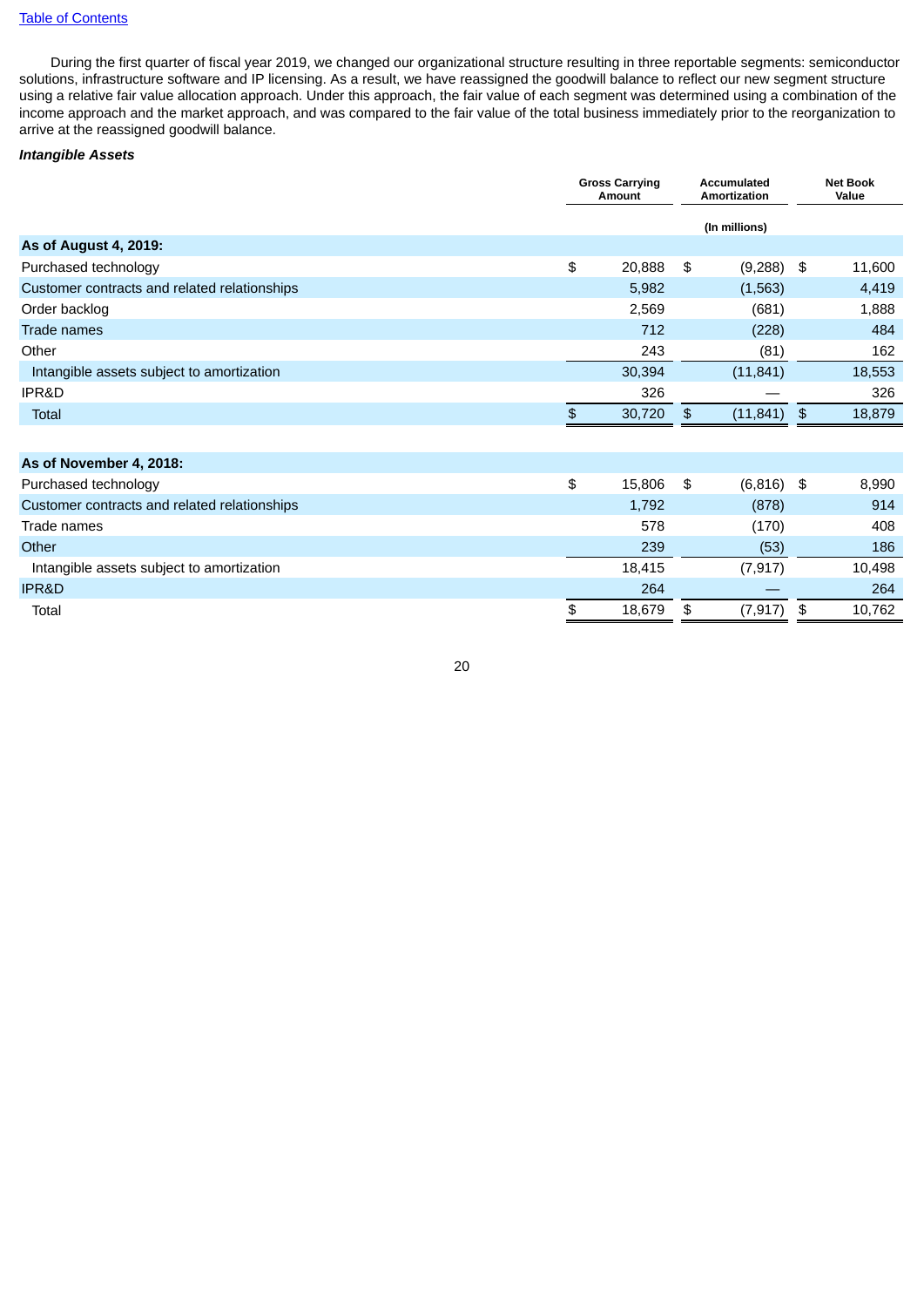During the first quarter of fiscal year 2019, we changed our organizational structure resulting in three reportable segments: semiconductor solutions, infrastructure software and IP licensing. As a result, we have reassigned the goodwill balance to reflect our new segment structure using a relative fair value allocation approach. Under this approach, the fair value of each segment was determined using a combination of the income approach and the market approach, and was compared to the fair value of the total business immediately prior to the reorganization to arrive at the reassigned goodwill balance.

***Intangible Assets***

| | Gross Carrying Amount | Accumulated Amortization | Net Book Value |
|---|---|---|---|
| | | (In millions) | |
| **As of August 4, 2019:** | | | |
| Purchased technology | $ 20,888 | $ (9,288) | $ 11,600 |
| Customer contracts and related relationships | 5,982 | (1,563) | 4,419 |
| Order backlog | 2,569 | (681) | 1,888 |
| Trade names | 712 | (228) | 484 |
| Other | 243 | (81) | 162 |
| Intangible assets subject to amortization | 30,394 | (11,841) | 18,553 |
| IPR&D | 326 | — | 326 |
| Total | $ 30,720 | $ (11,841) | $ 18,879 |
| | | | |
| **As of November 4, 2018:** | | | |
| Purchased technology | $ 15,806 | $ (6,816) | $ 8,990 |
| Customer contracts and related relationships | 1,792 | (878) | 914 |
| Trade names | 578 | (170) | 408 |
| Other | 239 | (53) | 186 |
| Intangible assets subject to amortization | 18,415 | (7,917) | 10,498 |
| IPR&D | 264 | — | 264 |
| Total | $ 18,679 | $ (7,917) | $ 10,762 |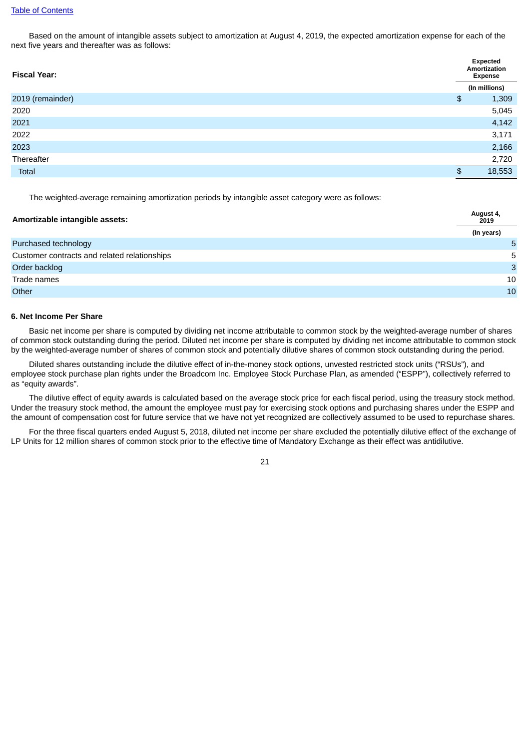[Table of Contents](#)

Based on the amount of intangible assets subject to amortization at August 4, 2019, the expected amortization expense for each of the next five years and thereafter was as follows:

| Fiscal Year: | Expected Amortization Expense |
|---|---|
| | (In millions) |
| 2019 (remainder) | $ 1,309 |
| 2020 | 5,045 |
| 2021 | 4,142 |
| 2022 | 3,171 |
| 2023 | 2,166 |
| Thereafter | 2,720 |
| Total | $ 18,553 |

The weighted-average remaining amortization periods by intangible asset category were as follows:

| Amortizable intangible assets: | August 4, 2019 |
|---|---|
| | (In years) |
| Purchased technology | 5 |
| Customer contracts and related relationships | 5 |
| Order backlog | 3 |
| Trade names | 10 |
| Other | 10 |

### 6. Net Income Per Share

Basic net income per share is computed by dividing net income attributable to common stock by the weighted-average number of shares of common stock outstanding during the period. Diluted net income per share is computed by dividing net income attributable to common stock by the weighted-average number of shares of common stock and potentially dilutive shares of common stock outstanding during the period.

Diluted shares outstanding include the dilutive effect of in-the-money stock options, unvested restricted stock units ("RSUs"), and employee stock purchase plan rights under the Broadcom Inc. Employee Stock Purchase Plan, as amended ("ESPP"), collectively referred to as "equity awards".

The dilutive effect of equity awards is calculated based on the average stock price for each fiscal period, using the treasury stock method. Under the treasury stock method, the amount the employee must pay for exercising stock options and purchasing shares under the ESPP and the amount of compensation cost for future service that we have not yet recognized are collectively assumed to be used to repurchase shares.

For the three fiscal quarters ended August 5, 2018, diluted net income per share excluded the potentially dilutive effect of the exchange of LP Units for 12 million shares of common stock prior to the effective time of Mandatory Exchange as their effect was antidilutive.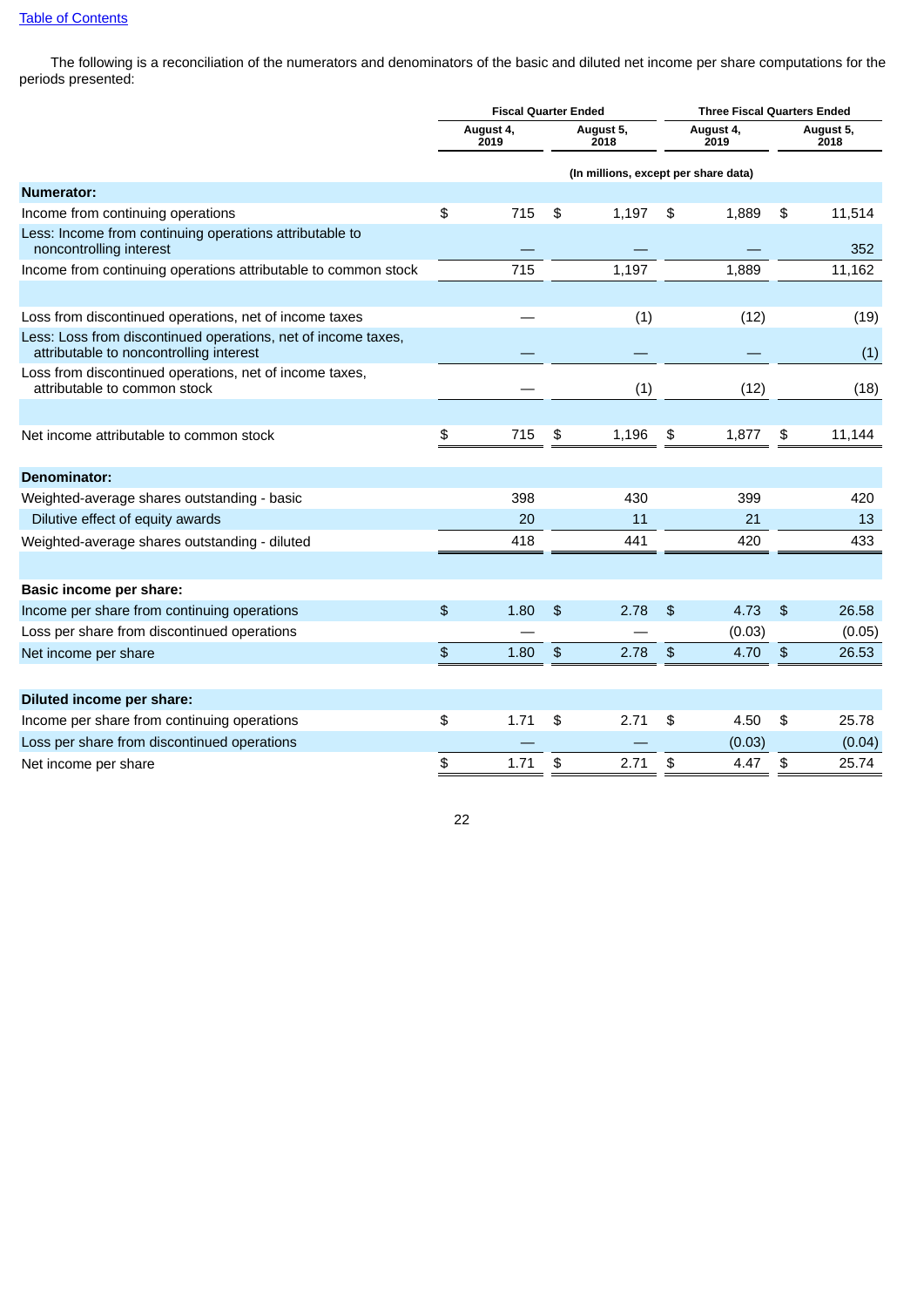The following is a reconciliation of the numerators and denominators of the basic and diluted net income per share computations for the periods presented:

| | Fiscal Quarter Ended | | Three Fiscal Quarters Ended | |
|---|---|---|---|---|
| | August 4, 2019 | August 5, 2018 | August 4, 2019 | August 5, 2018 |
| | (In millions, except per share data) | | | |
| **Numerator:** | | | | |
| Income from continuing operations | $ 715 | $ 1,197 | $ 1,889 | $ 11,514 |
| Less: Income from continuing operations attributable to noncontrolling interest | — | — | — | 352 |
| Income from continuing operations attributable to common stock | 715 | 1,197 | 1,889 | 11,162 |
| | | | | |
| Loss from discontinued operations, net of income taxes | — | (1) | (12) | (19) |
| Less: Loss from discontinued operations, net of income taxes, attributable to noncontrolling interest | — | — | — | (1) |
| Loss from discontinued operations, net of income taxes, attributable to common stock | — | (1) | (12) | (18) |
| | | | | |
| Net income attributable to common stock | $ 715 | $ 1,196 | $ 1,877 | $ 11,144 |
| **Denominator:** | | | | |
| Weighted-average shares outstanding - basic | 398 | 430 | 399 | 420 |
| Dilutive effect of equity awards | 20 | 11 | 21 | 13 |
| Weighted-average shares outstanding - diluted | 418 | 441 | 420 | 433 |
| | | | | |
| **Basic income per share:** | | | | |
| Income per share from continuing operations | $ 1.80 | $ 2.78 | $ 4.73 | $ 26.58 |
| Loss per share from discontinued operations | — | — | (0.03) | (0.05) |
| Net income per share | $ 1.80 | $ 2.78 | $ 4.70 | $ 26.53 |
| **Diluted income per share:** | | | | |
| Income per share from continuing operations | $ 1.71 | $ 2.71 | $ 4.50 | $ 25.78 |
| Loss per share from discontinued operations | — | — | (0.03) | (0.04) |
| Net income per share | $ 1.71 | $ 2.71 | $ 4.47 | $ 25.74 |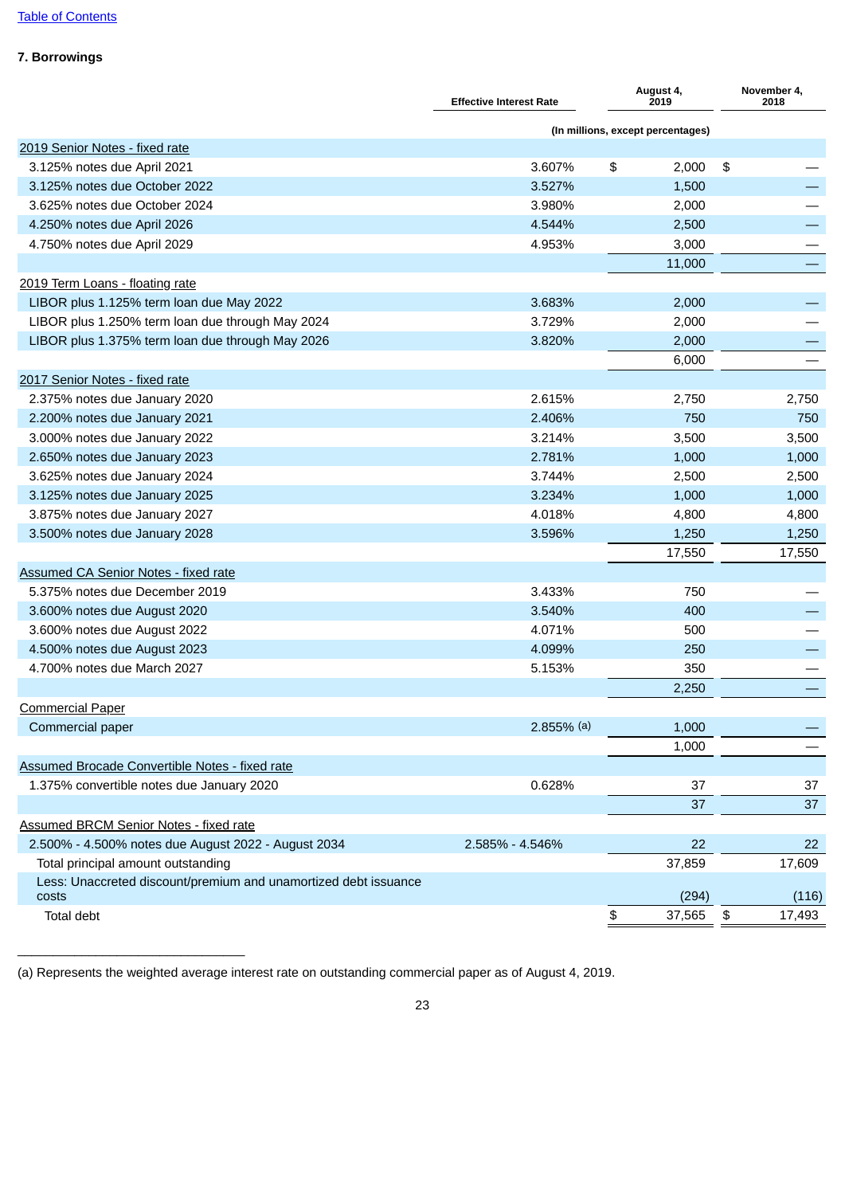## 7. Borrowings

| | Effective Interest Rate | August 4, 2019 | November 4, 2018 |
|---|---|---|---|
| | | (In millions, except percentages) | |
| 2019 Senior Notes - fixed rate | | | |
| 3.125% notes due April 2021 | 3.607% | $ 2,000 | $ — |
| 3.125% notes due October 2022 | 3.527% | 1,500 | — |
| 3.625% notes due October 2024 | 3.980% | 2,000 | — |
| 4.250% notes due April 2026 | 4.544% | 2,500 | — |
| 4.750% notes due April 2029 | 4.953% | 3,000 | — |
| | | 11,000 | — |
| 2019 Term Loans - floating rate | | | |
| LIBOR plus 1.125% term loan due May 2022 | 3.683% | 2,000 | — |
| LIBOR plus 1.250% term loan due through May 2024 | 3.729% | 2,000 | — |
| LIBOR plus 1.375% term loan due through May 2026 | 3.820% | 2,000 | — |
| | | 6,000 | — |
| 2017 Senior Notes - fixed rate | | | |
| 2.375% notes due January 2020 | 2.615% | 2,750 | 2,750 |
| 2.200% notes due January 2021 | 2.406% | 750 | 750 |
| 3.000% notes due January 2022 | 3.214% | 3,500 | 3,500 |
| 2.650% notes due January 2023 | 2.781% | 1,000 | 1,000 |
| 3.625% notes due January 2024 | 3.744% | 2,500 | 2,500 |
| 3.125% notes due January 2025 | 3.234% | 1,000 | 1,000 |
| 3.875% notes due January 2027 | 4.018% | 4,800 | 4,800 |
| 3.500% notes due January 2028 | 3.596% | 1,250 | 1,250 |
| | | 17,550 | 17,550 |
| Assumed CA Senior Notes - fixed rate | | | |
| 5.375% notes due December 2019 | 3.433% | 750 | — |
| 3.600% notes due August 2020 | 3.540% | 400 | — |
| 3.600% notes due August 2022 | 4.071% | 500 | — |
| 4.500% notes due August 2023 | 4.099% | 250 | — |
| 4.700% notes due March 2027 | 5.153% | 350 | — |
| | | 2,250 | — |
| Commercial Paper | | | |
| Commercial paper | 2.855% (a) | 1,000 | — |
| | | 1,000 | — |
| Assumed Brocade Convertible Notes - fixed rate | | | |
| 1.375% convertible notes due January 2020 | 0.628% | 37 | 37 |
| | | 37 | 37 |
| Assumed BRCM Senior Notes - fixed rate | | | |
| 2.500% - 4.500% notes due August 2022 - August 2034 | 2.585% - 4.546% | 22 | 22 |
| Total principal amount outstanding | | 37,859 | 17,609 |
| Less: Unaccreted discount/premium and unamortized debt issuance costs | | (294) | (116) |
| Total debt | | $ 37,565 | $ 17,493 |

(a) Represents the weighted average interest rate on outstanding commercial paper as of August 4, 2019.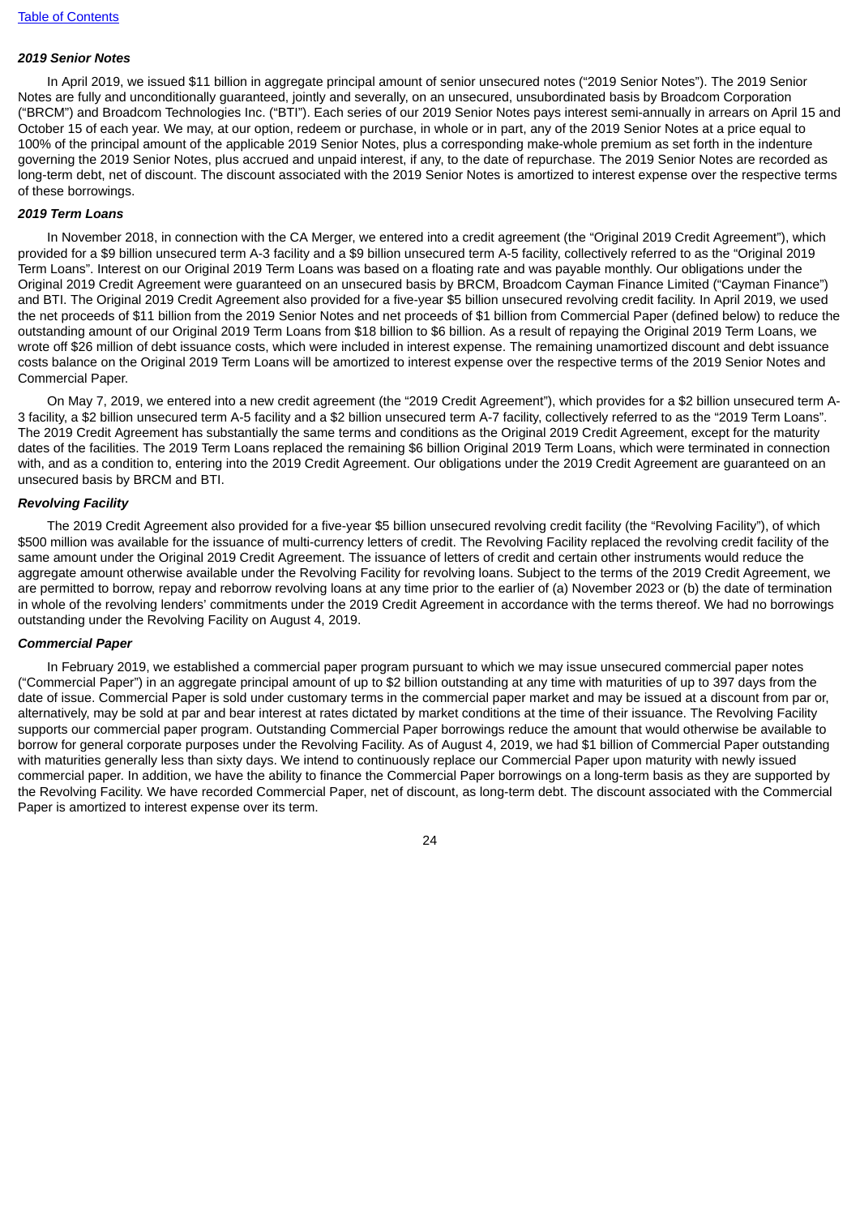### *2019 Senior Notes*

In April 2019, we issued $11 billion in aggregate principal amount of senior unsecured notes ("2019 Senior Notes"). The 2019 Senior Notes are fully and unconditionally guaranteed, jointly and severally, on an unsecured, unsubordinated basis by Broadcom Corporation ("BRCM") and Broadcom Technologies Inc. ("BTI"). Each series of our 2019 Senior Notes pays interest semi-annually in arrears on April 15 and October 15 of each year. We may, at our option, redeem or purchase, in whole or in part, any of the 2019 Senior Notes at a price equal to 100% of the principal amount of the applicable 2019 Senior Notes, plus a corresponding make-whole premium as set forth in the indenture governing the 2019 Senior Notes, plus accrued and unpaid interest, if any, to the date of repurchase. The 2019 Senior Notes are recorded as long-term debt, net of discount. The discount associated with the 2019 Senior Notes is amortized to interest expense over the respective terms of these borrowings.

### *2019 Term Loans*

In November 2018, in connection with the CA Merger, we entered into a credit agreement (the "Original 2019 Credit Agreement"), which provided for a $9 billion unsecured term A-3 facility and a $9 billion unsecured term A-5 facility, collectively referred to as the "Original 2019 Term Loans". Interest on our Original 2019 Term Loans was based on a floating rate and was payable monthly. Our obligations under the Original 2019 Credit Agreement were guaranteed on an unsecured basis by BRCM, Broadcom Cayman Finance Limited ("Cayman Finance") and BTI. The Original 2019 Credit Agreement also provided for a five-year $5 billion unsecured revolving credit facility. In April 2019, we used the net proceeds of $11 billion from the 2019 Senior Notes and net proceeds of $1 billion from Commercial Paper (defined below) to reduce the outstanding amount of our Original 2019 Term Loans from $18 billion to $6 billion. As a result of repaying the Original 2019 Term Loans, we wrote off $26 million of debt issuance costs, which were included in interest expense. The remaining unamortized discount and debt issuance costs balance on the Original 2019 Term Loans will be amortized to interest expense over the respective terms of the 2019 Senior Notes and Commercial Paper.

On May 7, 2019, we entered into a new credit agreement (the "2019 Credit Agreement"), which provides for a $2 billion unsecured term A-3 facility, a $2 billion unsecured term A-5 facility and a $2 billion unsecured term A-7 facility, collectively referred to as the "2019 Term Loans". The 2019 Credit Agreement has substantially the same terms and conditions as the Original 2019 Credit Agreement, except for the maturity dates of the facilities. The 2019 Term Loans replaced the remaining $6 billion Original 2019 Term Loans, which were terminated in connection with, and as a condition to, entering into the 2019 Credit Agreement. Our obligations under the 2019 Credit Agreement are guaranteed on an unsecured basis by BRCM and BTI.

### *Revolving Facility*

The 2019 Credit Agreement also provided for a five-year $5 billion unsecured revolving credit facility (the "Revolving Facility"), of which $500 million was available for the issuance of multi-currency letters of credit. The Revolving Facility replaced the revolving credit facility of the same amount under the Original 2019 Credit Agreement. The issuance of letters of credit and certain other instruments would reduce the aggregate amount otherwise available under the Revolving Facility for revolving loans. Subject to the terms of the 2019 Credit Agreement, we are permitted to borrow, repay and reborrow revolving loans at any time prior to the earlier of (a) November 2023 or (b) the date of termination in whole of the revolving lenders' commitments under the 2019 Credit Agreement in accordance with the terms thereof. We had no borrowings outstanding under the Revolving Facility on August 4, 2019.

### *Commercial Paper*

In February 2019, we established a commercial paper program pursuant to which we may issue unsecured commercial paper notes ("Commercial Paper") in an aggregate principal amount of up to $2 billion outstanding at any time with maturities of up to 397 days from the date of issue. Commercial Paper is sold under customary terms in the commercial paper market and may be issued at a discount from par or, alternatively, may be sold at par and bear interest at rates dictated by market conditions at the time of their issuance. The Revolving Facility supports our commercial paper program. Outstanding Commercial Paper borrowings reduce the amount that would otherwise be available to borrow for general corporate purposes under the Revolving Facility. As of August 4, 2019, we had $1 billion of Commercial Paper outstanding with maturities generally less than sixty days. We intend to continuously replace our Commercial Paper upon maturity with newly issued commercial paper. In addition, we have the ability to finance the Commercial Paper borrowings on a long-term basis as they are supported by the Revolving Facility. We have recorded Commercial Paper, net of discount, as long-term debt. The discount associated with the Commercial Paper is amortized to interest expense over its term.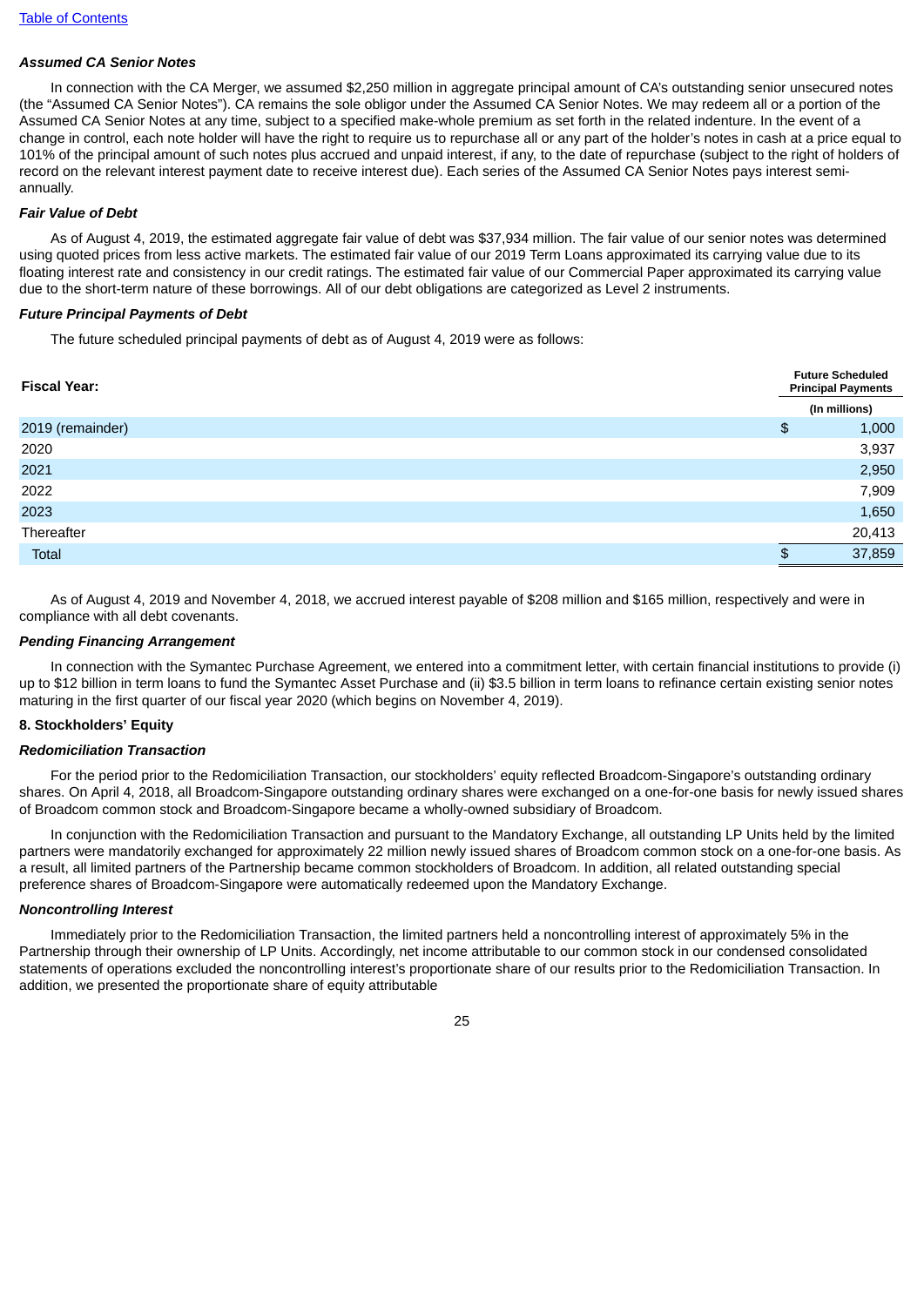***Assumed CA Senior Notes***

In connection with the CA Merger, we assumed $2,250 million in aggregate principal amount of CA's outstanding senior unsecured notes (the "Assumed CA Senior Notes"). CA remains the sole obligor under the Assumed CA Senior Notes. We may redeem all or a portion of the Assumed CA Senior Notes at any time, subject to a specified make-whole premium as set forth in the related indenture. In the event of a change in control, each note holder will have the right to require us to repurchase all or any part of the holder's notes in cash at a price equal to 101% of the principal amount of such notes plus accrued and unpaid interest, if any, to the date of repurchase (subject to the right of holders of record on the relevant interest payment date to receive interest due). Each series of the Assumed CA Senior Notes pays interest semi-annually.

***Fair Value of Debt***

As of August 4, 2019, the estimated aggregate fair value of debt was $37,934 million. The fair value of our senior notes was determined using quoted prices from less active markets. The estimated fair value of our 2019 Term Loans approximated its carrying value due to its floating interest rate and consistency in our credit ratings. The estimated fair value of our Commercial Paper approximated its carrying value due to the short-term nature of these borrowings. All of our debt obligations are categorized as Level 2 instruments.

***Future Principal Payments of Debt***

The future scheduled principal payments of debt as of August 4, 2019 were as follows:

| Fiscal Year: | Future Scheduled Principal Payments |
|---|---|
| | (In millions) |
| 2019 (remainder) | $ 1,000 |
| 2020 | 3,937 |
| 2021 | 2,950 |
| 2022 | 7,909 |
| 2023 | 1,650 |
| Thereafter | 20,413 |
| Total | $ 37,859 |

As of August 4, 2019 and November 4, 2018, we accrued interest payable of $208 million and $165 million, respectively and were in compliance with all debt covenants.

***Pending Financing Arrangement***

In connection with the Symantec Purchase Agreement, we entered into a commitment letter, with certain financial institutions to provide (i) up to $12 billion in term loans to fund the Symantec Asset Purchase and (ii) $3.5 billion in term loans to refinance certain existing senior notes maturing in the first quarter of our fiscal year 2020 (which begins on November 4, 2019).

**8. Stockholders' Equity**

***Redomiciliation Transaction***

For the period prior to the Redomiciliation Transaction, our stockholders' equity reflected Broadcom-Singapore's outstanding ordinary shares. On April 4, 2018, all Broadcom-Singapore outstanding ordinary shares were exchanged on a one-for-one basis for newly issued shares of Broadcom common stock and Broadcom-Singapore became a wholly-owned subsidiary of Broadcom.

In conjunction with the Redomiciliation Transaction and pursuant to the Mandatory Exchange, all outstanding LP Units held by the limited partners were mandatorily exchanged for approximately 22 million newly issued shares of Broadcom common stock on a one-for-one basis. As a result, all limited partners of the Partnership became common stockholders of Broadcom. In addition, all related outstanding special preference shares of Broadcom-Singapore were automatically redeemed upon the Mandatory Exchange.

***Noncontrolling Interest***

Immediately prior to the Redomiciliation Transaction, the limited partners held a noncontrolling interest of approximately 5% in the Partnership through their ownership of LP Units. Accordingly, net income attributable to our common stock in our condensed consolidated statements of operations excluded the noncontrolling interest's proportionate share of our results prior to the Redomiciliation Transaction. In addition, we presented the proportionate share of equity attributable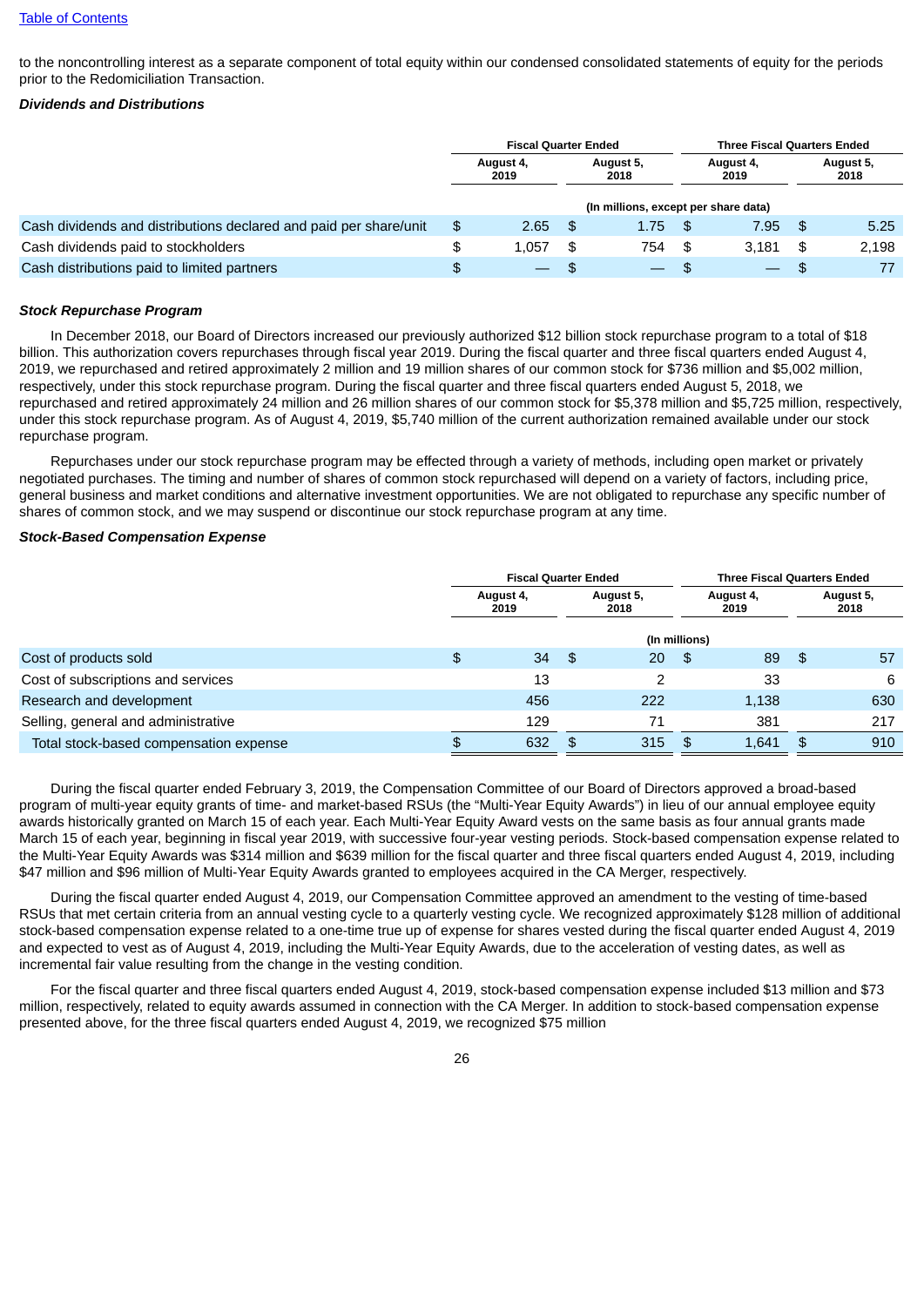to the noncontrolling interest as a separate component of total equity within our condensed consolidated statements of equity for the periods prior to the Redomiciliation Transaction.

***Dividends and Distributions***

| | Fiscal Quarter Ended | | Three Fiscal Quarters Ended | |
|---|---|---|---|---|
| | August 4, 2019 | August 5, 2018 | August 4, 2019 | August 5, 2018 |
| | (In millions, except per share data) | | | |
| Cash dividends and distributions declared and paid per share/unit | $ 2.65 | $ 1.75 | $ 7.95 | $ 5.25 |
| Cash dividends paid to stockholders | $ 1,057 | $ 754 | $ 3,181 | $ 2,198 |
| Cash distributions paid to limited partners | $ — | $ — | $ — | $ 77 |

***Stock Repurchase Program***

In December 2018, our Board of Directors increased our previously authorized $12 billion stock repurchase program to a total of $18 billion. This authorization covers repurchases through fiscal year 2019. During the fiscal quarter and three fiscal quarters ended August 4, 2019, we repurchased and retired approximately 2 million and 19 million shares of our common stock for $736 million and $5,002 million, respectively, under this stock repurchase program. During the fiscal quarter and three fiscal quarters ended August 5, 2018, we repurchased and retired approximately 24 million and 26 million shares of our common stock for $5,378 million and $5,725 million, respectively, under this stock repurchase program. As of August 4, 2019, $5,740 million of the current authorization remained available under our stock repurchase program.

Repurchases under our stock repurchase program may be effected through a variety of methods, including open market or privately negotiated purchases. The timing and number of shares of common stock repurchased will depend on a variety of factors, including price, general business and market conditions and alternative investment opportunities. We are not obligated to repurchase any specific number of shares of common stock, and we may suspend or discontinue our stock repurchase program at any time.

***Stock-Based Compensation Expense***

| | Fiscal Quarter Ended | | Three Fiscal Quarters Ended | |
|---|---|---|---|---|
| | August 4, 2019 | August 5, 2018 | August 4, 2019 | August 5, 2018 |
| | (In millions) | | | |
| Cost of products sold | $ 34 | $ 20 | $ 89 | $ 57 |
| Cost of subscriptions and services | 13 | 2 | 33 | 6 |
| Research and development | 456 | 222 | 1,138 | 630 |
| Selling, general and administrative | 129 | 71 | 381 | 217 |
| Total stock-based compensation expense | $ 632 | $ 315 | $ 1,641 | $ 910 |

During the fiscal quarter ended February 3, 2019, the Compensation Committee of our Board of Directors approved a broad-based program of multi-year equity grants of time- and market-based RSUs (the "Multi-Year Equity Awards") in lieu of our annual employee equity awards historically granted on March 15 of each year. Each Multi-Year Equity Award vests on the same basis as four annual grants made March 15 of each year, beginning in fiscal year 2019, with successive four-year vesting periods. Stock-based compensation expense related to the Multi-Year Equity Awards was $314 million and $639 million for the fiscal quarter and three fiscal quarters ended August 4, 2019, including $47 million and $96 million of Multi-Year Equity Awards granted to employees acquired in the CA Merger, respectively.

During the fiscal quarter ended August 4, 2019, our Compensation Committee approved an amendment to the vesting of time-based RSUs that met certain criteria from an annual vesting cycle to a quarterly vesting cycle. We recognized approximately $128 million of additional stock-based compensation expense related to a one-time true up of expense for shares vested during the fiscal quarter ended August 4, 2019 and expected to vest as of August 4, 2019, including the Multi-Year Equity Awards, due to the acceleration of vesting dates, as well as incremental fair value resulting from the change in the vesting condition.

For the fiscal quarter and three fiscal quarters ended August 4, 2019, stock-based compensation expense included $13 million and $73 million, respectively, related to equity awards assumed in connection with the CA Merger. In addition to stock-based compensation expense presented above, for the three fiscal quarters ended August 4, 2019, we recognized $75 million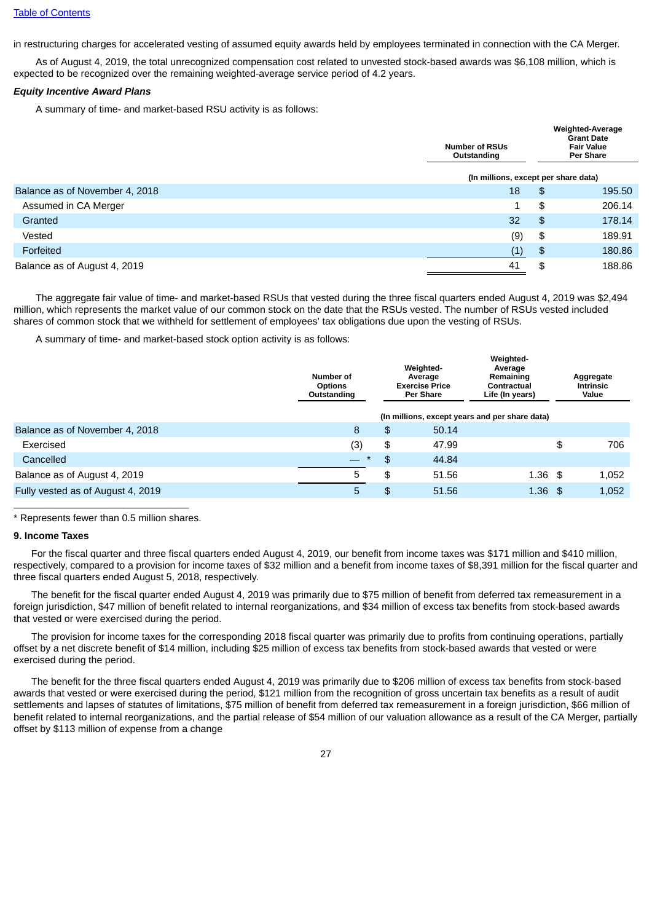in restructuring charges for accelerated vesting of assumed equity awards held by employees terminated in connection with the CA Merger.

As of August 4, 2019, the total unrecognized compensation cost related to unvested stock-based awards was $6,108 million, which is expected to be recognized over the remaining weighted-average service period of 4.2 years.

***Equity Incentive Award Plans***

A summary of time- and market-based RSU activity is as follows:

| | Number of RSUs Outstanding | Weighted-Average Grant Date Fair Value Per Share |
|---|---|---|
| | (In millions, except per share data) | |
| Balance as of November 4, 2018 | 18 | $ 195.50 |
| Assumed in CA Merger | 1 | $ 206.14 |
| Granted | 32 | $ 178.14 |
| Vested | (9) | $ 189.91 |
| Forfeited | (1) | $ 180.86 |
| Balance as of August 4, 2019 | 41 | $ 188.86 |

The aggregate fair value of time- and market-based RSUs that vested during the three fiscal quarters ended August 4, 2019 was $2,494 million, which represents the market value of our common stock on the date that the RSUs vested. The number of RSUs vested included shares of common stock that we withheld for settlement of employees' tax obligations due upon the vesting of RSUs.

A summary of time- and market-based stock option activity is as follows:

| | Number of Options Outstanding | Weighted-Average Exercise Price Per Share | Weighted-Average Remaining Contractual Life (In years) | Aggregate Intrinsic Value |
|---|---|---|---|---|
| | (In millions, except years and per share data) | | | |
| Balance as of November 4, 2018 | 8 | $ 50.14 | | |
| Exercised | (3) | $ 47.99 | | $ 706 |
| Cancelled | — * | $ 44.84 | | |
| Balance as of August 4, 2019 | 5 | $ 51.56 | 1.36 | $ 1,052 |
| Fully vested as of August 4, 2019 | 5 | $ 51.56 | 1.36 | $ 1,052 |

\* Represents fewer than 0.5 million shares.

**9. Income Taxes**

For the fiscal quarter and three fiscal quarters ended August 4, 2019, our benefit from income taxes was $171 million and $410 million, respectively, compared to a provision for income taxes of $32 million and a benefit from income taxes of $8,391 million for the fiscal quarter and three fiscal quarters ended August 5, 2018, respectively.

The benefit for the fiscal quarter ended August 4, 2019 was primarily due to $75 million of benefit from deferred tax remeasurement in a foreign jurisdiction, $47 million of benefit related to internal reorganizations, and $34 million of excess tax benefits from stock-based awards that vested or were exercised during the period.

The provision for income taxes for the corresponding 2018 fiscal quarter was primarily due to profits from continuing operations, partially offset by a net discrete benefit of $14 million, including $25 million of excess tax benefits from stock-based awards that vested or were exercised during the period.

The benefit for the three fiscal quarters ended August 4, 2019 was primarily due to $206 million of excess tax benefits from stock-based awards that vested or were exercised during the period, $121 million from the recognition of gross uncertain tax benefits as a result of audit settlements and lapses of statutes of limitations, $75 million of benefit from deferred tax remeasurement in a foreign jurisdiction, $66 million of benefit related to internal reorganizations, and the partial release of $54 million of our valuation allowance as a result of the CA Merger, partially offset by $113 million of expense from a change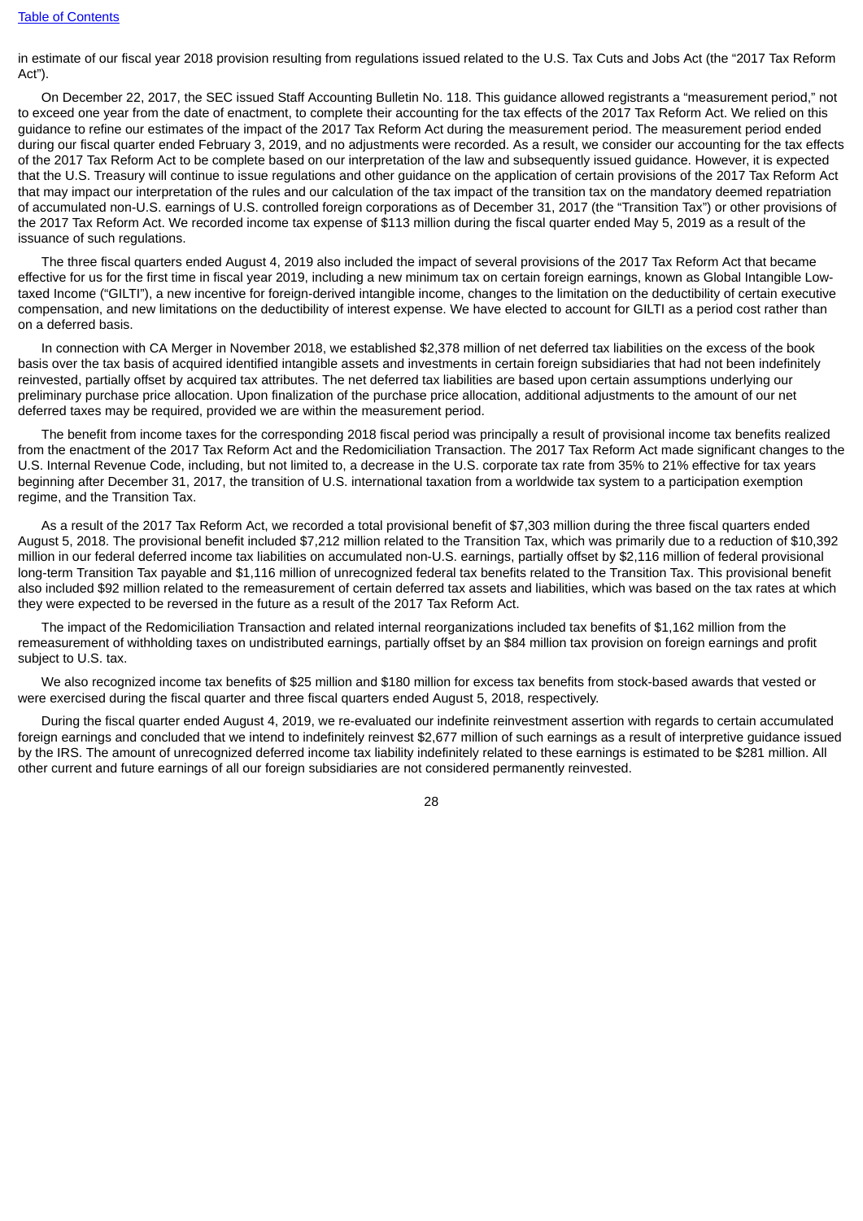in estimate of our fiscal year 2018 provision resulting from regulations issued related to the U.S. Tax Cuts and Jobs Act (the "2017 Tax Reform Act").

On December 22, 2017, the SEC issued Staff Accounting Bulletin No. 118. This guidance allowed registrants a "measurement period," not to exceed one year from the date of enactment, to complete their accounting for the tax effects of the 2017 Tax Reform Act. We relied on this guidance to refine our estimates of the impact of the 2017 Tax Reform Act during the measurement period. The measurement period ended during our fiscal quarter ended February 3, 2019, and no adjustments were recorded. As a result, we consider our accounting for the tax effects of the 2017 Tax Reform Act to be complete based on our interpretation of the law and subsequently issued guidance. However, it is expected that the U.S. Treasury will continue to issue regulations and other guidance on the application of certain provisions of the 2017 Tax Reform Act that may impact our interpretation of the rules and our calculation of the tax impact of the transition tax on the mandatory deemed repatriation of accumulated non-U.S. earnings of U.S. controlled foreign corporations as of December 31, 2017 (the "Transition Tax") or other provisions of the 2017 Tax Reform Act. We recorded income tax expense of $113 million during the fiscal quarter ended May 5, 2019 as a result of the issuance of such regulations.

The three fiscal quarters ended August 4, 2019 also included the impact of several provisions of the 2017 Tax Reform Act that became effective for us for the first time in fiscal year 2019, including a new minimum tax on certain foreign earnings, known as Global Intangible Low-taxed Income ("GILTI"), a new incentive for foreign-derived intangible income, changes to the limitation on the deductibility of certain executive compensation, and new limitations on the deductibility of interest expense. We have elected to account for GILTI as a period cost rather than on a deferred basis.

In connection with CA Merger in November 2018, we established $2,378 million of net deferred tax liabilities on the excess of the book basis over the tax basis of acquired identified intangible assets and investments in certain foreign subsidiaries that had not been indefinitely reinvested, partially offset by acquired tax attributes. The net deferred tax liabilities are based upon certain assumptions underlying our preliminary purchase price allocation. Upon finalization of the purchase price allocation, additional adjustments to the amount of our net deferred taxes may be required, provided we are within the measurement period.

The benefit from income taxes for the corresponding 2018 fiscal period was principally a result of provisional income tax benefits realized from the enactment of the 2017 Tax Reform Act and the Redomiciliation Transaction. The 2017 Tax Reform Act made significant changes to the U.S. Internal Revenue Code, including, but not limited to, a decrease in the U.S. corporate tax rate from 35% to 21% effective for tax years beginning after December 31, 2017, the transition of U.S. international taxation from a worldwide tax system to a participation exemption regime, and the Transition Tax.

As a result of the 2017 Tax Reform Act, we recorded a total provisional benefit of $7,303 million during the three fiscal quarters ended August 5, 2018. The provisional benefit included $7,212 million related to the Transition Tax, which was primarily due to a reduction of $10,392 million in our federal deferred income tax liabilities on accumulated non-U.S. earnings, partially offset by $2,116 million of federal provisional long-term Transition Tax payable and $1,116 million of unrecognized federal tax benefits related to the Transition Tax. This provisional benefit also included $92 million related to the remeasurement of certain deferred tax assets and liabilities, which was based on the tax rates at which they were expected to be reversed in the future as a result of the 2017 Tax Reform Act.

The impact of the Redomiciliation Transaction and related internal reorganizations included tax benefits of $1,162 million from the remeasurement of withholding taxes on undistributed earnings, partially offset by an $84 million tax provision on foreign earnings and profit subject to U.S. tax.

We also recognized income tax benefits of $25 million and $180 million for excess tax benefits from stock-based awards that vested or were exercised during the fiscal quarter and three fiscal quarters ended August 5, 2018, respectively.

During the fiscal quarter ended August 4, 2019, we re-evaluated our indefinite reinvestment assertion with regards to certain accumulated foreign earnings and concluded that we intend to indefinitely reinvest $2,677 million of such earnings as a result of interpretive guidance issued by the IRS. The amount of unrecognized deferred income tax liability indefinitely related to these earnings is estimated to be $281 million. All other current and future earnings of all our foreign subsidiaries are not considered permanently reinvested.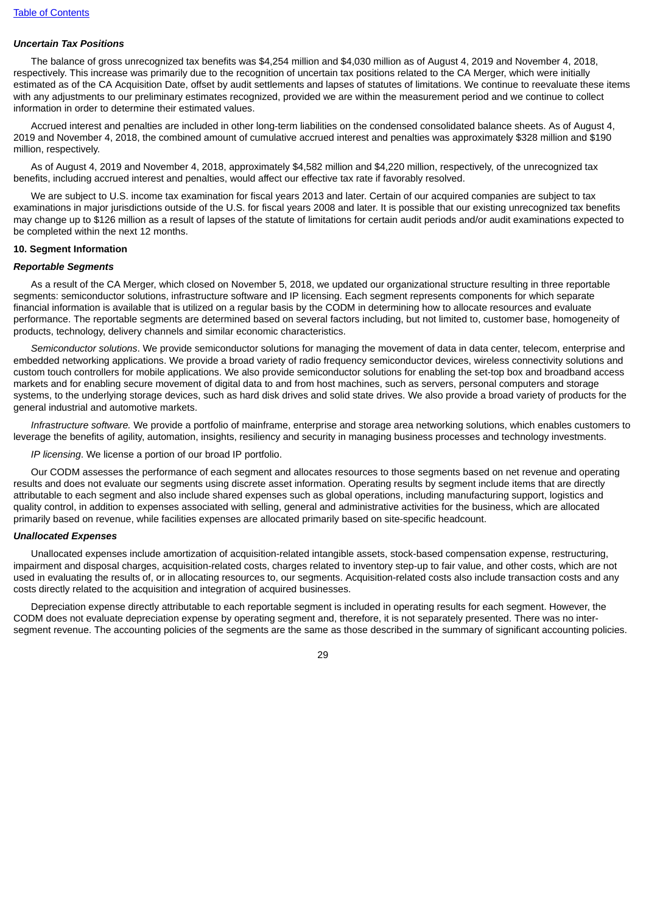### *Uncertain Tax Positions*

The balance of gross unrecognized tax benefits was $4,254 million and $4,030 million as of August 4, 2019 and November 4, 2018, respectively. This increase was primarily due to the recognition of uncertain tax positions related to the CA Merger, which were initially estimated as of the CA Acquisition Date, offset by audit settlements and lapses of statutes of limitations. We continue to reevaluate these items with any adjustments to our preliminary estimates recognized, provided we are within the measurement period and we continue to collect information in order to determine their estimated values.

Accrued interest and penalties are included in other long-term liabilities on the condensed consolidated balance sheets. As of August 4, 2019 and November 4, 2018, the combined amount of cumulative accrued interest and penalties was approximately $328 million and $190 million, respectively.

As of August 4, 2019 and November 4, 2018, approximately $4,582 million and $4,220 million, respectively, of the unrecognized tax benefits, including accrued interest and penalties, would affect our effective tax rate if favorably resolved.

We are subject to U.S. income tax examination for fiscal years 2013 and later. Certain of our acquired companies are subject to tax examinations in major jurisdictions outside of the U.S. for fiscal years 2008 and later. It is possible that our existing unrecognized tax benefits may change up to $126 million as a result of lapses of the statute of limitations for certain audit periods and/or audit examinations expected to be completed within the next 12 months.

## 10. Segment Information

### *Reportable Segments*

As a result of the CA Merger, which closed on November 5, 2018, we updated our organizational structure resulting in three reportable segments: semiconductor solutions, infrastructure software and IP licensing. Each segment represents components for which separate financial information is available that is utilized on a regular basis by the CODM in determining how to allocate resources and evaluate performance. The reportable segments are determined based on several factors including, but not limited to, customer base, homogeneity of products, technology, delivery channels and similar economic characteristics.

*Semiconductor solutions*. We provide semiconductor solutions for managing the movement of data in data center, telecom, enterprise and embedded networking applications. We provide a broad variety of radio frequency semiconductor devices, wireless connectivity solutions and custom touch controllers for mobile applications. We also provide semiconductor solutions for enabling the set-top box and broadband access markets and for enabling secure movement of digital data to and from host machines, such as servers, personal computers and storage systems, to the underlying storage devices, such as hard disk drives and solid state drives. We also provide a broad variety of products for the general industrial and automotive markets.

*Infrastructure software.* We provide a portfolio of mainframe, enterprise and storage area networking solutions, which enables customers to leverage the benefits of agility, automation, insights, resiliency and security in managing business processes and technology investments.

*IP licensing*. We license a portion of our broad IP portfolio.

Our CODM assesses the performance of each segment and allocates resources to those segments based on net revenue and operating results and does not evaluate our segments using discrete asset information. Operating results by segment include items that are directly attributable to each segment and also include shared expenses such as global operations, including manufacturing support, logistics and quality control, in addition to expenses associated with selling, general and administrative activities for the business, which are allocated primarily based on revenue, while facilities expenses are allocated primarily based on site-specific headcount.

### *Unallocated Expenses*

Unallocated expenses include amortization of acquisition-related intangible assets, stock-based compensation expense, restructuring, impairment and disposal charges, acquisition-related costs, charges related to inventory step-up to fair value, and other costs, which are not used in evaluating the results of, or in allocating resources to, our segments. Acquisition-related costs also include transaction costs and any costs directly related to the acquisition and integration of acquired businesses.

Depreciation expense directly attributable to each reportable segment is included in operating results for each segment. However, the CODM does not evaluate depreciation expense by operating segment and, therefore, it is not separately presented. There was no inter-segment revenue. The accounting policies of the segments are the same as those described in the summary of significant accounting policies.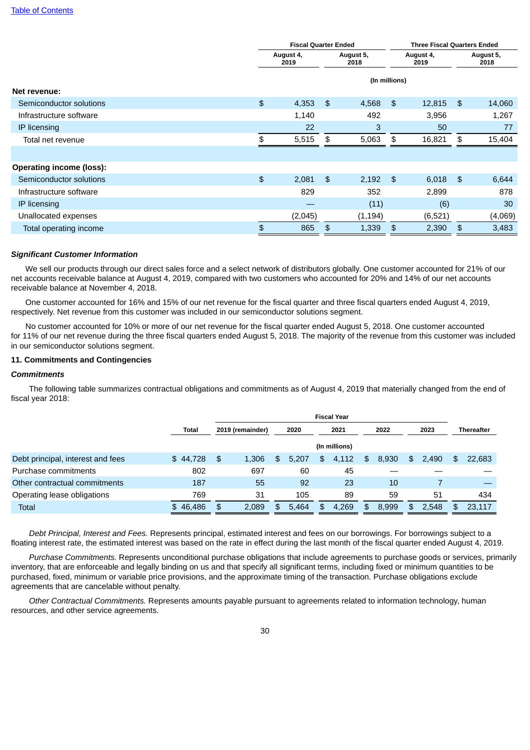|  | Fiscal Quarter Ended |  | Three Fiscal Quarters Ended |  |
|---|---|---|---|---|
|  | August 4, 2019 | August 5, 2018 | August 4, 2019 | August 5, 2018 |
|  | (In millions) |  |  |  |
| **Net revenue:** |  |  |  |  |
| Semiconductor solutions | $ 4,353 | $ 4,568 | $ 12,815 | $ 14,060 |
| Infrastructure software | 1,140 | 492 | 3,956 | 1,267 |
| IP licensing | 22 | 3 | 50 | 77 |
| Total net revenue | $ 5,515 | $ 5,063 | $ 16,821 | $ 15,404 |
|  |  |  |  |  |
| **Operating income (loss):** |  |  |  |  |
| Semiconductor solutions | $ 2,081 | $ 2,192 | $ 6,018 | $ 6,644 |
| Infrastructure software | 829 | 352 | 2,899 | 878 |
| IP licensing | — | (11) | (6) | 30 |
| Unallocated expenses | (2,045) | (1,194) | (6,521) | (4,069) |
| Total operating income | $ 865 | $ 1,339 | $ 2,390 | $ 3,483 |

***Significant Customer Information***

We sell our products through our direct sales force and a select network of distributors globally. One customer accounted for 21% of our net accounts receivable balance at August 4, 2019, compared with two customers who accounted for 20% and 14% of our net accounts receivable balance at November 4, 2018.

One customer accounted for 16% and 15% of our net revenue for the fiscal quarter and three fiscal quarters ended August 4, 2019, respectively. Net revenue from this customer was included in our semiconductor solutions segment.

No customer accounted for 10% or more of our net revenue for the fiscal quarter ended August 5, 2018. One customer accounted for 11% of our net revenue during the three fiscal quarters ended August 5, 2018. The majority of the revenue from this customer was included in our semiconductor solutions segment.

**11. Commitments and Contingencies**

***Commitments***

The following table summarizes contractual obligations and commitments as of August 4, 2019 that materially changed from the end of fiscal year 2018:

|  |  | Fiscal Year |  |  |  |  |  |
|---|---|---|---|---|---|---|---|
|  | Total | 2019 (remainder) | 2020 | 2021 | 2022 | 2023 | Thereafter |
|  | (In millions) |  |  |  |  |  |  |
| Debt principal, interest and fees | $ 44,728 | $ 1,306 | $ 5,207 | $ 4,112 | $ 8,930 | $ 2,490 | $ 22,683 |
| Purchase commitments | 802 | 697 | 60 | 45 | — | — | — |
| Other contractual commitments | 187 | 55 | 92 | 23 | 10 | 7 | — |
| Operating lease obligations | 769 | 31 | 105 | 89 | 59 | 51 | 434 |
| Total | $ 46,486 | $ 2,089 | $ 5,464 | $ 4,269 | $ 8,999 | $ 2,548 | $ 23,117 |

*Debt Principal, Interest and Fees.* Represents principal, estimated interest and fees on our borrowings. For borrowings subject to a floating interest rate, the estimated interest was based on the rate in effect during the last month of the fiscal quarter ended August 4, 2019.

*Purchase Commitments.* Represents unconditional purchase obligations that include agreements to purchase goods or services, primarily inventory, that are enforceable and legally binding on us and that specify all significant terms, including fixed or minimum quantities to be purchased, fixed, minimum or variable price provisions, and the approximate timing of the transaction. Purchase obligations exclude agreements that are cancelable without penalty.

*Other Contractual Commitments.* Represents amounts payable pursuant to agreements related to information technology, human resources, and other service agreements.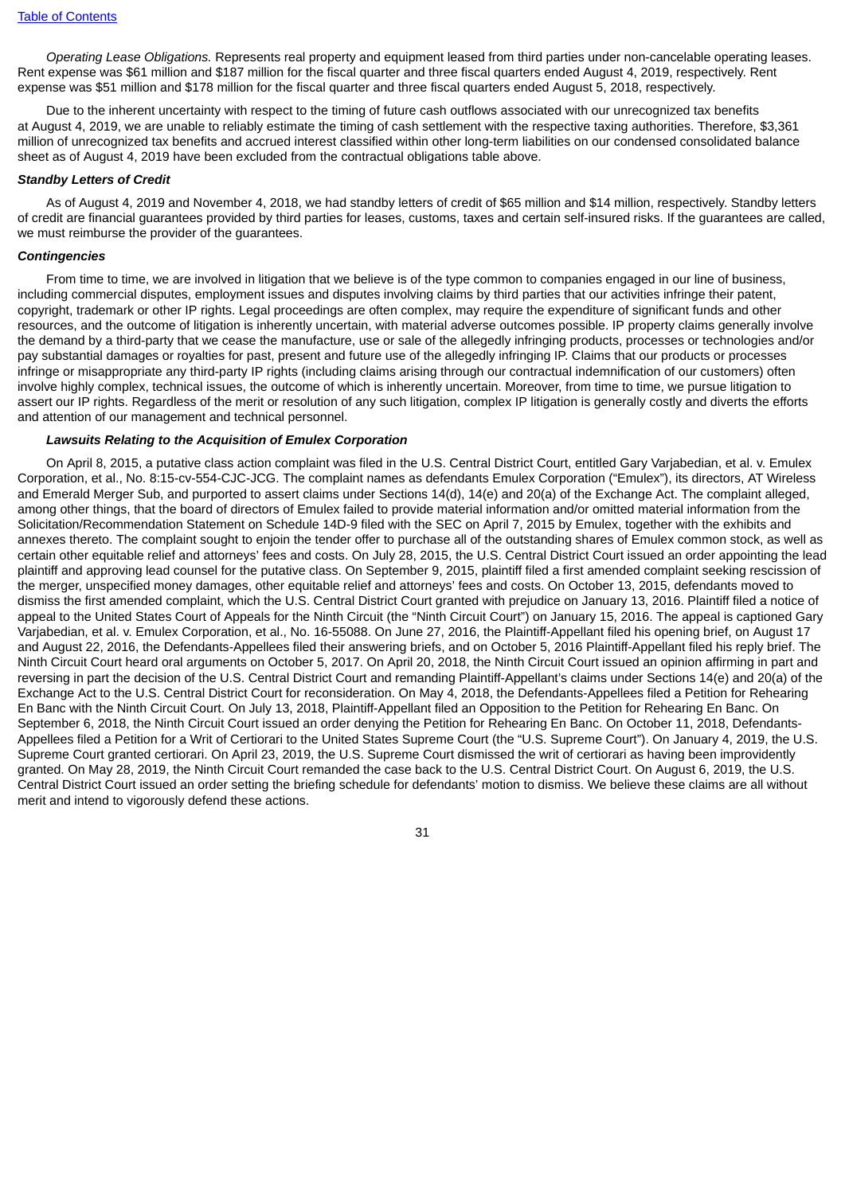*Operating Lease Obligations.* Represents real property and equipment leased from third parties under non-cancelable operating leases. Rent expense was $61 million and $187 million for the fiscal quarter and three fiscal quarters ended August 4, 2019, respectively. Rent expense was $51 million and $178 million for the fiscal quarter and three fiscal quarters ended August 5, 2018, respectively.

Due to the inherent uncertainty with respect to the timing of future cash outflows associated with our unrecognized tax benefits at August 4, 2019, we are unable to reliably estimate the timing of cash settlement with the respective taxing authorities. Therefore, $3,361 million of unrecognized tax benefits and accrued interest classified within other long-term liabilities on our condensed consolidated balance sheet as of August 4, 2019 have been excluded from the contractual obligations table above.

***Standby Letters of Credit***

As of August 4, 2019 and November 4, 2018, we had standby letters of credit of $65 million and $14 million, respectively. Standby letters of credit are financial guarantees provided by third parties for leases, customs, taxes and certain self-insured risks. If the guarantees are called, we must reimburse the provider of the guarantees.

***Contingencies***

From time to time, we are involved in litigation that we believe is of the type common to companies engaged in our line of business, including commercial disputes, employment issues and disputes involving claims by third parties that our activities infringe their patent, copyright, trademark or other IP rights. Legal proceedings are often complex, may require the expenditure of significant funds and other resources, and the outcome of litigation is inherently uncertain, with material adverse outcomes possible. IP property claims generally involve the demand by a third-party that we cease the manufacture, use or sale of the allegedly infringing products, processes or technologies and/or pay substantial damages or royalties for past, present and future use of the allegedly infringing IP. Claims that our products or processes infringe or misappropriate any third-party IP rights (including claims arising through our contractual indemnification of our customers) often involve highly complex, technical issues, the outcome of which is inherently uncertain. Moreover, from time to time, we pursue litigation to assert our IP rights. Regardless of the merit or resolution of any such litigation, complex IP litigation is generally costly and diverts the efforts and attention of our management and technical personnel.

***Lawsuits Relating to the Acquisition of Emulex Corporation***

On April 8, 2015, a putative class action complaint was filed in the U.S. Central District Court, entitled Gary Varjabedian, et al. v. Emulex Corporation, et al., No. 8:15-cv-554-CJC-JCG. The complaint names as defendants Emulex Corporation ("Emulex"), its directors, AT Wireless and Emerald Merger Sub, and purported to assert claims under Sections 14(d), 14(e) and 20(a) of the Exchange Act. The complaint alleged, among other things, that the board of directors of Emulex failed to provide material information and/or omitted material information from the Solicitation/Recommendation Statement on Schedule 14D-9 filed with the SEC on April 7, 2015 by Emulex, together with the exhibits and annexes thereto. The complaint sought to enjoin the tender offer to purchase all of the outstanding shares of Emulex common stock, as well as certain other equitable relief and attorneys' fees and costs. On July 28, 2015, the U.S. Central District Court issued an order appointing the lead plaintiff and approving lead counsel for the putative class. On September 9, 2015, plaintiff filed a first amended complaint seeking rescission of the merger, unspecified money damages, other equitable relief and attorneys' fees and costs. On October 13, 2015, defendants moved to dismiss the first amended complaint, which the U.S. Central District Court granted with prejudice on January 13, 2016. Plaintiff filed a notice of appeal to the United States Court of Appeals for the Ninth Circuit (the "Ninth Circuit Court") on January 15, 2016. The appeal is captioned Gary Varjabedian, et al. v. Emulex Corporation, et al., No. 16-55088. On June 27, 2016, the Plaintiff-Appellant filed his opening brief, on August 17 and August 22, 2016, the Defendants-Appellees filed their answering briefs, and on October 5, 2016 Plaintiff-Appellant filed his reply brief. The Ninth Circuit Court heard oral arguments on October 5, 2017. On April 20, 2018, the Ninth Circuit Court issued an opinion affirming in part and reversing in part the decision of the U.S. Central District Court and remanding Plaintiff-Appellant's claims under Sections 14(e) and 20(a) of the Exchange Act to the U.S. Central District Court for reconsideration. On May 4, 2018, the Defendants-Appellees filed a Petition for Rehearing En Banc with the Ninth Circuit Court. On July 13, 2018, Plaintiff-Appellant filed an Opposition to the Petition for Rehearing En Banc. On September 6, 2018, the Ninth Circuit Court issued an order denying the Petition for Rehearing En Banc. On October 11, 2018, Defendants-Appellees filed a Petition for a Writ of Certiorari to the United States Supreme Court (the "U.S. Supreme Court"). On January 4, 2019, the U.S. Supreme Court granted certiorari. On April 23, 2019, the U.S. Supreme Court dismissed the writ of certiorari as having been improvidently granted. On May 28, 2019, the Ninth Circuit Court remanded the case back to the U.S. Central District Court. On August 6, 2019, the U.S. Central District Court issued an order setting the briefing schedule for defendants' motion to dismiss. We believe these claims are all without merit and intend to vigorously defend these actions.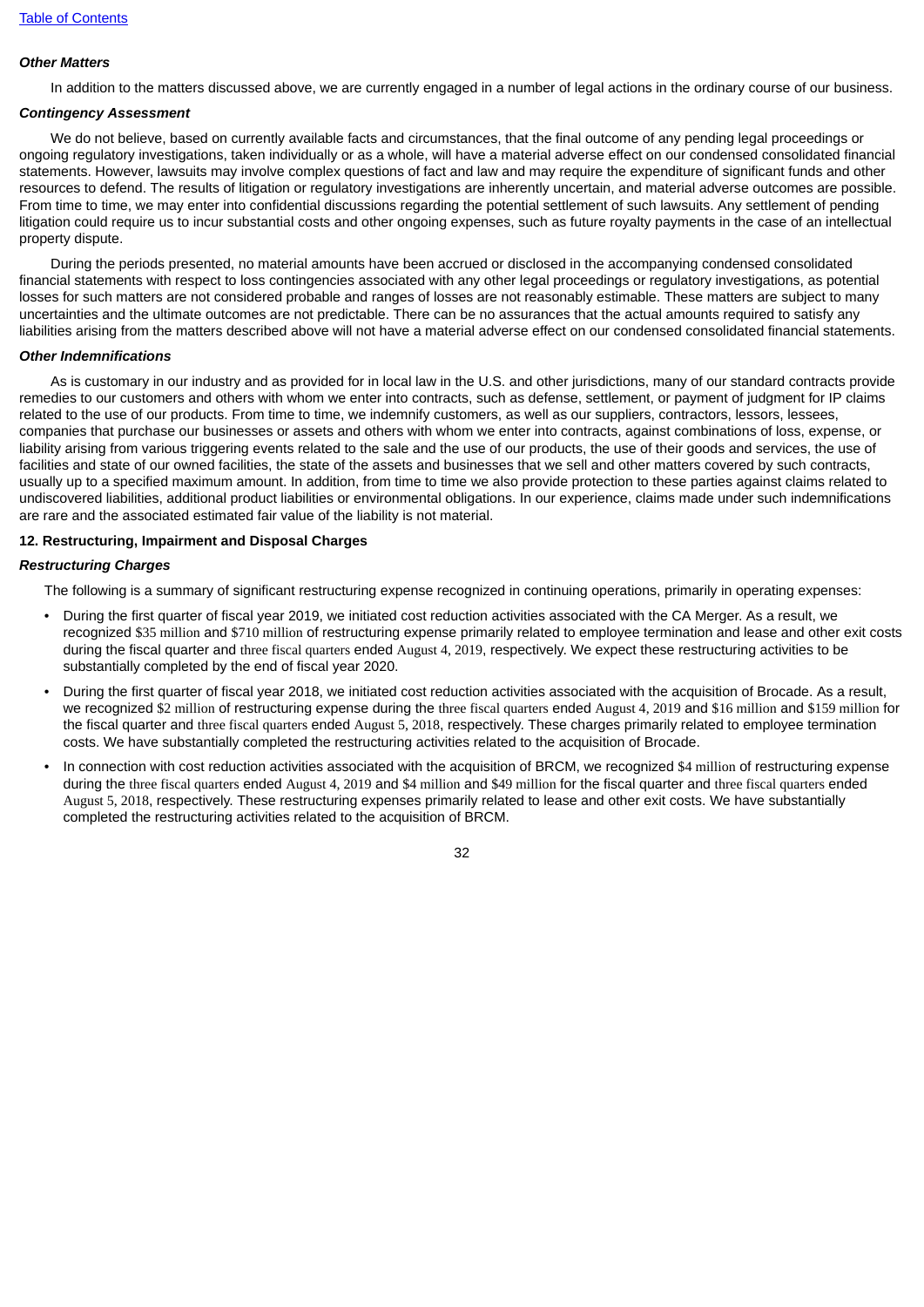*Other Matters*

In addition to the matters discussed above, we are currently engaged in a number of legal actions in the ordinary course of our business.

*Contingency Assessment*

We do not believe, based on currently available facts and circumstances, that the final outcome of any pending legal proceedings or ongoing regulatory investigations, taken individually or as a whole, will have a material adverse effect on our condensed consolidated financial statements. However, lawsuits may involve complex questions of fact and law and may require the expenditure of significant funds and other resources to defend. The results of litigation or regulatory investigations are inherently uncertain, and material adverse outcomes are possible. From time to time, we may enter into confidential discussions regarding the potential settlement of such lawsuits. Any settlement of pending litigation could require us to incur substantial costs and other ongoing expenses, such as future royalty payments in the case of an intellectual property dispute.

During the periods presented, no material amounts have been accrued or disclosed in the accompanying condensed consolidated financial statements with respect to loss contingencies associated with any other legal proceedings or regulatory investigations, as potential losses for such matters are not considered probable and ranges of losses are not reasonably estimable. These matters are subject to many uncertainties and the ultimate outcomes are not predictable. There can be no assurances that the actual amounts required to satisfy any liabilities arising from the matters described above will not have a material adverse effect on our condensed consolidated financial statements.

*Other Indemnifications*

As is customary in our industry and as provided for in local law in the U.S. and other jurisdictions, many of our standard contracts provide remedies to our customers and others with whom we enter into contracts, such as defense, settlement, or payment of judgment for IP claims related to the use of our products. From time to time, we indemnify customers, as well as our suppliers, contractors, lessors, lessees, companies that purchase our businesses or assets and others with whom we enter into contracts, against combinations of loss, expense, or liability arising from various triggering events related to the sale and the use of our products, the use of their goods and services, the use of facilities and state of our owned facilities, the state of the assets and businesses that we sell and other matters covered by such contracts, usually up to a specified maximum amount. In addition, from time to time we also provide protection to these parties against claims related to undiscovered liabilities, additional product liabilities or environmental obligations. In our experience, claims made under such indemnifications are rare and the associated estimated fair value of the liability is not material.

**12. Restructuring, Impairment and Disposal Charges**

*Restructuring Charges*

The following is a summary of significant restructuring expense recognized in continuing operations, primarily in operating expenses:

- During the first quarter of fiscal year 2019, we initiated cost reduction activities associated with the CA Merger. As a result, we recognized $35 million and $710 million of restructuring expense primarily related to employee termination and lease and other exit costs during the fiscal quarter and three fiscal quarters ended August 4, 2019, respectively. We expect these restructuring activities to be substantially completed by the end of fiscal year 2020.
- During the first quarter of fiscal year 2018, we initiated cost reduction activities associated with the acquisition of Brocade. As a result, we recognized $2 million of restructuring expense during the three fiscal quarters ended August 4, 2019 and $16 million and $159 million for the fiscal quarter and three fiscal quarters ended August 5, 2018, respectively. These charges primarily related to employee termination costs. We have substantially completed the restructuring activities related to the acquisition of Brocade.
- In connection with cost reduction activities associated with the acquisition of BRCM, we recognized $4 million of restructuring expense during the three fiscal quarters ended August 4, 2019 and $4 million and $49 million for the fiscal quarter and three fiscal quarters ended August 5, 2018, respectively. These restructuring expenses primarily related to lease and other exit costs. We have substantially completed the restructuring activities related to the acquisition of BRCM.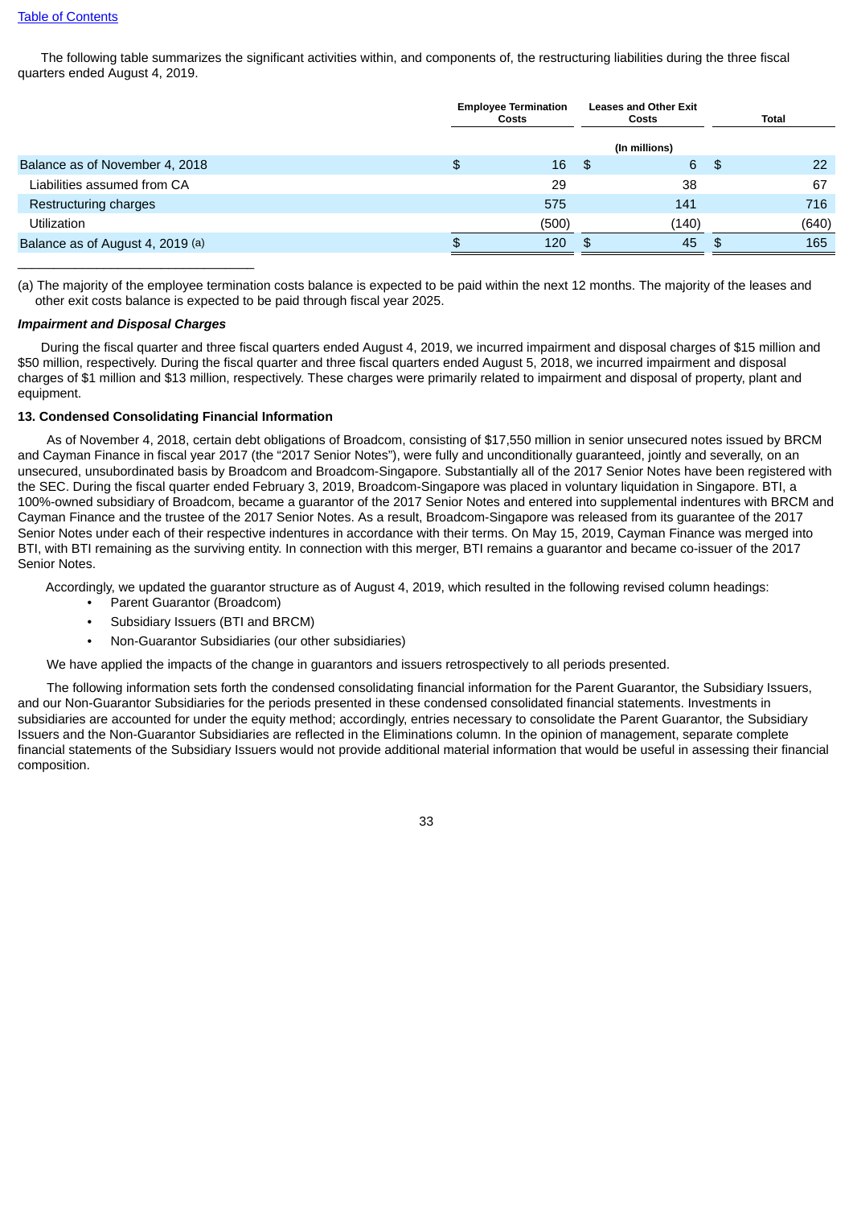The following table summarizes the significant activities within, and components of, the restructuring liabilities during the three fiscal quarters ended August 4, 2019.

| | Employee Termination Costs | Leases and Other Exit Costs | Total |
|---|---|---|---|
| | (In millions) | | |
| Balance as of November 4, 2018 | $ 16 | $ 6 | $ 22 |
| Liabilities assumed from CA | 29 | 38 | 67 |
| Restructuring charges | 575 | 141 | 716 |
| Utilization | (500) | (140) | (640) |
| Balance as of August 4, 2019 (a) | $ 120 | $ 45 | $ 165 |

(a) The majority of the employee termination costs balance is expected to be paid within the next 12 months. The majority of the leases and other exit costs balance is expected to be paid through fiscal year 2025.

***Impairment and Disposal Charges***

During the fiscal quarter and three fiscal quarters ended August 4, 2019, we incurred impairment and disposal charges of $15 million and $50 million, respectively. During the fiscal quarter and three fiscal quarters ended August 5, 2018, we incurred impairment and disposal charges of $1 million and $13 million, respectively. These charges were primarily related to impairment and disposal of property, plant and equipment.

**13. Condensed Consolidating Financial Information**

As of November 4, 2018, certain debt obligations of Broadcom, consisting of $17,550 million in senior unsecured notes issued by BRCM and Cayman Finance in fiscal year 2017 (the "2017 Senior Notes"), were fully and unconditionally guaranteed, jointly and severally, on an unsecured, unsubordinated basis by Broadcom and Broadcom-Singapore. Substantially all of the 2017 Senior Notes have been registered with the SEC. During the fiscal quarter ended February 3, 2019, Broadcom-Singapore was placed in voluntary liquidation in Singapore. BTI, a 100%-owned subsidiary of Broadcom, became a guarantor of the 2017 Senior Notes and entered into supplemental indentures with BRCM and Cayman Finance and the trustee of the 2017 Senior Notes. As a result, Broadcom-Singapore was released from its guarantee of the 2017 Senior Notes under each of their respective indentures in accordance with their terms. On May 15, 2019, Cayman Finance was merged into BTI, with BTI remaining as the surviving entity. In connection with this merger, BTI remains a guarantor and became co-issuer of the 2017 Senior Notes.

Accordingly, we updated the guarantor structure as of August 4, 2019, which resulted in the following revised column headings:

- Parent Guarantor (Broadcom)
- Subsidiary Issuers (BTI and BRCM)
- Non-Guarantor Subsidiaries (our other subsidiaries)

We have applied the impacts of the change in guarantors and issuers retrospectively to all periods presented.

The following information sets forth the condensed consolidating financial information for the Parent Guarantor, the Subsidiary Issuers, and our Non-Guarantor Subsidiaries for the periods presented in these condensed consolidated financial statements. Investments in subsidiaries are accounted for under the equity method; accordingly, entries necessary to consolidate the Parent Guarantor, the Subsidiary Issuers and the Non-Guarantor Subsidiaries are reflected in the Eliminations column. In the opinion of management, separate complete financial statements of the Subsidiary Issuers would not provide additional material information that would be useful in assessing their financial composition.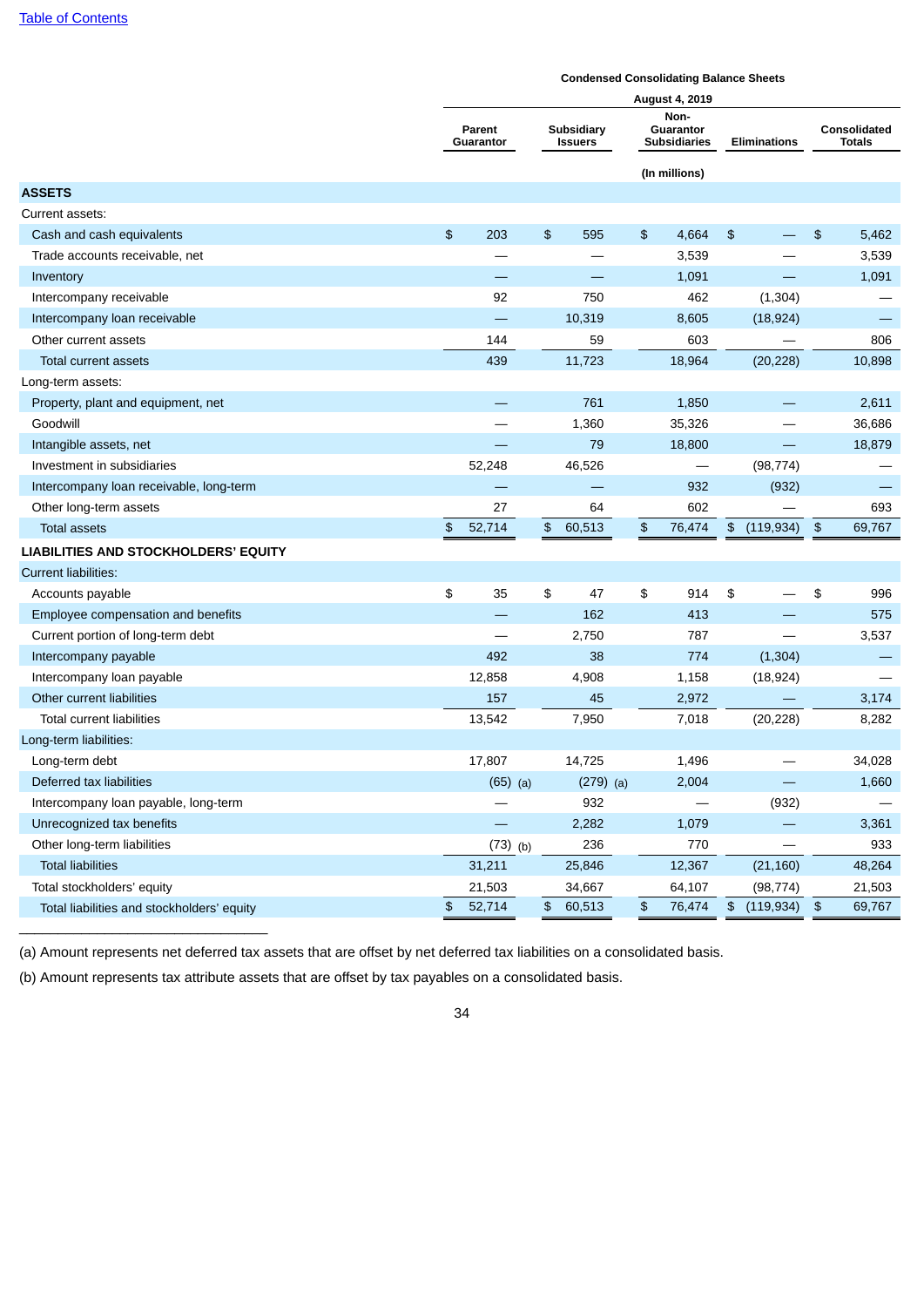**Condensed Consolidating Balance Sheets**

**August 4, 2019**

| | Parent Guarantor | Subsidiary Issuers | Non-Guarantor Subsidiaries | Eliminations | Consolidated Totals |
|---|---|---|---|---|---|
| | | | (In millions) | | |
| **ASSETS** | | | | | |
| Current assets: | | | | | |
| Cash and cash equivalents | $ 203 | $ 595 | $ 4,664 | $ — | $ 5,462 |
| Trade accounts receivable, net | — | — | 3,539 | — | 3,539 |
| Inventory | — | — | 1,091 | — | 1,091 |
| Intercompany receivable | 92 | 750 | 462 | (1,304) | — |
| Intercompany loan receivable | — | 10,319 | 8,605 | (18,924) | — |
| Other current assets | 144 | 59 | 603 | — | 806 |
| Total current assets | 439 | 11,723 | 18,964 | (20,228) | 10,898 |
| Long-term assets: | | | | | |
| Property, plant and equipment, net | — | 761 | 1,850 | — | 2,611 |
| Goodwill | — | 1,360 | 35,326 | — | 36,686 |
| Intangible assets, net | — | 79 | 18,800 | — | 18,879 |
| Investment in subsidiaries | 52,248 | 46,526 | — | (98,774) | — |
| Intercompany loan receivable, long-term | — | — | 932 | (932) | — |
| Other long-term assets | 27 | 64 | 602 | — | 693 |
| Total assets | $ 52,714 | $ 60,513 | $ 76,474 | $ (119,934) | $ 69,767 |
| **LIABILITIES AND STOCKHOLDERS' EQUITY** | | | | | |
| Current liabilities: | | | | | |
| Accounts payable | $ 35 | $ 47 | $ 914 | $ — | $ 996 |
| Employee compensation and benefits | — | 162 | 413 | — | 575 |
| Current portion of long-term debt | — | 2,750 | 787 | — | 3,537 |
| Intercompany payable | 492 | 38 | 774 | (1,304) | — |
| Intercompany loan payable | 12,858 | 4,908 | 1,158 | (18,924) | — |
| Other current liabilities | 157 | 45 | 2,972 | — | 3,174 |
| Total current liabilities | 13,542 | 7,950 | 7,018 | (20,228) | 8,282 |
| Long-term liabilities: | | | | | |
| Long-term debt | 17,807 | 14,725 | 1,496 | — | 34,028 |
| Deferred tax liabilities | (65) (a) | (279) (a) | 2,004 | — | 1,660 |
| Intercompany loan payable, long-term | — | 932 | — | (932) | — |
| Unrecognized tax benefits | — | 2,282 | 1,079 | — | 3,361 |
| Other long-term liabilities | (73) (b) | 236 | 770 | — | 933 |
| Total liabilities | 31,211 | 25,846 | 12,367 | (21,160) | 48,264 |
| Total stockholders' equity | 21,503 | 34,667 | 64,107 | (98,774) | 21,503 |
| Total liabilities and stockholders' equity | $ 52,714 | $ 60,513 | $ 76,474 | $ (119,934) | $ 69,767 |

(a) Amount represents net deferred tax assets that are offset by net deferred tax liabilities on a consolidated basis.

(b) Amount represents tax attribute assets that are offset by tax payables on a consolidated basis.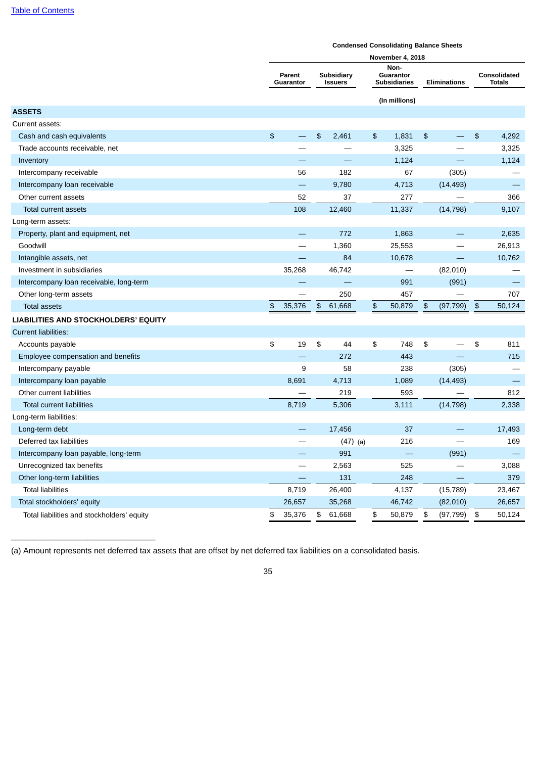**Condensed Consolidating Balance Sheets**

**November 4, 2018**

| | Parent Guarantor | Subsidiary Issuers | Non-Guarantor Subsidiaries | Eliminations | Consolidated Totals |
|---|---|---|---|---|---|
| | | | (In millions) | | |
| **ASSETS** | | | | | |
| Current assets: | | | | | |
| Cash and cash equivalents | $ — | $ 2,461 | $ 1,831 | $ — | $ 4,292 |
| Trade accounts receivable, net | — | — | 3,325 | — | 3,325 |
| Inventory | — | — | 1,124 | — | 1,124 |
| Intercompany receivable | 56 | 182 | 67 | (305) | — |
| Intercompany loan receivable | — | 9,780 | 4,713 | (14,493) | — |
| Other current assets | 52 | 37 | 277 | — | 366 |
| Total current assets | 108 | 12,460 | 11,337 | (14,798) | 9,107 |
| Long-term assets: | | | | | |
| Property, plant and equipment, net | — | 772 | 1,863 | — | 2,635 |
| Goodwill | — | 1,360 | 25,553 | — | 26,913 |
| Intangible assets, net | — | 84 | 10,678 | — | 10,762 |
| Investment in subsidiaries | 35,268 | 46,742 | — | (82,010) | — |
| Intercompany loan receivable, long-term | — | — | 991 | (991) | — |
| Other long-term assets | — | 250 | 457 | — | 707 |
| Total assets | $ 35,376 | $ 61,668 | $ 50,879 | $ (97,799) | $ 50,124 |
| **LIABILITIES AND STOCKHOLDERS' EQUITY** | | | | | |
| Current liabilities: | | | | | |
| Accounts payable | $ 19 | $ 44 | $ 748 | $ — | $ 811 |
| Employee compensation and benefits | — | 272 | 443 | — | 715 |
| Intercompany payable | 9 | 58 | 238 | (305) | — |
| Intercompany loan payable | 8,691 | 4,713 | 1,089 | (14,493) | — |
| Other current liabilities | — | 219 | 593 | — | 812 |
| Total current liabilities | 8,719 | 5,306 | 3,111 | (14,798) | 2,338 |
| Long-term liabilities: | | | | | |
| Long-term debt | — | 17,456 | 37 | — | 17,493 |
| Deferred tax liabilities | — | (47) (a) | 216 | — | 169 |
| Intercompany loan payable, long-term | — | 991 | — | (991) | — |
| Unrecognized tax benefits | — | 2,563 | 525 | — | 3,088 |
| Other long-term liabilities | — | 131 | 248 | — | 379 |
| Total liabilities | 8,719 | 26,400 | 4,137 | (15,789) | 23,467 |
| Total stockholders' equity | 26,657 | 35,268 | 46,742 | (82,010) | 26,657 |
| Total liabilities and stockholders' equity | $ 35,376 | $ 61,668 | $ 50,879 | $ (97,799) | $ 50,124 |

(a) Amount represents net deferred tax assets that are offset by net deferred tax liabilities on a consolidated basis.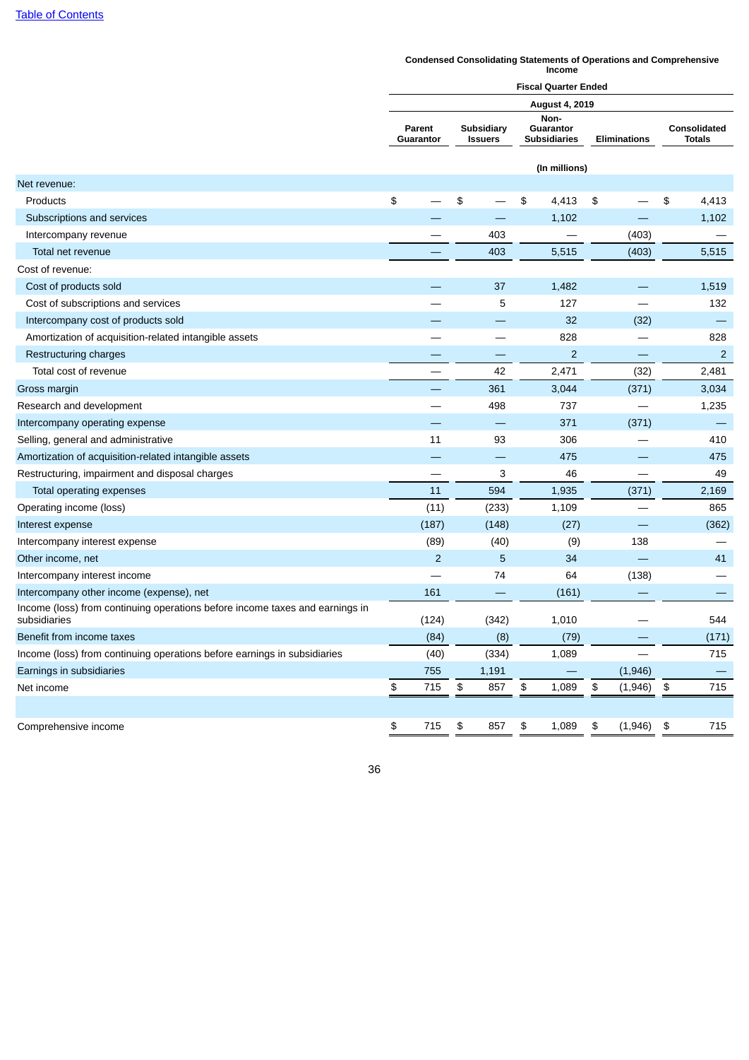**Condensed Consolidating Statements of Operations and Comprehensive Income**

| | Fiscal Quarter Ended | | | | |
|---|---|---|---|---|---|
| | August 4, 2019 | | | | |
| | Parent Guarantor | Subsidiary Issuers | Non-Guarantor Subsidiaries | Eliminations | Consolidated Totals |
| | (In millions) | | | | |
| Net revenue: | | | | | |
| Products | $ — | $ — | $ 4,413 | $ — | $ 4,413 |
| Subscriptions and services | — | — | 1,102 | — | 1,102 |
| Intercompany revenue | — | 403 | — | (403) | — |
| Total net revenue | — | 403 | 5,515 | (403) | 5,515 |
| Cost of revenue: | | | | | |
| Cost of products sold | — | 37 | 1,482 | — | 1,519 |
| Cost of subscriptions and services | — | 5 | 127 | — | 132 |
| Intercompany cost of products sold | — | — | 32 | (32) | — |
| Amortization of acquisition-related intangible assets | — | — | 828 | — | 828 |
| Restructuring charges | — | — | 2 | — | 2 |
| Total cost of revenue | — | 42 | 2,471 | (32) | 2,481 |
| Gross margin | — | 361 | 3,044 | (371) | 3,034 |
| Research and development | — | 498 | 737 | — | 1,235 |
| Intercompany operating expense | — | — | 371 | (371) | — |
| Selling, general and administrative | 11 | 93 | 306 | — | 410 |
| Amortization of acquisition-related intangible assets | — | — | 475 | — | 475 |
| Restructuring, impairment and disposal charges | — | 3 | 46 | — | 49 |
| Total operating expenses | 11 | 594 | 1,935 | (371) | 2,169 |
| Operating income (loss) | (11) | (233) | 1,109 | — | 865 |
| Interest expense | (187) | (148) | (27) | — | (362) |
| Intercompany interest expense | (89) | (40) | (9) | 138 | — |
| Other income, net | 2 | 5 | 34 | — | 41 |
| Intercompany interest income | — | 74 | 64 | (138) | — |
| Intercompany other income (expense), net | 161 | — | (161) | — | — |
| Income (loss) from continuing operations before income taxes and earnings in subsidiaries | (124) | (342) | 1,010 | — | 544 |
| Benefit from income taxes | (84) | (8) | (79) | — | (171) |
| Income (loss) from continuing operations before earnings in subsidiaries | (40) | (334) | 1,089 | — | 715 |
| Earnings in subsidiaries | 755 | 1,191 | — | (1,946) | — |
| Net income | $ 715 | $ 857 | $ 1,089 | $ (1,946) | $ 715 |
| | | | | | |
| Comprehensive income | $ 715 | $ 857 | $ 1,089 | $ (1,946) | $ 715 |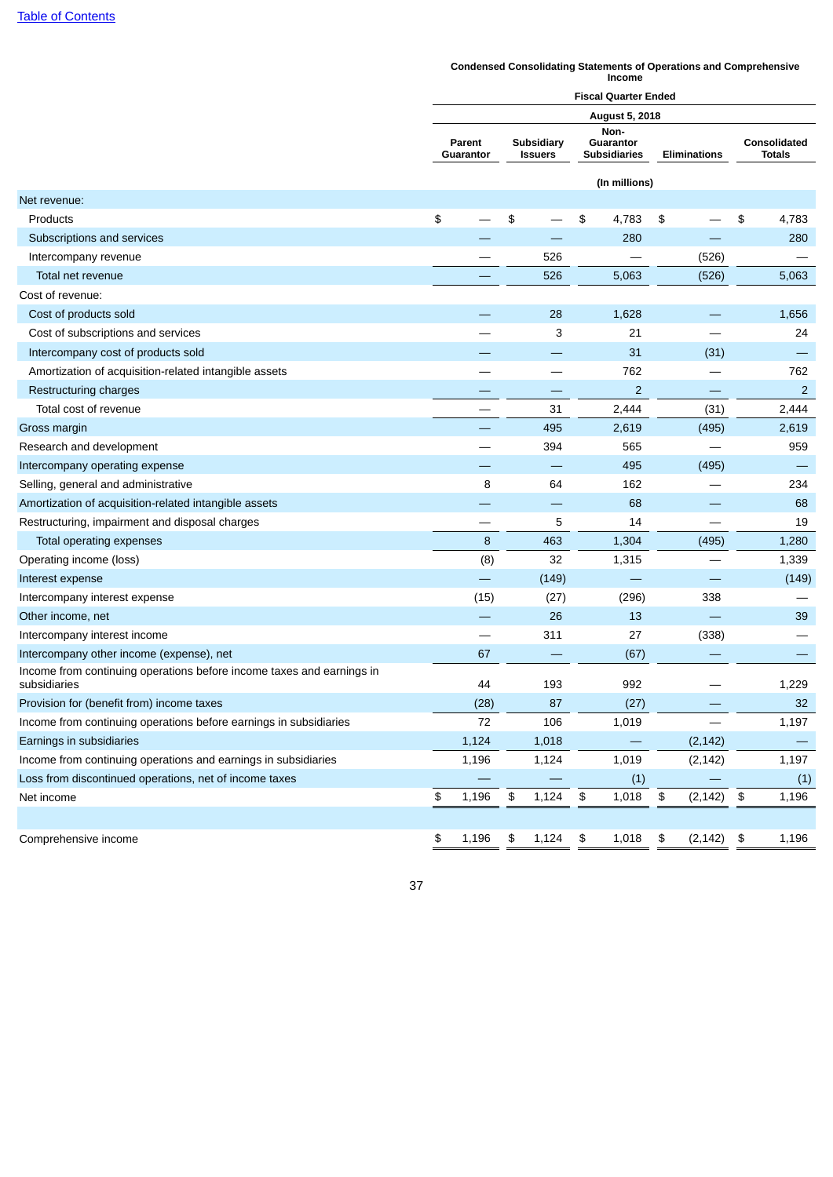Condensed Consolidating Statements of Operations and Comprehensive Income

| | Fiscal Quarter Ended | | | | |
|---|---|---|---|---|---|
| | August 5, 2018 | | | | |
| | Parent Guarantor | Subsidiary Issuers | Non-Guarantor Subsidiaries | Eliminations | Consolidated Totals |
| | (In millions) | | | | |
| Net revenue: | | | | | |
| Products | $ — | $ — | $ 4,783 | $ — | $ 4,783 |
| Subscriptions and services | — | — | 280 | — | 280 |
| Intercompany revenue | — | 526 | — | (526) | — |
| Total net revenue | — | 526 | 5,063 | (526) | 5,063 |
| Cost of revenue: | | | | | |
| Cost of products sold | — | 28 | 1,628 | — | 1,656 |
| Cost of subscriptions and services | — | 3 | 21 | — | 24 |
| Intercompany cost of products sold | — | — | 31 | (31) | — |
| Amortization of acquisition-related intangible assets | — | — | 762 | — | 762 |
| Restructuring charges | — | — | 2 | — | 2 |
| Total cost of revenue | — | 31 | 2,444 | (31) | 2,444 |
| Gross margin | — | 495 | 2,619 | (495) | 2,619 |
| Research and development | — | 394 | 565 | — | 959 |
| Intercompany operating expense | — | — | 495 | (495) | — |
| Selling, general and administrative | 8 | 64 | 162 | — | 234 |
| Amortization of acquisition-related intangible assets | — | — | 68 | — | 68 |
| Restructuring, impairment and disposal charges | — | 5 | 14 | — | 19 |
| Total operating expenses | 8 | 463 | 1,304 | (495) | 1,280 |
| Operating income (loss) | (8) | 32 | 1,315 | — | 1,339 |
| Interest expense | — | (149) | — | — | (149) |
| Intercompany interest expense | (15) | (27) | (296) | 338 | — |
| Other income, net | — | 26 | 13 | — | 39 |
| Intercompany interest income | — | 311 | 27 | (338) | — |
| Intercompany other income (expense), net | 67 | — | (67) | — | — |
| Income from continuing operations before income taxes and earnings in subsidiaries | 44 | 193 | 992 | — | 1,229 |
| Provision for (benefit from) income taxes | (28) | 87 | (27) | — | 32 |
| Income from continuing operations before earnings in subsidiaries | 72 | 106 | 1,019 | — | 1,197 |
| Earnings in subsidiaries | 1,124 | 1,018 | — | (2,142) | — |
| Income from continuing operations and earnings in subsidiaries | 1,196 | 1,124 | 1,019 | (2,142) | 1,197 |
| Loss from discontinued operations, net of income taxes | — | — | (1) | — | (1) |
| Net income | $ 1,196 | $ 1,124 | $ 1,018 | $ (2,142) | $ 1,196 |
| | | | | | |
| Comprehensive income | $ 1,196 | $ 1,124 | $ 1,018 | $ (2,142) | $ 1,196 |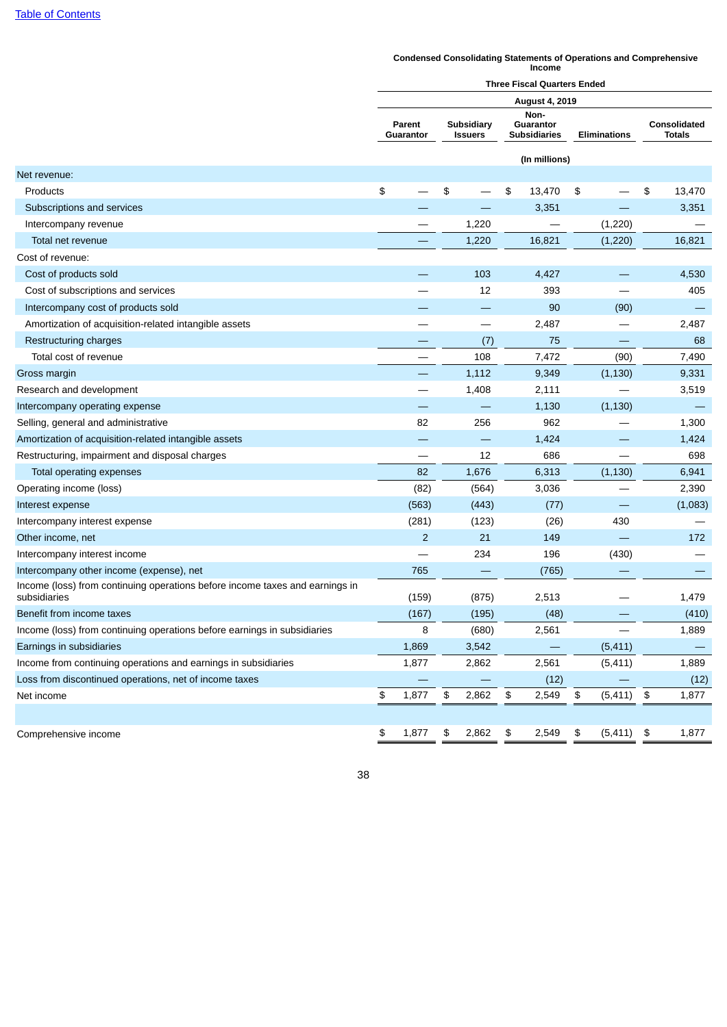Condensed Consolidating Statements of Operations and Comprehensive Income

| | Three Fiscal Quarters Ended | | | | |
|---|---|---|---|---|---|
| | August 4, 2019 | | | | |
| | Parent Guarantor | Subsidiary Issuers | Non-Guarantor Subsidiaries | Eliminations | Consolidated Totals |
| | (In millions) | | | | |
| Net revenue: | | | | | |
| Products | $ — | $ — | $ 13,470 | $ — | $ 13,470 |
| Subscriptions and services | — | — | 3,351 | — | 3,351 |
| Intercompany revenue | — | 1,220 | — | (1,220) | — |
| Total net revenue | — | 1,220 | 16,821 | (1,220) | 16,821 |
| Cost of revenue: | | | | | |
| Cost of products sold | — | 103 | 4,427 | — | 4,530 |
| Cost of subscriptions and services | — | 12 | 393 | — | 405 |
| Intercompany cost of products sold | — | — | 90 | (90) | — |
| Amortization of acquisition-related intangible assets | — | — | 2,487 | — | 2,487 |
| Restructuring charges | — | (7) | 75 | — | 68 |
| Total cost of revenue | — | 108 | 7,472 | (90) | 7,490 |
| Gross margin | — | 1,112 | 9,349 | (1,130) | 9,331 |
| Research and development | — | 1,408 | 2,111 | — | 3,519 |
| Intercompany operating expense | — | — | 1,130 | (1,130) | — |
| Selling, general and administrative | 82 | 256 | 962 | — | 1,300 |
| Amortization of acquisition-related intangible assets | — | — | 1,424 | — | 1,424 |
| Restructuring, impairment and disposal charges | — | 12 | 686 | — | 698 |
| Total operating expenses | 82 | 1,676 | 6,313 | (1,130) | 6,941 |
| Operating income (loss) | (82) | (564) | 3,036 | — | 2,390 |
| Interest expense | (563) | (443) | (77) | — | (1,083) |
| Intercompany interest expense | (281) | (123) | (26) | 430 | — |
| Other income, net | 2 | 21 | 149 | — | 172 |
| Intercompany interest income | — | 234 | 196 | (430) | — |
| Intercompany other income (expense), net | 765 | — | (765) | — | — |
| Income (loss) from continuing operations before income taxes and earnings in subsidiaries | (159) | (875) | 2,513 | — | 1,479 |
| Benefit from income taxes | (167) | (195) | (48) | — | (410) |
| Income (loss) from continuing operations before earnings in subsidiaries | 8 | (680) | 2,561 | — | 1,889 |
| Earnings in subsidiaries | 1,869 | 3,542 | — | (5,411) | — |
| Income from continuing operations and earnings in subsidiaries | 1,877 | 2,862 | 2,561 | (5,411) | 1,889 |
| Loss from discontinued operations, net of income taxes | — | — | (12) | — | (12) |
| Net income | $ 1,877 | $ 2,862 | $ 2,549 | $ (5,411) | $ 1,877 |
| | | | | | |
| Comprehensive income | $ 1,877 | $ 2,862 | $ 2,549 | $ (5,411) | $ 1,877 |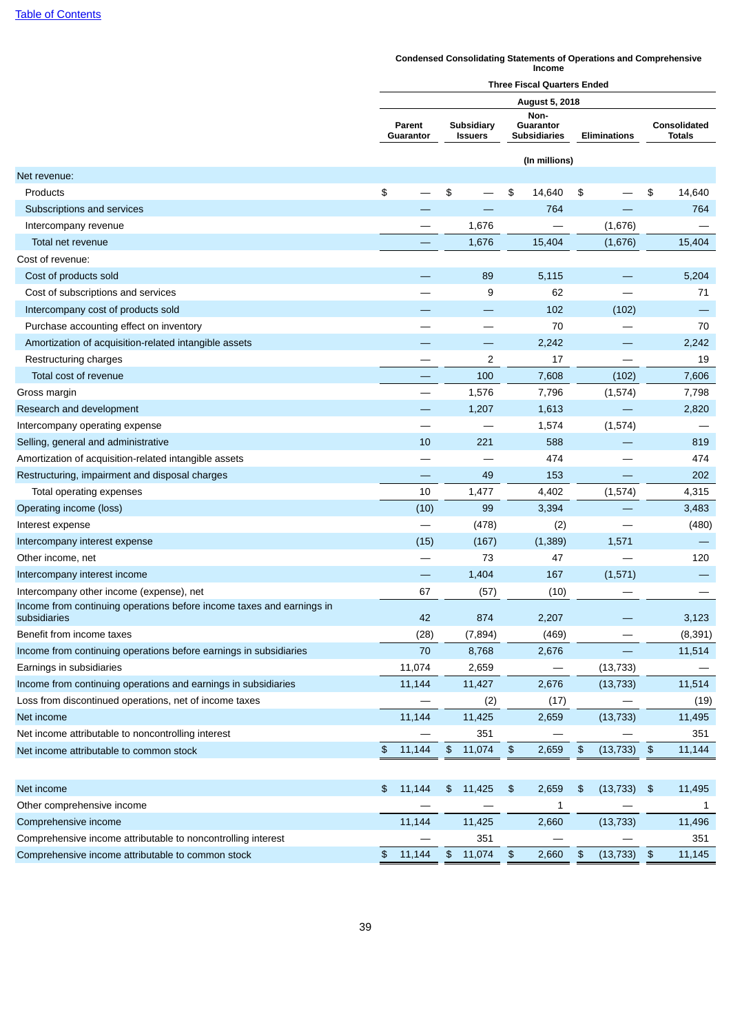[Table of Contents](#)

**Condensed Consolidating Statements of Operations and Comprehensive Income**

| | Three Fiscal Quarters Ended | | | | |
|---|---|---|---|---|---|
| | August 5, 2018 | | | | |
| | Parent Guarantor | Subsidiary Issuers | Non-Guarantor Subsidiaries | Eliminations | Consolidated Totals |
| | (In millions) | | | | |
| Net revenue: | | | | | |
| Products | $ — | $ — | $ 14,640 | $ — | $ 14,640 |
| Subscriptions and services | — | — | 764 | — | 764 |
| Intercompany revenue | — | 1,676 | — | (1,676) | — |
| Total net revenue | — | 1,676 | 15,404 | (1,676) | 15,404 |
| Cost of revenue: | | | | | |
| Cost of products sold | — | 89 | 5,115 | — | 5,204 |
| Cost of subscriptions and services | — | 9 | 62 | — | 71 |
| Intercompany cost of products sold | — | — | 102 | (102) | — |
| Purchase accounting effect on inventory | — | — | 70 | — | 70 |
| Amortization of acquisition-related intangible assets | — | — | 2,242 | — | 2,242 |
| Restructuring charges | — | 2 | 17 | — | 19 |
| Total cost of revenue | — | 100 | 7,608 | (102) | 7,606 |
| Gross margin | — | 1,576 | 7,796 | (1,574) | 7,798 |
| Research and development | — | 1,207 | 1,613 | — | 2,820 |
| Intercompany operating expense | — | — | 1,574 | (1,574) | — |
| Selling, general and administrative | 10 | 221 | 588 | — | 819 |
| Amortization of acquisition-related intangible assets | — | — | 474 | — | 474 |
| Restructuring, impairment and disposal charges | — | 49 | 153 | — | 202 |
| Total operating expenses | 10 | 1,477 | 4,402 | (1,574) | 4,315 |
| Operating income (loss) | (10) | 99 | 3,394 | — | 3,483 |
| Interest expense | — | (478) | (2) | — | (480) |
| Intercompany interest expense | (15) | (167) | (1,389) | 1,571 | — |
| Other income, net | — | 73 | 47 | — | 120 |
| Intercompany interest income | — | 1,404 | 167 | (1,571) | — |
| Intercompany other income (expense), net | 67 | (57) | (10) | — | — |
| Income from continuing operations before income taxes and earnings in subsidiaries | 42 | 874 | 2,207 | — | 3,123 |
| Benefit from income taxes | (28) | (7,894) | (469) | — | (8,391) |
| Income from continuing operations before earnings in subsidiaries | 70 | 8,768 | 2,676 | — | 11,514 |
| Earnings in subsidiaries | 11,074 | 2,659 | — | (13,733) | — |
| Income from continuing operations and earnings in subsidiaries | 11,144 | 11,427 | 2,676 | (13,733) | 11,514 |
| Loss from discontinued operations, net of income taxes | — | (2) | (17) | — | (19) |
| Net income | 11,144 | 11,425 | 2,659 | (13,733) | 11,495 |
| Net income attributable to noncontrolling interest | — | 351 | — | — | 351 |
| Net income attributable to common stock | $ 11,144 | $ 11,074 | $ 2,659 | $ (13,733) | $ 11,144 |
| | | | | | |
| Net income | $ 11,144 | $ 11,425 | $ 2,659 | $ (13,733) | $ 11,495 |
| Other comprehensive income | — | — | 1 | — | 1 |
| Comprehensive income | 11,144 | 11,425 | 2,660 | (13,733) | 11,496 |
| Comprehensive income attributable to noncontrolling interest | — | 351 | — | — | 351 |
| Comprehensive income attributable to common stock | $ 11,144 | $ 11,074 | $ 2,660 | $ (13,733) | $ 11,145 |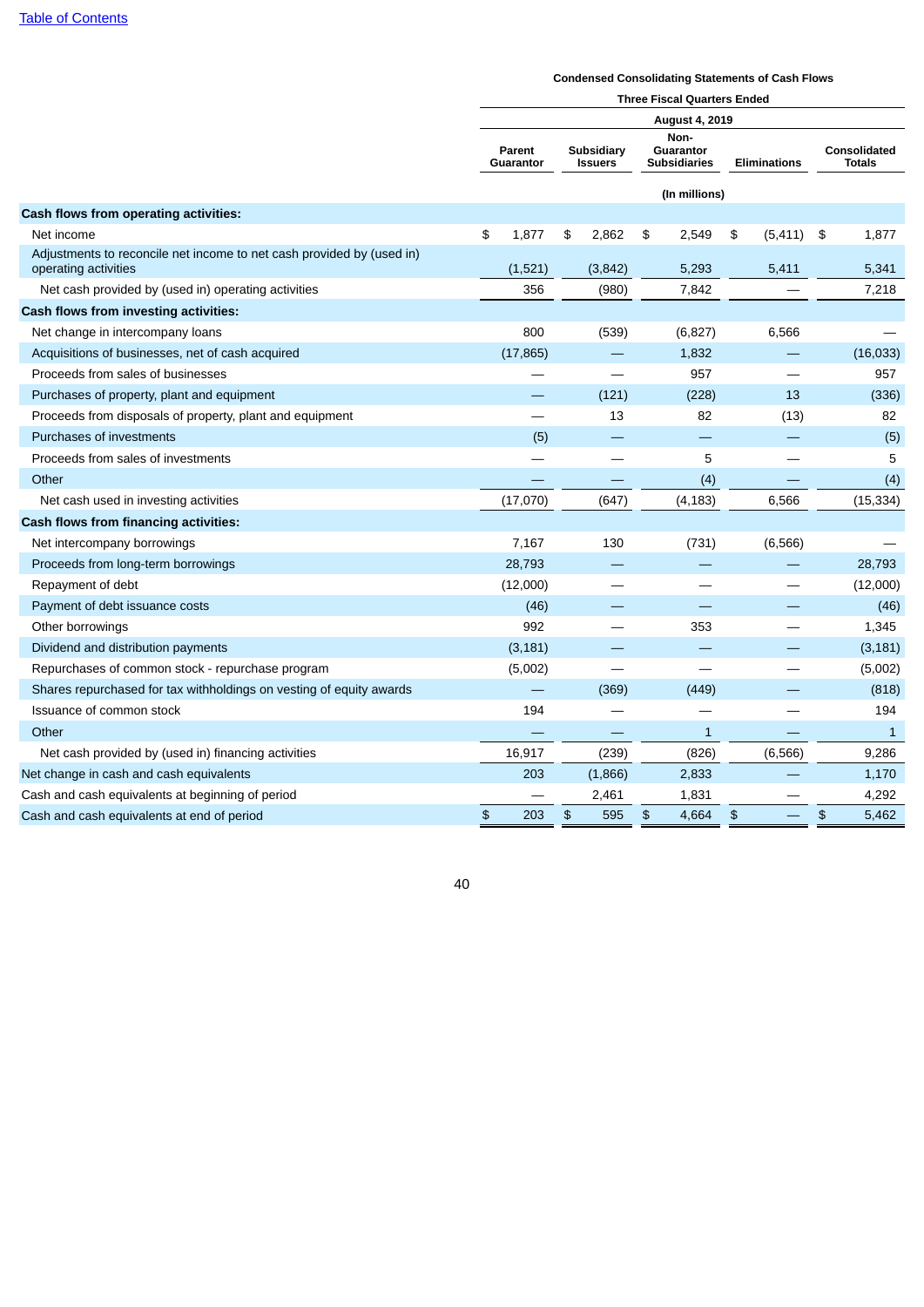Condensed Consolidating Statements of Cash Flows

| | Three Fiscal Quarters Ended | | | | |
|---|---|---|---|---|---|
| | August 4, 2019 | | | | |
| | Parent Guarantor | Subsidiary Issuers | Non-Guarantor Subsidiaries | Eliminations | Consolidated Totals |
| | (In millions) | | | | |
| **Cash flows from operating activities:** | | | | | |
| Net income | $ 1,877 | $ 2,862 | $ 2,549 | $ (5,411) | $ 1,877 |
| Adjustments to reconcile net income to net cash provided by (used in) operating activities | (1,521) | (3,842) | 5,293 | 5,411 | 5,341 |
| Net cash provided by (used in) operating activities | 356 | (980) | 7,842 | — | 7,218 |
| **Cash flows from investing activities:** | | | | | |
| Net change in intercompany loans | 800 | (539) | (6,827) | 6,566 | — |
| Acquisitions of businesses, net of cash acquired | (17,865) | — | 1,832 | — | (16,033) |
| Proceeds from sales of businesses | — | — | 957 | — | 957 |
| Purchases of property, plant and equipment | — | (121) | (228) | 13 | (336) |
| Proceeds from disposals of property, plant and equipment | — | 13 | 82 | (13) | 82 |
| Purchases of investments | (5) | — | — | — | (5) |
| Proceeds from sales of investments | — | — | 5 | — | 5 |
| Other | — | — | (4) | — | (4) |
| Net cash used in investing activities | (17,070) | (647) | (4,183) | 6,566 | (15,334) |
| **Cash flows from financing activities:** | | | | | |
| Net intercompany borrowings | 7,167 | 130 | (731) | (6,566) | — |
| Proceeds from long-term borrowings | 28,793 | — | — | — | 28,793 |
| Repayment of debt | (12,000) | — | — | — | (12,000) |
| Payment of debt issuance costs | (46) | — | — | — | (46) |
| Other borrowings | 992 | — | 353 | — | 1,345 |
| Dividend and distribution payments | (3,181) | — | — | — | (3,181) |
| Repurchases of common stock - repurchase program | (5,002) | — | — | — | (5,002) |
| Shares repurchased for tax withholdings on vesting of equity awards | — | (369) | (449) | — | (818) |
| Issuance of common stock | 194 | — | — | — | 194 |
| Other | — | — | 1 | — | 1 |
| Net cash provided by (used in) financing activities | 16,917 | (239) | (826) | (6,566) | 9,286 |
| Net change in cash and cash equivalents | 203 | (1,866) | 2,833 | — | 1,170 |
| Cash and cash equivalents at beginning of period | — | 2,461 | 1,831 | — | 4,292 |
| Cash and cash equivalents at end of period | $ 203 | $ 595 | $ 4,664 | $ — | $ 5,462 |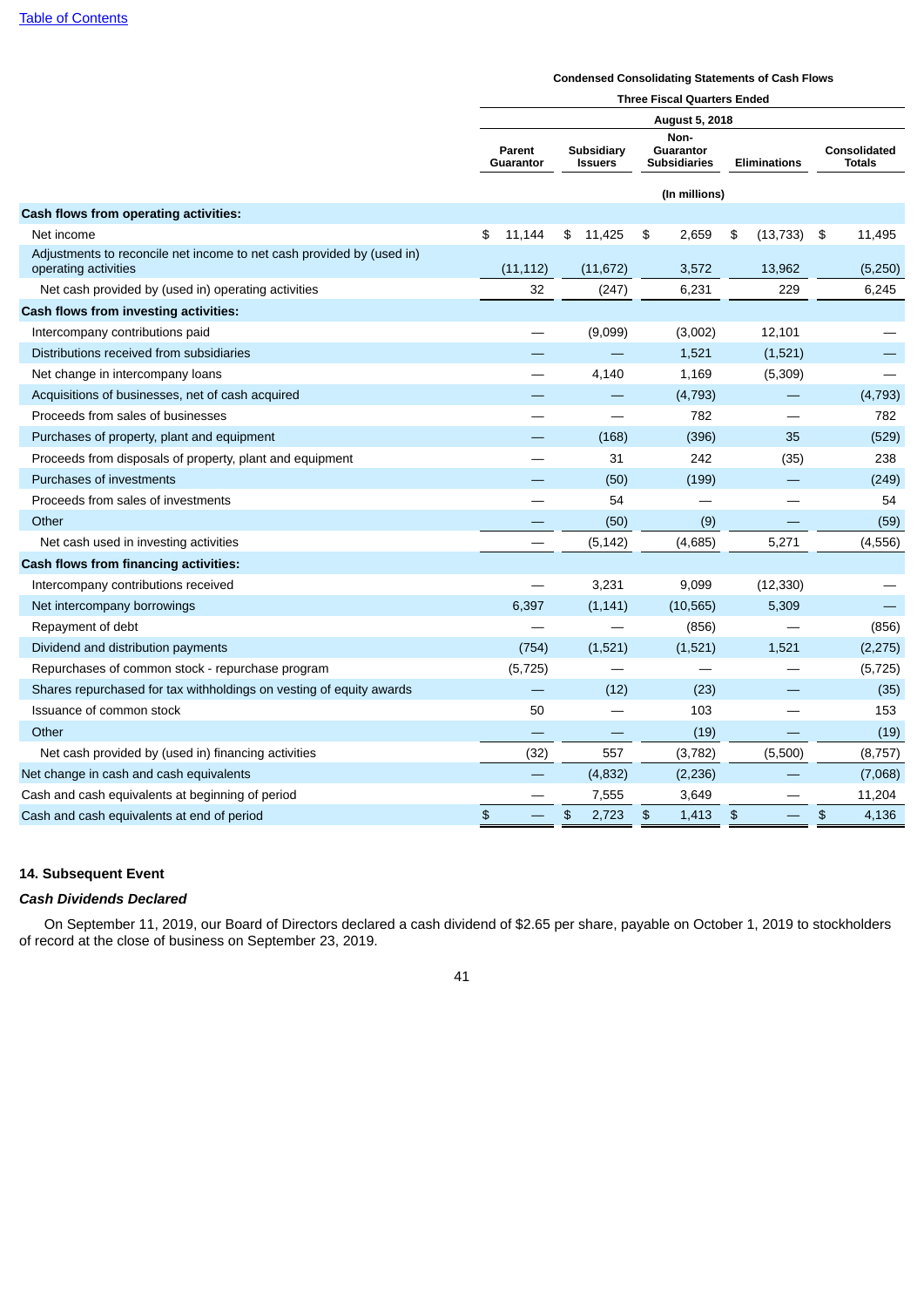**Condensed Consolidating Statements of Cash Flows**

| | Three Fiscal Quarters Ended | | | | |
|---|---|---|---|---|---|
| | August 5, 2018 | | | | |
| | Parent Guarantor | Subsidiary Issuers | Non-Guarantor Subsidiaries | Eliminations | Consolidated Totals |
| | (In millions) | | | | |
| **Cash flows from operating activities:** | | | | | |
| Net income | $ 11,144 | $ 11,425 | $ 2,659 | $ (13,733) | $ 11,495 |
| Adjustments to reconcile net income to net cash provided by (used in) operating activities | (11,112) | (11,672) | 3,572 | 13,962 | (5,250) |
| Net cash provided by (used in) operating activities | 32 | (247) | 6,231 | 229 | 6,245 |
| **Cash flows from investing activities:** | | | | | |
| Intercompany contributions paid | — | (9,099) | (3,002) | 12,101 | — |
| Distributions received from subsidiaries | — | — | 1,521 | (1,521) | — |
| Net change in intercompany loans | — | 4,140 | 1,169 | (5,309) | — |
| Acquisitions of businesses, net of cash acquired | — | — | (4,793) | — | (4,793) |
| Proceeds from sales of businesses | — | — | 782 | — | 782 |
| Purchases of property, plant and equipment | — | (168) | (396) | 35 | (529) |
| Proceeds from disposals of property, plant and equipment | — | 31 | 242 | (35) | 238 |
| Purchases of investments | — | (50) | (199) | — | (249) |
| Proceeds from sales of investments | — | 54 | — | — | 54 |
| Other | — | (50) | (9) | — | (59) |
| Net cash used in investing activities | — | (5,142) | (4,685) | 5,271 | (4,556) |
| **Cash flows from financing activities:** | | | | | |
| Intercompany contributions received | — | 3,231 | 9,099 | (12,330) | — |
| Net intercompany borrowings | 6,397 | (1,141) | (10,565) | 5,309 | — |
| Repayment of debt | — | — | (856) | — | (856) |
| Dividend and distribution payments | (754) | (1,521) | (1,521) | 1,521 | (2,275) |
| Repurchases of common stock - repurchase program | (5,725) | — | — | — | (5,725) |
| Shares repurchased for tax withholdings on vesting of equity awards | — | (12) | (23) | — | (35) |
| Issuance of common stock | 50 | — | 103 | — | 153 |
| Other | — | — | (19) | — | (19) |
| Net cash provided by (used in) financing activities | (32) | 557 | (3,782) | (5,500) | (8,757) |
| Net change in cash and cash equivalents | — | (4,832) | (2,236) | — | (7,068) |
| Cash and cash equivalents at beginning of period | — | 7,555 | 3,649 | — | 11,204 |
| Cash and cash equivalents at end of period | $ — | $ 2,723 | $ 1,413 | $ — | $ 4,136 |

## 14. Subsequent Event

***Cash Dividends Declared***

On September 11, 2019, our Board of Directors declared a cash dividend of $2.65 per share, payable on October 1, 2019 to stockholders of record at the close of business on September 23, 2019.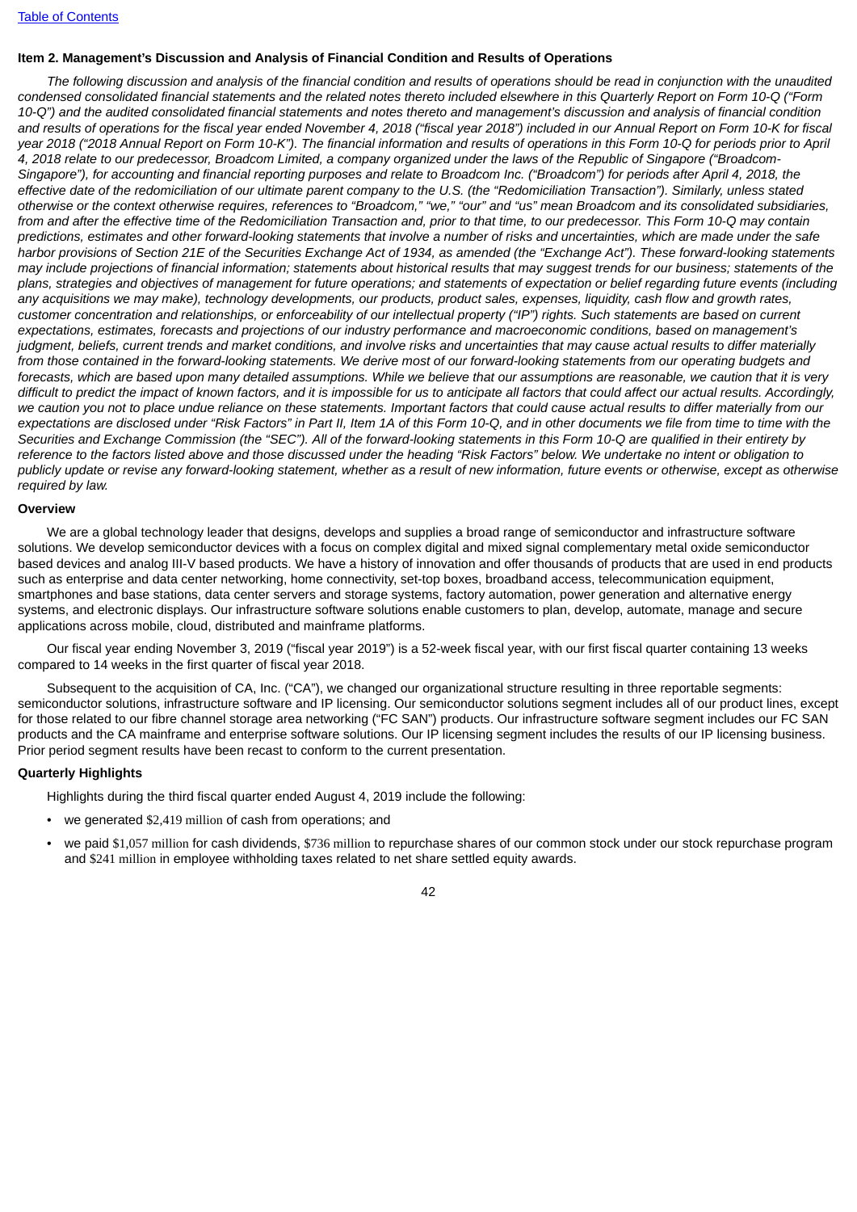## Item 2. Management's Discussion and Analysis of Financial Condition and Results of Operations

*The following discussion and analysis of the financial condition and results of operations should be read in conjunction with the unaudited condensed consolidated financial statements and the related notes thereto included elsewhere in this Quarterly Report on Form 10-Q ("Form 10-Q") and the audited consolidated financial statements and notes thereto and management's discussion and analysis of financial condition and results of operations for the fiscal year ended November 4, 2018 ("fiscal year 2018") included in our Annual Report on Form 10-K for fiscal year 2018 ("2018 Annual Report on Form 10-K"). The financial information and results of operations in this Form 10-Q for periods prior to April 4, 2018 relate to our predecessor, Broadcom Limited, a company organized under the laws of the Republic of Singapore ("Broadcom-Singapore"), for accounting and financial reporting purposes and relate to Broadcom Inc. ("Broadcom") for periods after April 4, 2018, the effective date of the redomiciliation of our ultimate parent company to the U.S. (the "Redomiciliation Transaction"). Similarly, unless stated otherwise or the context otherwise requires, references to "Broadcom," "we," "our" and "us" mean Broadcom and its consolidated subsidiaries, from and after the effective time of the Redomiciliation Transaction and, prior to that time, to our predecessor. This Form 10-Q may contain predictions, estimates and other forward-looking statements that involve a number of risks and uncertainties, which are made under the safe harbor provisions of Section 21E of the Securities Exchange Act of 1934, as amended (the "Exchange Act"). These forward-looking statements may include projections of financial information; statements about historical results that may suggest trends for our business; statements of the plans, strategies and objectives of management for future operations; and statements of expectation or belief regarding future events (including any acquisitions we may make), technology developments, our products, product sales, expenses, liquidity, cash flow and growth rates, customer concentration and relationships, or enforceability of our intellectual property ("IP") rights. Such statements are based on current expectations, estimates, forecasts and projections of our industry performance and macroeconomic conditions, based on management's judgment, beliefs, current trends and market conditions, and involve risks and uncertainties that may cause actual results to differ materially from those contained in the forward-looking statements. We derive most of our forward-looking statements from our operating budgets and forecasts, which are based upon many detailed assumptions. While we believe that our assumptions are reasonable, we caution that it is very difficult to predict the impact of known factors, and it is impossible for us to anticipate all factors that could affect our actual results. Accordingly, we caution you not to place undue reliance on these statements. Important factors that could cause actual results to differ materially from our expectations are disclosed under "Risk Factors" in Part II, Item 1A of this Form 10-Q, and in other documents we file from time to time with the Securities and Exchange Commission (the "SEC"). All of the forward-looking statements in this Form 10-Q are qualified in their entirety by reference to the factors listed above and those discussed under the heading "Risk Factors" below. We undertake no intent or obligation to publicly update or revise any forward-looking statement, whether as a result of new information, future events or otherwise, except as otherwise required by law.*

### Overview

We are a global technology leader that designs, develops and supplies a broad range of semiconductor and infrastructure software solutions. We develop semiconductor devices with a focus on complex digital and mixed signal complementary metal oxide semiconductor based devices and analog III-V based products. We have a history of innovation and offer thousands of products that are used in end products such as enterprise and data center networking, home connectivity, set-top boxes, broadband access, telecommunication equipment, smartphones and base stations, data center servers and storage systems, factory automation, power generation and alternative energy systems, and electronic displays. Our infrastructure software solutions enable customers to plan, develop, automate, manage and secure applications across mobile, cloud, distributed and mainframe platforms.

Our fiscal year ending November 3, 2019 ("fiscal year 2019") is a 52-week fiscal year, with our first fiscal quarter containing 13 weeks compared to 14 weeks in the first quarter of fiscal year 2018.

Subsequent to the acquisition of CA, Inc. ("CA"), we changed our organizational structure resulting in three reportable segments: semiconductor solutions, infrastructure software and IP licensing. Our semiconductor solutions segment includes all of our product lines, except for those related to our fibre channel storage area networking ("FC SAN") products. Our infrastructure software segment includes our FC SAN products and the CA mainframe and enterprise software solutions. Our IP licensing segment includes the results of our IP licensing business. Prior period segment results have been recast to conform to the current presentation.

### Quarterly Highlights

Highlights during the third fiscal quarter ended August 4, 2019 include the following:

- we generated $2,419 million of cash from operations; and
- we paid $1,057 million for cash dividends, $736 million to repurchase shares of our common stock under our stock repurchase program and $241 million in employee withholding taxes related to net share settled equity awards.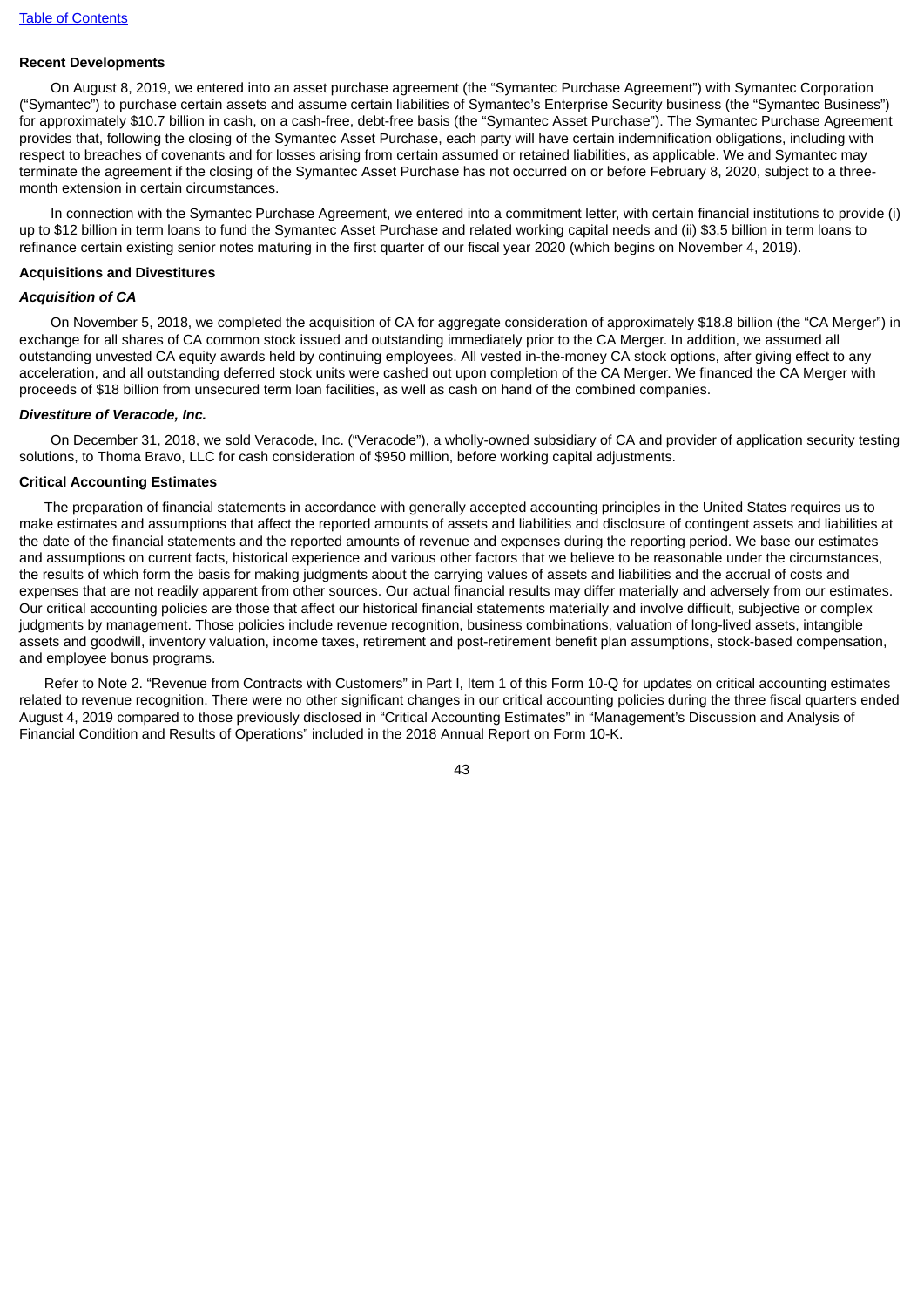### Recent Developments

On August 8, 2019, we entered into an asset purchase agreement (the "Symantec Purchase Agreement") with Symantec Corporation ("Symantec") to purchase certain assets and assume certain liabilities of Symantec's Enterprise Security business (the "Symantec Business") for approximately $10.7 billion in cash, on a cash-free, debt-free basis (the "Symantec Asset Purchase"). The Symantec Purchase Agreement provides that, following the closing of the Symantec Asset Purchase, each party will have certain indemnification obligations, including with respect to breaches of covenants and for losses arising from certain assumed or retained liabilities, as applicable. We and Symantec may terminate the agreement if the closing of the Symantec Asset Purchase has not occurred on or before February 8, 2020, subject to a three-month extension in certain circumstances.

In connection with the Symantec Purchase Agreement, we entered into a commitment letter, with certain financial institutions to provide (i) up to $12 billion in term loans to fund the Symantec Asset Purchase and related working capital needs and (ii) $3.5 billion in term loans to refinance certain existing senior notes maturing in the first quarter of our fiscal year 2020 (which begins on November 4, 2019).

### Acquisitions and Divestitures

#### *Acquisition of CA*

On November 5, 2018, we completed the acquisition of CA for aggregate consideration of approximately $18.8 billion (the "CA Merger") in exchange for all shares of CA common stock issued and outstanding immediately prior to the CA Merger. In addition, we assumed all outstanding unvested CA equity awards held by continuing employees. All vested in-the-money CA stock options, after giving effect to any acceleration, and all outstanding deferred stock units were cashed out upon completion of the CA Merger. We financed the CA Merger with proceeds of $18 billion from unsecured term loan facilities, as well as cash on hand of the combined companies.

#### *Divestiture of Veracode, Inc.*

On December 31, 2018, we sold Veracode, Inc. ("Veracode"), a wholly-owned subsidiary of CA and provider of application security testing solutions, to Thoma Bravo, LLC for cash consideration of $950 million, before working capital adjustments.

### Critical Accounting Estimates

The preparation of financial statements in accordance with generally accepted accounting principles in the United States requires us to make estimates and assumptions that affect the reported amounts of assets and liabilities and disclosure of contingent assets and liabilities at the date of the financial statements and the reported amounts of revenue and expenses during the reporting period. We base our estimates and assumptions on current facts, historical experience and various other factors that we believe to be reasonable under the circumstances, the results of which form the basis for making judgments about the carrying values of assets and liabilities and the accrual of costs and expenses that are not readily apparent from other sources. Our actual financial results may differ materially and adversely from our estimates. Our critical accounting policies are those that affect our historical financial statements materially and involve difficult, subjective or complex judgments by management. Those policies include revenue recognition, business combinations, valuation of long-lived assets, intangible assets and goodwill, inventory valuation, income taxes, retirement and post-retirement benefit plan assumptions, stock-based compensation, and employee bonus programs.

Refer to Note 2. "Revenue from Contracts with Customers" in Part I, Item 1 of this Form 10-Q for updates on critical accounting estimates related to revenue recognition. There were no other significant changes in our critical accounting policies during the three fiscal quarters ended August 4, 2019 compared to those previously disclosed in "Critical Accounting Estimates" in "Management's Discussion and Analysis of Financial Condition and Results of Operations" included in the 2018 Annual Report on Form 10-K.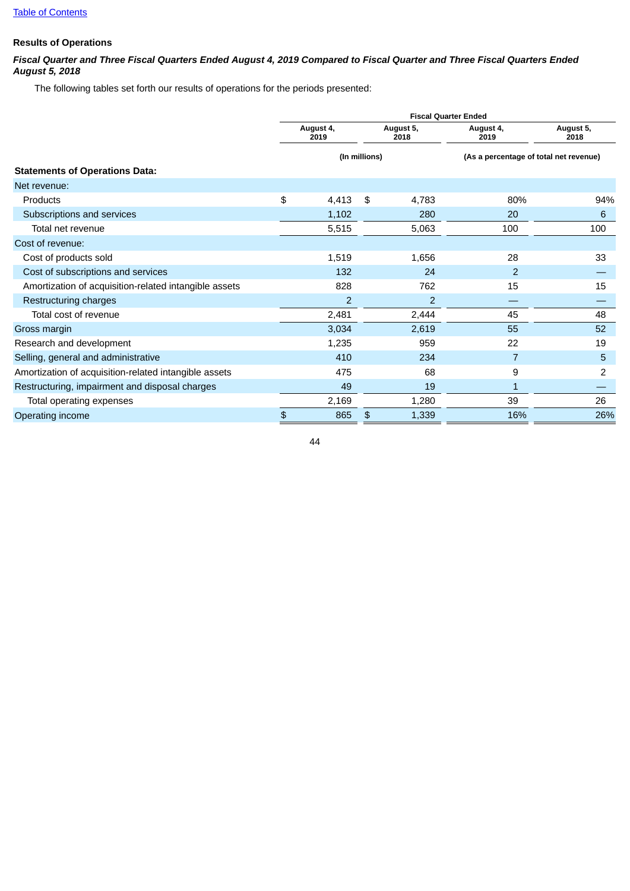### Results of Operations

***Fiscal Quarter and Three Fiscal Quarters Ended August 4, 2019 Compared to Fiscal Quarter and Three Fiscal Quarters Ended August 5, 2018***

The following tables set forth our results of operations for the periods presented:

| | Fiscal Quarter Ended | | | |
|---|---|---|---|---|
| | August 4, 2019 | August 5, 2018 | August 4, 2019 | August 5, 2018 |
| | (In millions) | | (As a percentage of total net revenue) | |
| **Statements of Operations Data:** | | | | |
| Net revenue: | | | | |
| Products | $ 4,413 | $ 4,783 | 80% | 94% |
| Subscriptions and services | 1,102 | 280 | 20 | 6 |
| Total net revenue | 5,515 | 5,063 | 100 | 100 |
| Cost of revenue: | | | | |
| Cost of products sold | 1,519 | 1,656 | 28 | 33 |
| Cost of subscriptions and services | 132 | 24 | 2 | — |
| Amortization of acquisition-related intangible assets | 828 | 762 | 15 | 15 |
| Restructuring charges | 2 | 2 | — | — |
| Total cost of revenue | 2,481 | 2,444 | 45 | 48 |
| Gross margin | 3,034 | 2,619 | 55 | 52 |
| Research and development | 1,235 | 959 | 22 | 19 |
| Selling, general and administrative | 410 | 234 | 7 | 5 |
| Amortization of acquisition-related intangible assets | 475 | 68 | 9 | 2 |
| Restructuring, impairment and disposal charges | 49 | 19 | 1 | — |
| Total operating expenses | 2,169 | 1,280 | 39 | 26 |
| Operating income | $ 865 | $ 1,339 | 16% | 26% |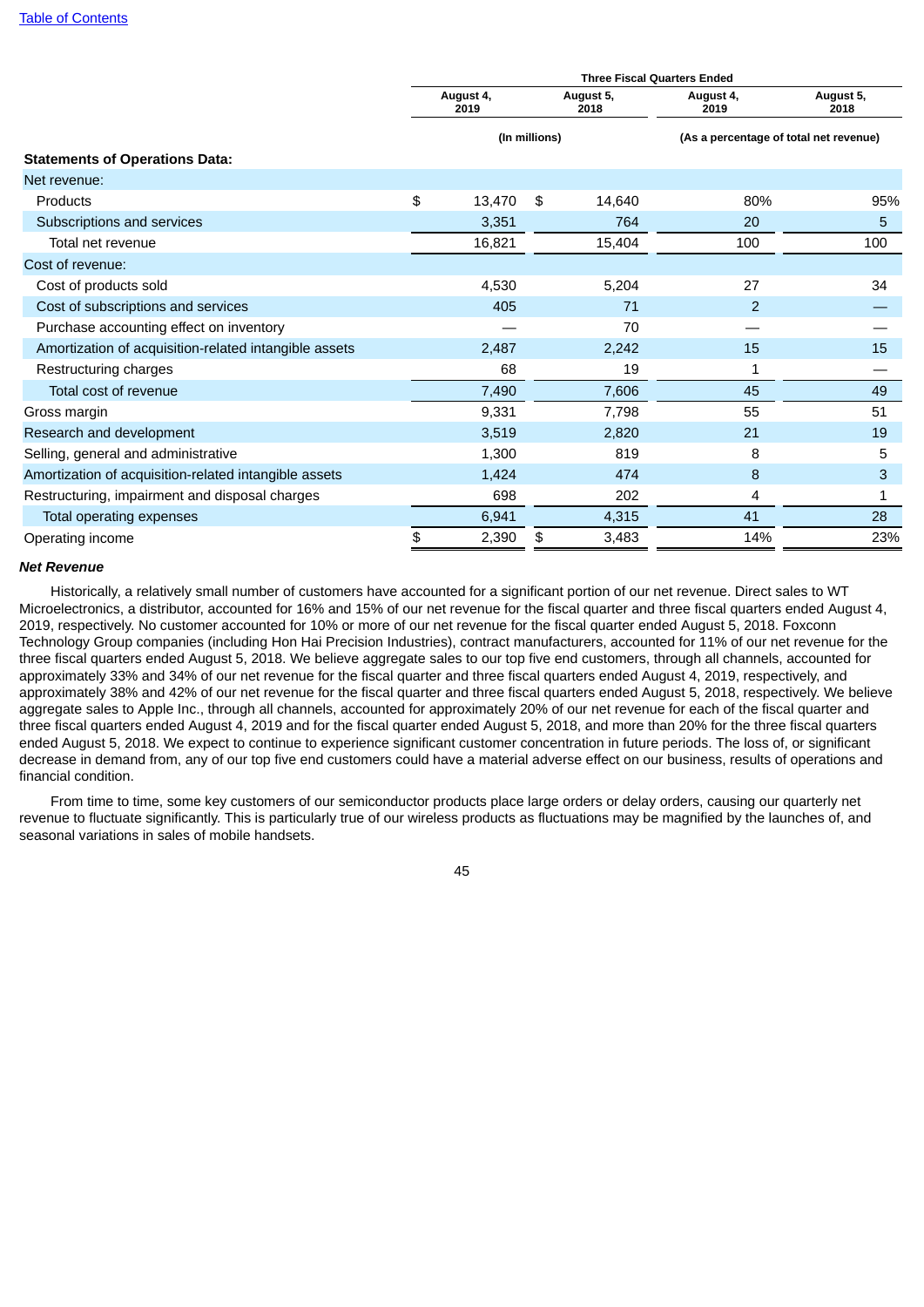| | Three Fiscal Quarters Ended | | | |
|---|---|---|---|---|
| | August 4, 2019 | August 5, 2018 | August 4, 2019 | August 5, 2018 |
| | (In millions) | | (As a percentage of total net revenue) | |
| **Statements of Operations Data:** | | | | |
| Net revenue: | | | | |
| Products | $ 13,470 | $ 14,640 | 80% | 95% |
| Subscriptions and services | 3,351 | 764 | 20 | 5 |
| Total net revenue | 16,821 | 15,404 | 100 | 100 |
| Cost of revenue: | | | | |
| Cost of products sold | 4,530 | 5,204 | 27 | 34 |
| Cost of subscriptions and services | 405 | 71 | 2 | — |
| Purchase accounting effect on inventory | — | 70 | — | — |
| Amortization of acquisition-related intangible assets | 2,487 | 2,242 | 15 | 15 |
| Restructuring charges | 68 | 19 | 1 | — |
| Total cost of revenue | 7,490 | 7,606 | 45 | 49 |
| Gross margin | 9,331 | 7,798 | 55 | 51 |
| Research and development | 3,519 | 2,820 | 21 | 19 |
| Selling, general and administrative | 1,300 | 819 | 8 | 5 |
| Amortization of acquisition-related intangible assets | 1,424 | 474 | 8 | 3 |
| Restructuring, impairment and disposal charges | 698 | 202 | 4 | 1 |
| Total operating expenses | 6,941 | 4,315 | 41 | 28 |
| Operating income | $ 2,390 | $ 3,483 | 14% | 23% |

***Net Revenue***

Historically, a relatively small number of customers have accounted for a significant portion of our net revenue. Direct sales to WT Microelectronics, a distributor, accounted for 16% and 15% of our net revenue for the fiscal quarter and three fiscal quarters ended August 4, 2019, respectively. No customer accounted for 10% or more of our net revenue for the fiscal quarter ended August 5, 2018. Foxconn Technology Group companies (including Hon Hai Precision Industries), contract manufacturers, accounted for 11% of our net revenue for the three fiscal quarters ended August 5, 2018. We believe aggregate sales to our top five end customers, through all channels, accounted for approximately 33% and 34% of our net revenue for the fiscal quarter and three fiscal quarters ended August 4, 2019, respectively, and approximately 38% and 42% of our net revenue for the fiscal quarter and three fiscal quarters ended August 5, 2018, respectively. We believe aggregate sales to Apple Inc., through all channels, accounted for approximately 20% of our net revenue for each of the fiscal quarter and three fiscal quarters ended August 4, 2019 and for the fiscal quarter ended August 5, 2018, and more than 20% for the three fiscal quarters ended August 5, 2018. We expect to continue to experience significant customer concentration in future periods. The loss of, or significant decrease in demand from, any of our top five end customers could have a material adverse effect on our business, results of operations and financial condition.

From time to time, some key customers of our semiconductor products place large orders or delay orders, causing our quarterly net revenue to fluctuate significantly. This is particularly true of our wireless products as fluctuations may be magnified by the launches of, and seasonal variations in sales of mobile handsets.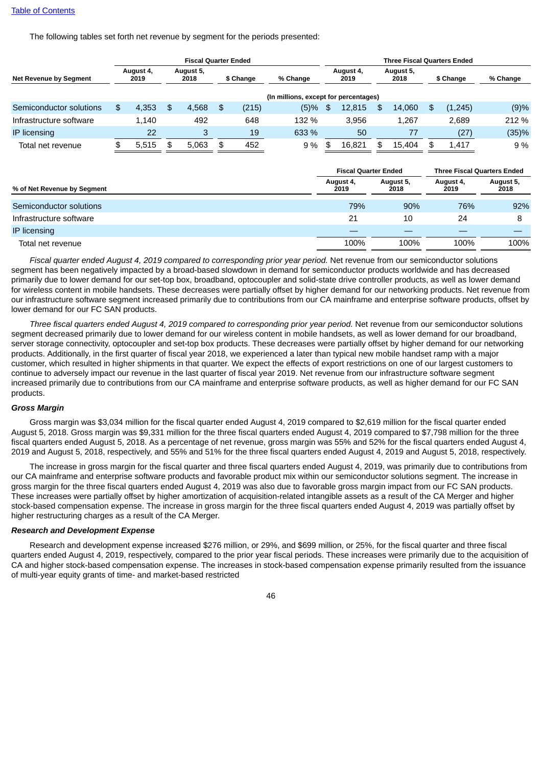The following tables set forth net revenue by segment for the periods presented:

| Net Revenue by Segment | Fiscal Quarter Ended | | | | Three Fiscal Quarters Ended | | | |
|---|---|---|---|---|---|---|---|---|
| | August 4, 2019 | August 5, 2018 | $ Change | % Change | August 4, 2019 | August 5, 2018 | $ Change | % Change |
| | (In millions, except for percentages) | | | | | | | |
| Semiconductor solutions | $ 4,353 | $ 4,568 | $ (215) | (5)% | $ 12,815 | $ 14,060 | $ (1,245) | (9)% |
| Infrastructure software | 1,140 | 492 | 648 | 132 % | 3,956 | 1,267 | 2,689 | 212 % |
| IP licensing | 22 | 3 | 19 | 633 % | 50 | 77 | (27) | (35)% |
| Total net revenue | $ 5,515 | $ 5,063 | $ 452 | 9 % | $ 16,821 | $ 15,404 | $ 1,417 | 9 % |

| % of Net Revenue by Segment | Fiscal Quarter Ended | | Three Fiscal Quarters Ended | |
|---|---|---|---|---|
| | August 4, 2019 | August 5, 2018 | August 4, 2019 | August 5, 2018 |
| Semiconductor solutions | 79% | 90% | 76% | 92% |
| Infrastructure software | 21 | 10 | 24 | 8 |
| IP licensing | — | — | — | — |
| Total net revenue | 100% | 100% | 100% | 100% |

*Fiscal quarter ended August 4, 2019 compared to corresponding prior year period.* Net revenue from our semiconductor solutions segment has been negatively impacted by a broad-based slowdown in demand for semiconductor products worldwide and has decreased primarily due to lower demand for our set-top box, broadband, optocoupler and solid-state drive controller products, as well as lower demand for wireless content in mobile handsets. These decreases were partially offset by higher demand for our networking products. Net revenue from our infrastructure software segment increased primarily due to contributions from our CA mainframe and enterprise software products, offset by lower demand for our FC SAN products.

*Three fiscal quarters ended August 4, 2019 compared to corresponding prior year period.* Net revenue from our semiconductor solutions segment decreased primarily due to lower demand for our wireless content in mobile handsets, as well as lower demand for our broadband, server storage connectivity, optocoupler and set-top box products. These decreases were partially offset by higher demand for our networking products. Additionally, in the first quarter of fiscal year 2018, we experienced a later than typical new mobile handset ramp with a major customer, which resulted in higher shipments in that quarter. We expect the effects of export restrictions on one of our largest customers to continue to adversely impact our revenue in the last quarter of fiscal year 2019. Net revenue from our infrastructure software segment increased primarily due to contributions from our CA mainframe and enterprise software products, as well as higher demand for our FC SAN products.

### Gross Margin

Gross margin was $3,034 million for the fiscal quarter ended August 4, 2019 compared to $2,619 million for the fiscal quarter ended August 5, 2018. Gross margin was $9,331 million for the three fiscal quarters ended August 4, 2019 compared to $7,798 million for the three fiscal quarters ended August 5, 2018. As a percentage of net revenue, gross margin was 55% and 52% for the fiscal quarters ended August 4, 2019 and August 5, 2018, respectively, and 55% and 51% for the three fiscal quarters ended August 4, 2019 and August 5, 2018, respectively.

The increase in gross margin for the fiscal quarter and three fiscal quarters ended August 4, 2019, was primarily due to contributions from our CA mainframe and enterprise software products and favorable product mix within our semiconductor solutions segment. The increase in gross margin for the three fiscal quarters ended August 4, 2019 was also due to favorable gross margin impact from our FC SAN products. These increases were partially offset by higher amortization of acquisition-related intangible assets as a result of the CA Merger and higher stock-based compensation expense. The increase in gross margin for the three fiscal quarters ended August 4, 2019 was partially offset by higher restructuring charges as a result of the CA Merger.

### Research and Development Expense

Research and development expense increased $276 million, or 29%, and $699 million, or 25%, for the fiscal quarter and three fiscal quarters ended August 4, 2019, respectively, compared to the prior year fiscal periods. These increases were primarily due to the acquisition of CA and higher stock-based compensation expense. The increases in stock-based compensation expense primarily resulted from the issuance of multi-year equity grants of time- and market-based restricted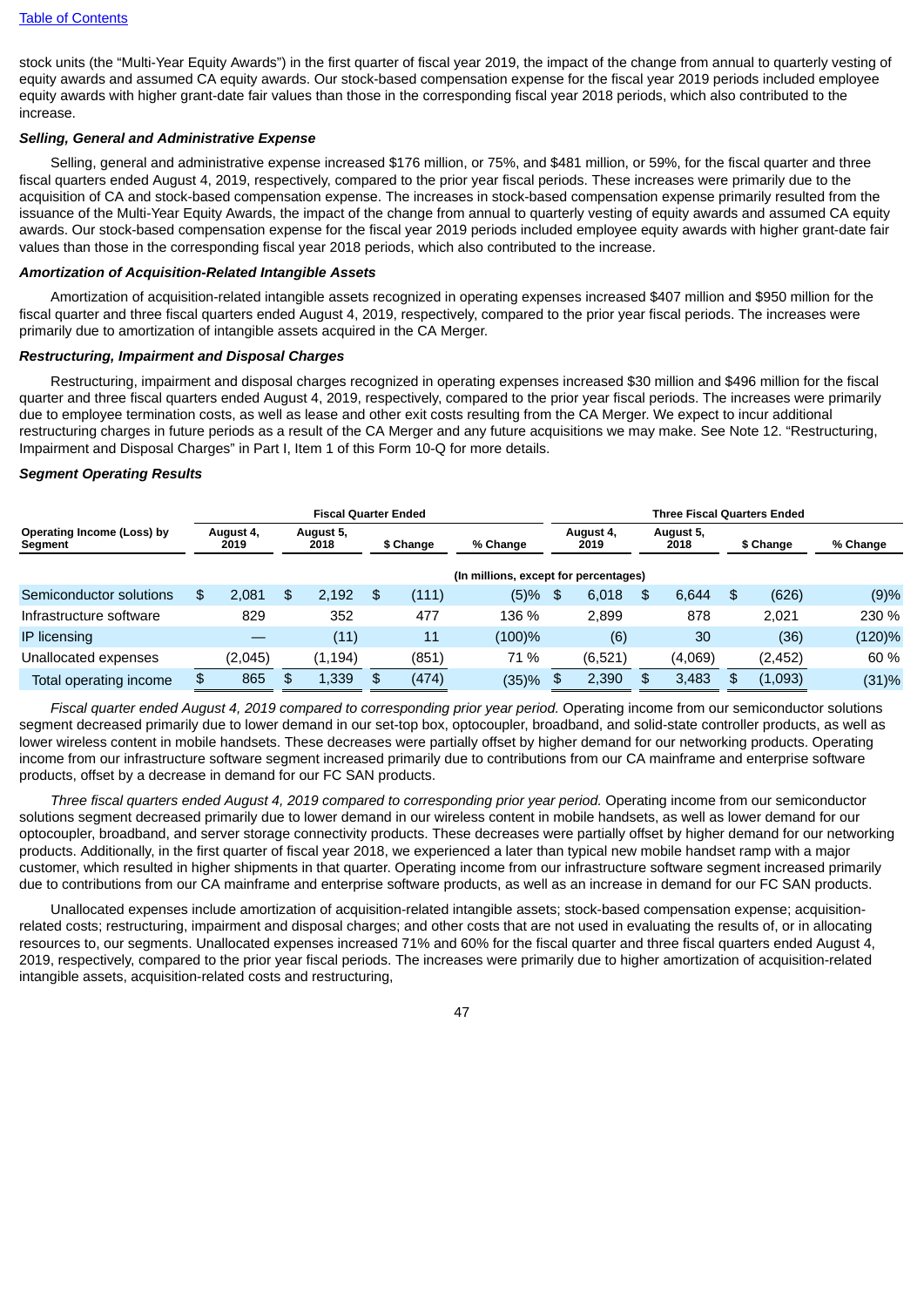stock units (the "Multi-Year Equity Awards") in the first quarter of fiscal year 2019, the impact of the change from annual to quarterly vesting of equity awards and assumed CA equity awards. Our stock-based compensation expense for the fiscal year 2019 periods included employee equity awards with higher grant-date fair values than those in the corresponding fiscal year 2018 periods, which also contributed to the increase.

***Selling, General and Administrative Expense***

Selling, general and administrative expense increased $176 million, or 75%, and $481 million, or 59%, for the fiscal quarter and three fiscal quarters ended August 4, 2019, respectively, compared to the prior year fiscal periods. These increases were primarily due to the acquisition of CA and stock-based compensation expense. The increases in stock-based compensation expense primarily resulted from the issuance of the Multi-Year Equity Awards, the impact of the change from annual to quarterly vesting of equity awards and assumed CA equity awards. Our stock-based compensation expense for the fiscal year 2019 periods included employee equity awards with higher grant-date fair values than those in the corresponding fiscal year 2018 periods, which also contributed to the increase.

***Amortization of Acquisition-Related Intangible Assets***

Amortization of acquisition-related intangible assets recognized in operating expenses increased $407 million and $950 million for the fiscal quarter and three fiscal quarters ended August 4, 2019, respectively, compared to the prior year fiscal periods. The increases were primarily due to amortization of intangible assets acquired in the CA Merger.

***Restructuring, Impairment and Disposal Charges***

Restructuring, impairment and disposal charges recognized in operating expenses increased $30 million and $496 million for the fiscal quarter and three fiscal quarters ended August 4, 2019, respectively, compared to the prior year fiscal periods. The increases were primarily due to employee termination costs, as well as lease and other exit costs resulting from the CA Merger. We expect to incur additional restructuring charges in future periods as a result of the CA Merger and any future acquisitions we may make. See Note 12. "Restructuring, Impairment and Disposal Charges" in Part I, Item 1 of this Form 10-Q for more details.

***Segment Operating Results***

| Operating Income (Loss) by Segment | Fiscal Quarter Ended | | | | Three Fiscal Quarters Ended | | | |
|---|---|---|---|---|---|---|---|---|
| | August 4, 2019 | August 5, 2018 | $ Change | % Change | August 4, 2019 | August 5, 2018 | $ Change | % Change |
| | (In millions, except for percentages) | | | | | | | |
| Semiconductor solutions | $ 2,081 | $ 2,192 | $ (111) | (5)% | $ 6,018 | $ 6,644 | $ (626) | (9)% |
| Infrastructure software | 829 | 352 | 477 | 136 % | 2,899 | 878 | 2,021 | 230 % |
| IP licensing | — | (11) | 11 | (100)% | (6) | 30 | (36) | (120)% |
| Unallocated expenses | (2,045) | (1,194) | (851) | 71 % | (6,521) | (4,069) | (2,452) | 60 % |
| Total operating income | $ 865 | $ 1,339 | $ (474) | (35)% | $ 2,390 | $ 3,483 | $ (1,093) | (31)% |

*Fiscal quarter ended August 4, 2019 compared to corresponding prior year period.* Operating income from our semiconductor solutions segment decreased primarily due to lower demand in our set-top box, optocoupler, broadband, and solid-state controller products, as well as lower wireless content in mobile handsets. These decreases were partially offset by higher demand for our networking products. Operating income from our infrastructure software segment increased primarily due to contributions from our CA mainframe and enterprise software products, offset by a decrease in demand for our FC SAN products.

*Three fiscal quarters ended August 4, 2019 compared to corresponding prior year period.* Operating income from our semiconductor solutions segment decreased primarily due to lower demand in our wireless content in mobile handsets, as well as lower demand for our optocoupler, broadband, and server storage connectivity products. These decreases were partially offset by higher demand for our networking products. Additionally, in the first quarter of fiscal year 2018, we experienced a later than typical new mobile handset ramp with a major customer, which resulted in higher shipments in that quarter. Operating income from our infrastructure software segment increased primarily due to contributions from our CA mainframe and enterprise software products, as well as an increase in demand for our FC SAN products.

Unallocated expenses include amortization of acquisition-related intangible assets; stock-based compensation expense; acquisition-related costs; restructuring, impairment and disposal charges; and other costs that are not used in evaluating the results of, or in allocating resources to, our segments. Unallocated expenses increased 71% and 60% for the fiscal quarter and three fiscal quarters ended August 4, 2019, respectively, compared to the prior year fiscal periods. The increases were primarily due to higher amortization of acquisition-related intangible assets, acquisition-related costs and restructuring,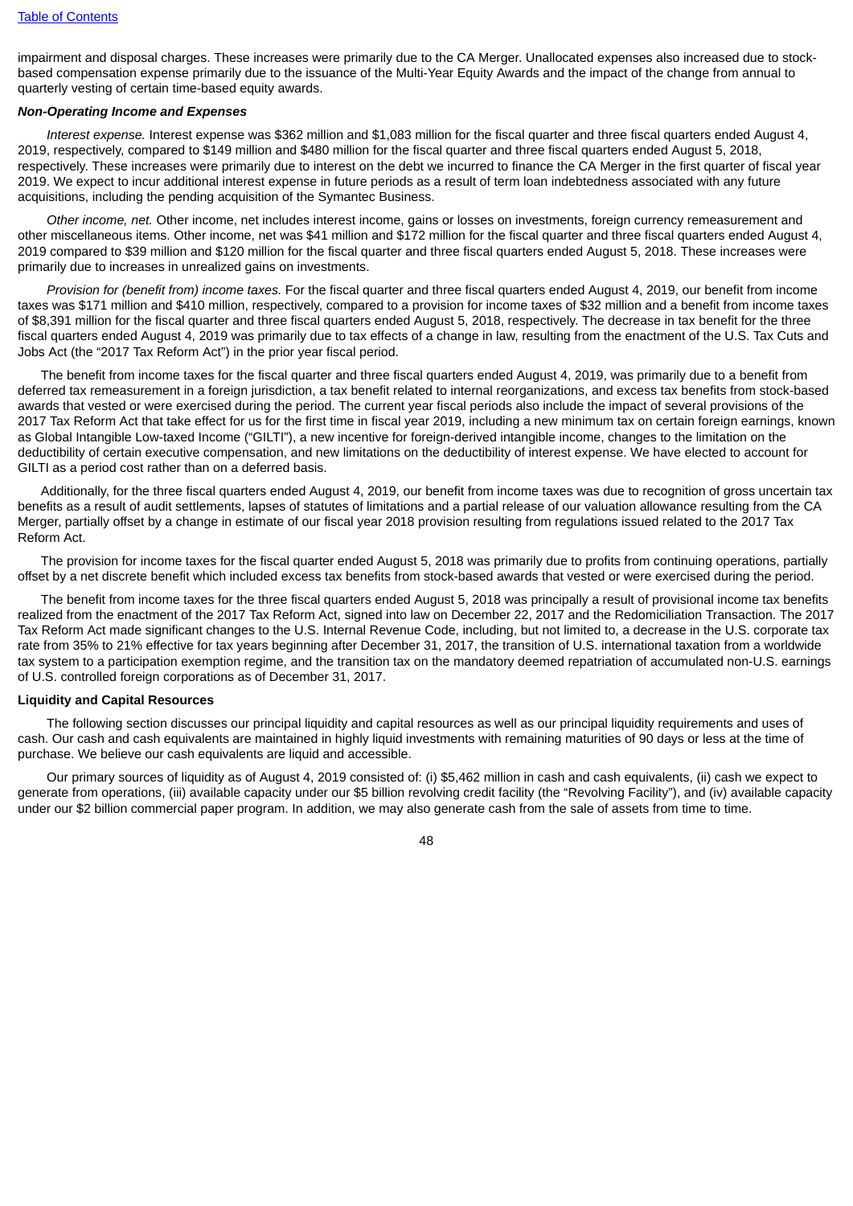impairment and disposal charges. These increases were primarily due to the CA Merger. Unallocated expenses also increased due to stock-based compensation expense primarily due to the issuance of the Multi-Year Equity Awards and the impact of the change from annual to quarterly vesting of certain time-based equity awards.

***Non-Operating Income and Expenses***

*Interest expense.* Interest expense was $362 million and $1,083 million for the fiscal quarter and three fiscal quarters ended August 4, 2019, respectively, compared to $149 million and $480 million for the fiscal quarter and three fiscal quarters ended August 5, 2018, respectively. These increases were primarily due to interest on the debt we incurred to finance the CA Merger in the first quarter of fiscal year 2019. We expect to incur additional interest expense in future periods as a result of term loan indebtedness associated with any future acquisitions, including the pending acquisition of the Symantec Business.

*Other income, net.* Other income, net includes interest income, gains or losses on investments, foreign currency remeasurement and other miscellaneous items. Other income, net was $41 million and $172 million for the fiscal quarter and three fiscal quarters ended August 4, 2019 compared to $39 million and $120 million for the fiscal quarter and three fiscal quarters ended August 5, 2018. These increases were primarily due to increases in unrealized gains on investments.

*Provision for (benefit from) income taxes.* For the fiscal quarter and three fiscal quarters ended August 4, 2019, our benefit from income taxes was $171 million and $410 million, respectively, compared to a provision for income taxes of $32 million and a benefit from income taxes of $8,391 million for the fiscal quarter and three fiscal quarters ended August 5, 2018, respectively. The decrease in tax benefit for the three fiscal quarters ended August 4, 2019 was primarily due to tax effects of a change in law, resulting from the enactment of the U.S. Tax Cuts and Jobs Act (the "2017 Tax Reform Act") in the prior year fiscal period.

The benefit from income taxes for the fiscal quarter and three fiscal quarters ended August 4, 2019, was primarily due to a benefit from deferred tax remeasurement in a foreign jurisdiction, a tax benefit related to internal reorganizations, and excess tax benefits from stock-based awards that vested or were exercised during the period. The current year fiscal periods also include the impact of several provisions of the 2017 Tax Reform Act that take effect for us for the first time in fiscal year 2019, including a new minimum tax on certain foreign earnings, known as Global Intangible Low-taxed Income ("GILTI"), a new incentive for foreign-derived intangible income, changes to the limitation on the deductibility of certain executive compensation, and new limitations on the deductibility of interest expense. We have elected to account for GILTI as a period cost rather than on a deferred basis.

Additionally, for the three fiscal quarters ended August 4, 2019, our benefit from income taxes was due to recognition of gross uncertain tax benefits as a result of audit settlements, lapses of statutes of limitations and a partial release of our valuation allowance resulting from the CA Merger, partially offset by a change in estimate of our fiscal year 2018 provision resulting from regulations issued related to the 2017 Tax Reform Act.

The provision for income taxes for the fiscal quarter ended August 5, 2018 was primarily due to profits from continuing operations, partially offset by a net discrete benefit which included excess tax benefits from stock-based awards that vested or were exercised during the period.

The benefit from income taxes for the three fiscal quarters ended August 5, 2018 was principally a result of provisional income tax benefits realized from the enactment of the 2017 Tax Reform Act, signed into law on December 22, 2017 and the Redomiciliation Transaction. The 2017 Tax Reform Act made significant changes to the U.S. Internal Revenue Code, including, but not limited to, a decrease in the U.S. corporate tax rate from 35% to 21% effective for tax years beginning after December 31, 2017, the transition of U.S. international taxation from a worldwide tax system to a participation exemption regime, and the transition tax on the mandatory deemed repatriation of accumulated non-U.S. earnings of U.S. controlled foreign corporations as of December 31, 2017.

**Liquidity and Capital Resources**

The following section discusses our principal liquidity and capital resources as well as our principal liquidity requirements and uses of cash. Our cash and cash equivalents are maintained in highly liquid investments with remaining maturities of 90 days or less at the time of purchase. We believe our cash equivalents are liquid and accessible.

Our primary sources of liquidity as of August 4, 2019 consisted of: (i) $5,462 million in cash and cash equivalents, (ii) cash we expect to generate from operations, (iii) available capacity under our $5 billion revolving credit facility (the "Revolving Facility"), and (iv) available capacity under our $2 billion commercial paper program. In addition, we may also generate cash from the sale of assets from time to time.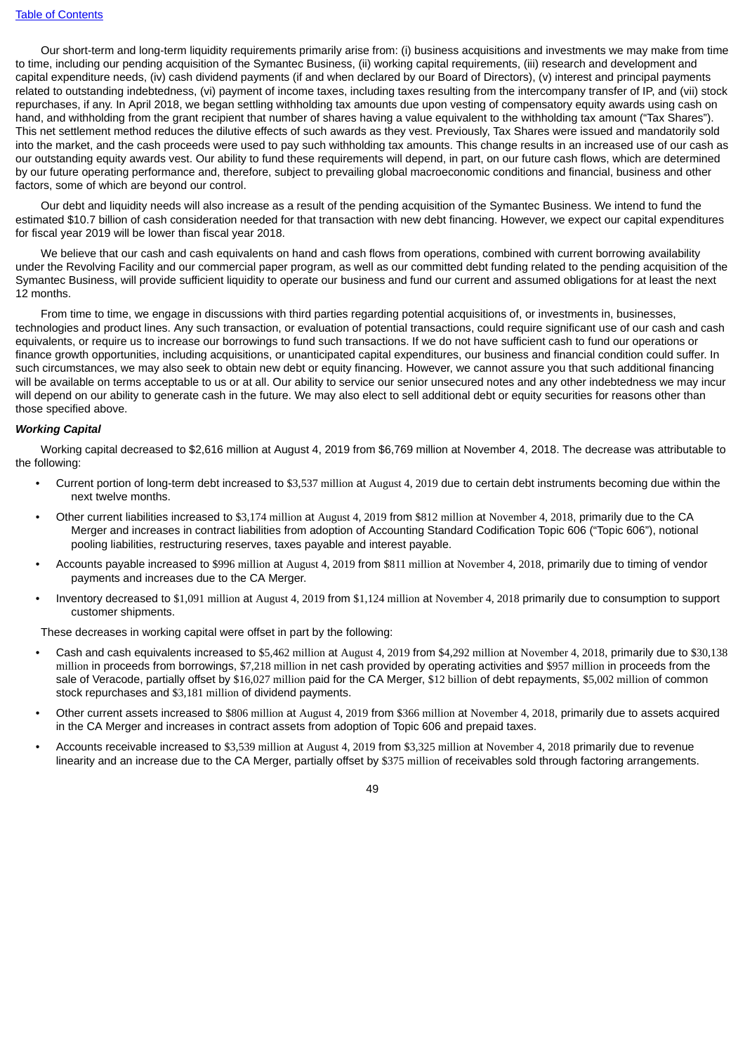Our short-term and long-term liquidity requirements primarily arise from: (i) business acquisitions and investments we may make from time to time, including our pending acquisition of the Symantec Business, (ii) working capital requirements, (iii) research and development and capital expenditure needs, (iv) cash dividend payments (if and when declared by our Board of Directors), (v) interest and principal payments related to outstanding indebtedness, (vi) payment of income taxes, including taxes resulting from the intercompany transfer of IP, and (vii) stock repurchases, if any. In April 2018, we began settling withholding tax amounts due upon vesting of compensatory equity awards using cash on hand, and withholding from the grant recipient that number of shares having a value equivalent to the withholding tax amount ("Tax Shares"). This net settlement method reduces the dilutive effects of such awards as they vest. Previously, Tax Shares were issued and mandatorily sold into the market, and the cash proceeds were used to pay such withholding tax amounts. This change results in an increased use of our cash as our outstanding equity awards vest. Our ability to fund these requirements will depend, in part, on our future cash flows, which are determined by our future operating performance and, therefore, subject to prevailing global macroeconomic conditions and financial, business and other factors, some of which are beyond our control.

Our debt and liquidity needs will also increase as a result of the pending acquisition of the Symantec Business. We intend to fund the estimated $10.7 billion of cash consideration needed for that transaction with new debt financing. However, we expect our capital expenditures for fiscal year 2019 will be lower than fiscal year 2018.

We believe that our cash and cash equivalents on hand and cash flows from operations, combined with current borrowing availability under the Revolving Facility and our commercial paper program, as well as our committed debt funding related to the pending acquisition of the Symantec Business, will provide sufficient liquidity to operate our business and fund our current and assumed obligations for at least the next 12 months.

From time to time, we engage in discussions with third parties regarding potential acquisitions of, or investments in, businesses, technologies and product lines. Any such transaction, or evaluation of potential transactions, could require significant use of our cash and cash equivalents, or require us to increase our borrowings to fund such transactions. If we do not have sufficient cash to fund our operations or finance growth opportunities, including acquisitions, or unanticipated capital expenditures, our business and financial condition could suffer. In such circumstances, we may also seek to obtain new debt or equity financing. However, we cannot assure you that such additional financing will be available on terms acceptable to us or at all. Our ability to service our senior unsecured notes and any other indebtedness we may incur will depend on our ability to generate cash in the future. We may also elect to sell additional debt or equity securities for reasons other than those specified above.

***Working Capital***

Working capital decreased to $2,616 million at August 4, 2019 from $6,769 million at November 4, 2018. The decrease was attributable to the following:

- Current portion of long-term debt increased to $3,537 million at August 4, 2019 due to certain debt instruments becoming due within the next twelve months.
- Other current liabilities increased to $3,174 million at August 4, 2019 from $812 million at November 4, 2018, primarily due to the CA Merger and increases in contract liabilities from adoption of Accounting Standard Codification Topic 606 ("Topic 606"), notional pooling liabilities, restructuring reserves, taxes payable and interest payable.
- Accounts payable increased to $996 million at August 4, 2019 from $811 million at November 4, 2018, primarily due to timing of vendor payments and increases due to the CA Merger.
- Inventory decreased to $1,091 million at August 4, 2019 from $1,124 million at November 4, 2018 primarily due to consumption to support customer shipments.

These decreases in working capital were offset in part by the following:

- Cash and cash equivalents increased to $5,462 million at August 4, 2019 from $4,292 million at November 4, 2018, primarily due to $30,138 million in proceeds from borrowings, $7,218 million in net cash provided by operating activities and $957 million in proceeds from the sale of Veracode, partially offset by $16,027 million paid for the CA Merger, $12 billion of debt repayments, $5,002 million of common stock repurchases and $3,181 million of dividend payments.
- Other current assets increased to $806 million at August 4, 2019 from $366 million at November 4, 2018, primarily due to assets acquired in the CA Merger and increases in contract assets from adoption of Topic 606 and prepaid taxes.
- Accounts receivable increased to $3,539 million at August 4, 2019 from $3,325 million at November 4, 2018 primarily due to revenue linearity and an increase due to the CA Merger, partially offset by $375 million of receivables sold through factoring arrangements.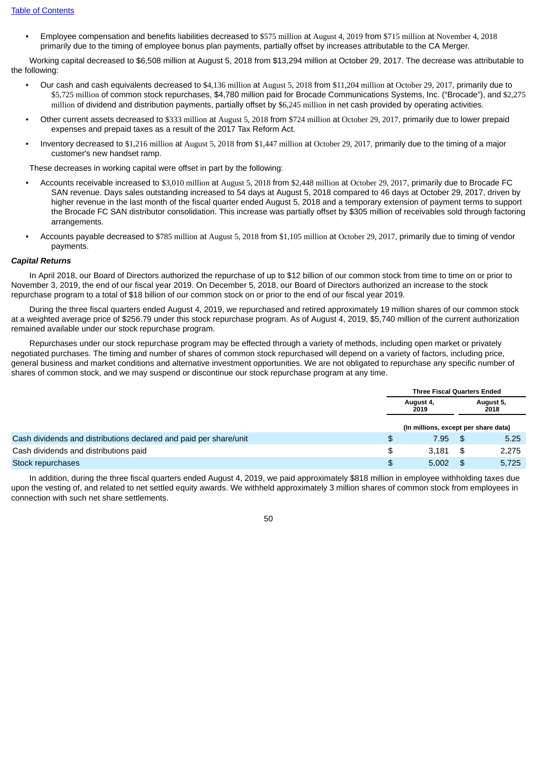- Employee compensation and benefits liabilities decreased to $575 million at August 4, 2019 from $715 million at November 4, 2018 primarily due to the timing of employee bonus plan payments, partially offset by increases attributable to the CA Merger.

Working capital decreased to $6,508 million at August 5, 2018 from $13,294 million at October 29, 2017. The decrease was attributable to the following:

- Our cash and cash equivalents decreased to $4,136 million at August 5, 2018 from $11,204 million at October 29, 2017, primarily due to $5,725 million of common stock repurchases, $4,780 million paid for Brocade Communications Systems, Inc. ("Brocade"), and $2,275 million of dividend and distribution payments, partially offset by $6,245 million in net cash provided by operating activities.
- Other current assets decreased to $333 million at August 5, 2018 from $724 million at October 29, 2017, primarily due to lower prepaid expenses and prepaid taxes as a result of the 2017 Tax Reform Act.
- Inventory decreased to $1,216 million at August 5, 2018 from $1,447 million at October 29, 2017, primarily due to the timing of a major customer's new handset ramp.

These decreases in working capital were offset in part by the following:

- Accounts receivable increased to $3,010 million at August 5, 2018 from $2,448 million at October 29, 2017, primarily due to Brocade FC SAN revenue. Days sales outstanding increased to 54 days at August 5, 2018 compared to 46 days at October 29, 2017, driven by higher revenue in the last month of the fiscal quarter ended August 5, 2018 and a temporary extension of payment terms to support the Brocade FC SAN distributor consolidation. This increase was partially offset by $305 million of receivables sold through factoring arrangements.
- Accounts payable decreased to $785 million at August 5, 2018 from $1,105 million at October 29, 2017, primarily due to timing of vendor payments.

***Capital Returns***

In April 2018, our Board of Directors authorized the repurchase of up to $12 billion of our common stock from time to time on or prior to November 3, 2019, the end of our fiscal year 2019. On December 5, 2018, our Board of Directors authorized an increase to the stock repurchase program to a total of $18 billion of our common stock on or prior to the end of our fiscal year 2019.

During the three fiscal quarters ended August 4, 2019, we repurchased and retired approximately 19 million shares of our common stock at a weighted average price of $256.79 under this stock repurchase program. As of August 4, 2019, $5,740 million of the current authorization remained available under our stock repurchase program.

Repurchases under our stock repurchase program may be effected through a variety of methods, including open market or privately negotiated purchases. The timing and number of shares of common stock repurchased will depend on a variety of factors, including price, general business and market conditions and alternative investment opportunities. We are not obligated to repurchase any specific number of shares of common stock, and we may suspend or discontinue our stock repurchase program at any time.

| | Three Fiscal Quarters Ended | |
|---|---|---|
| | August 4, 2019 | August 5, 2018 |
| | (In millions, except per share data) | |
| Cash dividends and distributions declared and paid per share/unit | $ 7.95 | $ 5.25 |
| Cash dividends and distributions paid | $ 3,181 | $ 2,275 |
| Stock repurchases | $ 5,002 | $ 5,725 |

In addition, during the three fiscal quarters ended August 4, 2019, we paid approximately $818 million in employee withholding taxes due upon the vesting of, and related to net settled equity awards. We withheld approximately 3 million shares of common stock from employees in connection with such net share settlements.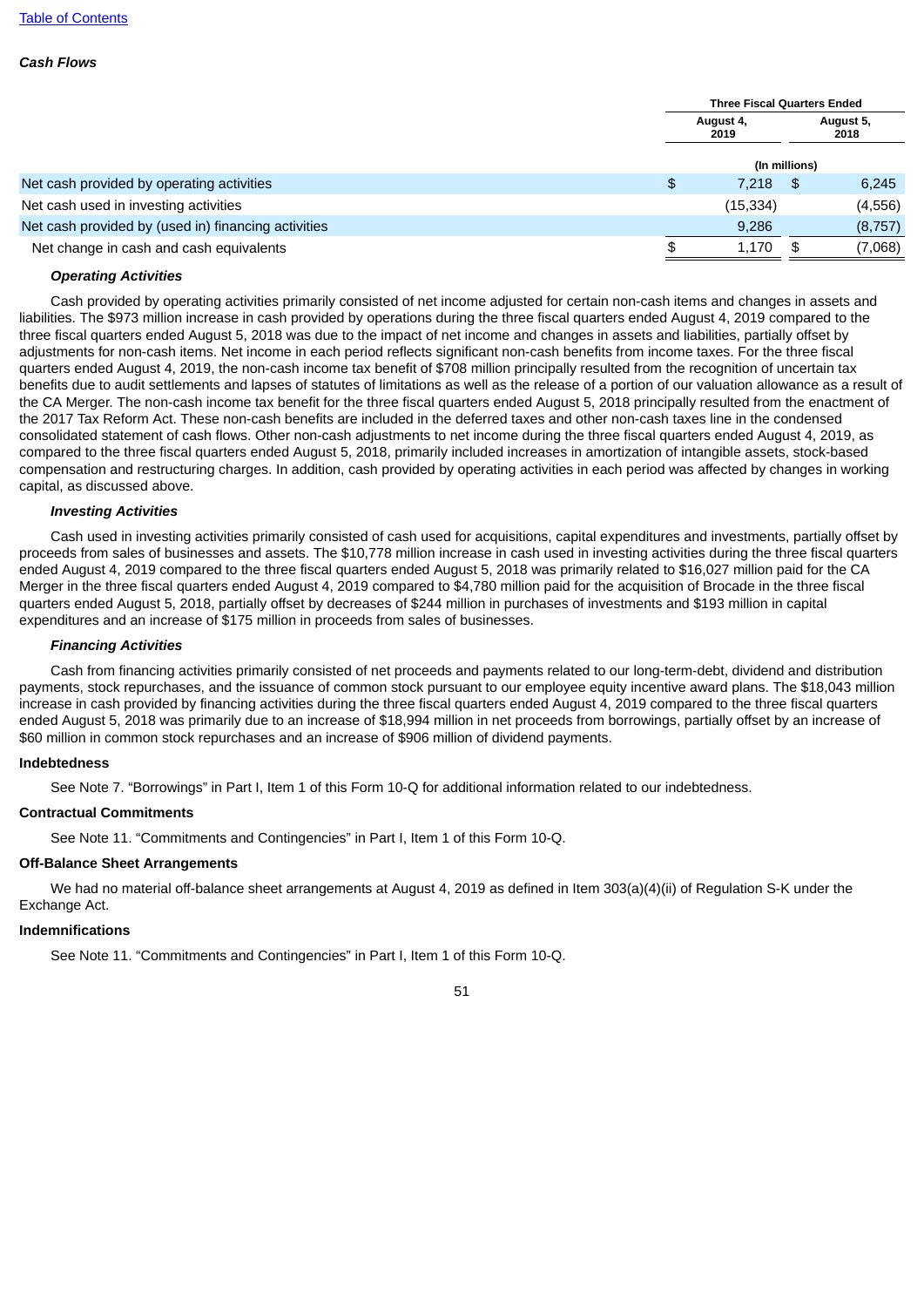*Cash Flows*

| | Three Fiscal Quarters Ended | |
|---|---|---|
| | August 4, 2019 | August 5, 2018 |
| | (In millions) | |
| Net cash provided by operating activities | $ 7,218 | $ 6,245 |
| Net cash used in investing activities | (15,334) | (4,556) |
| Net cash provided by (used in) financing activities | 9,286 | (8,757) |
| Net change in cash and cash equivalents | $ 1,170 | $ (7,068) |

***Operating Activities***

Cash provided by operating activities primarily consisted of net income adjusted for certain non-cash items and changes in assets and liabilities. The $973 million increase in cash provided by operations during the three fiscal quarters ended August 4, 2019 compared to the three fiscal quarters ended August 5, 2018 was due to the impact of net income and changes in assets and liabilities, partially offset by adjustments for non-cash items. Net income in each period reflects significant non-cash benefits from income taxes. For the three fiscal quarters ended August 4, 2019, the non-cash income tax benefit of $708 million principally resulted from the recognition of uncertain tax benefits due to audit settlements and lapses of statutes of limitations as well as the release of a portion of our valuation allowance as a result of the CA Merger. The non-cash income tax benefit for the three fiscal quarters ended August 5, 2018 principally resulted from the enactment of the 2017 Tax Reform Act. These non-cash benefits are included in the deferred taxes and other non-cash taxes line in the condensed consolidated statement of cash flows. Other non-cash adjustments to net income during the three fiscal quarters ended August 4, 2019, as compared to the three fiscal quarters ended August 5, 2018, primarily included increases in amortization of intangible assets, stock-based compensation and restructuring charges. In addition, cash provided by operating activities in each period was affected by changes in working capital, as discussed above.

***Investing Activities***

Cash used in investing activities primarily consisted of cash used for acquisitions, capital expenditures and investments, partially offset by proceeds from sales of businesses and assets. The $10,778 million increase in cash used in investing activities during the three fiscal quarters ended August 4, 2019 compared to the three fiscal quarters ended August 5, 2018 was primarily related to $16,027 million paid for the CA Merger in the three fiscal quarters ended August 4, 2019 compared to $4,780 million paid for the acquisition of Brocade in the three fiscal quarters ended August 5, 2018, partially offset by decreases of $244 million in purchases of investments and $193 million in capital expenditures and an increase of $175 million in proceeds from sales of businesses.

***Financing Activities***

Cash from financing activities primarily consisted of net proceeds and payments related to our long-term-debt, dividend and distribution payments, stock repurchases, and the issuance of common stock pursuant to our employee equity incentive award plans. The $18,043 million increase in cash provided by financing activities during the three fiscal quarters ended August 4, 2019 compared to the three fiscal quarters ended August 5, 2018 was primarily due to an increase of $18,994 million in net proceeds from borrowings, partially offset by an increase of $60 million in common stock repurchases and an increase of $906 million of dividend payments.

**Indebtedness**

See Note 7. "Borrowings" in Part I, Item 1 of this Form 10-Q for additional information related to our indebtedness.

**Contractual Commitments**

See Note 11. "Commitments and Contingencies" in Part I, Item 1 of this Form 10-Q.

**Off-Balance Sheet Arrangements**

We had no material off-balance sheet arrangements at August 4, 2019 as defined in Item 303(a)(4)(ii) of Regulation S-K under the Exchange Act.

**Indemnifications**

See Note 11. "Commitments and Contingencies" in Part I, Item 1 of this Form 10-Q.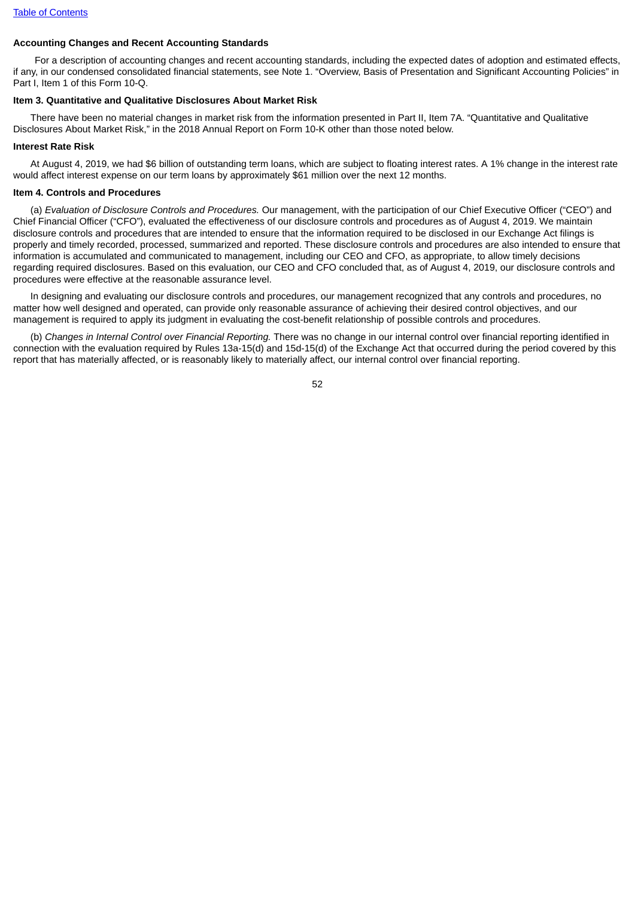**Accounting Changes and Recent Accounting Standards**

For a description of accounting changes and recent accounting standards, including the expected dates of adoption and estimated effects, if any, in our condensed consolidated financial statements, see Note 1. "Overview, Basis of Presentation and Significant Accounting Policies" in Part I, Item 1 of this Form 10-Q.

**Item 3. Quantitative and Qualitative Disclosures About Market Risk**

There have been no material changes in market risk from the information presented in Part II, Item 7A. "Quantitative and Qualitative Disclosures About Market Risk," in the 2018 Annual Report on Form 10-K other than those noted below.

**Interest Rate Risk**

At August 4, 2019, we had $6 billion of outstanding term loans, which are subject to floating interest rates. A 1% change in the interest rate would affect interest expense on our term loans by approximately $61 million over the next 12 months.

**Item 4. Controls and Procedures**

(a) *Evaluation of Disclosure Controls and Procedures.* Our management, with the participation of our Chief Executive Officer ("CEO") and Chief Financial Officer ("CFO"), evaluated the effectiveness of our disclosure controls and procedures as of August 4, 2019. We maintain disclosure controls and procedures that are intended to ensure that the information required to be disclosed in our Exchange Act filings is properly and timely recorded, processed, summarized and reported. These disclosure controls and procedures are also intended to ensure that information is accumulated and communicated to management, including our CEO and CFO, as appropriate, to allow timely decisions regarding required disclosures. Based on this evaluation, our CEO and CFO concluded that, as of August 4, 2019, our disclosure controls and procedures were effective at the reasonable assurance level.

In designing and evaluating our disclosure controls and procedures, our management recognized that any controls and procedures, no matter how well designed and operated, can provide only reasonable assurance of achieving their desired control objectives, and our management is required to apply its judgment in evaluating the cost-benefit relationship of possible controls and procedures.

(b) *Changes in Internal Control over Financial Reporting.* There was no change in our internal control over financial reporting identified in connection with the evaluation required by Rules 13a-15(d) and 15d-15(d) of the Exchange Act that occurred during the period covered by this report that has materially affected, or is reasonably likely to materially affect, our internal control over financial reporting.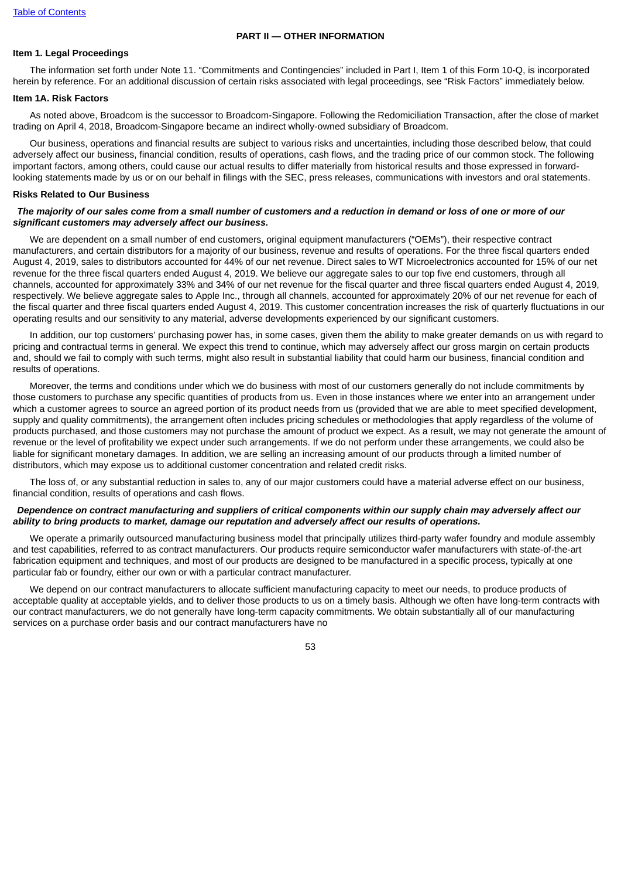## PART II — OTHER INFORMATION

### Item 1. Legal Proceedings

The information set forth under Note 11. "Commitments and Contingencies" included in Part I, Item 1 of this Form 10-Q, is incorporated herein by reference. For an additional discussion of certain risks associated with legal proceedings, see "Risk Factors" immediately below.

### Item 1A. Risk Factors

As noted above, Broadcom is the successor to Broadcom-Singapore. Following the Redomiciliation Transaction, after the close of market trading on April 4, 2018, Broadcom-Singapore became an indirect wholly-owned subsidiary of Broadcom.

Our business, operations and financial results are subject to various risks and uncertainties, including those described below, that could adversely affect our business, financial condition, results of operations, cash flows, and the trading price of our common stock. The following important factors, among others, could cause our actual results to differ materially from historical results and those expressed in forward-looking statements made by us or on our behalf in filings with the SEC, press releases, communications with investors and oral statements.

### Risks Related to Our Business

***The majority of our sales come from a small number of customers and a reduction in demand or loss of one or more of our significant customers may adversely affect our business.***

We are dependent on a small number of end customers, original equipment manufacturers ("OEMs"), their respective contract manufacturers, and certain distributors for a majority of our business, revenue and results of operations. For the three fiscal quarters ended August 4, 2019, sales to distributors accounted for 44% of our net revenue. Direct sales to WT Microelectronics accounted for 15% of our net revenue for the three fiscal quarters ended August 4, 2019. We believe our aggregate sales to our top five end customers, through all channels, accounted for approximately 33% and 34% of our net revenue for the fiscal quarter and three fiscal quarters ended August 4, 2019, respectively. We believe aggregate sales to Apple Inc., through all channels, accounted for approximately 20% of our net revenue for each of the fiscal quarter and three fiscal quarters ended August 4, 2019. This customer concentration increases the risk of quarterly fluctuations in our operating results and our sensitivity to any material, adverse developments experienced by our significant customers.

In addition, our top customers' purchasing power has, in some cases, given them the ability to make greater demands on us with regard to pricing and contractual terms in general. We expect this trend to continue, which may adversely affect our gross margin on certain products and, should we fail to comply with such terms, might also result in substantial liability that could harm our business, financial condition and results of operations.

Moreover, the terms and conditions under which we do business with most of our customers generally do not include commitments by those customers to purchase any specific quantities of products from us. Even in those instances where we enter into an arrangement under which a customer agrees to source an agreed portion of its product needs from us (provided that we are able to meet specified development, supply and quality commitments), the arrangement often includes pricing schedules or methodologies that apply regardless of the volume of products purchased, and those customers may not purchase the amount of product we expect. As a result, we may not generate the amount of revenue or the level of profitability we expect under such arrangements. If we do not perform under these arrangements, we could also be liable for significant monetary damages. In addition, we are selling an increasing amount of our products through a limited number of distributors, which may expose us to additional customer concentration and related credit risks.

The loss of, or any substantial reduction in sales to, any of our major customers could have a material adverse effect on our business, financial condition, results of operations and cash flows.

***Dependence on contract manufacturing and suppliers of critical components within our supply chain may adversely affect our ability to bring products to market, damage our reputation and adversely affect our results of operations.***

We operate a primarily outsourced manufacturing business model that principally utilizes third-party wafer foundry and module assembly and test capabilities, referred to as contract manufacturers. Our products require semiconductor wafer manufacturers with state-of-the-art fabrication equipment and techniques, and most of our products are designed to be manufactured in a specific process, typically at one particular fab or foundry, either our own or with a particular contract manufacturer.

We depend on our contract manufacturers to allocate sufficient manufacturing capacity to meet our needs, to produce products of acceptable quality at acceptable yields, and to deliver those products to us on a timely basis. Although we often have long-term contracts with our contract manufacturers, we do not generally have long-term capacity commitments. We obtain substantially all of our manufacturing services on a purchase order basis and our contract manufacturers have no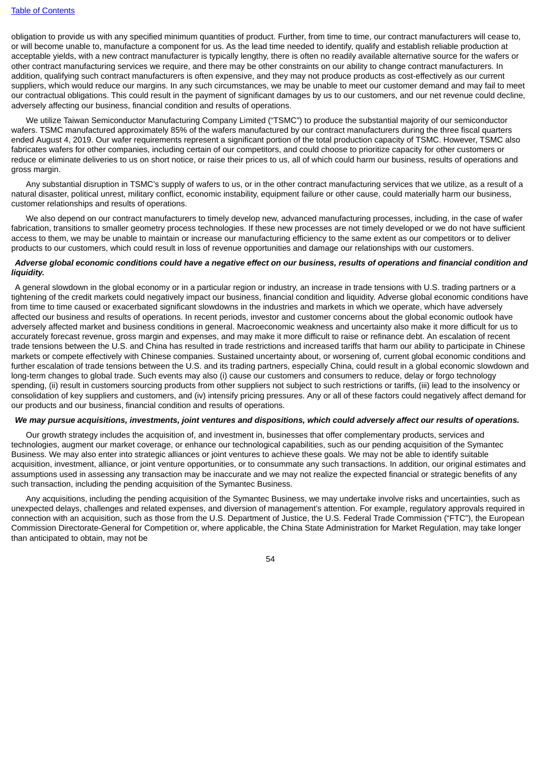obligation to provide us with any specified minimum quantities of product. Further, from time to time, our contract manufacturers will cease to, or will become unable to, manufacture a component for us. As the lead time needed to identify, qualify and establish reliable production at acceptable yields, with a new contract manufacturer is typically lengthy, there is often no readily available alternative source for the wafers or other contract manufacturing services we require, and there may be other constraints on our ability to change contract manufacturers. In addition, qualifying such contract manufacturers is often expensive, and they may not produce products as cost-effectively as our current suppliers, which would reduce our margins. In any such circumstances, we may be unable to meet our customer demand and may fail to meet our contractual obligations. This could result in the payment of significant damages by us to our customers, and our net revenue could decline, adversely affecting our business, financial condition and results of operations.

We utilize Taiwan Semiconductor Manufacturing Company Limited ("TSMC") to produce the substantial majority of our semiconductor wafers. TSMC manufactured approximately 85% of the wafers manufactured by our contract manufacturers during the three fiscal quarters ended August 4, 2019. Our wafer requirements represent a significant portion of the total production capacity of TSMC. However, TSMC also fabricates wafers for other companies, including certain of our competitors, and could choose to prioritize capacity for other customers or reduce or eliminate deliveries to us on short notice, or raise their prices to us, all of which could harm our business, results of operations and gross margin.

Any substantial disruption in TSMC's supply of wafers to us, or in the other contract manufacturing services that we utilize, as a result of a natural disaster, political unrest, military conflict, economic instability, equipment failure or other cause, could materially harm our business, customer relationships and results of operations.

We also depend on our contract manufacturers to timely develop new, advanced manufacturing processes, including, in the case of wafer fabrication, transitions to smaller geometry process technologies. If these new processes are not timely developed or we do not have sufficient access to them, we may be unable to maintain or increase our manufacturing efficiency to the same extent as our competitors or to deliver products to our customers, which could result in loss of revenue opportunities and damage our relationships with our customers.

***Adverse global economic conditions could have a negative effect on our business, results of operations and financial condition and liquidity.***

A general slowdown in the global economy or in a particular region or industry, an increase in trade tensions with U.S. trading partners or a tightening of the credit markets could negatively impact our business, financial condition and liquidity. Adverse global economic conditions have from time to time caused or exacerbated significant slowdowns in the industries and markets in which we operate, which have adversely affected our business and results of operations. In recent periods, investor and customer concerns about the global economic outlook have adversely affected market and business conditions in general. Macroeconomic weakness and uncertainty also make it more difficult for us to accurately forecast revenue, gross margin and expenses, and may make it more difficult to raise or refinance debt. An escalation of recent trade tensions between the U.S. and China has resulted in trade restrictions and increased tariffs that harm our ability to participate in Chinese markets or compete effectively with Chinese companies. Sustained uncertainty about, or worsening of, current global economic conditions and further escalation of trade tensions between the U.S. and its trading partners, especially China, could result in a global economic slowdown and long-term changes to global trade. Such events may also (i) cause our customers and consumers to reduce, delay or forgo technology spending, (ii) result in customers sourcing products from other suppliers not subject to such restrictions or tariffs, (iii) lead to the insolvency or consolidation of key suppliers and customers, and (iv) intensify pricing pressures. Any or all of these factors could negatively affect demand for our products and our business, financial condition and results of operations.

***We may pursue acquisitions, investments, joint ventures and dispositions, which could adversely affect our results of operations.***

Our growth strategy includes the acquisition of, and investment in, businesses that offer complementary products, services and technologies, augment our market coverage, or enhance our technological capabilities, such as our pending acquisition of the Symantec Business. We may also enter into strategic alliances or joint ventures to achieve these goals. We may not be able to identify suitable acquisition, investment, alliance, or joint venture opportunities, or to consummate any such transactions. In addition, our original estimates and assumptions used in assessing any transaction may be inaccurate and we may not realize the expected financial or strategic benefits of any such transaction, including the pending acquisition of the Symantec Business.

Any acquisitions, including the pending acquisition of the Symantec Business, we may undertake involve risks and uncertainties, such as unexpected delays, challenges and related expenses, and diversion of management's attention. For example, regulatory approvals required in connection with an acquisition, such as those from the U.S. Department of Justice, the U.S. Federal Trade Commission ("FTC"), the European Commission Directorate-General for Competition or, where applicable, the China State Administration for Market Regulation, may take longer than anticipated to obtain, may not be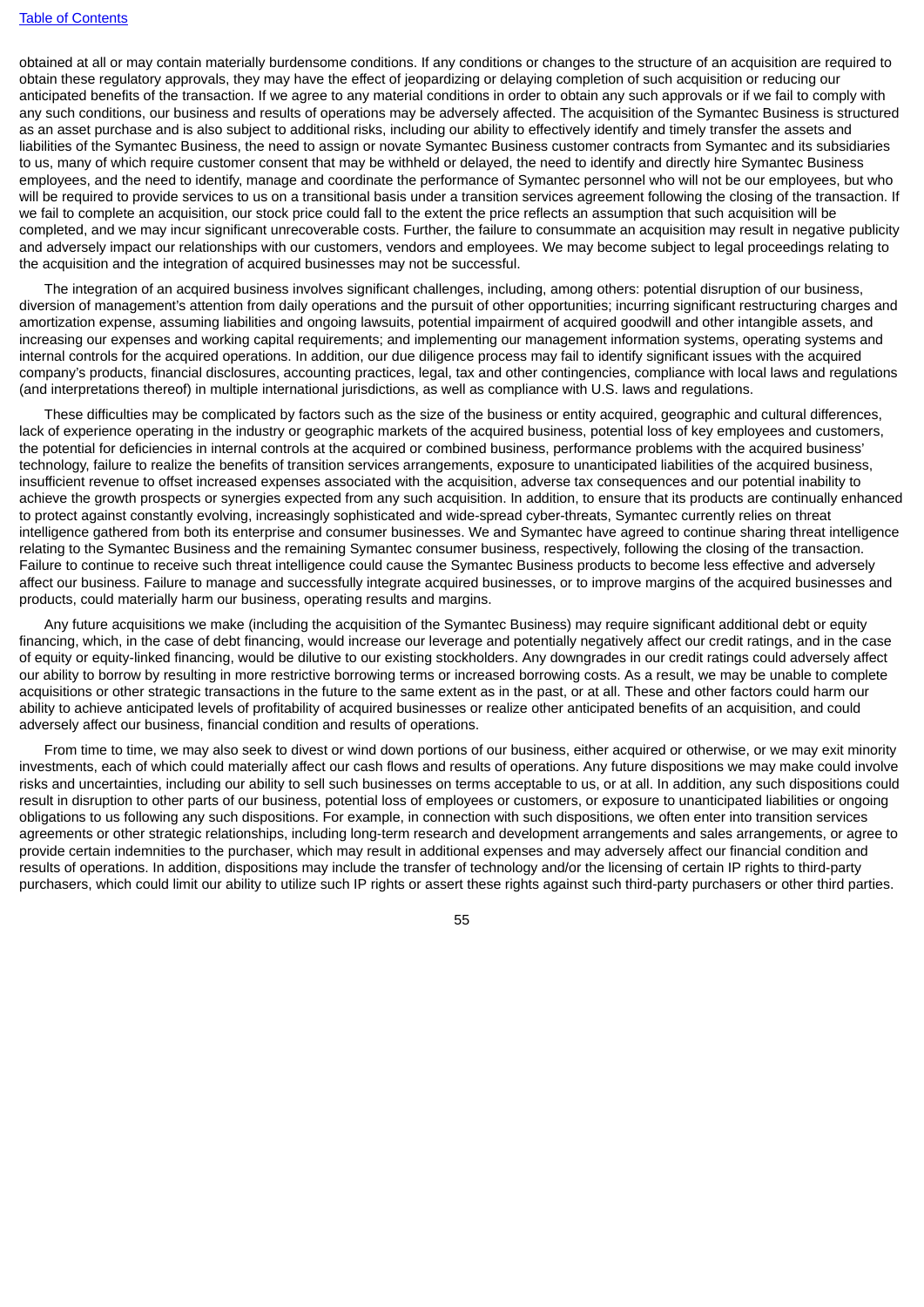obtained at all or may contain materially burdensome conditions. If any conditions or changes to the structure of an acquisition are required to obtain these regulatory approvals, they may have the effect of jeopardizing or delaying completion of such acquisition or reducing our anticipated benefits of the transaction. If we agree to any material conditions in order to obtain any such approvals or if we fail to comply with any such conditions, our business and results of operations may be adversely affected. The acquisition of the Symantec Business is structured as an asset purchase and is also subject to additional risks, including our ability to effectively identify and timely transfer the assets and liabilities of the Symantec Business, the need to assign or novate Symantec Business customer contracts from Symantec and its subsidiaries to us, many of which require customer consent that may be withheld or delayed, the need to identify and directly hire Symantec Business employees, and the need to identify, manage and coordinate the performance of Symantec personnel who will not be our employees, but who will be required to provide services to us on a transitional basis under a transition services agreement following the closing of the transaction. If we fail to complete an acquisition, our stock price could fall to the extent the price reflects an assumption that such acquisition will be completed, and we may incur significant unrecoverable costs. Further, the failure to consummate an acquisition may result in negative publicity and adversely impact our relationships with our customers, vendors and employees. We may become subject to legal proceedings relating to the acquisition and the integration of acquired businesses may not be successful.

The integration of an acquired business involves significant challenges, including, among others: potential disruption of our business, diversion of management's attention from daily operations and the pursuit of other opportunities; incurring significant restructuring charges and amortization expense, assuming liabilities and ongoing lawsuits, potential impairment of acquired goodwill and other intangible assets, and increasing our expenses and working capital requirements; and implementing our management information systems, operating systems and internal controls for the acquired operations. In addition, our due diligence process may fail to identify significant issues with the acquired company's products, financial disclosures, accounting practices, legal, tax and other contingencies, compliance with local laws and regulations (and interpretations thereof) in multiple international jurisdictions, as well as compliance with U.S. laws and regulations.

These difficulties may be complicated by factors such as the size of the business or entity acquired, geographic and cultural differences, lack of experience operating in the industry or geographic markets of the acquired business, potential loss of key employees and customers, the potential for deficiencies in internal controls at the acquired or combined business, performance problems with the acquired business' technology, failure to realize the benefits of transition services arrangements, exposure to unanticipated liabilities of the acquired business, insufficient revenue to offset increased expenses associated with the acquisition, adverse tax consequences and our potential inability to achieve the growth prospects or synergies expected from any such acquisition. In addition, to ensure that its products are continually enhanced to protect against constantly evolving, increasingly sophisticated and wide-spread cyber-threats, Symantec currently relies on threat intelligence gathered from both its enterprise and consumer businesses. We and Symantec have agreed to continue sharing threat intelligence relating to the Symantec Business and the remaining Symantec consumer business, respectively, following the closing of the transaction. Failure to continue to receive such threat intelligence could cause the Symantec Business products to become less effective and adversely affect our business. Failure to manage and successfully integrate acquired businesses, or to improve margins of the acquired businesses and products, could materially harm our business, operating results and margins.

Any future acquisitions we make (including the acquisition of the Symantec Business) may require significant additional debt or equity financing, which, in the case of debt financing, would increase our leverage and potentially negatively affect our credit ratings, and in the case of equity or equity-linked financing, would be dilutive to our existing stockholders. Any downgrades in our credit ratings could adversely affect our ability to borrow by resulting in more restrictive borrowing terms or increased borrowing costs. As a result, we may be unable to complete acquisitions or other strategic transactions in the future to the same extent as in the past, or at all. These and other factors could harm our ability to achieve anticipated levels of profitability of acquired businesses or realize other anticipated benefits of an acquisition, and could adversely affect our business, financial condition and results of operations.

From time to time, we may also seek to divest or wind down portions of our business, either acquired or otherwise, or we may exit minority investments, each of which could materially affect our cash flows and results of operations. Any future dispositions we may make could involve risks and uncertainties, including our ability to sell such businesses on terms acceptable to us, or at all. In addition, any such dispositions could result in disruption to other parts of our business, potential loss of employees or customers, or exposure to unanticipated liabilities or ongoing obligations to us following any such dispositions. For example, in connection with such dispositions, we often enter into transition services agreements or other strategic relationships, including long-term research and development arrangements and sales arrangements, or agree to provide certain indemnities to the purchaser, which may result in additional expenses and may adversely affect our financial condition and results of operations. In addition, dispositions may include the transfer of technology and/or the licensing of certain IP rights to third-party purchasers, which could limit our ability to utilize such IP rights or assert these rights against such third-party purchasers or other third parties.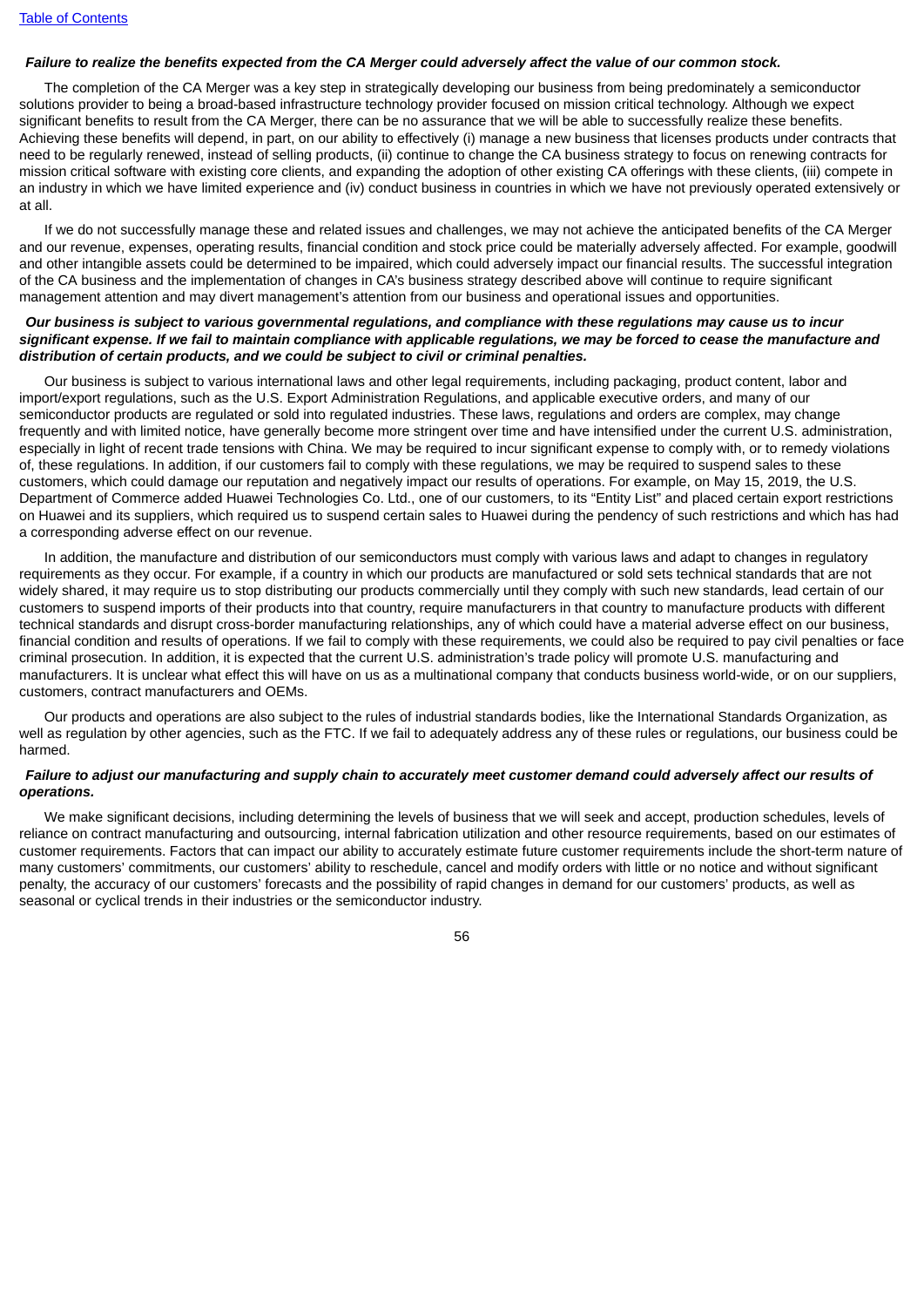***Failure to realize the benefits expected from the CA Merger could adversely affect the value of our common stock.***

The completion of the CA Merger was a key step in strategically developing our business from being predominately a semiconductor solutions provider to being a broad-based infrastructure technology provider focused on mission critical technology. Although we expect significant benefits to result from the CA Merger, there can be no assurance that we will be able to successfully realize these benefits. Achieving these benefits will depend, in part, on our ability to effectively (i) manage a new business that licenses products under contracts that need to be regularly renewed, instead of selling products, (ii) continue to change the CA business strategy to focus on renewing contracts for mission critical software with existing core clients, and expanding the adoption of other existing CA offerings with these clients, (iii) compete in an industry in which we have limited experience and (iv) conduct business in countries in which we have not previously operated extensively or at all.

If we do not successfully manage these and related issues and challenges, we may not achieve the anticipated benefits of the CA Merger and our revenue, expenses, operating results, financial condition and stock price could be materially adversely affected. For example, goodwill and other intangible assets could be determined to be impaired, which could adversely impact our financial results. The successful integration of the CA business and the implementation of changes in CA's business strategy described above will continue to require significant management attention and may divert management's attention from our business and operational issues and opportunities.

***Our business is subject to various governmental regulations, and compliance with these regulations may cause us to incur significant expense. If we fail to maintain compliance with applicable regulations, we may be forced to cease the manufacture and distribution of certain products, and we could be subject to civil or criminal penalties.***

Our business is subject to various international laws and other legal requirements, including packaging, product content, labor and import/export regulations, such as the U.S. Export Administration Regulations, and applicable executive orders, and many of our semiconductor products are regulated or sold into regulated industries. These laws, regulations and orders are complex, may change frequently and with limited notice, have generally become more stringent over time and have intensified under the current U.S. administration, especially in light of recent trade tensions with China. We may be required to incur significant expense to comply with, or to remedy violations of, these regulations. In addition, if our customers fail to comply with these regulations, we may be required to suspend sales to these customers, which could damage our reputation and negatively impact our results of operations. For example, on May 15, 2019, the U.S. Department of Commerce added Huawei Technologies Co. Ltd., one of our customers, to its "Entity List" and placed certain export restrictions on Huawei and its suppliers, which required us to suspend certain sales to Huawei during the pendency of such restrictions and which has had a corresponding adverse effect on our revenue.

In addition, the manufacture and distribution of our semiconductors must comply with various laws and adapt to changes in regulatory requirements as they occur. For example, if a country in which our products are manufactured or sold sets technical standards that are not widely shared, it may require us to stop distributing our products commercially until they comply with such new standards, lead certain of our customers to suspend imports of their products into that country, require manufacturers in that country to manufacture products with different technical standards and disrupt cross-border manufacturing relationships, any of which could have a material adverse effect on our business, financial condition and results of operations. If we fail to comply with these requirements, we could also be required to pay civil penalties or face criminal prosecution. In addition, it is expected that the current U.S. administration's trade policy will promote U.S. manufacturing and manufacturers. It is unclear what effect this will have on us as a multinational company that conducts business world-wide, or on our suppliers, customers, contract manufacturers and OEMs.

Our products and operations are also subject to the rules of industrial standards bodies, like the International Standards Organization, as well as regulation by other agencies, such as the FTC. If we fail to adequately address any of these rules or regulations, our business could be harmed.

***Failure to adjust our manufacturing and supply chain to accurately meet customer demand could adversely affect our results of operations.***

We make significant decisions, including determining the levels of business that we will seek and accept, production schedules, levels of reliance on contract manufacturing and outsourcing, internal fabrication utilization and other resource requirements, based on our estimates of customer requirements. Factors that can impact our ability to accurately estimate future customer requirements include the short-term nature of many customers' commitments, our customers' ability to reschedule, cancel and modify orders with little or no notice and without significant penalty, the accuracy of our customers' forecasts and the possibility of rapid changes in demand for our customers' products, as well as seasonal or cyclical trends in their industries or the semiconductor industry.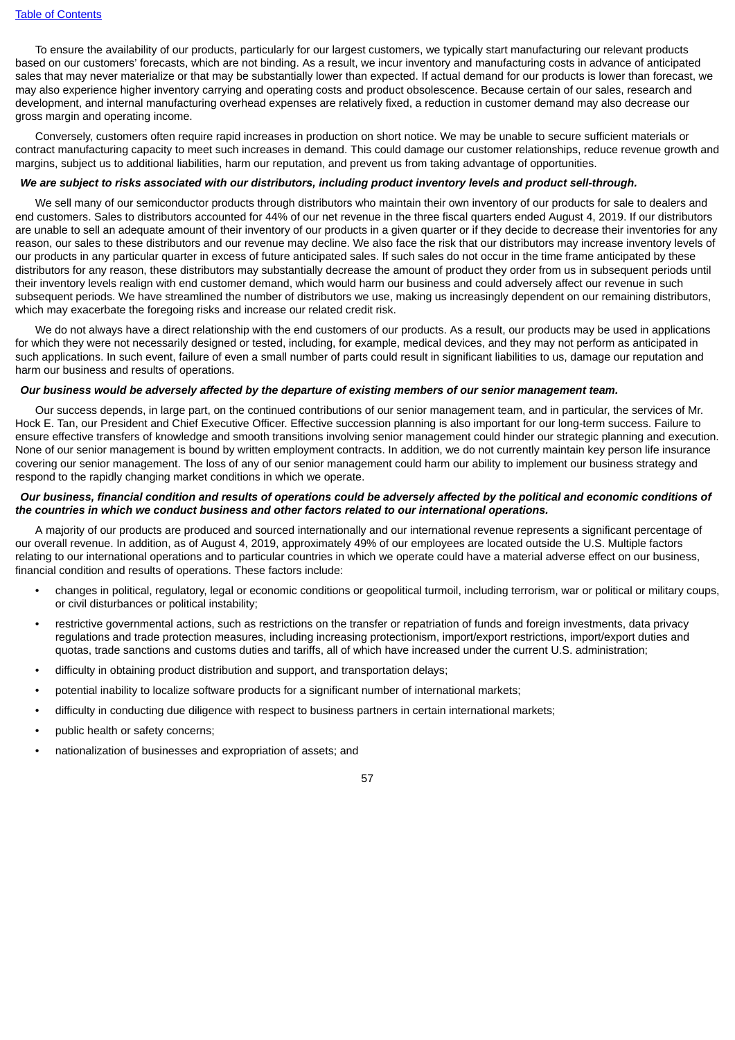To ensure the availability of our products, particularly for our largest customers, we typically start manufacturing our relevant products based on our customers' forecasts, which are not binding. As a result, we incur inventory and manufacturing costs in advance of anticipated sales that may never materialize or that may be substantially lower than expected. If actual demand for our products is lower than forecast, we may also experience higher inventory carrying and operating costs and product obsolescence. Because certain of our sales, research and development, and internal manufacturing overhead expenses are relatively fixed, a reduction in customer demand may also decrease our gross margin and operating income.

Conversely, customers often require rapid increases in production on short notice. We may be unable to secure sufficient materials or contract manufacturing capacity to meet such increases in demand. This could damage our customer relationships, reduce revenue growth and margins, subject us to additional liabilities, harm our reputation, and prevent us from taking advantage of opportunities.

***We are subject to risks associated with our distributors, including product inventory levels and product sell-through.***

We sell many of our semiconductor products through distributors who maintain their own inventory of our products for sale to dealers and end customers. Sales to distributors accounted for 44% of our net revenue in the three fiscal quarters ended August 4, 2019. If our distributors are unable to sell an adequate amount of their inventory of our products in a given quarter or if they decide to decrease their inventories for any reason, our sales to these distributors and our revenue may decline. We also face the risk that our distributors may increase inventory levels of our products in any particular quarter in excess of future anticipated sales. If such sales do not occur in the time frame anticipated by these distributors for any reason, these distributors may substantially decrease the amount of product they order from us in subsequent periods until their inventory levels realign with end customer demand, which would harm our business and could adversely affect our revenue in such subsequent periods. We have streamlined the number of distributors we use, making us increasingly dependent on our remaining distributors, which may exacerbate the foregoing risks and increase our related credit risk.

We do not always have a direct relationship with the end customers of our products. As a result, our products may be used in applications for which they were not necessarily designed or tested, including, for example, medical devices, and they may not perform as anticipated in such applications. In such event, failure of even a small number of parts could result in significant liabilities to us, damage our reputation and harm our business and results of operations.

***Our business would be adversely affected by the departure of existing members of our senior management team.***

Our success depends, in large part, on the continued contributions of our senior management team, and in particular, the services of Mr. Hock E. Tan, our President and Chief Executive Officer. Effective succession planning is also important for our long-term success. Failure to ensure effective transfers of knowledge and smooth transitions involving senior management could hinder our strategic planning and execution. None of our senior management is bound by written employment contracts. In addition, we do not currently maintain key person life insurance covering our senior management. The loss of any of our senior management could harm our ability to implement our business strategy and respond to the rapidly changing market conditions in which we operate.

***Our business, financial condition and results of operations could be adversely affected by the political and economic conditions of the countries in which we conduct business and other factors related to our international operations.***

A majority of our products are produced and sourced internationally and our international revenue represents a significant percentage of our overall revenue. In addition, as of August 4, 2019, approximately 49% of our employees are located outside the U.S. Multiple factors relating to our international operations and to particular countries in which we operate could have a material adverse effect on our business, financial condition and results of operations. These factors include:

- changes in political, regulatory, legal or economic conditions or geopolitical turmoil, including terrorism, war or political or military coups, or civil disturbances or political instability;
- restrictive governmental actions, such as restrictions on the transfer or repatriation of funds and foreign investments, data privacy regulations and trade protection measures, including increasing protectionism, import/export restrictions, import/export duties and quotas, trade sanctions and customs duties and tariffs, all of which have increased under the current U.S. administration;
- difficulty in obtaining product distribution and support, and transportation delays;
- potential inability to localize software products for a significant number of international markets;
- difficulty in conducting due diligence with respect to business partners in certain international markets;
- public health or safety concerns;
- nationalization of businesses and expropriation of assets; and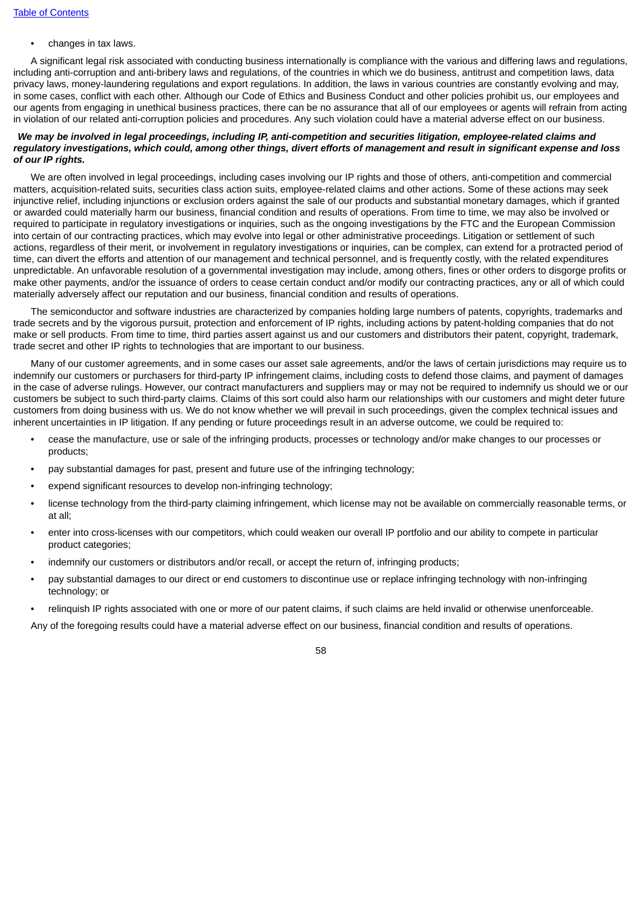- changes in tax laws.

A significant legal risk associated with conducting business internationally is compliance with the various and differing laws and regulations, including anti-corruption and anti-bribery laws and regulations, of the countries in which we do business, antitrust and competition laws, data privacy laws, money-laundering regulations and export regulations. In addition, the laws in various countries are constantly evolving and may, in some cases, conflict with each other. Although our Code of Ethics and Business Conduct and other policies prohibit us, our employees and our agents from engaging in unethical business practices, there can be no assurance that all of our employees or agents will refrain from acting in violation of our related anti-corruption policies and procedures. Any such violation could have a material adverse effect on our business.

***We may be involved in legal proceedings, including IP, anti-competition and securities litigation, employee-related claims and regulatory investigations, which could, among other things, divert efforts of management and result in significant expense and loss of our IP rights.***

We are often involved in legal proceedings, including cases involving our IP rights and those of others, anti-competition and commercial matters, acquisition-related suits, securities class action suits, employee-related claims and other actions. Some of these actions may seek injunctive relief, including injunctions or exclusion orders against the sale of our products and substantial monetary damages, which if granted or awarded could materially harm our business, financial condition and results of operations. From time to time, we may also be involved or required to participate in regulatory investigations or inquiries, such as the ongoing investigations by the FTC and the European Commission into certain of our contracting practices, which may evolve into legal or other administrative proceedings. Litigation or settlement of such actions, regardless of their merit, or involvement in regulatory investigations or inquiries, can be complex, can extend for a protracted period of time, can divert the efforts and attention of our management and technical personnel, and is frequently costly, with the related expenditures unpredictable. An unfavorable resolution of a governmental investigation may include, among others, fines or other orders to disgorge profits or make other payments, and/or the issuance of orders to cease certain conduct and/or modify our contracting practices, any or all of which could materially adversely affect our reputation and our business, financial condition and results of operations.

The semiconductor and software industries are characterized by companies holding large numbers of patents, copyrights, trademarks and trade secrets and by the vigorous pursuit, protection and enforcement of IP rights, including actions by patent-holding companies that do not make or sell products. From time to time, third parties assert against us and our customers and distributors their patent, copyright, trademark, trade secret and other IP rights to technologies that are important to our business.

Many of our customer agreements, and in some cases our asset sale agreements, and/or the laws of certain jurisdictions may require us to indemnify our customers or purchasers for third-party IP infringement claims, including costs to defend those claims, and payment of damages in the case of adverse rulings. However, our contract manufacturers and suppliers may or may not be required to indemnify us should we or our customers be subject to such third-party claims. Claims of this sort could also harm our relationships with our customers and might deter future customers from doing business with us. We do not know whether we will prevail in such proceedings, given the complex technical issues and inherent uncertainties in IP litigation. If any pending or future proceedings result in an adverse outcome, we could be required to:

- cease the manufacture, use or sale of the infringing products, processes or technology and/or make changes to our processes or products;
- pay substantial damages for past, present and future use of the infringing technology;
- expend significant resources to develop non-infringing technology;
- license technology from the third-party claiming infringement, which license may not be available on commercially reasonable terms, or at all;
- enter into cross-licenses with our competitors, which could weaken our overall IP portfolio and our ability to compete in particular product categories;
- indemnify our customers or distributors and/or recall, or accept the return of, infringing products;
- pay substantial damages to our direct or end customers to discontinue use or replace infringing technology with non-infringing technology; or
- relinquish IP rights associated with one or more of our patent claims, if such claims are held invalid or otherwise unenforceable.

Any of the foregoing results could have a material adverse effect on our business, financial condition and results of operations.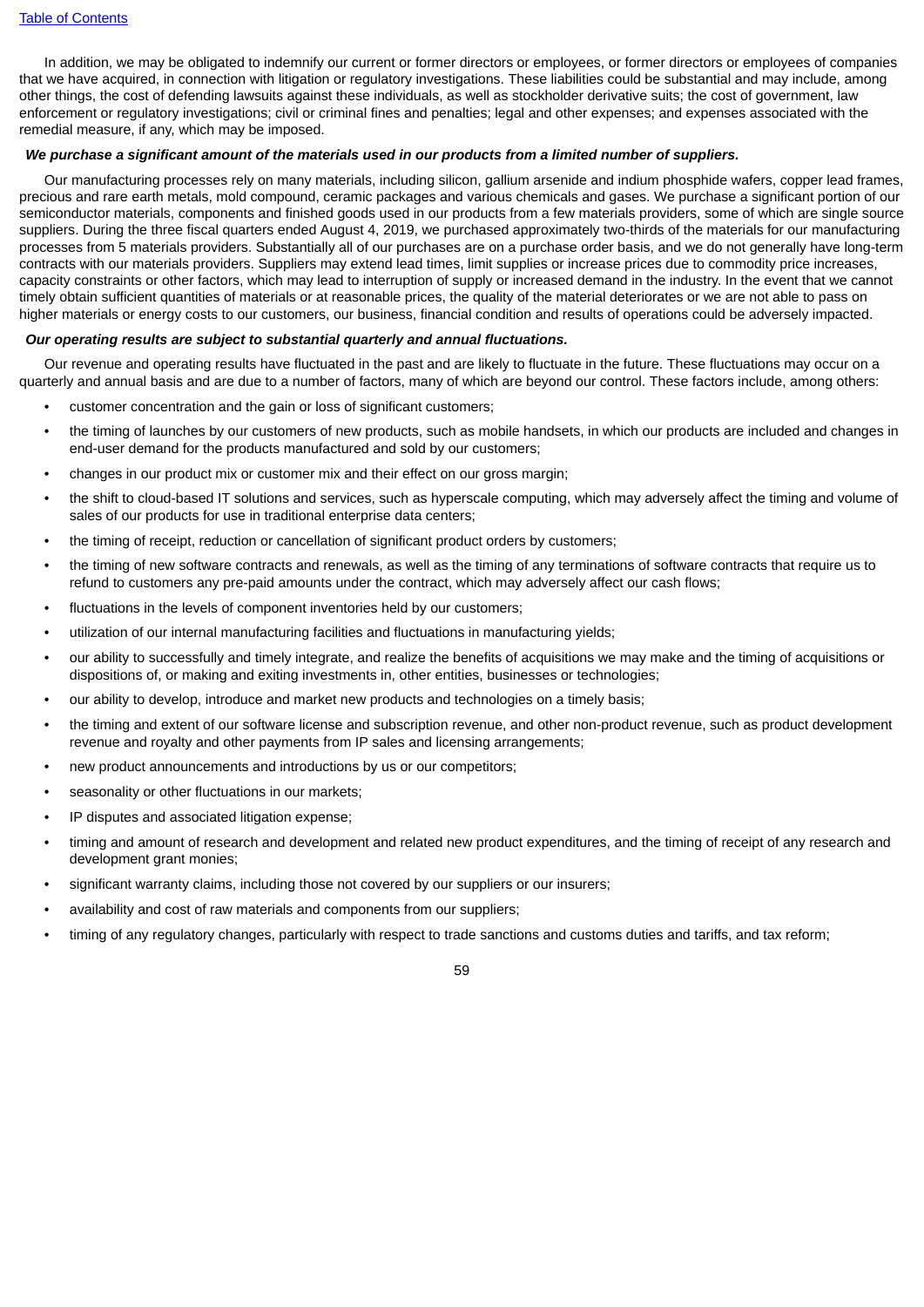In addition, we may be obligated to indemnify our current or former directors or employees, or former directors or employees of companies that we have acquired, in connection with litigation or regulatory investigations. These liabilities could be substantial and may include, among other things, the cost of defending lawsuits against these individuals, as well as stockholder derivative suits; the cost of government, law enforcement or regulatory investigations; civil or criminal fines and penalties; legal and other expenses; and expenses associated with the remedial measure, if any, which may be imposed.

***We purchase a significant amount of the materials used in our products from a limited number of suppliers.***

Our manufacturing processes rely on many materials, including silicon, gallium arsenide and indium phosphide wafers, copper lead frames, precious and rare earth metals, mold compound, ceramic packages and various chemicals and gases. We purchase a significant portion of our semiconductor materials, components and finished goods used in our products from a few materials providers, some of which are single source suppliers. During the three fiscal quarters ended August 4, 2019, we purchased approximately two-thirds of the materials for our manufacturing processes from 5 materials providers. Substantially all of our purchases are on a purchase order basis, and we do not generally have long-term contracts with our materials providers. Suppliers may extend lead times, limit supplies or increase prices due to commodity price increases, capacity constraints or other factors, which may lead to interruption of supply or increased demand in the industry. In the event that we cannot timely obtain sufficient quantities of materials or at reasonable prices, the quality of the material deteriorates or we are not able to pass on higher materials or energy costs to our customers, our business, financial condition and results of operations could be adversely impacted.

***Our operating results are subject to substantial quarterly and annual fluctuations.***

Our revenue and operating results have fluctuated in the past and are likely to fluctuate in the future. These fluctuations may occur on a quarterly and annual basis and are due to a number of factors, many of which are beyond our control. These factors include, among others:

- customer concentration and the gain or loss of significant customers;
- the timing of launches by our customers of new products, such as mobile handsets, in which our products are included and changes in end-user demand for the products manufactured and sold by our customers;
- changes in our product mix or customer mix and their effect on our gross margin;
- the shift to cloud-based IT solutions and services, such as hyperscale computing, which may adversely affect the timing and volume of sales of our products for use in traditional enterprise data centers;
- the timing of receipt, reduction or cancellation of significant product orders by customers;
- the timing of new software contracts and renewals, as well as the timing of any terminations of software contracts that require us to refund to customers any pre-paid amounts under the contract, which may adversely affect our cash flows;
- fluctuations in the levels of component inventories held by our customers;
- utilization of our internal manufacturing facilities and fluctuations in manufacturing yields;
- our ability to successfully and timely integrate, and realize the benefits of acquisitions we may make and the timing of acquisitions or dispositions of, or making and exiting investments in, other entities, businesses or technologies;
- our ability to develop, introduce and market new products and technologies on a timely basis;
- the timing and extent of our software license and subscription revenue, and other non-product revenue, such as product development revenue and royalty and other payments from IP sales and licensing arrangements;
- new product announcements and introductions by us or our competitors;
- seasonality or other fluctuations in our markets;
- IP disputes and associated litigation expense;
- timing and amount of research and development and related new product expenditures, and the timing of receipt of any research and development grant monies;
- significant warranty claims, including those not covered by our suppliers or our insurers;
- availability and cost of raw materials and components from our suppliers;
- timing of any regulatory changes, particularly with respect to trade sanctions and customs duties and tariffs, and tax reform;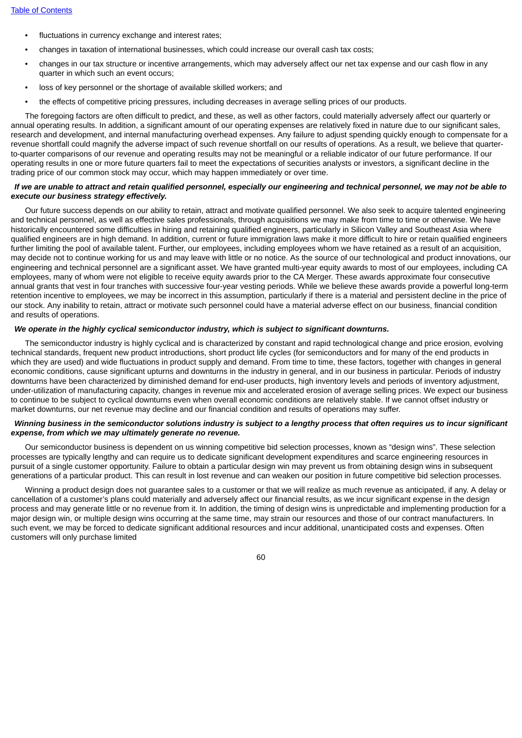- fluctuations in currency exchange and interest rates;
- changes in taxation of international businesses, which could increase our overall cash tax costs;
- changes in our tax structure or incentive arrangements, which may adversely affect our net tax expense and our cash flow in any quarter in which such an event occurs;
- loss of key personnel or the shortage of available skilled workers; and
- the effects of competitive pricing pressures, including decreases in average selling prices of our products.

The foregoing factors are often difficult to predict, and these, as well as other factors, could materially adversely affect our quarterly or annual operating results. In addition, a significant amount of our operating expenses are relatively fixed in nature due to our significant sales, research and development, and internal manufacturing overhead expenses. Any failure to adjust spending quickly enough to compensate for a revenue shortfall could magnify the adverse impact of such revenue shortfall on our results of operations. As a result, we believe that quarter-to-quarter comparisons of our revenue and operating results may not be meaningful or a reliable indicator of our future performance. If our operating results in one or more future quarters fail to meet the expectations of securities analysts or investors, a significant decline in the trading price of our common stock may occur, which may happen immediately or over time.

***If we are unable to attract and retain qualified personnel, especially our engineering and technical personnel, we may not be able to execute our business strategy effectively.***

Our future success depends on our ability to retain, attract and motivate qualified personnel. We also seek to acquire talented engineering and technical personnel, as well as effective sales professionals, through acquisitions we may make from time to time or otherwise. We have historically encountered some difficulties in hiring and retaining qualified engineers, particularly in Silicon Valley and Southeast Asia where qualified engineers are in high demand. In addition, current or future immigration laws make it more difficult to hire or retain qualified engineers further limiting the pool of available talent. Further, our employees, including employees whom we have retained as a result of an acquisition, may decide not to continue working for us and may leave with little or no notice. As the source of our technological and product innovations, our engineering and technical personnel are a significant asset. We have granted multi-year equity awards to most of our employees, including CA employees, many of whom were not eligible to receive equity awards prior to the CA Merger. These awards approximate four consecutive annual grants that vest in four tranches with successive four-year vesting periods. While we believe these awards provide a powerful long-term retention incentive to employees, we may be incorrect in this assumption, particularly if there is a material and persistent decline in the price of our stock. Any inability to retain, attract or motivate such personnel could have a material adverse effect on our business, financial condition and results of operations.

***We operate in the highly cyclical semiconductor industry, which is subject to significant downturns.***

The semiconductor industry is highly cyclical and is characterized by constant and rapid technological change and price erosion, evolving technical standards, frequent new product introductions, short product life cycles (for semiconductors and for many of the end products in which they are used) and wide fluctuations in product supply and demand. From time to time, these factors, together with changes in general economic conditions, cause significant upturns and downturns in the industry in general, and in our business in particular. Periods of industry downturns have been characterized by diminished demand for end-user products, high inventory levels and periods of inventory adjustment, under-utilization of manufacturing capacity, changes in revenue mix and accelerated erosion of average selling prices. We expect our business to continue to be subject to cyclical downturns even when overall economic conditions are relatively stable. If we cannot offset industry or market downturns, our net revenue may decline and our financial condition and results of operations may suffer.

***Winning business in the semiconductor solutions industry is subject to a lengthy process that often requires us to incur significant expense, from which we may ultimately generate no revenue.***

Our semiconductor business is dependent on us winning competitive bid selection processes, known as "design wins". These selection processes are typically lengthy and can require us to dedicate significant development expenditures and scarce engineering resources in pursuit of a single customer opportunity. Failure to obtain a particular design win may prevent us from obtaining design wins in subsequent generations of a particular product. This can result in lost revenue and can weaken our position in future competitive bid selection processes.

Winning a product design does not guarantee sales to a customer or that we will realize as much revenue as anticipated, if any. A delay or cancellation of a customer's plans could materially and adversely affect our financial results, as we incur significant expense in the design process and may generate little or no revenue from it. In addition, the timing of design wins is unpredictable and implementing production for a major design win, or multiple design wins occurring at the same time, may strain our resources and those of our contract manufacturers. In such event, we may be forced to dedicate significant additional resources and incur additional, unanticipated costs and expenses. Often customers will only purchase limited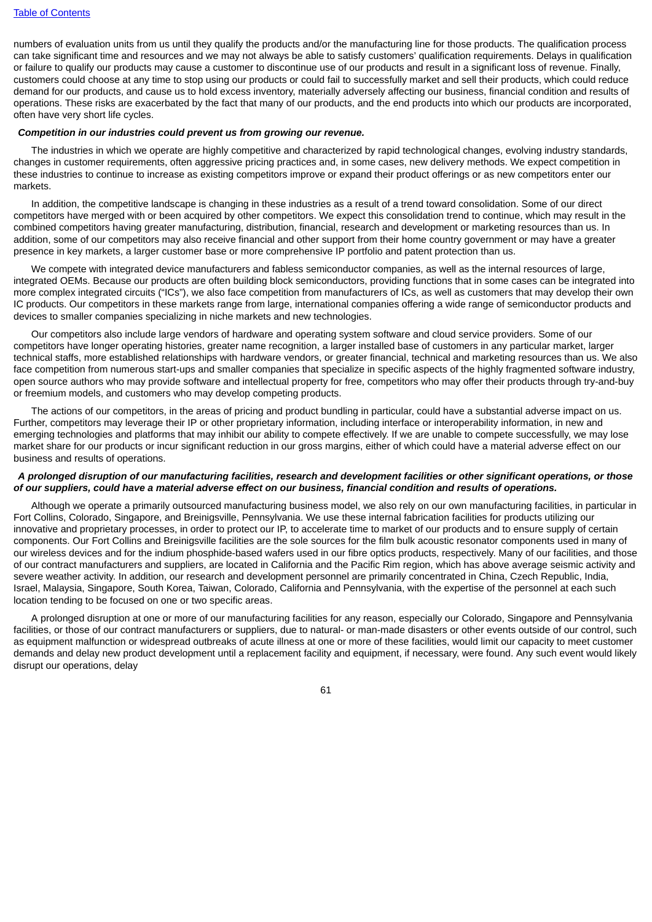numbers of evaluation units from us until they qualify the products and/or the manufacturing line for those products. The qualification process can take significant time and resources and we may not always be able to satisfy customers' qualification requirements. Delays in qualification or failure to qualify our products may cause a customer to discontinue use of our products and result in a significant loss of revenue. Finally, customers could choose at any time to stop using our products or could fail to successfully market and sell their products, which could reduce demand for our products, and cause us to hold excess inventory, materially adversely affecting our business, financial condition and results of operations. These risks are exacerbated by the fact that many of our products, and the end products into which our products are incorporated, often have very short life cycles.

***Competition in our industries could prevent us from growing our revenue.***

The industries in which we operate are highly competitive and characterized by rapid technological changes, evolving industry standards, changes in customer requirements, often aggressive pricing practices and, in some cases, new delivery methods. We expect competition in these industries to continue to increase as existing competitors improve or expand their product offerings or as new competitors enter our markets.

In addition, the competitive landscape is changing in these industries as a result of a trend toward consolidation. Some of our direct competitors have merged with or been acquired by other competitors. We expect this consolidation trend to continue, which may result in the combined competitors having greater manufacturing, distribution, financial, research and development or marketing resources than us. In addition, some of our competitors may also receive financial and other support from their home country government or may have a greater presence in key markets, a larger customer base or more comprehensive IP portfolio and patent protection than us.

We compete with integrated device manufacturers and fabless semiconductor companies, as well as the internal resources of large, integrated OEMs. Because our products are often building block semiconductors, providing functions that in some cases can be integrated into more complex integrated circuits ("ICs"), we also face competition from manufacturers of ICs, as well as customers that may develop their own IC products. Our competitors in these markets range from large, international companies offering a wide range of semiconductor products and devices to smaller companies specializing in niche markets and new technologies.

Our competitors also include large vendors of hardware and operating system software and cloud service providers. Some of our competitors have longer operating histories, greater name recognition, a larger installed base of customers in any particular market, larger technical staffs, more established relationships with hardware vendors, or greater financial, technical and marketing resources than us. We also face competition from numerous start-ups and smaller companies that specialize in specific aspects of the highly fragmented software industry, open source authors who may provide software and intellectual property for free, competitors who may offer their products through try-and-buy or freemium models, and customers who may develop competing products.

The actions of our competitors, in the areas of pricing and product bundling in particular, could have a substantial adverse impact on us. Further, competitors may leverage their IP or other proprietary information, including interface or interoperability information, in new and emerging technologies and platforms that may inhibit our ability to compete effectively. If we are unable to compete successfully, we may lose market share for our products or incur significant reduction in our gross margins, either of which could have a material adverse effect on our business and results of operations.

***A prolonged disruption of our manufacturing facilities, research and development facilities or other significant operations, or those of our suppliers, could have a material adverse effect on our business, financial condition and results of operations.***

Although we operate a primarily outsourced manufacturing business model, we also rely on our own manufacturing facilities, in particular in Fort Collins, Colorado, Singapore, and Breinigsville, Pennsylvania. We use these internal fabrication facilities for products utilizing our innovative and proprietary processes, in order to protect our IP, to accelerate time to market of our products and to ensure supply of certain components. Our Fort Collins and Breinigsville facilities are the sole sources for the film bulk acoustic resonator components used in many of our wireless devices and for the indium phosphide-based wafers used in our fibre optics products, respectively. Many of our facilities, and those of our contract manufacturers and suppliers, are located in California and the Pacific Rim region, which has above average seismic activity and severe weather activity. In addition, our research and development personnel are primarily concentrated in China, Czech Republic, India, Israel, Malaysia, Singapore, South Korea, Taiwan, Colorado, California and Pennsylvania, with the expertise of the personnel at each such location tending to be focused on one or two specific areas.

A prolonged disruption at one or more of our manufacturing facilities for any reason, especially our Colorado, Singapore and Pennsylvania facilities, or those of our contract manufacturers or suppliers, due to natural- or man-made disasters or other events outside of our control, such as equipment malfunction or widespread outbreaks of acute illness at one or more of these facilities, would limit our capacity to meet customer demands and delay new product development until a replacement facility and equipment, if necessary, were found. Any such event would likely disrupt our operations, delay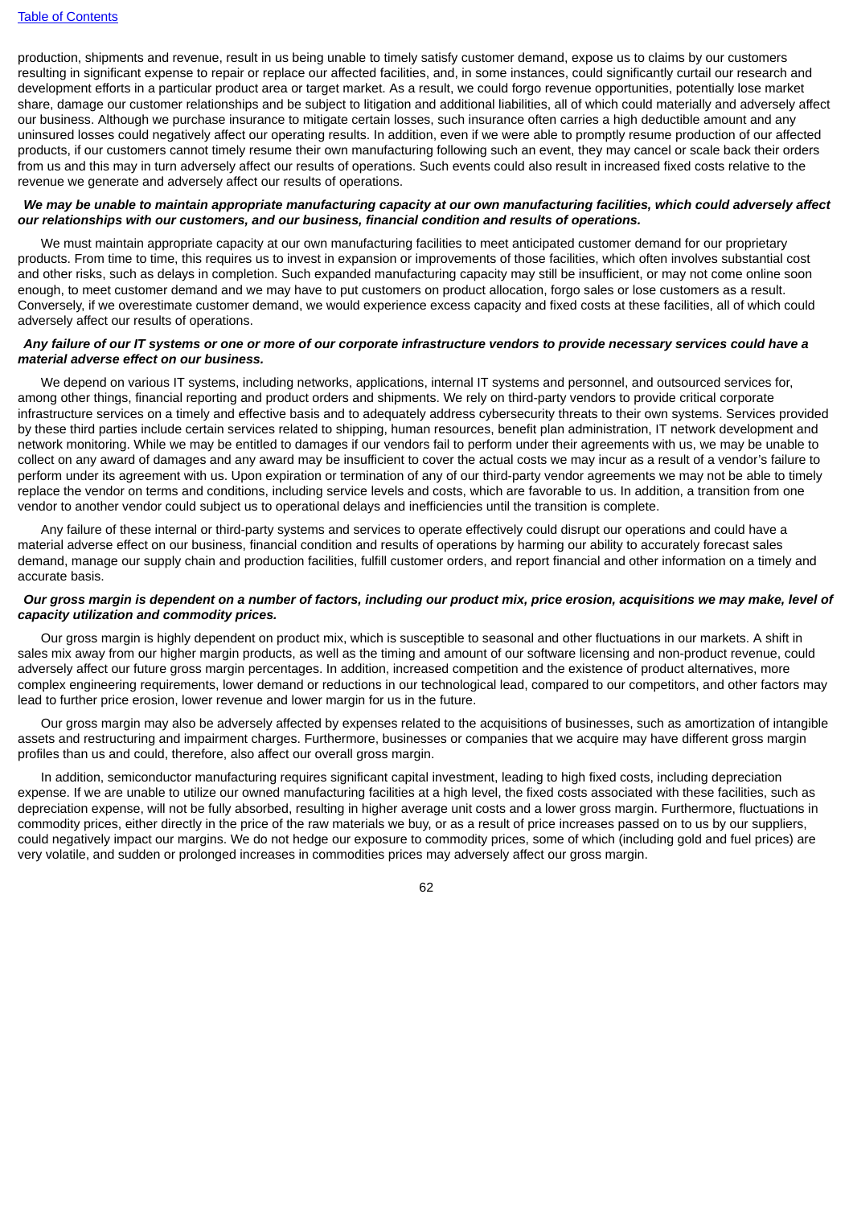production, shipments and revenue, result in us being unable to timely satisfy customer demand, expose us to claims by our customers resulting in significant expense to repair or replace our affected facilities, and, in some instances, could significantly curtail our research and development efforts in a particular product area or target market. As a result, we could forgo revenue opportunities, potentially lose market share, damage our customer relationships and be subject to litigation and additional liabilities, all of which could materially and adversely affect our business. Although we purchase insurance to mitigate certain losses, such insurance often carries a high deductible amount and any uninsured losses could negatively affect our operating results. In addition, even if we were able to promptly resume production of our affected products, if our customers cannot timely resume their own manufacturing following such an event, they may cancel or scale back their orders from us and this may in turn adversely affect our results of operations. Such events could also result in increased fixed costs relative to the revenue we generate and adversely affect our results of operations.

***We may be unable to maintain appropriate manufacturing capacity at our own manufacturing facilities, which could adversely affect our relationships with our customers, and our business, financial condition and results of operations.***

We must maintain appropriate capacity at our own manufacturing facilities to meet anticipated customer demand for our proprietary products. From time to time, this requires us to invest in expansion or improvements of those facilities, which often involves substantial cost and other risks, such as delays in completion. Such expanded manufacturing capacity may still be insufficient, or may not come online soon enough, to meet customer demand and we may have to put customers on product allocation, forgo sales or lose customers as a result. Conversely, if we overestimate customer demand, we would experience excess capacity and fixed costs at these facilities, all of which could adversely affect our results of operations.

***Any failure of our IT systems or one or more of our corporate infrastructure vendors to provide necessary services could have a material adverse effect on our business.***

We depend on various IT systems, including networks, applications, internal IT systems and personnel, and outsourced services for, among other things, financial reporting and product orders and shipments. We rely on third-party vendors to provide critical corporate infrastructure services on a timely and effective basis and to adequately address cybersecurity threats to their own systems. Services provided by these third parties include certain services related to shipping, human resources, benefit plan administration, IT network development and network monitoring. While we may be entitled to damages if our vendors fail to perform under their agreements with us, we may be unable to collect on any award of damages and any award may be insufficient to cover the actual costs we may incur as a result of a vendor's failure to perform under its agreement with us. Upon expiration or termination of any of our third-party vendor agreements we may not be able to timely replace the vendor on terms and conditions, including service levels and costs, which are favorable to us. In addition, a transition from one vendor to another vendor could subject us to operational delays and inefficiencies until the transition is complete.

Any failure of these internal or third-party systems and services to operate effectively could disrupt our operations and could have a material adverse effect on our business, financial condition and results of operations by harming our ability to accurately forecast sales demand, manage our supply chain and production facilities, fulfill customer orders, and report financial and other information on a timely and accurate basis.

***Our gross margin is dependent on a number of factors, including our product mix, price erosion, acquisitions we may make, level of capacity utilization and commodity prices.***

Our gross margin is highly dependent on product mix, which is susceptible to seasonal and other fluctuations in our markets. A shift in sales mix away from our higher margin products, as well as the timing and amount of our software licensing and non-product revenue, could adversely affect our future gross margin percentages. In addition, increased competition and the existence of product alternatives, more complex engineering requirements, lower demand or reductions in our technological lead, compared to our competitors, and other factors may lead to further price erosion, lower revenue and lower margin for us in the future.

Our gross margin may also be adversely affected by expenses related to the acquisitions of businesses, such as amortization of intangible assets and restructuring and impairment charges. Furthermore, businesses or companies that we acquire may have different gross margin profiles than us and could, therefore, also affect our overall gross margin.

In addition, semiconductor manufacturing requires significant capital investment, leading to high fixed costs, including depreciation expense. If we are unable to utilize our owned manufacturing facilities at a high level, the fixed costs associated with these facilities, such as depreciation expense, will not be fully absorbed, resulting in higher average unit costs and a lower gross margin. Furthermore, fluctuations in commodity prices, either directly in the price of the raw materials we buy, or as a result of price increases passed on to us by our suppliers, could negatively impact our margins. We do not hedge our exposure to commodity prices, some of which (including gold and fuel prices) are very volatile, and sudden or prolonged increases in commodities prices may adversely affect our gross margin.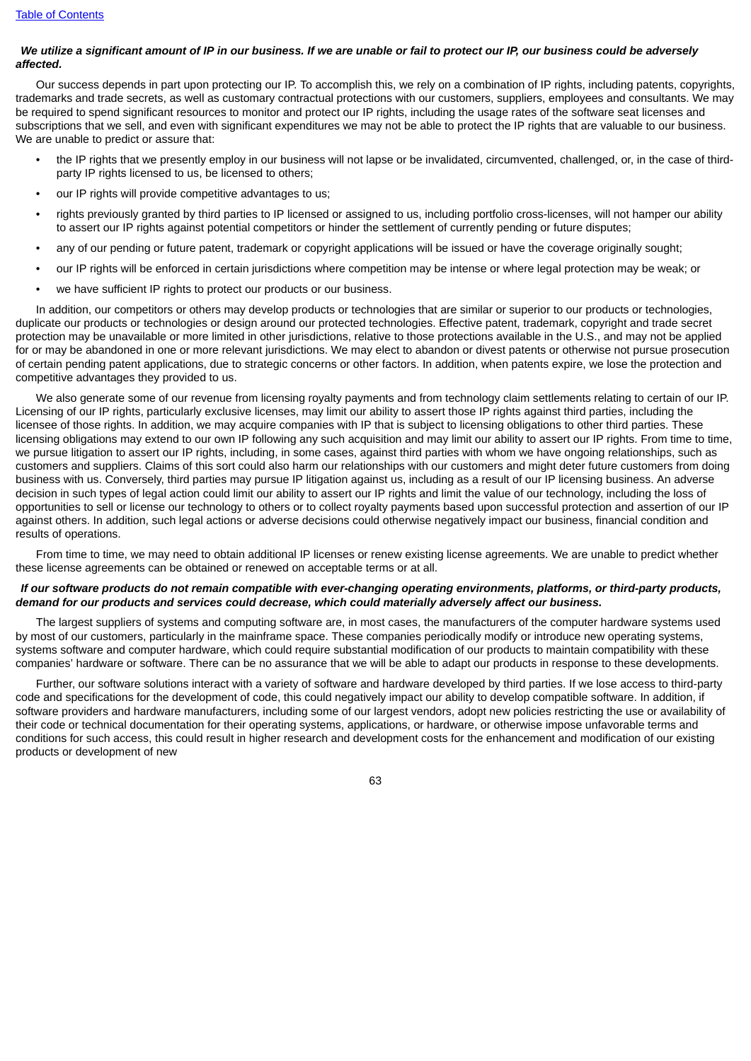***We utilize a significant amount of IP in our business. If we are unable or fail to protect our IP, our business could be adversely affected.***

Our success depends in part upon protecting our IP. To accomplish this, we rely on a combination of IP rights, including patents, copyrights, trademarks and trade secrets, as well as customary contractual protections with our customers, suppliers, employees and consultants. We may be required to spend significant resources to monitor and protect our IP rights, including the usage rates of the software seat licenses and subscriptions that we sell, and even with significant expenditures we may not be able to protect the IP rights that are valuable to our business. We are unable to predict or assure that:

- the IP rights that we presently employ in our business will not lapse or be invalidated, circumvented, challenged, or, in the case of third-party IP rights licensed to us, be licensed to others;
- our IP rights will provide competitive advantages to us;
- rights previously granted by third parties to IP licensed or assigned to us, including portfolio cross-licenses, will not hamper our ability to assert our IP rights against potential competitors or hinder the settlement of currently pending or future disputes;
- any of our pending or future patent, trademark or copyright applications will be issued or have the coverage originally sought;
- our IP rights will be enforced in certain jurisdictions where competition may be intense or where legal protection may be weak; or
- we have sufficient IP rights to protect our products or our business.

In addition, our competitors or others may develop products or technologies that are similar or superior to our products or technologies, duplicate our products or technologies or design around our protected technologies. Effective patent, trademark, copyright and trade secret protection may be unavailable or more limited in other jurisdictions, relative to those protections available in the U.S., and may not be applied for or may be abandoned in one or more relevant jurisdictions. We may elect to abandon or divest patents or otherwise not pursue prosecution of certain pending patent applications, due to strategic concerns or other factors. In addition, when patents expire, we lose the protection and competitive advantages they provided to us.

We also generate some of our revenue from licensing royalty payments and from technology claim settlements relating to certain of our IP. Licensing of our IP rights, particularly exclusive licenses, may limit our ability to assert those IP rights against third parties, including the licensee of those rights. In addition, we may acquire companies with IP that is subject to licensing obligations to other third parties. These licensing obligations may extend to our own IP following any such acquisition and may limit our ability to assert our IP rights. From time to time, we pursue litigation to assert our IP rights, including, in some cases, against third parties with whom we have ongoing relationships, such as customers and suppliers. Claims of this sort could also harm our relationships with our customers and might deter future customers from doing business with us. Conversely, third parties may pursue IP litigation against us, including as a result of our IP licensing business. An adverse decision in such types of legal action could limit our ability to assert our IP rights and limit the value of our technology, including the loss of opportunities to sell or license our technology to others or to collect royalty payments based upon successful protection and assertion of our IP against others. In addition, such legal actions or adverse decisions could otherwise negatively impact our business, financial condition and results of operations.

From time to time, we may need to obtain additional IP licenses or renew existing license agreements. We are unable to predict whether these license agreements can be obtained or renewed on acceptable terms or at all.

***If our software products do not remain compatible with ever-changing operating environments, platforms, or third-party products, demand for our products and services could decrease, which could materially adversely affect our business.***

The largest suppliers of systems and computing software are, in most cases, the manufacturers of the computer hardware systems used by most of our customers, particularly in the mainframe space. These companies periodically modify or introduce new operating systems, systems software and computer hardware, which could require substantial modification of our products to maintain compatibility with these companies' hardware or software. There can be no assurance that we will be able to adapt our products in response to these developments.

Further, our software solutions interact with a variety of software and hardware developed by third parties. If we lose access to third-party code and specifications for the development of code, this could negatively impact our ability to develop compatible software. In addition, if software providers and hardware manufacturers, including some of our largest vendors, adopt new policies restricting the use or availability of their code or technical documentation for their operating systems, applications, or hardware, or otherwise impose unfavorable terms and conditions for such access, this could result in higher research and development costs for the enhancement and modification of our existing products or development of new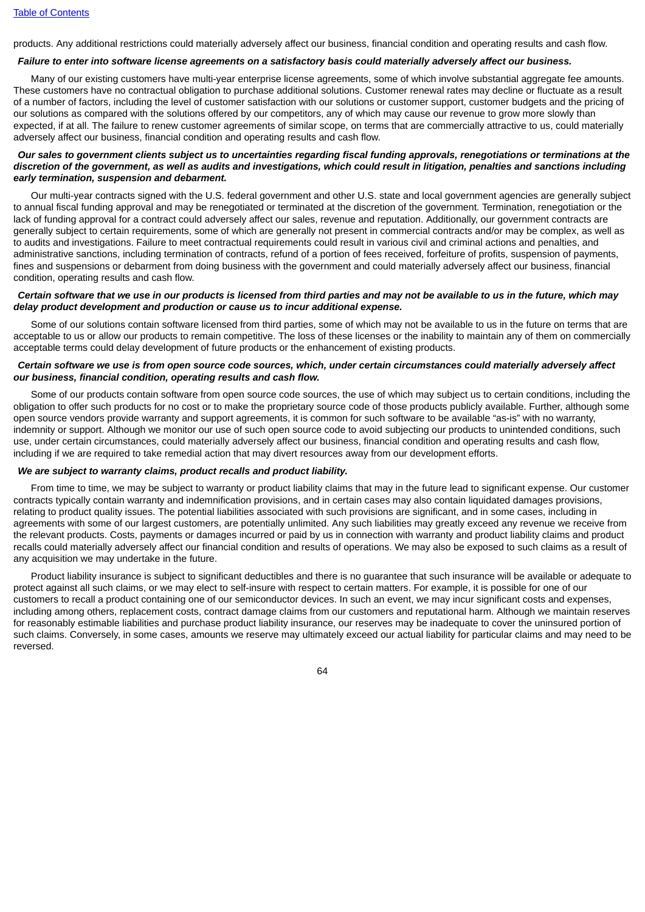products. Any additional restrictions could materially adversely affect our business, financial condition and operating results and cash flow.

***Failure to enter into software license agreements on a satisfactory basis could materially adversely affect our business.***

Many of our existing customers have multi-year enterprise license agreements, some of which involve substantial aggregate fee amounts. These customers have no contractual obligation to purchase additional solutions. Customer renewal rates may decline or fluctuate as a result of a number of factors, including the level of customer satisfaction with our solutions or customer support, customer budgets and the pricing of our solutions as compared with the solutions offered by our competitors, any of which may cause our revenue to grow more slowly than expected, if at all. The failure to renew customer agreements of similar scope, on terms that are commercially attractive to us, could materially adversely affect our business, financial condition and operating results and cash flow.

***Our sales to government clients subject us to uncertainties regarding fiscal funding approvals, renegotiations or terminations at the discretion of the government, as well as audits and investigations, which could result in litigation, penalties and sanctions including early termination, suspension and debarment.***

Our multi-year contracts signed with the U.S. federal government and other U.S. state and local government agencies are generally subject to annual fiscal funding approval and may be renegotiated or terminated at the discretion of the government. Termination, renegotiation or the lack of funding approval for a contract could adversely affect our sales, revenue and reputation. Additionally, our government contracts are generally subject to certain requirements, some of which are generally not present in commercial contracts and/or may be complex, as well as to audits and investigations. Failure to meet contractual requirements could result in various civil and criminal actions and penalties, and administrative sanctions, including termination of contracts, refund of a portion of fees received, forfeiture of profits, suspension of payments, fines and suspensions or debarment from doing business with the government and could materially adversely affect our business, financial condition, operating results and cash flow.

***Certain software that we use in our products is licensed from third parties and may not be available to us in the future, which may delay product development and production or cause us to incur additional expense.***

Some of our solutions contain software licensed from third parties, some of which may not be available to us in the future on terms that are acceptable to us or allow our products to remain competitive. The loss of these licenses or the inability to maintain any of them on commercially acceptable terms could delay development of future products or the enhancement of existing products.

***Certain software we use is from open source code sources, which, under certain circumstances could materially adversely affect our business, financial condition, operating results and cash flow.***

Some of our products contain software from open source code sources, the use of which may subject us to certain conditions, including the obligation to offer such products for no cost or to make the proprietary source code of those products publicly available. Further, although some open source vendors provide warranty and support agreements, it is common for such software to be available "as-is" with no warranty, indemnity or support. Although we monitor our use of such open source code to avoid subjecting our products to unintended conditions, such use, under certain circumstances, could materially adversely affect our business, financial condition and operating results and cash flow, including if we are required to take remedial action that may divert resources away from our development efforts.

***We are subject to warranty claims, product recalls and product liability.***

From time to time, we may be subject to warranty or product liability claims that may in the future lead to significant expense. Our customer contracts typically contain warranty and indemnification provisions, and in certain cases may also contain liquidated damages provisions, relating to product quality issues. The potential liabilities associated with such provisions are significant, and in some cases, including in agreements with some of our largest customers, are potentially unlimited. Any such liabilities may greatly exceed any revenue we receive from the relevant products. Costs, payments or damages incurred or paid by us in connection with warranty and product liability claims and product recalls could materially adversely affect our financial condition and results of operations. We may also be exposed to such claims as a result of any acquisition we may undertake in the future.

Product liability insurance is subject to significant deductibles and there is no guarantee that such insurance will be available or adequate to protect against all such claims, or we may elect to self-insure with respect to certain matters. For example, it is possible for one of our customers to recall a product containing one of our semiconductor devices. In such an event, we may incur significant costs and expenses, including among others, replacement costs, contract damage claims from our customers and reputational harm. Although we maintain reserves for reasonably estimable liabilities and purchase product liability insurance, our reserves may be inadequate to cover the uninsured portion of such claims. Conversely, in some cases, amounts we reserve may ultimately exceed our actual liability for particular claims and may need to be reversed.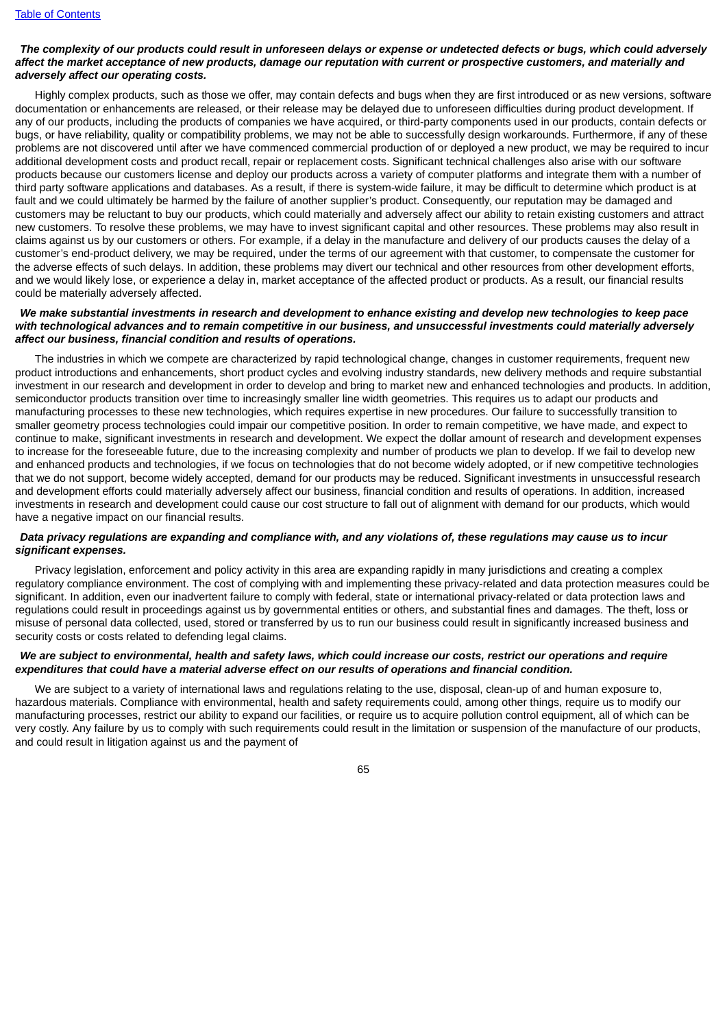***The complexity of our products could result in unforeseen delays or expense or undetected defects or bugs, which could adversely affect the market acceptance of new products, damage our reputation with current or prospective customers, and materially and adversely affect our operating costs.***

Highly complex products, such as those we offer, may contain defects and bugs when they are first introduced or as new versions, software documentation or enhancements are released, or their release may be delayed due to unforeseen difficulties during product development. If any of our products, including the products of companies we have acquired, or third-party components used in our products, contain defects or bugs, or have reliability, quality or compatibility problems, we may not be able to successfully design workarounds. Furthermore, if any of these problems are not discovered until after we have commenced commercial production of or deployed a new product, we may be required to incur additional development costs and product recall, repair or replacement costs. Significant technical challenges also arise with our software products because our customers license and deploy our products across a variety of computer platforms and integrate them with a number of third party software applications and databases. As a result, if there is system-wide failure, it may be difficult to determine which product is at fault and we could ultimately be harmed by the failure of another supplier's product. Consequently, our reputation may be damaged and customers may be reluctant to buy our products, which could materially and adversely affect our ability to retain existing customers and attract new customers. To resolve these problems, we may have to invest significant capital and other resources. These problems may also result in claims against us by our customers or others. For example, if a delay in the manufacture and delivery of our products causes the delay of a customer's end-product delivery, we may be required, under the terms of our agreement with that customer, to compensate the customer for the adverse effects of such delays. In addition, these problems may divert our technical and other resources from other development efforts, and we would likely lose, or experience a delay in, market acceptance of the affected product or products. As a result, our financial results could be materially adversely affected.

***We make substantial investments in research and development to enhance existing and develop new technologies to keep pace with technological advances and to remain competitive in our business, and unsuccessful investments could materially adversely affect our business, financial condition and results of operations.***

The industries in which we compete are characterized by rapid technological change, changes in customer requirements, frequent new product introductions and enhancements, short product cycles and evolving industry standards, new delivery methods and require substantial investment in our research and development in order to develop and bring to market new and enhanced technologies and products. In addition, semiconductor products transition over time to increasingly smaller line width geometries. This requires us to adapt our products and manufacturing processes to these new technologies, which requires expertise in new procedures. Our failure to successfully transition to smaller geometry process technologies could impair our competitive position. In order to remain competitive, we have made, and expect to continue to make, significant investments in research and development. We expect the dollar amount of research and development expenses to increase for the foreseeable future, due to the increasing complexity and number of products we plan to develop. If we fail to develop new and enhanced products and technologies, if we focus on technologies that do not become widely adopted, or if new competitive technologies that we do not support, become widely accepted, demand for our products may be reduced. Significant investments in unsuccessful research and development efforts could materially adversely affect our business, financial condition and results of operations. In addition, increased investments in research and development could cause our cost structure to fall out of alignment with demand for our products, which would have a negative impact on our financial results.

***Data privacy regulations are expanding and compliance with, and any violations of, these regulations may cause us to incur significant expenses.***

Privacy legislation, enforcement and policy activity in this area are expanding rapidly in many jurisdictions and creating a complex regulatory compliance environment. The cost of complying with and implementing these privacy-related and data protection measures could be significant. In addition, even our inadvertent failure to comply with federal, state or international privacy-related or data protection laws and regulations could result in proceedings against us by governmental entities or others, and substantial fines and damages. The theft, loss or misuse of personal data collected, used, stored or transferred by us to run our business could result in significantly increased business and security costs or costs related to defending legal claims.

***We are subject to environmental, health and safety laws, which could increase our costs, restrict our operations and require expenditures that could have a material adverse effect on our results of operations and financial condition.***

We are subject to a variety of international laws and regulations relating to the use, disposal, clean-up of and human exposure to, hazardous materials. Compliance with environmental, health and safety requirements could, among other things, require us to modify our manufacturing processes, restrict our ability to expand our facilities, or require us to acquire pollution control equipment, all of which can be very costly. Any failure by us to comply with such requirements could result in the limitation or suspension of the manufacture of our products, and could result in litigation against us and the payment of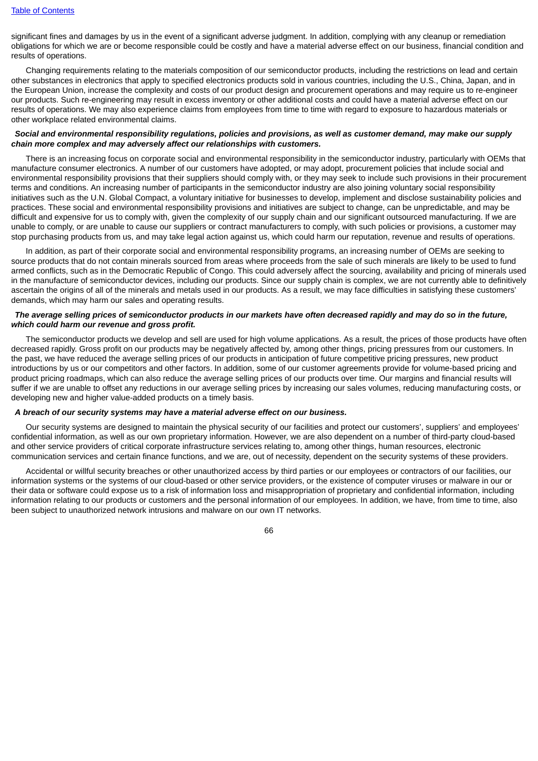significant fines and damages by us in the event of a significant adverse judgment. In addition, complying with any cleanup or remediation obligations for which we are or become responsible could be costly and have a material adverse effect on our business, financial condition and results of operations.

Changing requirements relating to the materials composition of our semiconductor products, including the restrictions on lead and certain other substances in electronics that apply to specified electronics products sold in various countries, including the U.S., China, Japan, and in the European Union, increase the complexity and costs of our product design and procurement operations and may require us to re-engineer our products. Such re-engineering may result in excess inventory or other additional costs and could have a material adverse effect on our results of operations. We may also experience claims from employees from time to time with regard to exposure to hazardous materials or other workplace related environmental claims.

***Social and environmental responsibility regulations, policies and provisions, as well as customer demand, may make our supply chain more complex and may adversely affect our relationships with customers.***

There is an increasing focus on corporate social and environmental responsibility in the semiconductor industry, particularly with OEMs that manufacture consumer electronics. A number of our customers have adopted, or may adopt, procurement policies that include social and environmental responsibility provisions that their suppliers should comply with, or they may seek to include such provisions in their procurement terms and conditions. An increasing number of participants in the semiconductor industry are also joining voluntary social responsibility initiatives such as the U.N. Global Compact, a voluntary initiative for businesses to develop, implement and disclose sustainability policies and practices. These social and environmental responsibility provisions and initiatives are subject to change, can be unpredictable, and may be difficult and expensive for us to comply with, given the complexity of our supply chain and our significant outsourced manufacturing. If we are unable to comply, or are unable to cause our suppliers or contract manufacturers to comply, with such policies or provisions, a customer may stop purchasing products from us, and may take legal action against us, which could harm our reputation, revenue and results of operations.

In addition, as part of their corporate social and environmental responsibility programs, an increasing number of OEMs are seeking to source products that do not contain minerals sourced from areas where proceeds from the sale of such minerals are likely to be used to fund armed conflicts, such as in the Democratic Republic of Congo. This could adversely affect the sourcing, availability and pricing of minerals used in the manufacture of semiconductor devices, including our products. Since our supply chain is complex, we are not currently able to definitively ascertain the origins of all of the minerals and metals used in our products. As a result, we may face difficulties in satisfying these customers' demands, which may harm our sales and operating results.

***The average selling prices of semiconductor products in our markets have often decreased rapidly and may do so in the future, which could harm our revenue and gross profit.***

The semiconductor products we develop and sell are used for high volume applications. As a result, the prices of those products have often decreased rapidly. Gross profit on our products may be negatively affected by, among other things, pricing pressures from our customers. In the past, we have reduced the average selling prices of our products in anticipation of future competitive pricing pressures, new product introductions by us or our competitors and other factors. In addition, some of our customer agreements provide for volume-based pricing and product pricing roadmaps, which can also reduce the average selling prices of our products over time. Our margins and financial results will suffer if we are unable to offset any reductions in our average selling prices by increasing our sales volumes, reducing manufacturing costs, or developing new and higher value-added products on a timely basis.

***A breach of our security systems may have a material adverse effect on our business.***

Our security systems are designed to maintain the physical security of our facilities and protect our customers', suppliers' and employees' confidential information, as well as our own proprietary information. However, we are also dependent on a number of third-party cloud-based and other service providers of critical corporate infrastructure services relating to, among other things, human resources, electronic communication services and certain finance functions, and we are, out of necessity, dependent on the security systems of these providers.

Accidental or willful security breaches or other unauthorized access by third parties or our employees or contractors of our facilities, our information systems or the systems of our cloud-based or other service providers, or the existence of computer viruses or malware in our or their data or software could expose us to a risk of information loss and misappropriation of proprietary and confidential information, including information relating to our products or customers and the personal information of our employees. In addition, we have, from time to time, also been subject to unauthorized network intrusions and malware on our own IT networks.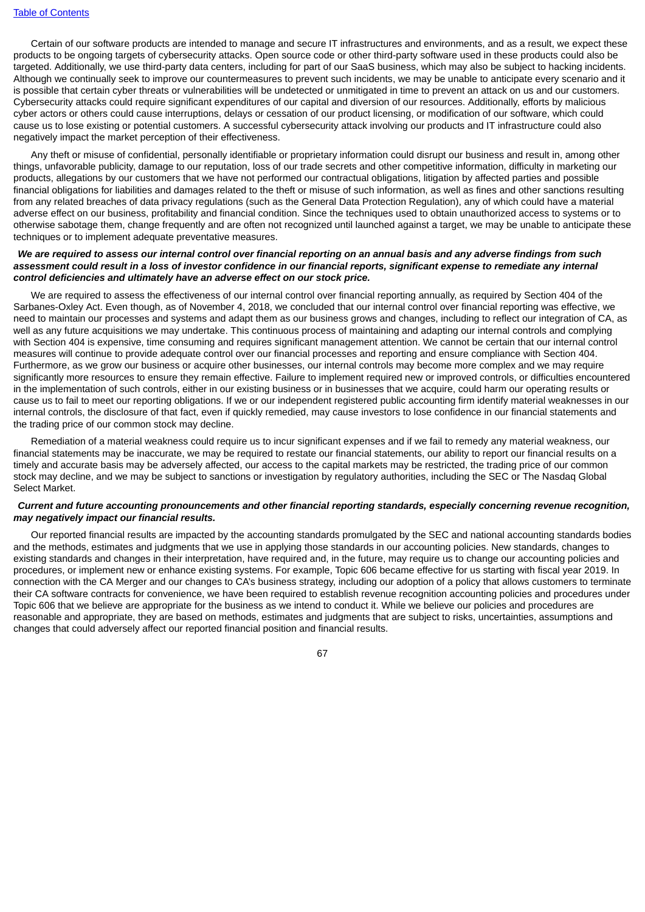Certain of our software products are intended to manage and secure IT infrastructures and environments, and as a result, we expect these products to be ongoing targets of cybersecurity attacks. Open source code or other third-party software used in these products could also be targeted. Additionally, we use third-party data centers, including for part of our SaaS business, which may also be subject to hacking incidents. Although we continually seek to improve our countermeasures to prevent such incidents, we may be unable to anticipate every scenario and it is possible that certain cyber threats or vulnerabilities will be undetected or unmitigated in time to prevent an attack on us and our customers. Cybersecurity attacks could require significant expenditures of our capital and diversion of our resources. Additionally, efforts by malicious cyber actors or others could cause interruptions, delays or cessation of our product licensing, or modification of our software, which could cause us to lose existing or potential customers. A successful cybersecurity attack involving our products and IT infrastructure could also negatively impact the market perception of their effectiveness.

Any theft or misuse of confidential, personally identifiable or proprietary information could disrupt our business and result in, among other things, unfavorable publicity, damage to our reputation, loss of our trade secrets and other competitive information, difficulty in marketing our products, allegations by our customers that we have not performed our contractual obligations, litigation by affected parties and possible financial obligations for liabilities and damages related to the theft or misuse of such information, as well as fines and other sanctions resulting from any related breaches of data privacy regulations (such as the General Data Protection Regulation), any of which could have a material adverse effect on our business, profitability and financial condition. Since the techniques used to obtain unauthorized access to systems or to otherwise sabotage them, change frequently and are often not recognized until launched against a target, we may be unable to anticipate these techniques or to implement adequate preventative measures.

***We are required to assess our internal control over financial reporting on an annual basis and any adverse findings from such assessment could result in a loss of investor confidence in our financial reports, significant expense to remediate any internal control deficiencies and ultimately have an adverse effect on our stock price.***

We are required to assess the effectiveness of our internal control over financial reporting annually, as required by Section 404 of the Sarbanes-Oxley Act. Even though, as of November 4, 2018, we concluded that our internal control over financial reporting was effective, we need to maintain our processes and systems and adapt them as our business grows and changes, including to reflect our integration of CA, as well as any future acquisitions we may undertake. This continuous process of maintaining and adapting our internal controls and complying with Section 404 is expensive, time consuming and requires significant management attention. We cannot be certain that our internal control measures will continue to provide adequate control over our financial processes and reporting and ensure compliance with Section 404. Furthermore, as we grow our business or acquire other businesses, our internal controls may become more complex and we may require significantly more resources to ensure they remain effective. Failure to implement required new or improved controls, or difficulties encountered in the implementation of such controls, either in our existing business or in businesses that we acquire, could harm our operating results or cause us to fail to meet our reporting obligations. If we or our independent registered public accounting firm identify material weaknesses in our internal controls, the disclosure of that fact, even if quickly remedied, may cause investors to lose confidence in our financial statements and the trading price of our common stock may decline.

Remediation of a material weakness could require us to incur significant expenses and if we fail to remedy any material weakness, our financial statements may be inaccurate, we may be required to restate our financial statements, our ability to report our financial results on a timely and accurate basis may be adversely affected, our access to the capital markets may be restricted, the trading price of our common stock may decline, and we may be subject to sanctions or investigation by regulatory authorities, including the SEC or The Nasdaq Global Select Market.

***Current and future accounting pronouncements and other financial reporting standards, especially concerning revenue recognition, may negatively impact our financial results.***

Our reported financial results are impacted by the accounting standards promulgated by the SEC and national accounting standards bodies and the methods, estimates and judgments that we use in applying those standards in our accounting policies. New standards, changes to existing standards and changes in their interpretation, have required and, in the future, may require us to change our accounting policies and procedures, or implement new or enhance existing systems. For example, Topic 606 became effective for us starting with fiscal year 2019. In connection with the CA Merger and our changes to CA's business strategy, including our adoption of a policy that allows customers to terminate their CA software contracts for convenience, we have been required to establish revenue recognition accounting policies and procedures under Topic 606 that we believe are appropriate for the business as we intend to conduct it. While we believe our policies and procedures are reasonable and appropriate, they are based on methods, estimates and judgments that are subject to risks, uncertainties, assumptions and changes that could adversely affect our reported financial position and financial results.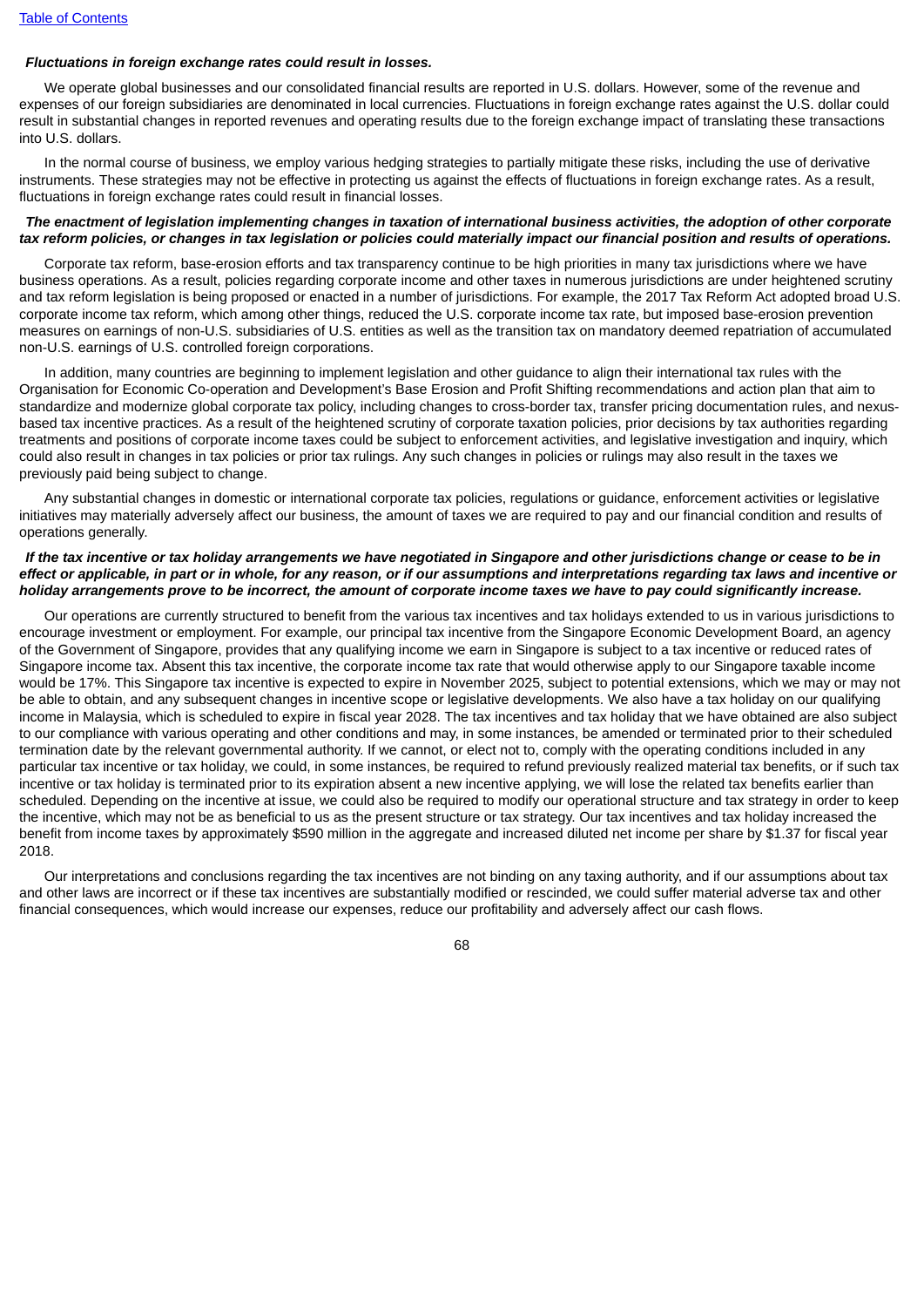***Fluctuations in foreign exchange rates could result in losses.***

We operate global businesses and our consolidated financial results are reported in U.S. dollars. However, some of the revenue and expenses of our foreign subsidiaries are denominated in local currencies. Fluctuations in foreign exchange rates against the U.S. dollar could result in substantial changes in reported revenues and operating results due to the foreign exchange impact of translating these transactions into U.S. dollars.

In the normal course of business, we employ various hedging strategies to partially mitigate these risks, including the use of derivative instruments. These strategies may not be effective in protecting us against the effects of fluctuations in foreign exchange rates. As a result, fluctuations in foreign exchange rates could result in financial losses.

***The enactment of legislation implementing changes in taxation of international business activities, the adoption of other corporate tax reform policies, or changes in tax legislation or policies could materially impact our financial position and results of operations.***

Corporate tax reform, base-erosion efforts and tax transparency continue to be high priorities in many tax jurisdictions where we have business operations. As a result, policies regarding corporate income and other taxes in numerous jurisdictions are under heightened scrutiny and tax reform legislation is being proposed or enacted in a number of jurisdictions. For example, the 2017 Tax Reform Act adopted broad U.S. corporate income tax reform, which among other things, reduced the U.S. corporate income tax rate, but imposed base-erosion prevention measures on earnings of non-U.S. subsidiaries of U.S. entities as well as the transition tax on mandatory deemed repatriation of accumulated non-U.S. earnings of U.S. controlled foreign corporations.

In addition, many countries are beginning to implement legislation and other guidance to align their international tax rules with the Organisation for Economic Co-operation and Development's Base Erosion and Profit Shifting recommendations and action plan that aim to standardize and modernize global corporate tax policy, including changes to cross-border tax, transfer pricing documentation rules, and nexus-based tax incentive practices. As a result of the heightened scrutiny of corporate taxation policies, prior decisions by tax authorities regarding treatments and positions of corporate income taxes could be subject to enforcement activities, and legislative investigation and inquiry, which could also result in changes in tax policies or prior tax rulings. Any such changes in policies or rulings may also result in the taxes we previously paid being subject to change.

Any substantial changes in domestic or international corporate tax policies, regulations or guidance, enforcement activities or legislative initiatives may materially adversely affect our business, the amount of taxes we are required to pay and our financial condition and results of operations generally.

***If the tax incentive or tax holiday arrangements we have negotiated in Singapore and other jurisdictions change or cease to be in effect or applicable, in part or in whole, for any reason, or if our assumptions and interpretations regarding tax laws and incentive or holiday arrangements prove to be incorrect, the amount of corporate income taxes we have to pay could significantly increase.***

Our operations are currently structured to benefit from the various tax incentives and tax holidays extended to us in various jurisdictions to encourage investment or employment. For example, our principal tax incentive from the Singapore Economic Development Board, an agency of the Government of Singapore, provides that any qualifying income we earn in Singapore is subject to a tax incentive or reduced rates of Singapore income tax. Absent this tax incentive, the corporate income tax rate that would otherwise apply to our Singapore taxable income would be 17%. This Singapore tax incentive is expected to expire in November 2025, subject to potential extensions, which we may or may not be able to obtain, and any subsequent changes in incentive scope or legislative developments. We also have a tax holiday on our qualifying income in Malaysia, which is scheduled to expire in fiscal year 2028. The tax incentives and tax holiday that we have obtained are also subject to our compliance with various operating and other conditions and may, in some instances, be amended or terminated prior to their scheduled termination date by the relevant governmental authority. If we cannot, or elect not to, comply with the operating conditions included in any particular tax incentive or tax holiday, we could, in some instances, be required to refund previously realized material tax benefits, or if such tax incentive or tax holiday is terminated prior to its expiration absent a new incentive applying, we will lose the related tax benefits earlier than scheduled. Depending on the incentive at issue, we could also be required to modify our operational structure and tax strategy in order to keep the incentive, which may not be as beneficial to us as the present structure or tax strategy. Our tax incentives and tax holiday increased the benefit from income taxes by approximately $590 million in the aggregate and increased diluted net income per share by $1.37 for fiscal year 2018.

Our interpretations and conclusions regarding the tax incentives are not binding on any taxing authority, and if our assumptions about tax and other laws are incorrect or if these tax incentives are substantially modified or rescinded, we could suffer material adverse tax and other financial consequences, which would increase our expenses, reduce our profitability and adversely affect our cash flows.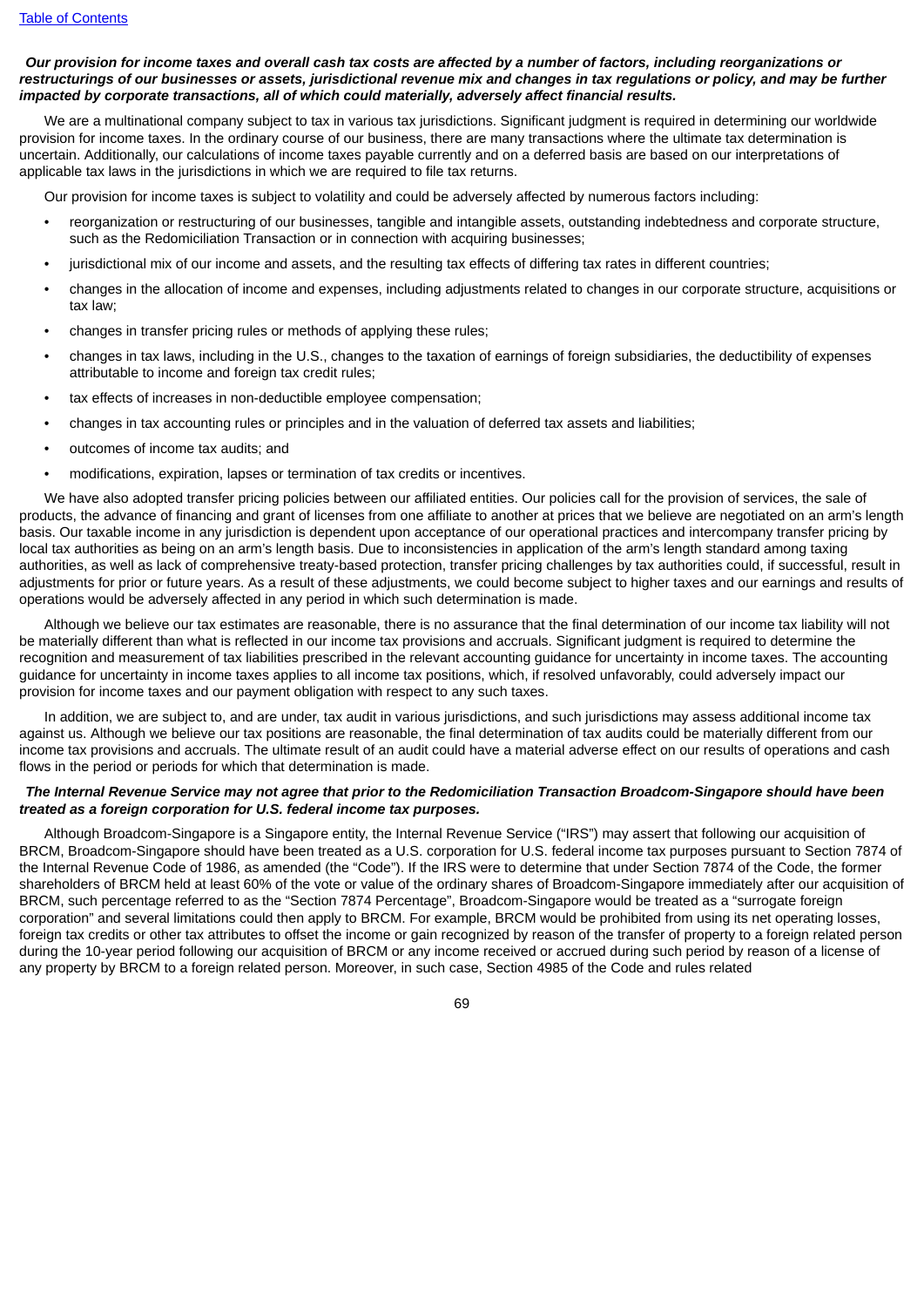***Our provision for income taxes and overall cash tax costs are affected by a number of factors, including reorganizations or restructurings of our businesses or assets, jurisdictional revenue mix and changes in tax regulations or policy, and may be further impacted by corporate transactions, all of which could materially, adversely affect financial results.***

We are a multinational company subject to tax in various tax jurisdictions. Significant judgment is required in determining our worldwide provision for income taxes. In the ordinary course of our business, there are many transactions where the ultimate tax determination is uncertain. Additionally, our calculations of income taxes payable currently and on a deferred basis are based on our interpretations of applicable tax laws in the jurisdictions in which we are required to file tax returns.

Our provision for income taxes is subject to volatility and could be adversely affected by numerous factors including:

- reorganization or restructuring of our businesses, tangible and intangible assets, outstanding indebtedness and corporate structure, such as the Redomiciliation Transaction or in connection with acquiring businesses;
- jurisdictional mix of our income and assets, and the resulting tax effects of differing tax rates in different countries;
- changes in the allocation of income and expenses, including adjustments related to changes in our corporate structure, acquisitions or tax law;
- changes in transfer pricing rules or methods of applying these rules;
- changes in tax laws, including in the U.S., changes to the taxation of earnings of foreign subsidiaries, the deductibility of expenses attributable to income and foreign tax credit rules;
- tax effects of increases in non-deductible employee compensation;
- changes in tax accounting rules or principles and in the valuation of deferred tax assets and liabilities;
- outcomes of income tax audits; and
- modifications, expiration, lapses or termination of tax credits or incentives.

We have also adopted transfer pricing policies between our affiliated entities. Our policies call for the provision of services, the sale of products, the advance of financing and grant of licenses from one affiliate to another at prices that we believe are negotiated on an arm's length basis. Our taxable income in any jurisdiction is dependent upon acceptance of our operational practices and intercompany transfer pricing by local tax authorities as being on an arm's length basis. Due to inconsistencies in application of the arm's length standard among taxing authorities, as well as lack of comprehensive treaty-based protection, transfer pricing challenges by tax authorities could, if successful, result in adjustments for prior or future years. As a result of these adjustments, we could become subject to higher taxes and our earnings and results of operations would be adversely affected in any period in which such determination is made.

Although we believe our tax estimates are reasonable, there is no assurance that the final determination of our income tax liability will not be materially different than what is reflected in our income tax provisions and accruals. Significant judgment is required to determine the recognition and measurement of tax liabilities prescribed in the relevant accounting guidance for uncertainty in income taxes. The accounting guidance for uncertainty in income taxes applies to all income tax positions, which, if resolved unfavorably, could adversely impact our provision for income taxes and our payment obligation with respect to any such taxes.

In addition, we are subject to, and are under, tax audit in various jurisdictions, and such jurisdictions may assess additional income tax against us. Although we believe our tax positions are reasonable, the final determination of tax audits could be materially different from our income tax provisions and accruals. The ultimate result of an audit could have a material adverse effect on our results of operations and cash flows in the period or periods for which that determination is made.

***The Internal Revenue Service may not agree that prior to the Redomiciliation Transaction Broadcom-Singapore should have been treated as a foreign corporation for U.S. federal income tax purposes.***

Although Broadcom-Singapore is a Singapore entity, the Internal Revenue Service ("IRS") may assert that following our acquisition of BRCM, Broadcom-Singapore should have been treated as a U.S. corporation for U.S. federal income tax purposes pursuant to Section 7874 of the Internal Revenue Code of 1986, as amended (the "Code"). If the IRS were to determine that under Section 7874 of the Code, the former shareholders of BRCM held at least 60% of the vote or value of the ordinary shares of Broadcom-Singapore immediately after our acquisition of BRCM, such percentage referred to as the "Section 7874 Percentage", Broadcom-Singapore would be treated as a "surrogate foreign corporation" and several limitations could then apply to BRCM. For example, BRCM would be prohibited from using its net operating losses, foreign tax credits or other tax attributes to offset the income or gain recognized by reason of the transfer of property to a foreign related person during the 10-year period following our acquisition of BRCM or any income received or accrued during such period by reason of a license of any property by BRCM to a foreign related person. Moreover, in such case, Section 4985 of the Code and rules related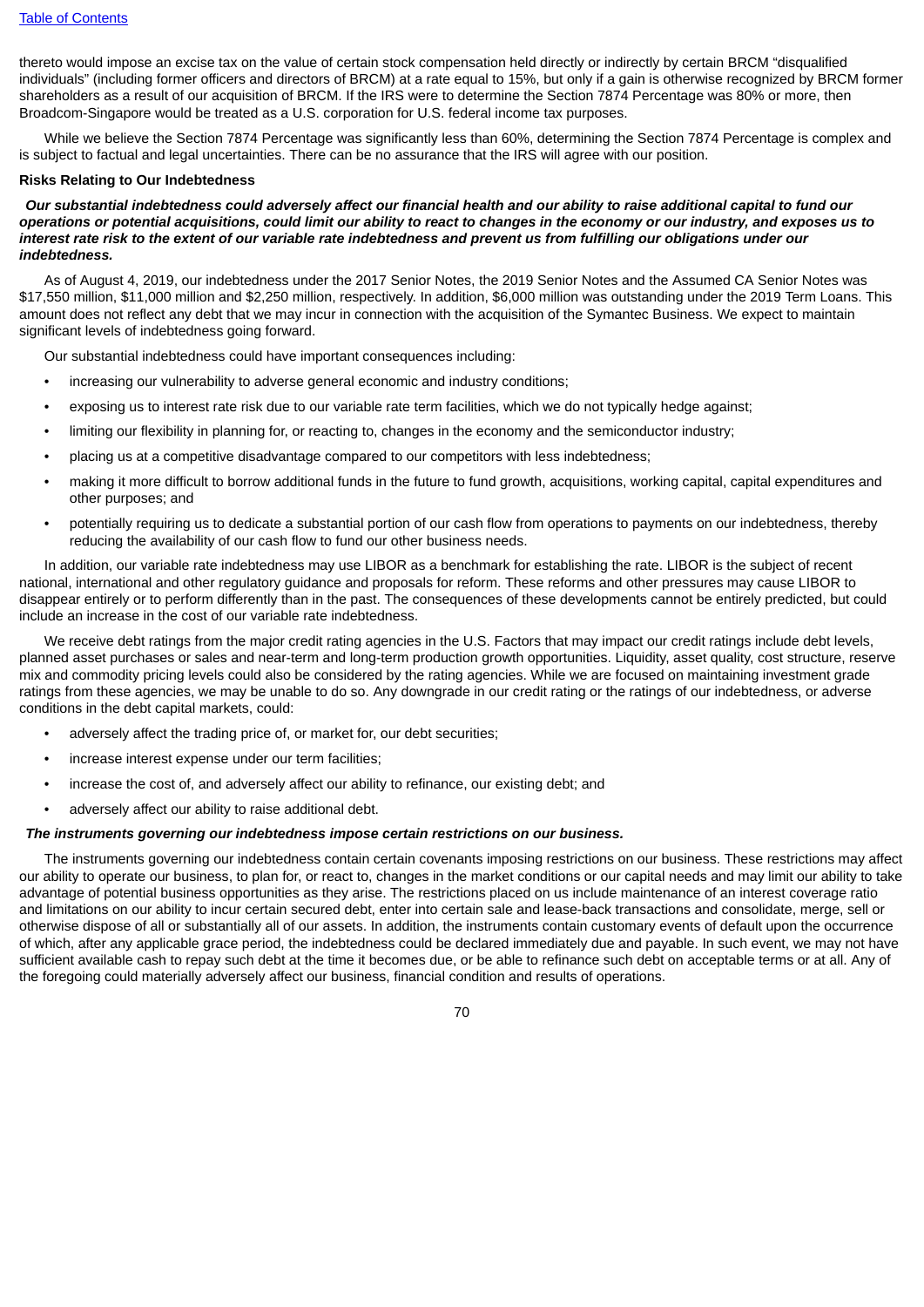thereto would impose an excise tax on the value of certain stock compensation held directly or indirectly by certain BRCM "disqualified individuals" (including former officers and directors of BRCM) at a rate equal to 15%, but only if a gain is otherwise recognized by BRCM former shareholders as a result of our acquisition of BRCM. If the IRS were to determine the Section 7874 Percentage was 80% or more, then Broadcom-Singapore would be treated as a U.S. corporation for U.S. federal income tax purposes.

While we believe the Section 7874 Percentage was significantly less than 60%, determining the Section 7874 Percentage is complex and is subject to factual and legal uncertainties. There can be no assurance that the IRS will agree with our position.

**Risks Relating to Our Indebtedness**

***Our substantial indebtedness could adversely affect our financial health and our ability to raise additional capital to fund our operations or potential acquisitions, could limit our ability to react to changes in the economy or our industry, and exposes us to interest rate risk to the extent of our variable rate indebtedness and prevent us from fulfilling our obligations under our indebtedness.***

As of August 4, 2019, our indebtedness under the 2017 Senior Notes, the 2019 Senior Notes and the Assumed CA Senior Notes was $17,550 million, $11,000 million and $2,250 million, respectively. In addition, $6,000 million was outstanding under the 2019 Term Loans. This amount does not reflect any debt that we may incur in connection with the acquisition of the Symantec Business. We expect to maintain significant levels of indebtedness going forward.

Our substantial indebtedness could have important consequences including:

- increasing our vulnerability to adverse general economic and industry conditions;
- exposing us to interest rate risk due to our variable rate term facilities, which we do not typically hedge against;
- limiting our flexibility in planning for, or reacting to, changes in the economy and the semiconductor industry;
- placing us at a competitive disadvantage compared to our competitors with less indebtedness;
- making it more difficult to borrow additional funds in the future to fund growth, acquisitions, working capital, capital expenditures and other purposes; and
- potentially requiring us to dedicate a substantial portion of our cash flow from operations to payments on our indebtedness, thereby reducing the availability of our cash flow to fund our other business needs.

In addition, our variable rate indebtedness may use LIBOR as a benchmark for establishing the rate. LIBOR is the subject of recent national, international and other regulatory guidance and proposals for reform. These reforms and other pressures may cause LIBOR to disappear entirely or to perform differently than in the past. The consequences of these developments cannot be entirely predicted, but could include an increase in the cost of our variable rate indebtedness.

We receive debt ratings from the major credit rating agencies in the U.S. Factors that may impact our credit ratings include debt levels, planned asset purchases or sales and near-term and long-term production growth opportunities. Liquidity, asset quality, cost structure, reserve mix and commodity pricing levels could also be considered by the rating agencies. While we are focused on maintaining investment grade ratings from these agencies, we may be unable to do so. Any downgrade in our credit rating or the ratings of our indebtedness, or adverse conditions in the debt capital markets, could:

- adversely affect the trading price of, or market for, our debt securities;
- increase interest expense under our term facilities;
- increase the cost of, and adversely affect our ability to refinance, our existing debt; and
- adversely affect our ability to raise additional debt.

***The instruments governing our indebtedness impose certain restrictions on our business.***

The instruments governing our indebtedness contain certain covenants imposing restrictions on our business. These restrictions may affect our ability to operate our business, to plan for, or react to, changes in the market conditions or our capital needs and may limit our ability to take advantage of potential business opportunities as they arise. The restrictions placed on us include maintenance of an interest coverage ratio and limitations on our ability to incur certain secured debt, enter into certain sale and lease-back transactions and consolidate, merge, sell or otherwise dispose of all or substantially all of our assets. In addition, the instruments contain customary events of default upon the occurrence of which, after any applicable grace period, the indebtedness could be declared immediately due and payable. In such event, we may not have sufficient available cash to repay such debt at the time it becomes due, or be able to refinance such debt on acceptable terms or at all. Any of the foregoing could materially adversely affect our business, financial condition and results of operations.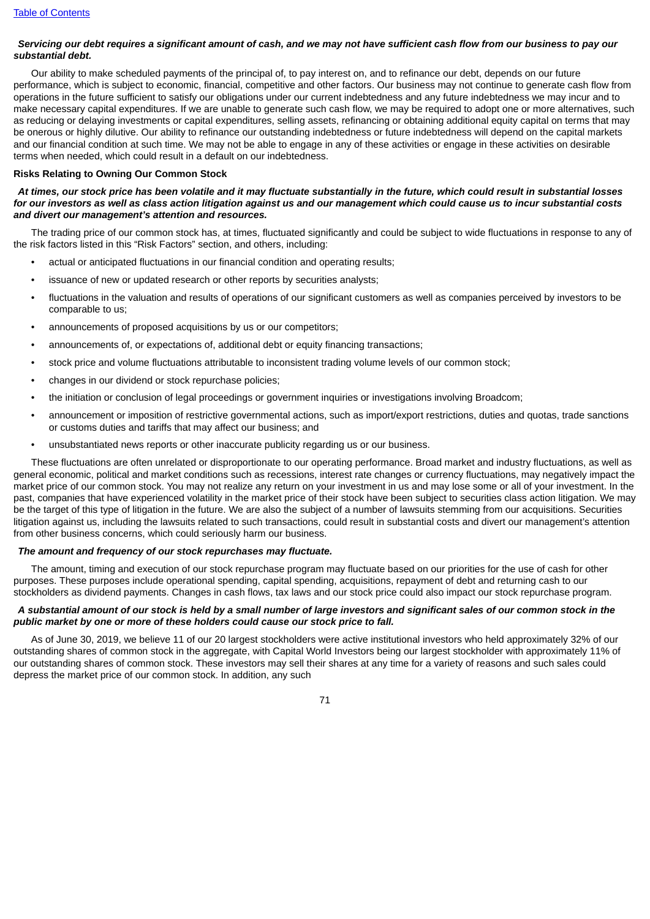***Servicing our debt requires a significant amount of cash, and we may not have sufficient cash flow from our business to pay our substantial debt.***

Our ability to make scheduled payments of the principal of, to pay interest on, and to refinance our debt, depends on our future performance, which is subject to economic, financial, competitive and other factors. Our business may not continue to generate cash flow from operations in the future sufficient to satisfy our obligations under our current indebtedness and any future indebtedness we may incur and to make necessary capital expenditures. If we are unable to generate such cash flow, we may be required to adopt one or more alternatives, such as reducing or delaying investments or capital expenditures, selling assets, refinancing or obtaining additional equity capital on terms that may be onerous or highly dilutive. Our ability to refinance our outstanding indebtedness or future indebtedness will depend on the capital markets and our financial condition at such time. We may not be able to engage in any of these activities or engage in these activities on desirable terms when needed, which could result in a default on our indebtedness.

**Risks Relating to Owning Our Common Stock**

***At times, our stock price has been volatile and it may fluctuate substantially in the future, which could result in substantial losses for our investors as well as class action litigation against us and our management which could cause us to incur substantial costs and divert our management's attention and resources.***

The trading price of our common stock has, at times, fluctuated significantly and could be subject to wide fluctuations in response to any of the risk factors listed in this "Risk Factors" section, and others, including:

- actual or anticipated fluctuations in our financial condition and operating results;
- issuance of new or updated research or other reports by securities analysts;
- fluctuations in the valuation and results of operations of our significant customers as well as companies perceived by investors to be comparable to us;
- announcements of proposed acquisitions by us or our competitors;
- announcements of, or expectations of, additional debt or equity financing transactions;
- stock price and volume fluctuations attributable to inconsistent trading volume levels of our common stock;
- changes in our dividend or stock repurchase policies;
- the initiation or conclusion of legal proceedings or government inquiries or investigations involving Broadcom;
- announcement or imposition of restrictive governmental actions, such as import/export restrictions, duties and quotas, trade sanctions or customs duties and tariffs that may affect our business; and
- unsubstantiated news reports or other inaccurate publicity regarding us or our business.

These fluctuations are often unrelated or disproportionate to our operating performance. Broad market and industry fluctuations, as well as general economic, political and market conditions such as recessions, interest rate changes or currency fluctuations, may negatively impact the market price of our common stock. You may not realize any return on your investment in us and may lose some or all of your investment. In the past, companies that have experienced volatility in the market price of their stock have been subject to securities class action litigation. We may be the target of this type of litigation in the future. We are also the subject of a number of lawsuits stemming from our acquisitions. Securities litigation against us, including the lawsuits related to such transactions, could result in substantial costs and divert our management's attention from other business concerns, which could seriously harm our business.

***The amount and frequency of our stock repurchases may fluctuate.***

The amount, timing and execution of our stock repurchase program may fluctuate based on our priorities for the use of cash for other purposes. These purposes include operational spending, capital spending, acquisitions, repayment of debt and returning cash to our stockholders as dividend payments. Changes in cash flows, tax laws and our stock price could also impact our stock repurchase program.

***A substantial amount of our stock is held by a small number of large investors and significant sales of our common stock in the public market by one or more of these holders could cause our stock price to fall.***

As of June 30, 2019, we believe 11 of our 20 largest stockholders were active institutional investors who held approximately 32% of our outstanding shares of common stock in the aggregate, with Capital World Investors being our largest stockholder with approximately 11% of our outstanding shares of common stock. These investors may sell their shares at any time for a variety of reasons and such sales could depress the market price of our common stock. In addition, any such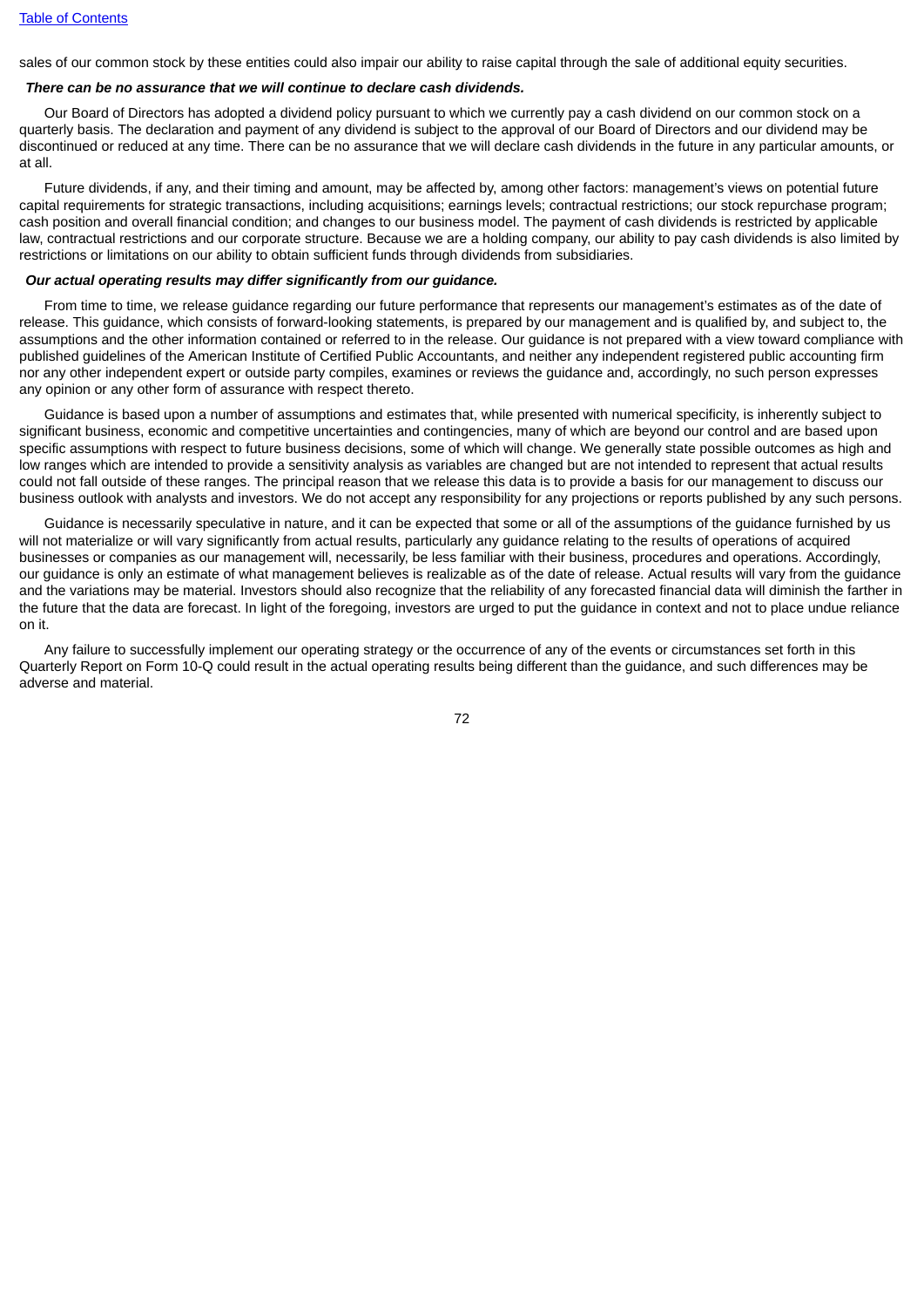sales of our common stock by these entities could also impair our ability to raise capital through the sale of additional equity securities.

***There can be no assurance that we will continue to declare cash dividends.***

Our Board of Directors has adopted a dividend policy pursuant to which we currently pay a cash dividend on our common stock on a quarterly basis. The declaration and payment of any dividend is subject to the approval of our Board of Directors and our dividend may be discontinued or reduced at any time. There can be no assurance that we will declare cash dividends in the future in any particular amounts, or at all.

Future dividends, if any, and their timing and amount, may be affected by, among other factors: management's views on potential future capital requirements for strategic transactions, including acquisitions; earnings levels; contractual restrictions; our stock repurchase program; cash position and overall financial condition; and changes to our business model. The payment of cash dividends is restricted by applicable law, contractual restrictions and our corporate structure. Because we are a holding company, our ability to pay cash dividends is also limited by restrictions or limitations on our ability to obtain sufficient funds through dividends from subsidiaries.

***Our actual operating results may differ significantly from our guidance.***

From time to time, we release guidance regarding our future performance that represents our management's estimates as of the date of release. This guidance, which consists of forward-looking statements, is prepared by our management and is qualified by, and subject to, the assumptions and the other information contained or referred to in the release. Our guidance is not prepared with a view toward compliance with published guidelines of the American Institute of Certified Public Accountants, and neither any independent registered public accounting firm nor any other independent expert or outside party compiles, examines or reviews the guidance and, accordingly, no such person expresses any opinion or any other form of assurance with respect thereto.

Guidance is based upon a number of assumptions and estimates that, while presented with numerical specificity, is inherently subject to significant business, economic and competitive uncertainties and contingencies, many of which are beyond our control and are based upon specific assumptions with respect to future business decisions, some of which will change. We generally state possible outcomes as high and low ranges which are intended to provide a sensitivity analysis as variables are changed but are not intended to represent that actual results could not fall outside of these ranges. The principal reason that we release this data is to provide a basis for our management to discuss our business outlook with analysts and investors. We do not accept any responsibility for any projections or reports published by any such persons.

Guidance is necessarily speculative in nature, and it can be expected that some or all of the assumptions of the guidance furnished by us will not materialize or will vary significantly from actual results, particularly any guidance relating to the results of operations of acquired businesses or companies as our management will, necessarily, be less familiar with their business, procedures and operations. Accordingly, our guidance is only an estimate of what management believes is realizable as of the date of release. Actual results will vary from the guidance and the variations may be material. Investors should also recognize that the reliability of any forecasted financial data will diminish the farther in the future that the data are forecast. In light of the foregoing, investors are urged to put the guidance in context and not to place undue reliance on it.

Any failure to successfully implement our operating strategy or the occurrence of any of the events or circumstances set forth in this Quarterly Report on Form 10-Q could result in the actual operating results being different than the guidance, and such differences may be adverse and material.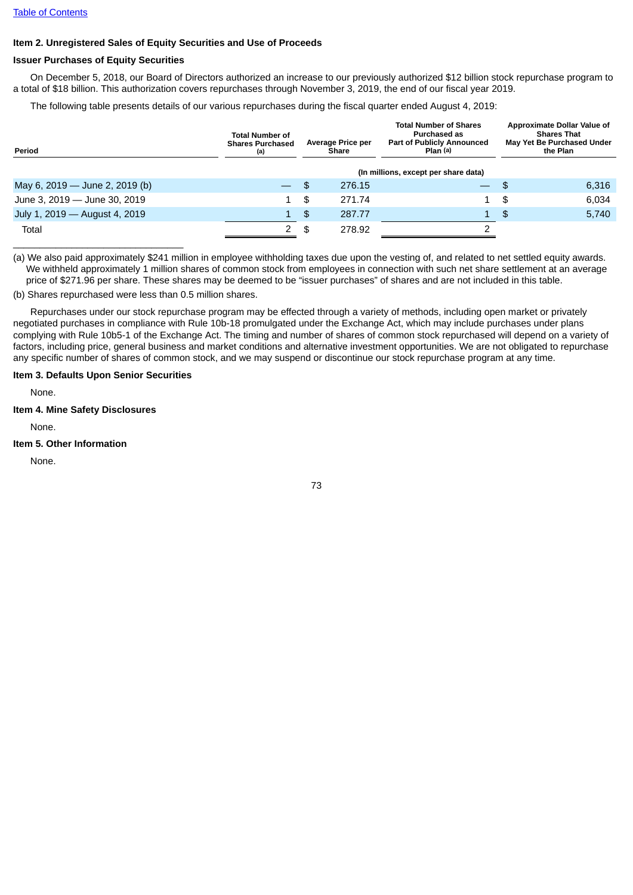[Table of Contents]

## Item 2. Unregistered Sales of Equity Securities and Use of Proceeds

### Issuer Purchases of Equity Securities

On December 5, 2018, our Board of Directors authorized an increase to our previously authorized $12 billion stock repurchase program to a total of $18 billion. This authorization covers repurchases through November 3, 2019, the end of our fiscal year 2019.

The following table presents details of our various repurchases during the fiscal quarter ended August 4, 2019:

| Period | Total Number of Shares Purchased (a) | Average Price per Share | Total Number of Shares Purchased as Part of Publicly Announced Plan (a) | Approximate Dollar Value of Shares That May Yet Be Purchased Under the Plan |
|---|---|---|---|---|
| | (In millions, except per share data) | | | |
| May 6, 2019 — June 2, 2019 (b) | — | $ 276.15 | — | $ 6,316 |
| June 3, 2019 — June 30, 2019 | 1 | $ 271.74 | 1 | $ 6,034 |
| July 1, 2019 — August 4, 2019 | 1 | $ 287.77 | 1 | $ 5,740 |
| Total | 2 | $ 278.92 | 2 | |

(a) We also paid approximately $241 million in employee withholding taxes due upon the vesting of, and related to net settled equity awards. We withheld approximately 1 million shares of common stock from employees in connection with such net share settlement at an average price of $271.96 per share. These shares may be deemed to be "issuer purchases" of shares and are not included in this table.

(b) Shares repurchased were less than 0.5 million shares.

Repurchases under our stock repurchase program may be effected through a variety of methods, including open market or privately negotiated purchases in compliance with Rule 10b-18 promulgated under the Exchange Act, which may include purchases under plans complying with Rule 10b5-1 of the Exchange Act. The timing and number of shares of common stock repurchased will depend on a variety of factors, including price, general business and market conditions and alternative investment opportunities. We are not obligated to repurchase any specific number of shares of common stock, and we may suspend or discontinue our stock repurchase program at any time.

## Item 3. Defaults Upon Senior Securities

None.

## Item 4. Mine Safety Disclosures

None.

## Item 5. Other Information

None.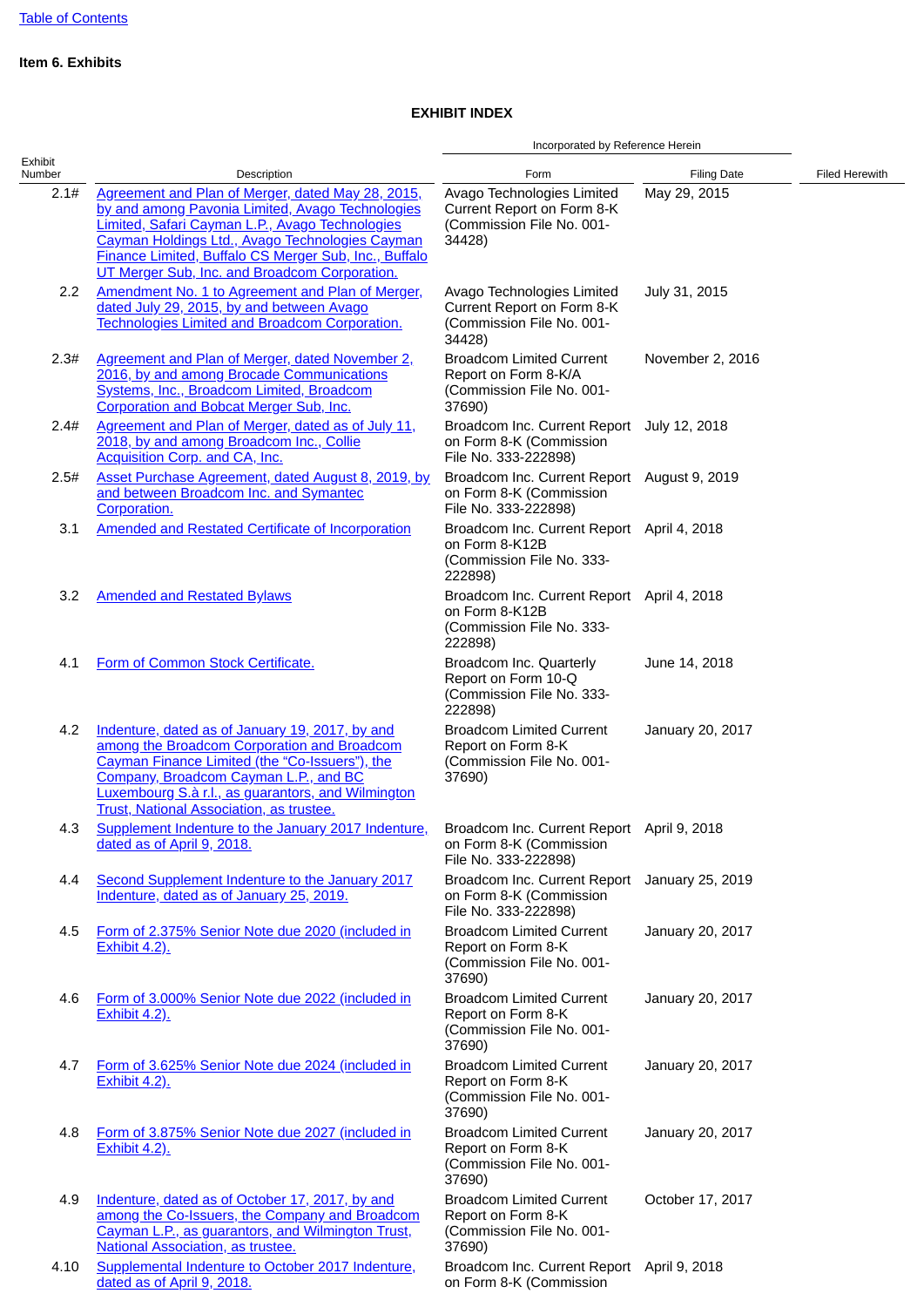Table of Contents

**Item 6. Exhibits**

**EXHIBIT INDEX**

| Exhibit Number | Description | Incorporated by Reference Herein | | Filed Herewith |
|---|---|---|---|---|
| | | Form | Filing Date | |
| 2.1# | Agreement and Plan of Merger, dated May 28, 2015, by and among Pavonia Limited, Avago Technologies Limited, Safari Cayman L.P., Avago Technologies Cayman Holdings Ltd., Avago Technologies Cayman Finance Limited, Buffalo CS Merger Sub, Inc., Buffalo UT Merger Sub, Inc. and Broadcom Corporation. | Avago Technologies Limited Current Report on Form 8-K (Commission File No. 001-34428) | May 29, 2015 | |
| 2.2 | Amendment No. 1 to Agreement and Plan of Merger, dated July 29, 2015, by and between Avago Technologies Limited and Broadcom Corporation. | Avago Technologies Limited Current Report on Form 8-K (Commission File No. 001-34428) | July 31, 2015 | |
| 2.3# | Agreement and Plan of Merger, dated November 2, 2016, by and among Brocade Communications Systems, Inc., Broadcom Limited, Broadcom Corporation and Bobcat Merger Sub, Inc. | Broadcom Limited Current Report on Form 8-K/A (Commission File No. 001-37690) | November 2, 2016 | |
| 2.4# | Agreement and Plan of Merger, dated as of July 11, 2018, by and among Broadcom Inc., Collie Acquisition Corp. and CA, Inc. | Broadcom Inc. Current Report on Form 8-K (Commission File No. 333-222898) | July 12, 2018 | |
| 2.5# | Asset Purchase Agreement, dated August 8, 2019, by and between Broadcom Inc. and Symantec Corporation. | Broadcom Inc. Current Report on Form 8-K (Commission File No. 333-222898) | August 9, 2019 | |
| 3.1 | Amended and Restated Certificate of Incorporation | Broadcom Inc. Current Report on Form 8-K12B (Commission File No. 333-222898) | April 4, 2018 | |
| 3.2 | Amended and Restated Bylaws | Broadcom Inc. Current Report on Form 8-K12B (Commission File No. 333-222898) | April 4, 2018 | |
| 4.1 | Form of Common Stock Certificate. | Broadcom Inc. Quarterly Report on Form 10-Q (Commission File No. 333-222898) | June 14, 2018 | |
| 4.2 | Indenture, dated as of January 19, 2017, by and among the Broadcom Corporation and Broadcom Cayman Finance Limited (the “Co-Issuers”), the Company, Broadcom Cayman L.P., and BC Luxembourg S.à r.l., as guarantors, and Wilmington Trust, National Association, as trustee. | Broadcom Limited Current Report on Form 8-K (Commission File No. 001-37690) | January 20, 2017 | |
| 4.3 | Supplement Indenture to the January 2017 Indenture, dated as of April 9, 2018. | Broadcom Inc. Current Report on Form 8-K (Commission File No. 333-222898) | April 9, 2018 | |
| 4.4 | Second Supplement Indenture to the January 2017 Indenture, dated as of January 25, 2019. | Broadcom Inc. Current Report on Form 8-K (Commission File No. 333-222898) | January 25, 2019 | |
| 4.5 | Form of 2.375% Senior Note due 2020 (included in Exhibit 4.2). | Broadcom Limited Current Report on Form 8-K (Commission File No. 001-37690) | January 20, 2017 | |
| 4.6 | Form of 3.000% Senior Note due 2022 (included in Exhibit 4.2). | Broadcom Limited Current Report on Form 8-K (Commission File No. 001-37690) | January 20, 2017 | |
| 4.7 | Form of 3.625% Senior Note due 2024 (included in Exhibit 4.2). | Broadcom Limited Current Report on Form 8-K (Commission File No. 001-37690) | January 20, 2017 | |
| 4.8 | Form of 3.875% Senior Note due 2027 (included in Exhibit 4.2). | Broadcom Limited Current Report on Form 8-K (Commission File No. 001-37690) | January 20, 2017 | |
| 4.9 | Indenture, dated as of October 17, 2017, by and among the Co-Issuers, the Company and Broadcom Cayman L.P., as guarantors, and Wilmington Trust, National Association, as trustee. | Broadcom Limited Current Report on Form 8-K (Commission File No. 001-37690) | October 17, 2017 | |
| 4.10 | Supplemental Indenture to October 2017 Indenture, dated as of April 9, 2018. | Broadcom Inc. Current Report on Form 8-K (Commission | April 9, 2018 | |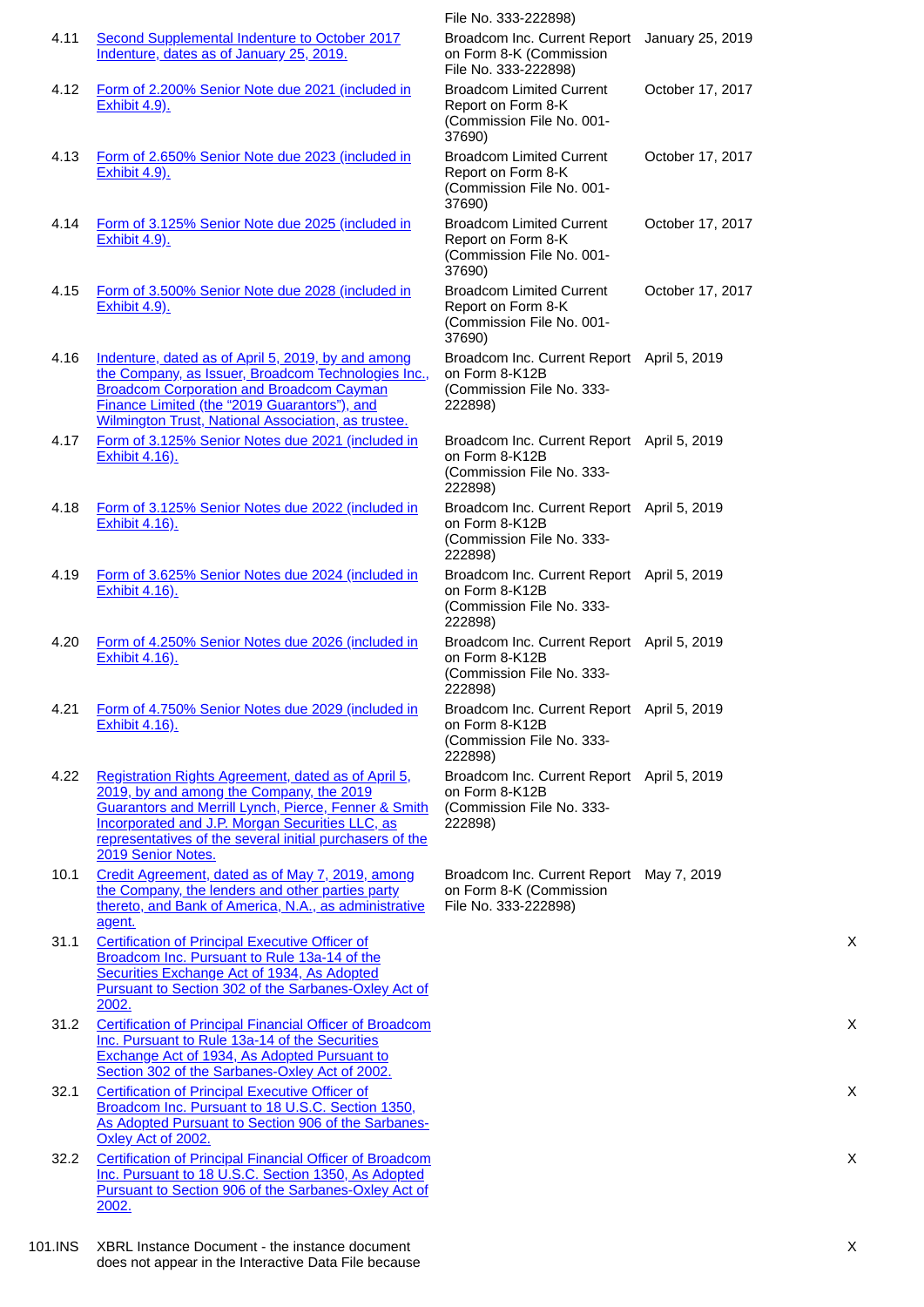| | | File No. 333-222898) | | |
|---|---|---|---|---|
| 4.11 | Second Supplemental Indenture to October 2017 Indenture, dates as of January 25, 2019. | Broadcom Inc. Current Report on Form 8-K (Commission File No. 333-222898) | January 25, 2019 | |
| 4.12 | Form of 2.200% Senior Note due 2021 (included in Exhibit 4.9). | Broadcom Limited Current Report on Form 8-K (Commission File No. 001-37690) | October 17, 2017 | |
| 4.13 | Form of 2.650% Senior Note due 2023 (included in Exhibit 4.9). | Broadcom Limited Current Report on Form 8-K (Commission File No. 001-37690) | October 17, 2017 | |
| 4.14 | Form of 3.125% Senior Note due 2025 (included in Exhibit 4.9). | Broadcom Limited Current Report on Form 8-K (Commission File No. 001-37690) | October 17, 2017 | |
| 4.15 | Form of 3.500% Senior Note due 2028 (included in Exhibit 4.9). | Broadcom Limited Current Report on Form 8-K (Commission File No. 001-37690) | October 17, 2017 | |
| 4.16 | Indenture, dated as of April 5, 2019, by and among the Company, as Issuer, Broadcom Technologies Inc., Broadcom Corporation and Broadcom Cayman Finance Limited (the "2019 Guarantors"), and Wilmington Trust, National Association, as trustee. | Broadcom Inc. Current Report on Form 8-K12B (Commission File No. 333-222898) | April 5, 2019 | |
| 4.17 | Form of 3.125% Senior Notes due 2021 (included in Exhibit 4.16). | Broadcom Inc. Current Report on Form 8-K12B (Commission File No. 333-222898) | April 5, 2019 | |
| 4.18 | Form of 3.125% Senior Notes due 2022 (included in Exhibit 4.16). | Broadcom Inc. Current Report on Form 8-K12B (Commission File No. 333-222898) | April 5, 2019 | |
| 4.19 | Form of 3.625% Senior Notes due 2024 (included in Exhibit 4.16). | Broadcom Inc. Current Report on Form 8-K12B (Commission File No. 333-222898) | April 5, 2019 | |
| 4.20 | Form of 4.250% Senior Notes due 2026 (included in Exhibit 4.16). | Broadcom Inc. Current Report on Form 8-K12B (Commission File No. 333-222898) | April 5, 2019 | |
| 4.21 | Form of 4.750% Senior Notes due 2029 (included in Exhibit 4.16). | Broadcom Inc. Current Report on Form 8-K12B (Commission File No. 333-222898) | April 5, 2019 | |
| 4.22 | Registration Rights Agreement, dated as of April 5, 2019, by and among the Company, the 2019 Guarantors and Merrill Lynch, Pierce, Fenner & Smith Incorporated and J.P. Morgan Securities LLC, as representatives of the several initial purchasers of the 2019 Senior Notes. | Broadcom Inc. Current Report on Form 8-K12B (Commission File No. 333-222898) | April 5, 2019 | |
| 10.1 | Credit Agreement, dated as of May 7, 2019, among the Company, the lenders and other parties party thereto, and Bank of America, N.A., as administrative agent. | Broadcom Inc. Current Report on Form 8-K (Commission File No. 333-222898) | May 7, 2019 | |
| 31.1 | Certification of Principal Executive Officer of Broadcom Inc. Pursuant to Rule 13a-14 of the Securities Exchange Act of 1934, As Adopted Pursuant to Section 302 of the Sarbanes-Oxley Act of 2002. | | | X |
| 31.2 | Certification of Principal Financial Officer of Broadcom Inc. Pursuant to Rule 13a-14 of the Securities Exchange Act of 1934, As Adopted Pursuant to Section 302 of the Sarbanes-Oxley Act of 2002. | | | X |
| 32.1 | Certification of Principal Executive Officer of Broadcom Inc. Pursuant to 18 U.S.C. Section 1350, As Adopted Pursuant to Section 906 of the Sarbanes-Oxley Act of 2002. | | | X |
| 32.2 | Certification of Principal Financial Officer of Broadcom Inc. Pursuant to 18 U.S.C. Section 1350, As Adopted Pursuant to Section 906 of the Sarbanes-Oxley Act of 2002. | | | X |
| 101.INS | XBRL Instance Document - the instance document does not appear in the Interactive Data File because | | | X |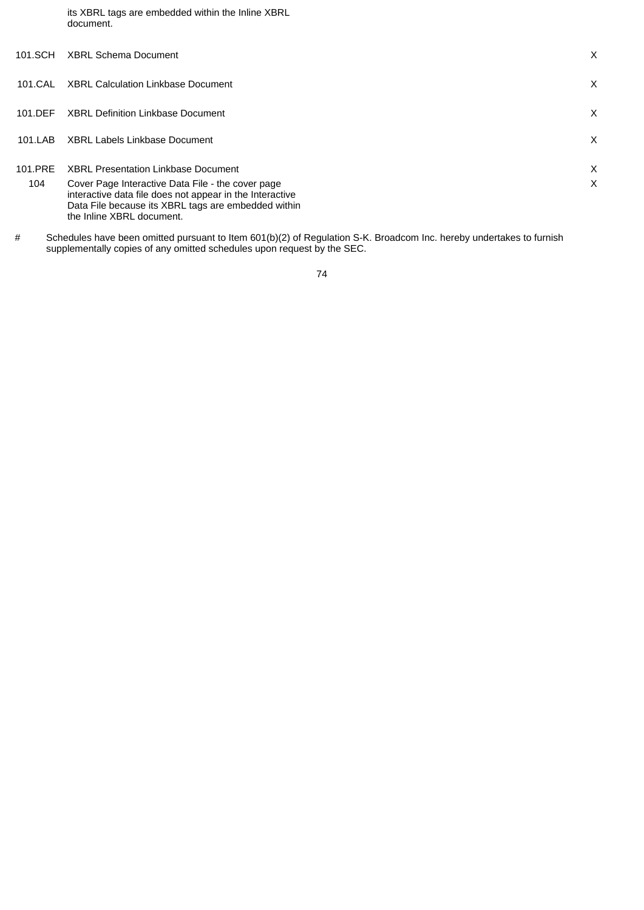| | | |
|---|---|---|
| | its XBRL tags are embedded within the Inline XBRL document. | |
| 101.SCH | XBRL Schema Document | X |
| 101.CAL | XBRL Calculation Linkbase Document | X |
| 101.DEF | XBRL Definition Linkbase Document | X |
| 101.LAB | XBRL Labels Linkbase Document | X |
| 101.PRE | XBRL Presentation Linkbase Document | X |
| 104 | Cover Page Interactive Data File - the cover page interactive data file does not appear in the Interactive Data File because its XBRL tags are embedded within the Inline XBRL document. | X |

\# Schedules have been omitted pursuant to Item 601(b)(2) of Regulation S-K. Broadcom Inc. hereby undertakes to furnish supplementally copies of any omitted schedules upon request by the SEC.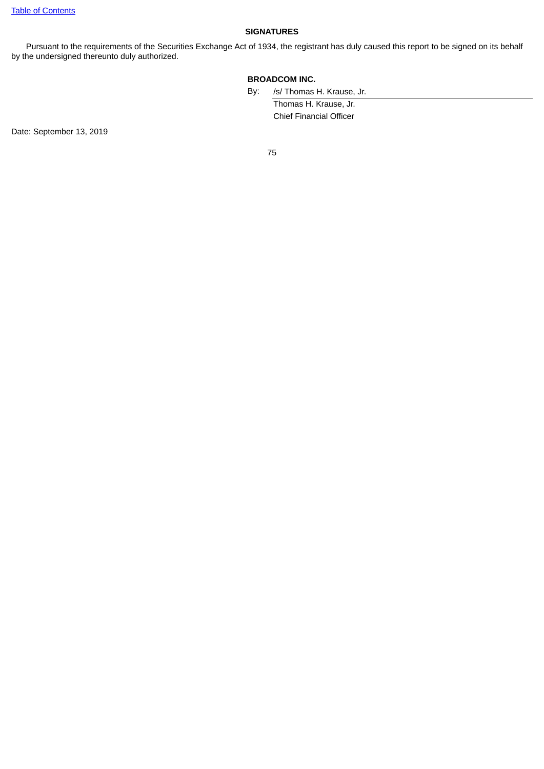## SIGNATURES

Pursuant to the requirements of the Securities Exchange Act of 1934, the registrant has duly caused this report to be signed on its behalf by the undersigned thereunto duly authorized.

**BROADCOM INC.**

By: /s/ Thomas H. Krause, Jr.

Thomas H. Krause, Jr.

Chief Financial Officer

Date: September 13, 2019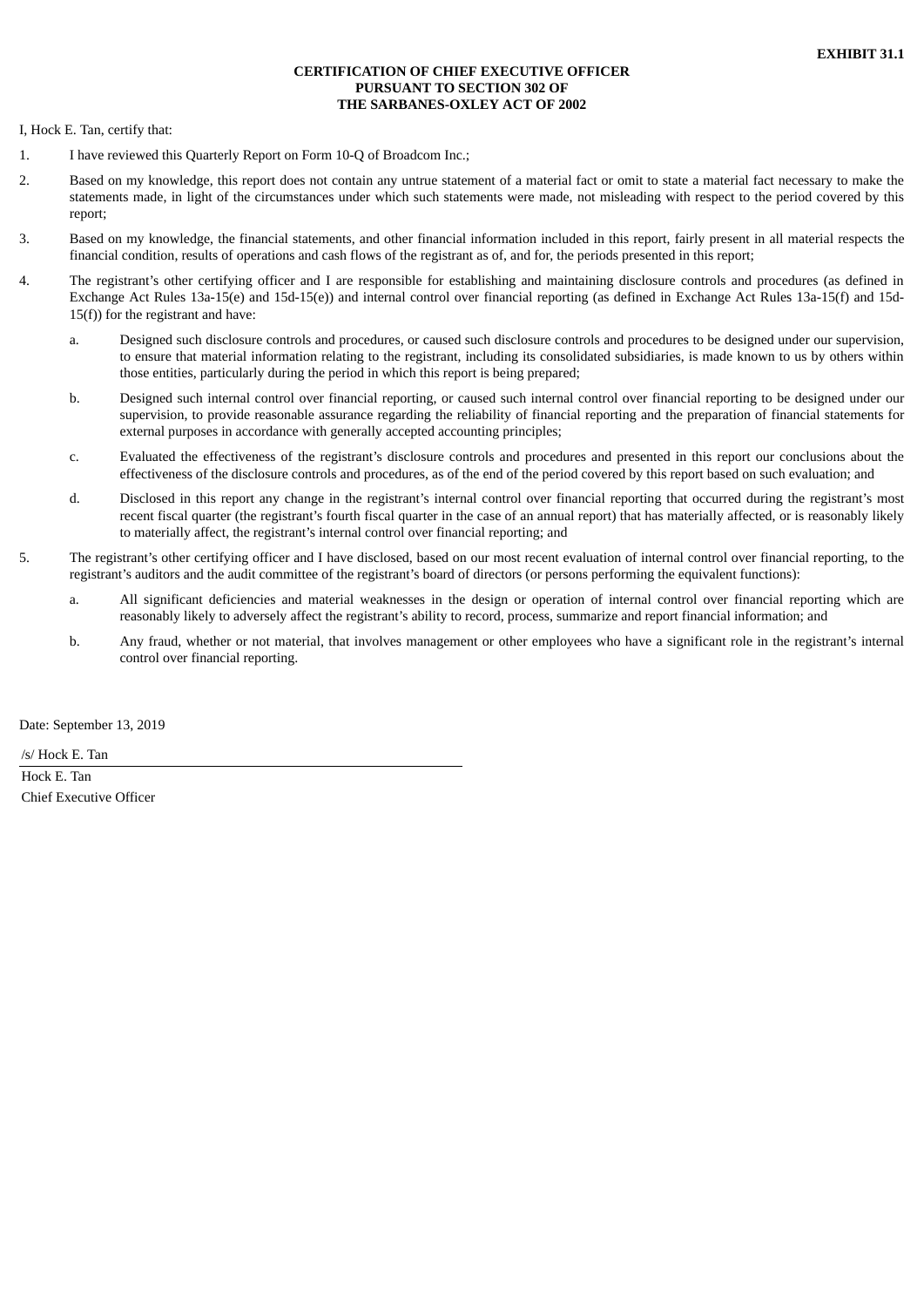**EXHIBIT 31.1**

**CERTIFICATION OF CHIEF EXECUTIVE OFFICER**
**PURSUANT TO SECTION 302 OF**
**THE SARBANES-OXLEY ACT OF 2002**

I, Hock E. Tan, certify that:

1. I have reviewed this Quarterly Report on Form 10-Q of Broadcom Inc.;

2. Based on my knowledge, this report does not contain any untrue statement of a material fact or omit to state a material fact necessary to make the statements made, in light of the circumstances under which such statements were made, not misleading with respect to the period covered by this report;

3. Based on my knowledge, the financial statements, and other financial information included in this report, fairly present in all material respects the financial condition, results of operations and cash flows of the registrant as of, and for, the periods presented in this report;

4. The registrant's other certifying officer and I are responsible for establishing and maintaining disclosure controls and procedures (as defined in Exchange Act Rules 13a-15(e) and 15d-15(e)) and internal control over financial reporting (as defined in Exchange Act Rules 13a-15(f) and 15d-15(f)) for the registrant and have:

   a. Designed such disclosure controls and procedures, or caused such disclosure controls and procedures to be designed under our supervision, to ensure that material information relating to the registrant, including its consolidated subsidiaries, is made known to us by others within those entities, particularly during the period in which this report is being prepared;

   b. Designed such internal control over financial reporting, or caused such internal control over financial reporting to be designed under our supervision, to provide reasonable assurance regarding the reliability of financial reporting and the preparation of financial statements for external purposes in accordance with generally accepted accounting principles;

   c. Evaluated the effectiveness of the registrant's disclosure controls and procedures and presented in this report our conclusions about the effectiveness of the disclosure controls and procedures, as of the end of the period covered by this report based on such evaluation; and

   d. Disclosed in this report any change in the registrant's internal control over financial reporting that occurred during the registrant's most recent fiscal quarter (the registrant's fourth fiscal quarter in the case of an annual report) that has materially affected, or is reasonably likely to materially affect, the registrant's internal control over financial reporting; and

5. The registrant's other certifying officer and I have disclosed, based on our most recent evaluation of internal control over financial reporting, to the registrant's auditors and the audit committee of the registrant's board of directors (or persons performing the equivalent functions):

   a. All significant deficiencies and material weaknesses in the design or operation of internal control over financial reporting which are reasonably likely to adversely affect the registrant's ability to record, process, summarize and report financial information; and

   b. Any fraud, whether or not material, that involves management or other employees who have a significant role in the registrant's internal control over financial reporting.

Date: September 13, 2019

/s/ Hock E. Tan

Hock E. Tan
Chief Executive Officer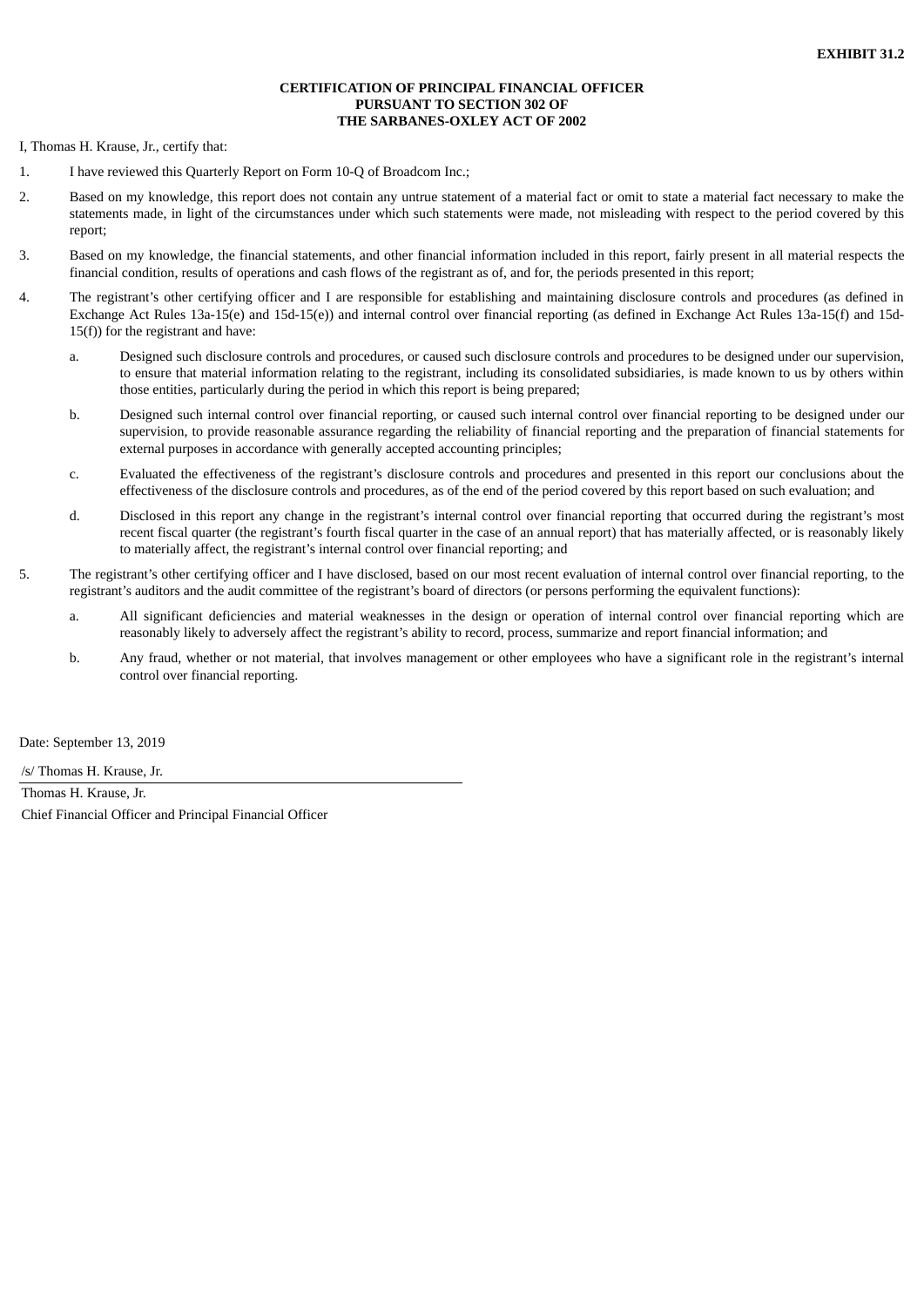**EXHIBIT 31.2**

**CERTIFICATION OF PRINCIPAL FINANCIAL OFFICER**
**PURSUANT TO SECTION 302 OF**
**THE SARBANES-OXLEY ACT OF 2002**

I, Thomas H. Krause, Jr., certify that:

1. I have reviewed this Quarterly Report on Form 10-Q of Broadcom Inc.;

2. Based on my knowledge, this report does not contain any untrue statement of a material fact or omit to state a material fact necessary to make the statements made, in light of the circumstances under which such statements were made, not misleading with respect to the period covered by this report;

3. Based on my knowledge, the financial statements, and other financial information included in this report, fairly present in all material respects the financial condition, results of operations and cash flows of the registrant as of, and for, the periods presented in this report;

4. The registrant's other certifying officer and I are responsible for establishing and maintaining disclosure controls and procedures (as defined in Exchange Act Rules 13a-15(e) and 15d-15(e)) and internal control over financial reporting (as defined in Exchange Act Rules 13a-15(f) and 15d-15(f)) for the registrant and have:

   a. Designed such disclosure controls and procedures, or caused such disclosure controls and procedures to be designed under our supervision, to ensure that material information relating to the registrant, including its consolidated subsidiaries, is made known to us by others within those entities, particularly during the period in which this report is being prepared;

   b. Designed such internal control over financial reporting, or caused such internal control over financial reporting to be designed under our supervision, to provide reasonable assurance regarding the reliability of financial reporting and the preparation of financial statements for external purposes in accordance with generally accepted accounting principles;

   c. Evaluated the effectiveness of the registrant's disclosure controls and procedures and presented in this report our conclusions about the effectiveness of the disclosure controls and procedures, as of the end of the period covered by this report based on such evaluation; and

   d. Disclosed in this report any change in the registrant's internal control over financial reporting that occurred during the registrant's most recent fiscal quarter (the registrant's fourth fiscal quarter in the case of an annual report) that has materially affected, or is reasonably likely to materially affect, the registrant's internal control over financial reporting; and

5. The registrant's other certifying officer and I have disclosed, based on our most recent evaluation of internal control over financial reporting, to the registrant's auditors and the audit committee of the registrant's board of directors (or persons performing the equivalent functions):

   a. All significant deficiencies and material weaknesses in the design or operation of internal control over financial reporting which are reasonably likely to adversely affect the registrant's ability to record, process, summarize and report financial information; and

   b. Any fraud, whether or not material, that involves management or other employees who have a significant role in the registrant's internal control over financial reporting.

Date: September 13, 2019

/s/ Thomas H. Krause, Jr.

Thomas H. Krause, Jr.

Chief Financial Officer and Principal Financial Officer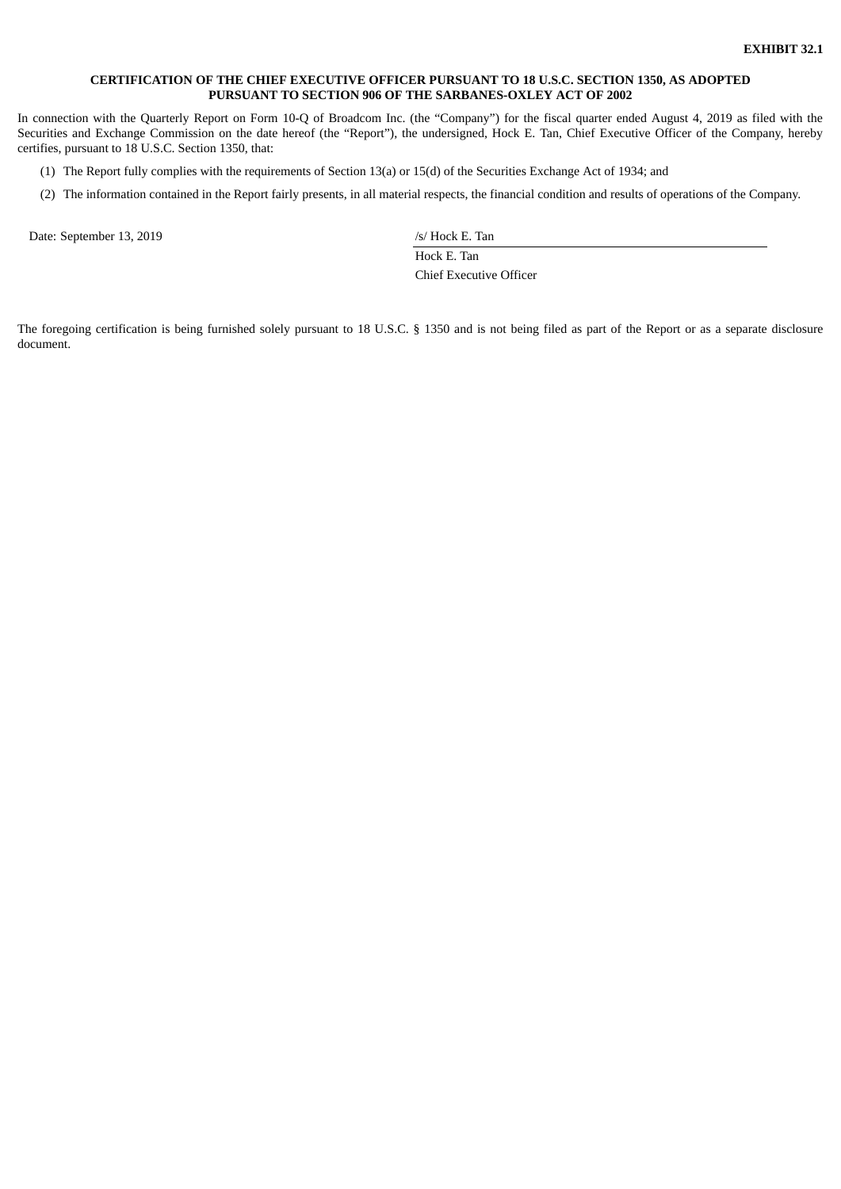**EXHIBIT 32.1**

**CERTIFICATION OF THE CHIEF EXECUTIVE OFFICER PURSUANT TO 18 U.S.C. SECTION 1350, AS ADOPTED PURSUANT TO SECTION 906 OF THE SARBANES-OXLEY ACT OF 2002**

In connection with the Quarterly Report on Form 10-Q of Broadcom Inc. (the "Company") for the fiscal quarter ended August 4, 2019 as filed with the Securities and Exchange Commission on the date hereof (the "Report"), the undersigned, Hock E. Tan, Chief Executive Officer of the Company, hereby certifies, pursuant to 18 U.S.C. Section 1350, that:

(1) The Report fully complies with the requirements of Section 13(a) or 15(d) of the Securities Exchange Act of 1934; and

(2) The information contained in the Report fairly presents, in all material respects, the financial condition and results of operations of the Company.

Date: September 13, 2019

/s/ Hock E. Tan

Hock E. Tan

Chief Executive Officer

The foregoing certification is being furnished solely pursuant to 18 U.S.C. § 1350 and is not being filed as part of the Report or as a separate disclosure document.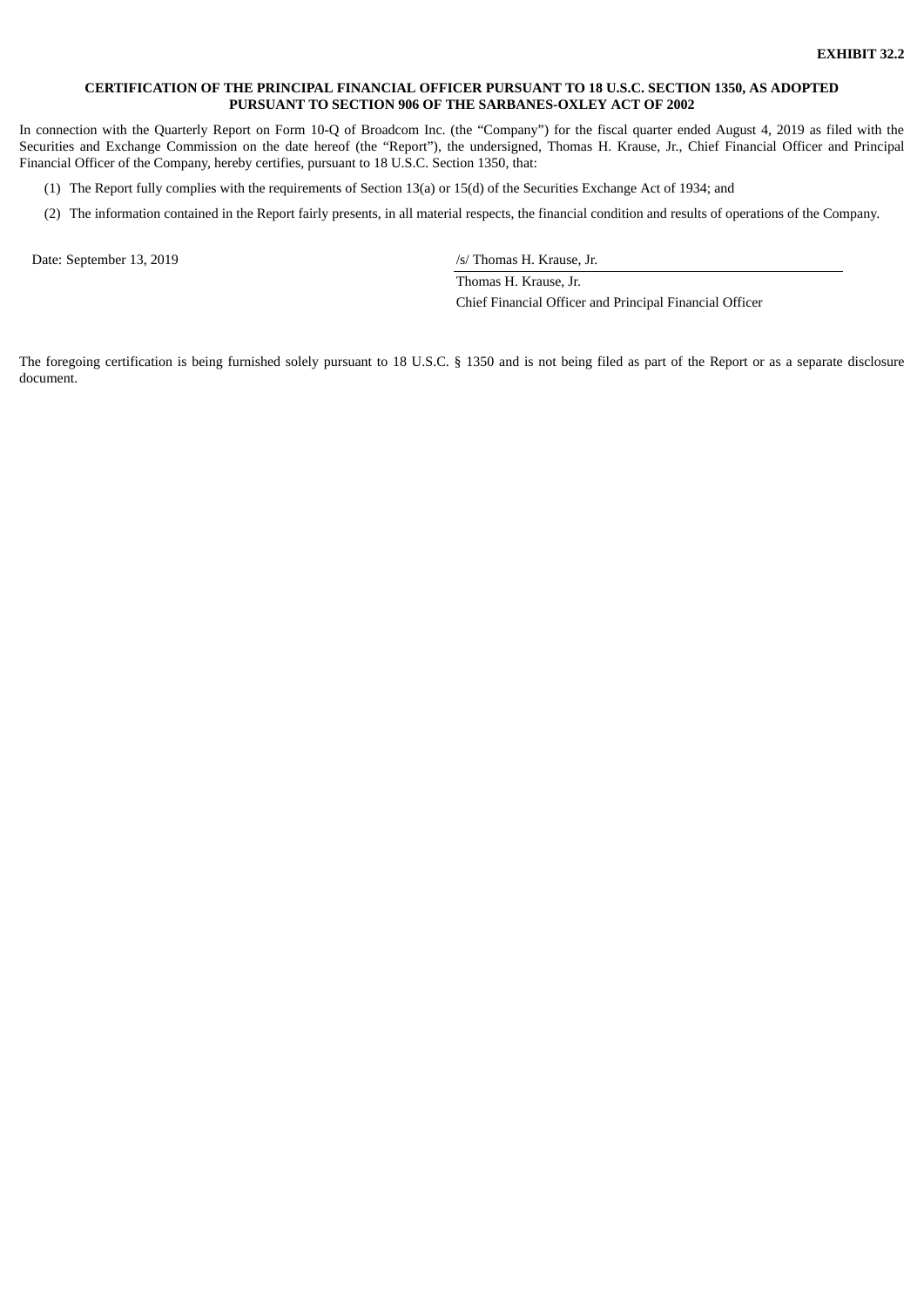**EXHIBIT 32.2**

**CERTIFICATION OF THE PRINCIPAL FINANCIAL OFFICER PURSUANT TO 18 U.S.C. SECTION 1350, AS ADOPTED PURSUANT TO SECTION 906 OF THE SARBANES-OXLEY ACT OF 2002**

In connection with the Quarterly Report on Form 10-Q of Broadcom Inc. (the “Company”) for the fiscal quarter ended August 4, 2019 as filed with the Securities and Exchange Commission on the date hereof (the “Report”), the undersigned, Thomas H. Krause, Jr., Chief Financial Officer and Principal Financial Officer of the Company, hereby certifies, pursuant to 18 U.S.C. Section 1350, that:

(1) The Report fully complies with the requirements of Section 13(a) or 15(d) of the Securities Exchange Act of 1934; and

(2) The information contained in the Report fairly presents, in all material respects, the financial condition and results of operations of the Company.

Date: September 13, 2019

/s/ Thomas H. Krause, Jr.

Thomas H. Krause, Jr.

Chief Financial Officer and Principal Financial Officer

The foregoing certification is being furnished solely pursuant to 18 U.S.C. § 1350 and is not being filed as part of the Report or as a separate disclosure document.